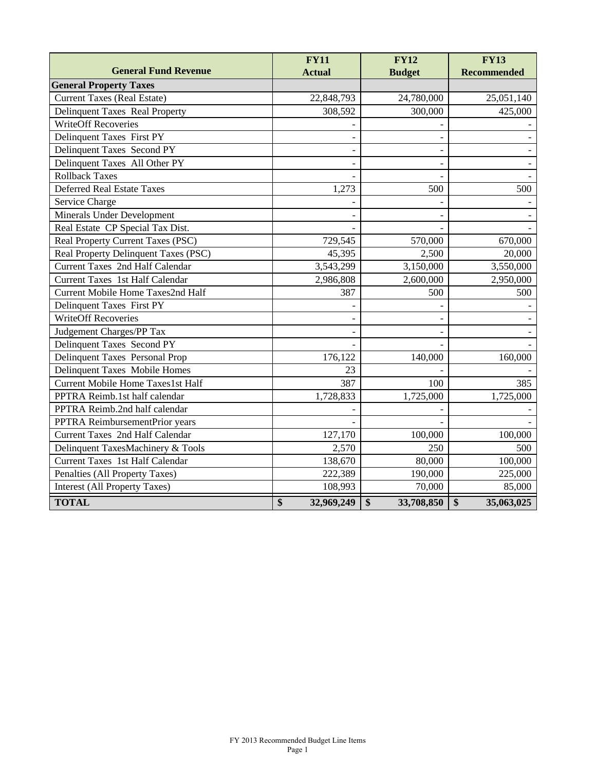| General Fund Revenue | FY11 Actual | FY12 Budget | FY13 Recommended |
|---|---|---|---|
| **General Property Taxes** | | | |
| Current Taxes (Real Estate) | 22,848,793 | 24,780,000 | 25,051,140 |
| Delinquent Taxes Real Property | 308,592 | 300,000 | 425,000 |
| WriteOff Recoveries | - | - | - |
| Delinquent Taxes First PY | - | - | - |
| Delinquent Taxes Second PY | - | - | - |
| Delinquent Taxes All Other PY | - | - | - |
| Rollback Taxes | - | - | - |
| Deferred Real Estate Taxes | 1,273 | 500 | 500 |
| Service Charge | - | - | - |
| Minerals Under Development | - | - | - |
| Real Estate CP Special Tax Dist. | - | - | - |
| Real Property Current Taxes (PSC) | 729,545 | 570,000 | 670,000 |
| Real Property Delinquent Taxes (PSC) | 45,395 | 2,500 | 20,000 |
| Current Taxes 2nd Half Calendar | 3,543,299 | 3,150,000 | 3,550,000 |
| Current Taxes 1st Half Calendar | 2,986,808 | 2,600,000 | 2,950,000 |
| Current Mobile Home Taxes2nd Half | 387 | 500 | 500 |
| Delinquent Taxes First PY | - | - | - |
| WriteOff Recoveries | - | - | - |
| Judgement Charges/PP Tax | - | - | - |
| Delinquent Taxes Second PY | - | - | - |
| Delinquent Taxes Personal Prop | 176,122 | 140,000 | 160,000 |
| Delinquent Taxes Mobile Homes | 23 | - | - |
| Current Mobile Home Taxes1st Half | 387 | 100 | 385 |
| PPTRA Reimb.1st half calendar | 1,728,833 | 1,725,000 | 1,725,000 |
| PPTRA Reimb.2nd half calendar | - | - | - |
| PPTRA ReimbursementPrior years | - | - | - |
| Current Taxes 2nd Half Calendar | 127,170 | 100,000 | 100,000 |
| Delinquent TaxesMachinery & Tools | 2,570 | 250 | 500 |
| Current Taxes 1st Half Calendar | 138,670 | 80,000 | 100,000 |
| Penalties (All Property Taxes) | 222,389 | 190,000 | 225,000 |
| Interest (All Property Taxes) | 108,993 | 70,000 | 85,000 |
| **TOTAL** | **$ 32,969,249** | **$ 33,708,850** | **$ 35,063,025** |

FY 2013 Recommended Budget Line Items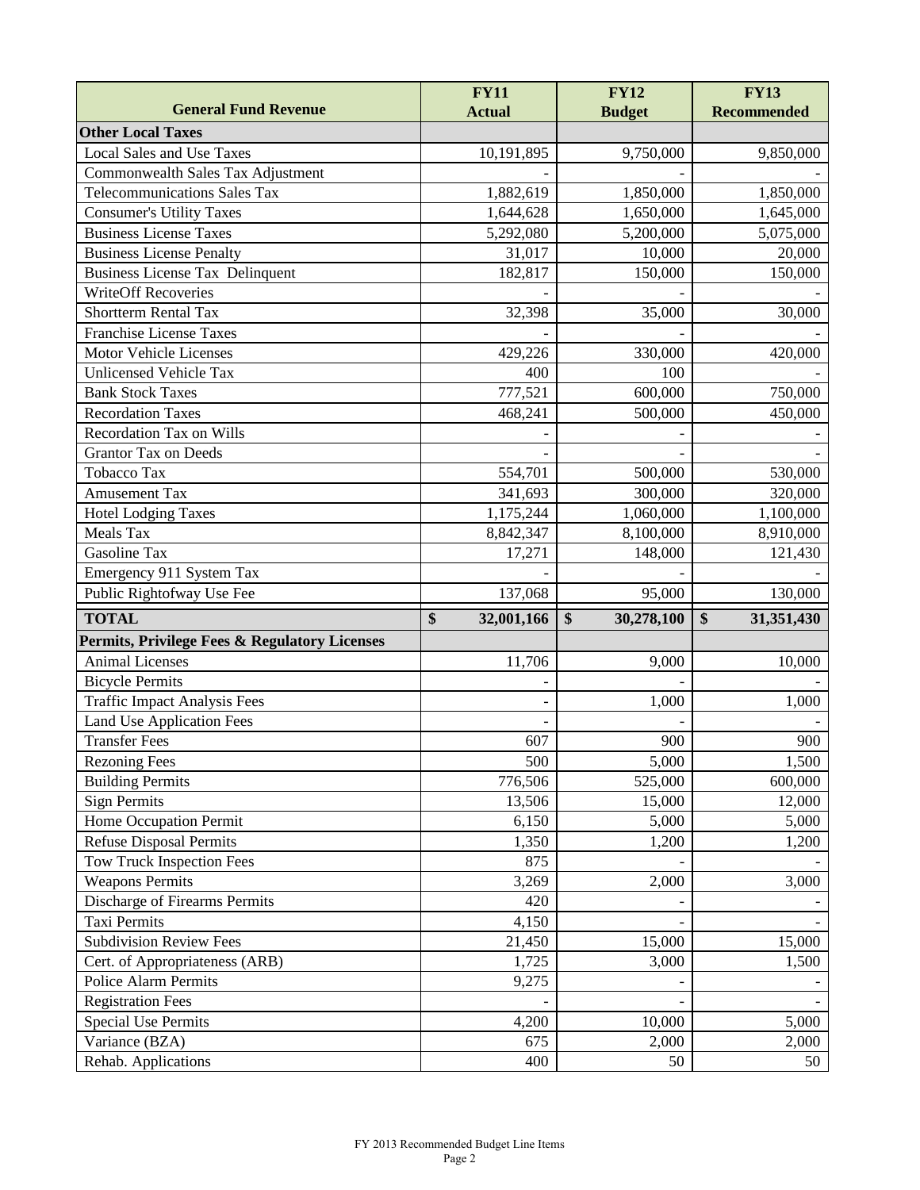| General Fund Revenue | FY11 Actual | FY12 Budget | FY13 Recommended |
|---|---|---|---|
| **Other Local Taxes** | | | |
| Local Sales and Use Taxes | 10,191,895 | 9,750,000 | 9,850,000 |
| Commonwealth Sales Tax Adjustment | - | - | - |
| Telecommunications Sales Tax | 1,882,619 | 1,850,000 | 1,850,000 |
| Consumer's Utility Taxes | 1,644,628 | 1,650,000 | 1,645,000 |
| Business License Taxes | 5,292,080 | 5,200,000 | 5,075,000 |
| Business License Penalty | 31,017 | 10,000 | 20,000 |
| Business License Tax Delinquent | 182,817 | 150,000 | 150,000 |
| WriteOff Recoveries | - | - | - |
| Shortterm Rental Tax | 32,398 | 35,000 | 30,000 |
| Franchise License Taxes | - | - | - |
| Motor Vehicle Licenses | 429,226 | 330,000 | 420,000 |
| Unlicensed Vehicle Tax | 400 | 100 | - |
| Bank Stock Taxes | 777,521 | 600,000 | 750,000 |
| Recordation Taxes | 468,241 | 500,000 | 450,000 |
| Recordation Tax on Wills | - | - | - |
| Grantor Tax on Deeds | - | - | - |
| Tobacco Tax | 554,701 | 500,000 | 530,000 |
| Amusement Tax | 341,693 | 300,000 | 320,000 |
| Hotel Lodging Taxes | 1,175,244 | 1,060,000 | 1,100,000 |
| Meals Tax | 8,842,347 | 8,100,000 | 8,910,000 |
| Gasoline Tax | 17,271 | 148,000 | 121,430 |
| Emergency 911 System Tax | - | - | - |
| Public Rightofway Use Fee | 137,068 | 95,000 | 130,000 |
| **TOTAL** | **$ 32,001,166** | **$ 30,278,100** | **$ 31,351,430** |
| **Permits, Privilege Fees & Regulatory Licenses** | | | |
| Animal Licenses | 11,706 | 9,000 | 10,000 |
| Bicycle Permits | - | - | - |
| Traffic Impact Analysis Fees | - | 1,000 | 1,000 |
| Land Use Application Fees | - | - | - |
| Transfer Fees | 607 | 900 | 900 |
| Rezoning Fees | 500 | 5,000 | 1,500 |
| Building Permits | 776,506 | 525,000 | 600,000 |
| Sign Permits | 13,506 | 15,000 | 12,000 |
| Home Occupation Permit | 6,150 | 5,000 | 5,000 |
| Refuse Disposal Permits | 1,350 | 1,200 | 1,200 |
| Tow Truck Inspection Fees | 875 | - | - |
| Weapons Permits | 3,269 | 2,000 | 3,000 |
| Discharge of Firearms Permits | 420 | - | - |
| Taxi Permits | 4,150 | - | - |
| Subdivision Review Fees | 21,450 | 15,000 | 15,000 |
| Cert. of Appropriateness (ARB) | 1,725 | 3,000 | 1,500 |
| Police Alarm Permits | 9,275 | - | - |
| Registration Fees | - | - | - |
| Special Use Permits | 4,200 | 10,000 | 5,000 |
| Variance (BZA) | 675 | 2,000 | 2,000 |
| Rehab. Applications | 400 | 50 | 50 |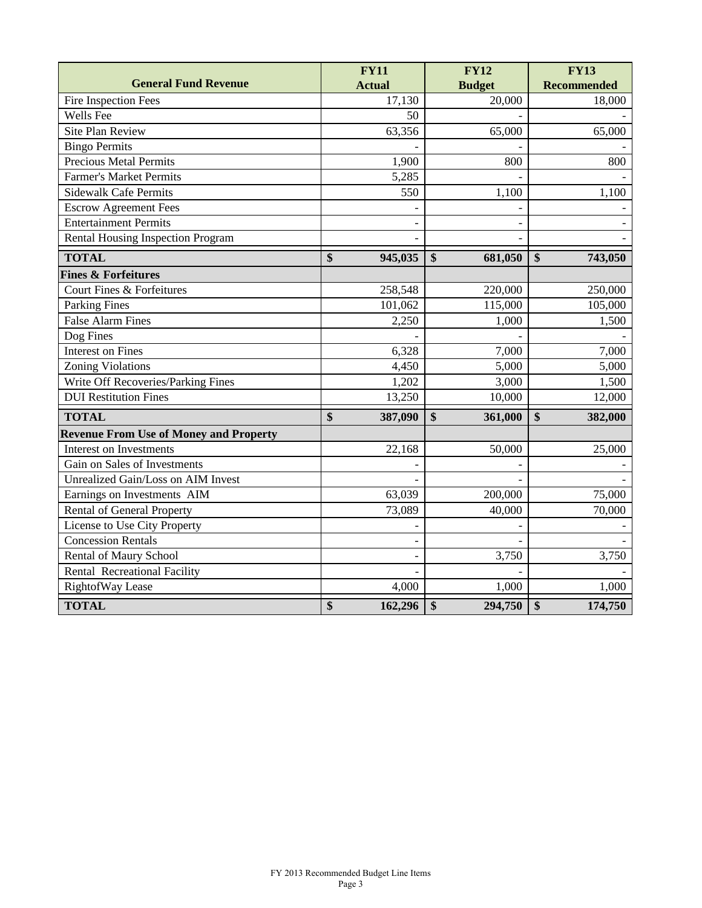| General Fund Revenue | FY11 Actual | FY12 Budget | FY13 Recommended |
|---|---|---|---|
| Fire Inspection Fees | 17,130 | 20,000 | 18,000 |
| Wells Fee | 50 | - | - |
| Site Plan Review | 63,356 | 65,000 | 65,000 |
| Bingo Permits | - | - | - |
| Precious Metal Permits | 1,900 | 800 | 800 |
| Farmer's Market Permits | 5,285 | - | - |
| Sidewalk Cafe Permits | 550 | 1,100 | 1,100 |
| Escrow Agreement Fees | - | - | - |
| Entertainment Permits | - | - | - |
| Rental Housing Inspection Program | - | - | - |
| **TOTAL** | **$ 945,035** | **$ 681,050** | **$ 743,050** |
| **Fines & Forfeitures** | | | |
| Court Fines & Forfeitures | 258,548 | 220,000 | 250,000 |
| Parking Fines | 101,062 | 115,000 | 105,000 |
| False Alarm Fines | 2,250 | 1,000 | 1,500 |
| Dog Fines | - | - | - |
| Interest on Fines | 6,328 | 7,000 | 7,000 |
| Zoning Violations | 4,450 | 5,000 | 5,000 |
| Write Off Recoveries/Parking Fines | 1,202 | 3,000 | 1,500 |
| DUI Restitution Fines | 13,250 | 10,000 | 12,000 |
| **TOTAL** | **$ 387,090** | **$ 361,000** | **$ 382,000** |
| **Revenue From Use of Money and Property** | | | |
| Interest on Investments | 22,168 | 50,000 | 25,000 |
| Gain on Sales of Investments | - | - | - |
| Unrealized Gain/Loss on AIM Invest | - | - | - |
| Earnings on Investments AIM | 63,039 | 200,000 | 75,000 |
| Rental of General Property | 73,089 | 40,000 | 70,000 |
| License to Use City Property | - | - | - |
| Concession Rentals | - | - | - |
| Rental of Maury School | - | 3,750 | 3,750 |
| Rental Recreational Facility | - | - | - |
| RightofWay Lease | 4,000 | 1,000 | 1,000 |
| **TOTAL** | **$ 162,296** | **$ 294,750** | **$ 174,750** |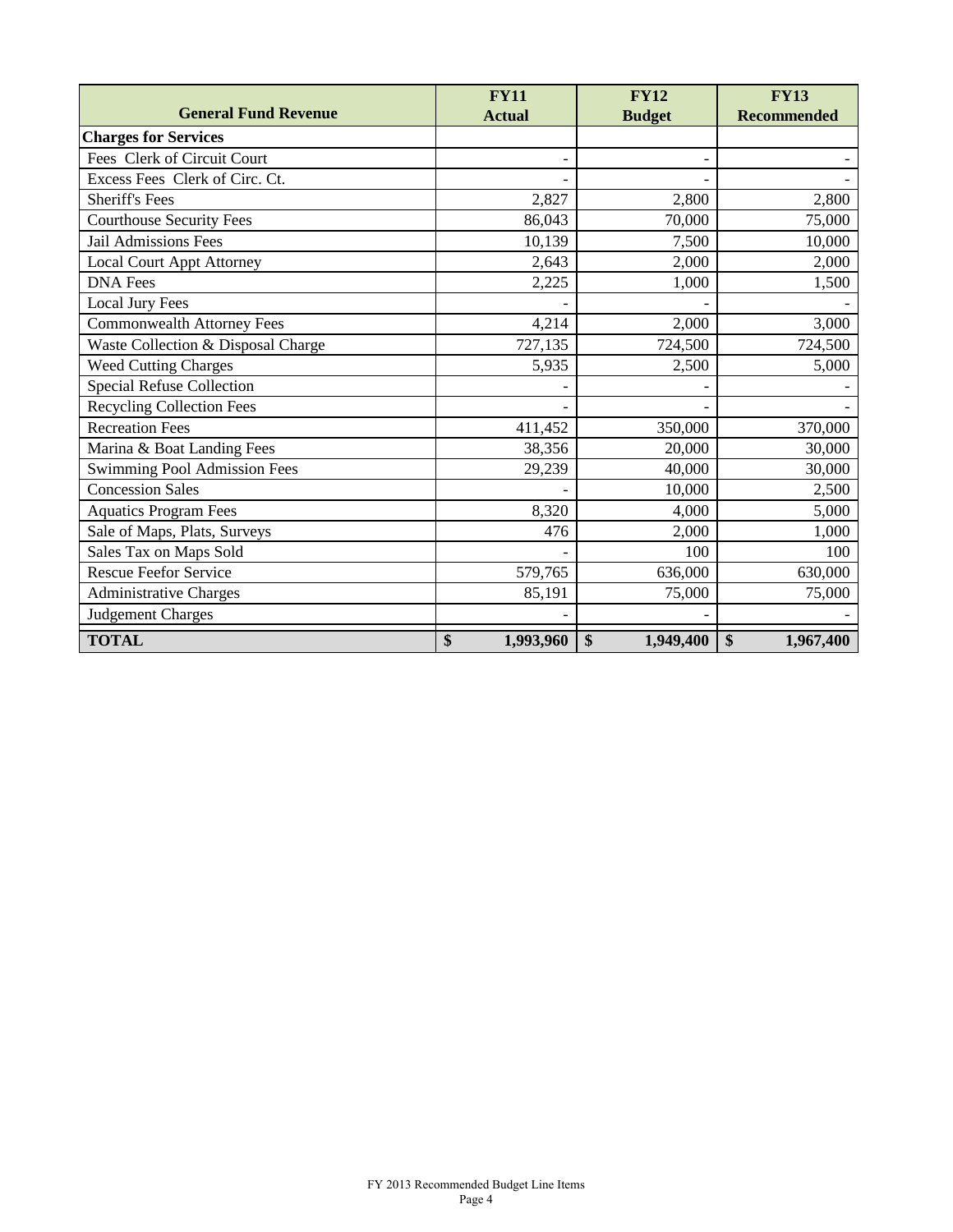| General Fund Revenue | FY11 Actual | FY12 Budget | FY13 Recommended |
|---|---|---|---|
| **Charges for Services** | | | |
| Fees Clerk of Circuit Court | - | - | - |
| Excess Fees Clerk of Circ. Ct. | - | - | - |
| Sheriff's Fees | 2,827 | 2,800 | 2,800 |
| Courthouse Security Fees | 86,043 | 70,000 | 75,000 |
| Jail Admissions Fees | 10,139 | 7,500 | 10,000 |
| Local Court Appt Attorney | 2,643 | 2,000 | 2,000 |
| DNA Fees | 2,225 | 1,000 | 1,500 |
| Local Jury Fees | - | - | - |
| Commonwealth Attorney Fees | 4,214 | 2,000 | 3,000 |
| Waste Collection & Disposal Charge | 727,135 | 724,500 | 724,500 |
| Weed Cutting Charges | 5,935 | 2,500 | 5,000 |
| Special Refuse Collection | - | - | - |
| Recycling Collection Fees | - | - | - |
| Recreation Fees | 411,452 | 350,000 | 370,000 |
| Marina & Boat Landing Fees | 38,356 | 20,000 | 30,000 |
| Swimming Pool Admission Fees | 29,239 | 40,000 | 30,000 |
| Concession Sales | - | 10,000 | 2,500 |
| Aquatics Program Fees | 8,320 | 4,000 | 5,000 |
| Sale of Maps, Plats, Surveys | 476 | 2,000 | 1,000 |
| Sales Tax on Maps Sold | - | 100 | 100 |
| Rescue Feefor Service | 579,765 | 636,000 | 630,000 |
| Administrative Charges | 85,191 | 75,000 | 75,000 |
| Judgement Charges | - | - | - |
| **TOTAL** | **$ 1,993,960** | **$ 1,949,400** | **$ 1,967,400** |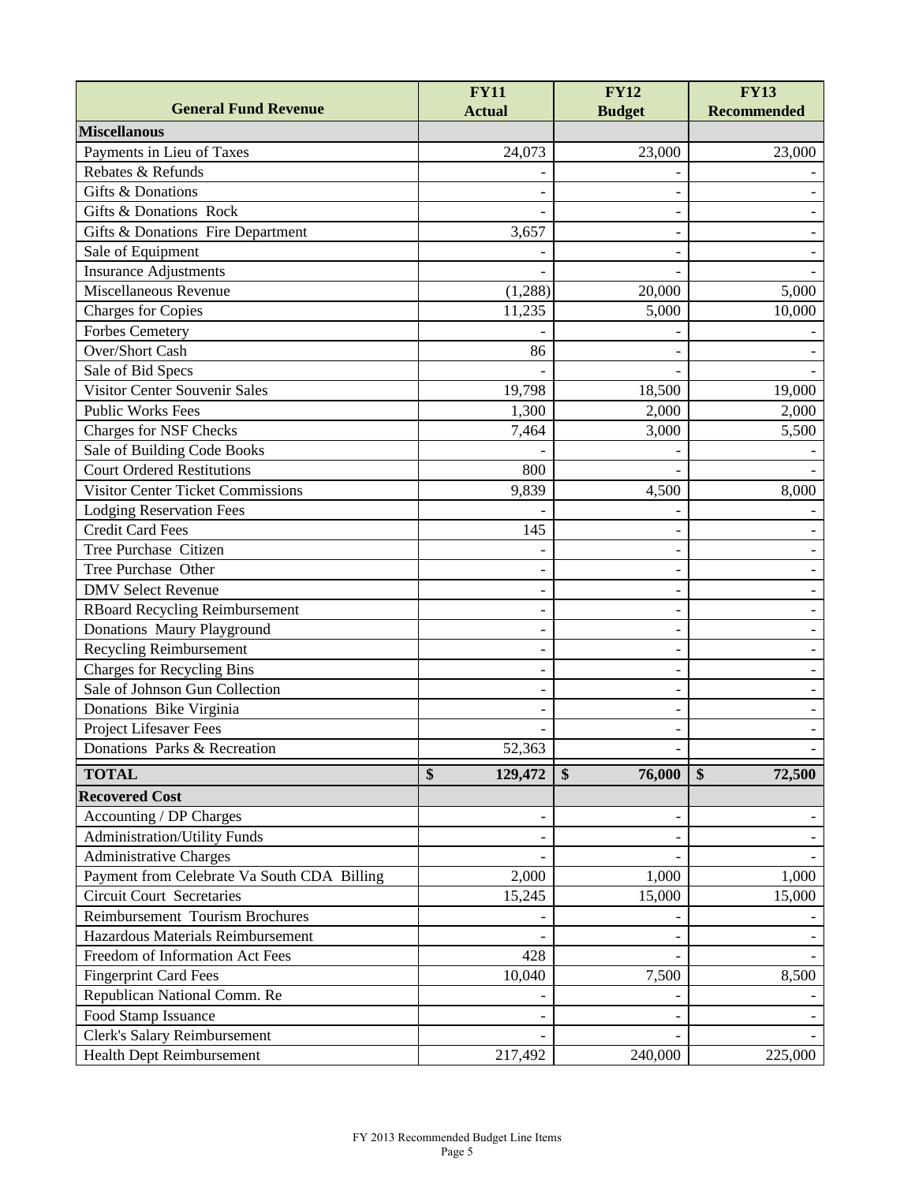| General Fund Revenue | FY11 Actual | FY12 Budget | FY13 Recommended |
|---|---|---|---|
| **Miscellanous** | | | |
| Payments in Lieu of Taxes | 24,073 | 23,000 | 23,000 |
| Rebates & Refunds | - | - | - |
| Gifts & Donations | - | - | - |
| Gifts & Donations Rock | - | - | - |
| Gifts & Donations Fire Department | 3,657 | - | - |
| Sale of Equipment | - | - | - |
| Insurance Adjustments | - | - | - |
| Miscellaneous Revenue | (1,288) | 20,000 | 5,000 |
| Charges for Copies | 11,235 | 5,000 | 10,000 |
| Forbes Cemetery | - | - | - |
| Over/Short Cash | 86 | - | - |
| Sale of Bid Specs | - | - | - |
| Visitor Center Souvenir Sales | 19,798 | 18,500 | 19,000 |
| Public Works Fees | 1,300 | 2,000 | 2,000 |
| Charges for NSF Checks | 7,464 | 3,000 | 5,500 |
| Sale of Building Code Books | - | - | - |
| Court Ordered Restitutions | 800 | - | - |
| Visitor Center Ticket Commissions | 9,839 | 4,500 | 8,000 |
| Lodging Reservation Fees | - | - | - |
| Credit Card Fees | 145 | - | - |
| Tree Purchase Citizen | - | - | - |
| Tree Purchase Other | - | - | - |
| DMV Select Revenue | - | - | - |
| RBoard Recycling Reimbursement | - | - | - |
| Donations Maury Playground | - | - | - |
| Recycling Reimbursement | - | - | - |
| Charges for Recycling Bins | - | - | - |
| Sale of Johnson Gun Collection | - | - | - |
| Donations Bike Virginia | - | - | - |
| Project Lifesaver Fees | - | - | - |
| Donations Parks & Recreation | 52,363 | - | - |
| **TOTAL** | **$ 129,472** | **$ 76,000** | **$ 72,500** |
| **Recovered Cost** | | | |
| Accounting / DP Charges | - | - | - |
| Administration/Utility Funds | - | - | - |
| Administrative Charges | - | - | - |
| Payment from Celebrate Va South CDA Billing | 2,000 | 1,000 | 1,000 |
| Circuit Court Secretaries | 15,245 | 15,000 | 15,000 |
| Reimbursement Tourism Brochures | - | - | - |
| Hazardous Materials Reimbursement | - | - | - |
| Freedom of Information Act Fees | 428 | - | - |
| Fingerprint Card Fees | 10,040 | 7,500 | 8,500 |
| Republican National Comm. Re | - | - | - |
| Food Stamp Issuance | - | - | - |
| Clerk's Salary Reimbursement | - | - | - |
| Health Dept Reimbursement | 217,492 | 240,000 | 225,000 |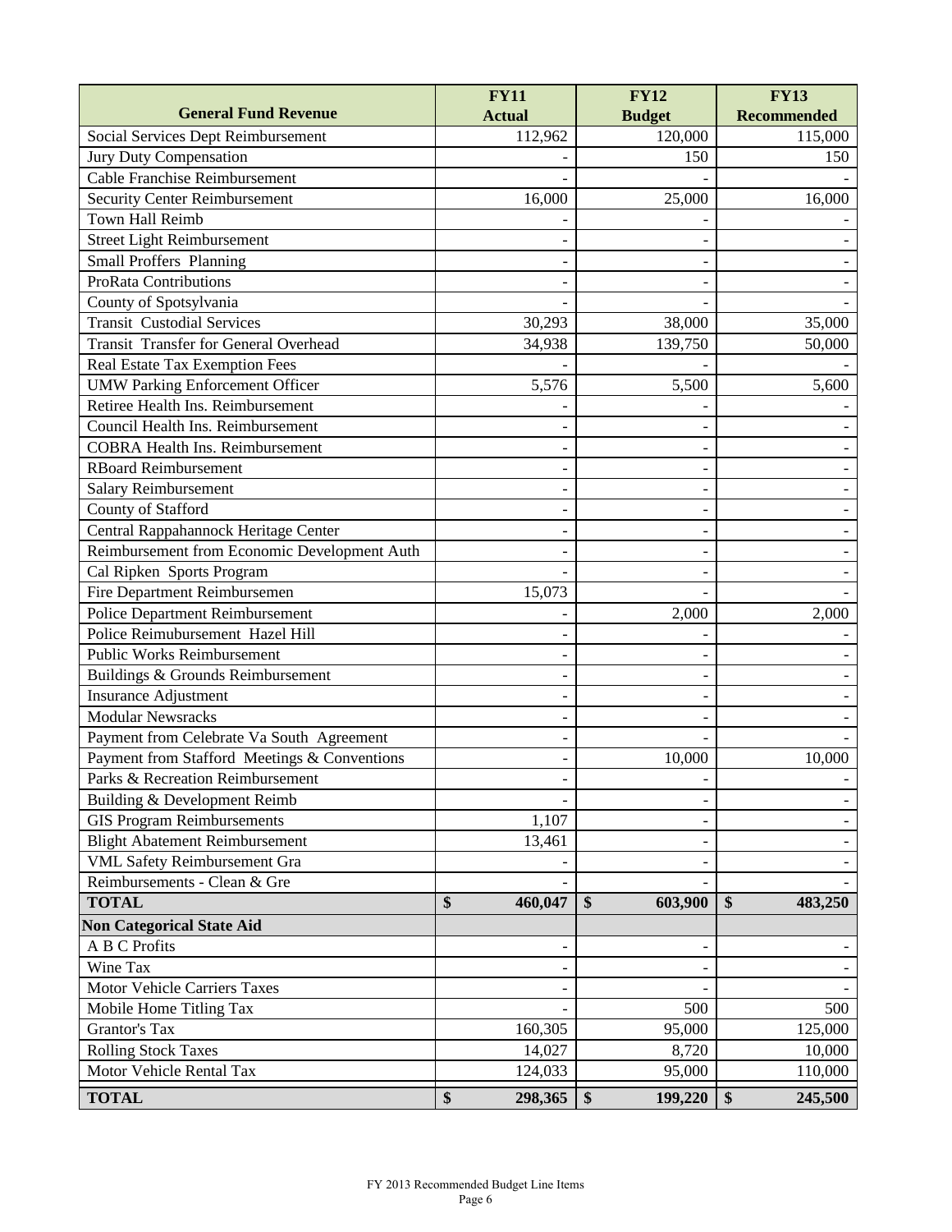| General Fund Revenue | FY11 Actual | FY12 Budget | FY13 Recommended |
|---|---|---|---|
| Social Services Dept Reimbursement | 112,962 | 120,000 | 115,000 |
| Jury Duty Compensation | - | 150 | 150 |
| Cable Franchise Reimbursement | - | - | - |
| Security Center Reimbursement | 16,000 | 25,000 | 16,000 |
| Town Hall Reimb | - | - | - |
| Street Light Reimbursement | - | - | - |
| Small Proffers Planning | - | - | - |
| ProRata Contributions | - | - | - |
| County of Spotsylvania | - | - | - |
| Transit Custodial Services | 30,293 | 38,000 | 35,000 |
| Transit Transfer for General Overhead | 34,938 | 139,750 | 50,000 |
| Real Estate Tax Exemption Fees | - | - | - |
| UMW Parking Enforcement Officer | 5,576 | 5,500 | 5,600 |
| Retiree Health Ins. Reimbursement | - | - | - |
| Council Health Ins. Reimbursement | - | - | - |
| COBRA Health Ins. Reimbursement | - | - | - |
| RBoard Reimbursement | - | - | - |
| Salary Reimbursement | - | - | - |
| County of Stafford | - | - | - |
| Central Rappahannock Heritage Center | - | - | - |
| Reimbursement from Economic Development Auth | - | - | - |
| Cal Ripken Sports Program | - | - | - |
| Fire Department Reimbursemen | 15,073 | - | - |
| Police Department Reimbursement | - | 2,000 | 2,000 |
| Police Reimubursement Hazel Hill | - | - | - |
| Public Works Reimbursement | - | - | - |
| Buildings & Grounds Reimbursement | - | - | - |
| Insurance Adjustment | - | - | - |
| Modular Newsracks | - | - | - |
| Payment from Celebrate Va South Agreement | - | - | - |
| Payment from Stafford Meetings & Conventions | - | 10,000 | 10,000 |
| Parks & Recreation Reimbursement | - | - | - |
| Building & Development Reimb | - | - | - |
| GIS Program Reimbursements | 1,107 | - | - |
| Blight Abatement Reimbursement | 13,461 | - | - |
| VML Safety Reimbursement Gra | - | - | - |
| Reimbursements - Clean & Gre | - | - | - |
| **TOTAL** | **$ 460,047** | **$ 603,900** | **$ 483,250** |
| **Non Categorical State Aid** | | | |
| A B C Profits | - | - | - |
| Wine Tax | - | - | - |
| Motor Vehicle Carriers Taxes | - | - | - |
| Mobile Home Titling Tax | - | 500 | 500 |
| Grantor's Tax | 160,305 | 95,000 | 125,000 |
| Rolling Stock Taxes | 14,027 | 8,720 | 10,000 |
| Motor Vehicle Rental Tax | 124,033 | 95,000 | 110,000 |
| **TOTAL** | **$ 298,365** | **$ 199,220** | **$ 245,500** |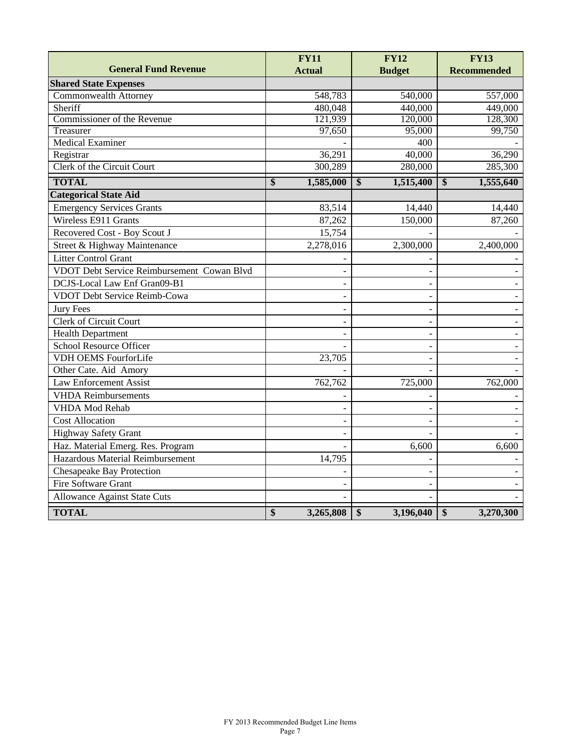| General Fund Revenue | FY11 Actual | FY12 Budget | FY13 Recommended |
|---|---|---|---|
| **Shared State Expenses** | | | |
| Commonwealth Attorney | 548,783 | 540,000 | 557,000 |
| Sheriff | 480,048 | 440,000 | 449,000 |
| Commissioner of the Revenue | 121,939 | 120,000 | 128,300 |
| Treasurer | 97,650 | 95,000 | 99,750 |
| Medical Examiner | - | 400 | - |
| Registrar | 36,291 | 40,000 | 36,290 |
| Clerk of the Circuit Court | 300,289 | 280,000 | 285,300 |
| **TOTAL** | **$ 1,585,000** | **$ 1,515,400** | **$ 1,555,640** |
| **Categorical State Aid** | | | |
| Emergency Services Grants | 83,514 | 14,440 | 14,440 |
| Wireless E911 Grants | 87,262 | 150,000 | 87,260 |
| Recovered Cost - Boy Scout J | 15,754 | - | - |
| Street & Highway Maintenance | 2,278,016 | 2,300,000 | 2,400,000 |
| Litter Control Grant | - | - | - |
| VDOT Debt Service Reimbursement Cowan Blvd | - | - | - |
| DCJS-Local Law Enf Gran09-B1 | - | - | - |
| VDOT Debt Service Reimb-Cowa | - | - | - |
| Jury Fees | - | - | - |
| Clerk of Circuit Court | - | - | - |
| Health Department | - | - | - |
| School Resource Officer | - | - | - |
| VDH OEMS FourforLife | 23,705 | - | - |
| Other Cate. Aid Amory | - | - | - |
| Law Enforcement Assist | 762,762 | 725,000 | 762,000 |
| VHDA Reimbursements | - | - | - |
| VHDA Mod Rehab | - | - | - |
| Cost Allocation | - | - | - |
| Highway Safety Grant | - | - | - |
| Haz. Material Emerg. Res. Program | - | 6,600 | 6,600 |
| Hazardous Material Reimbursement | 14,795 | - | - |
| Chesapeake Bay Protection | - | - | - |
| Fire Software Grant | - | - | - |
| Allowance Against State Cuts | - | - | - |
| **TOTAL** | **$ 3,265,808** | **$ 3,196,040** | **$ 3,270,300** |

FY 2013 Recommended Budget Line Items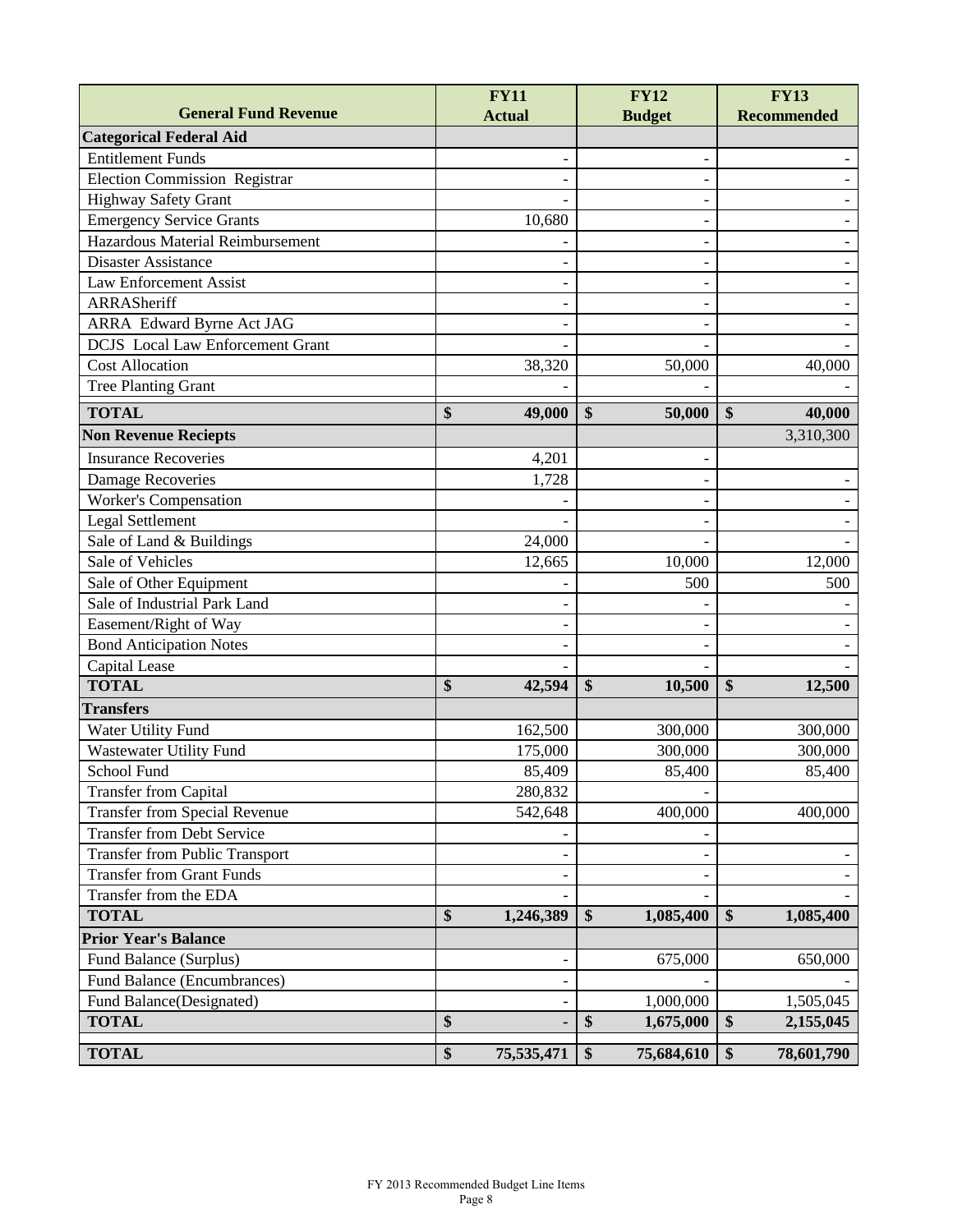| General Fund Revenue | FY11 Actual | FY12 Budget | FY13 Recommended |
|---|---|---|---|
| **Categorical Federal Aid** | | | |
| Entitlement Funds | - | - | - |
| Election Commission Registrar | - | - | - |
| Highway Safety Grant | - | - | - |
| Emergency Service Grants | 10,680 | - | - |
| Hazardous Material Reimbursement | - | - | - |
| Disaster Assistance | - | - | - |
| Law Enforcement Assist | - | - | - |
| ARRASheriff | - | - | - |
| ARRA Edward Byrne Act JAG | - | - | - |
| DCJS Local Law Enforcement Grant | - | - | - |
| Cost Allocation | 38,320 | 50,000 | 40,000 |
| Tree Planting Grant | - | - | - |
| **TOTAL** | **$ 49,000** | **$ 50,000** | **$ 40,000** |
| **Non Revenue Reciepts** | | | 3,310,300 |
| Insurance Recoveries | 4,201 | - | |
| Damage Recoveries | 1,728 | - | - |
| Worker's Compensation | - | - | - |
| Legal Settlement | - | - | - |
| Sale of Land & Buildings | 24,000 | - | - |
| Sale of Vehicles | 12,665 | 10,000 | 12,000 |
| Sale of Other Equipment | - | 500 | 500 |
| Sale of Industrial Park Land | - | - | - |
| Easement/Right of Way | - | - | - |
| Bond Anticipation Notes | - | - | - |
| Capital Lease | - | - | - |
| **TOTAL** | **$ 42,594** | **$ 10,500** | **$ 12,500** |
| **Transfers** | | | |
| Water Utility Fund | 162,500 | 300,000 | 300,000 |
| Wastewater Utility Fund | 175,000 | 300,000 | 300,000 |
| School Fund | 85,409 | 85,400 | 85,400 |
| Transfer from Capital | 280,832 | - | |
| Transfer from Special Revenue | 542,648 | 400,000 | 400,000 |
| Transfer from Debt Service | - | - | |
| Transfer from Public Transport | - | - | - |
| Transfer from Grant Funds | - | - | - |
| Transfer from the EDA | - | - | - |
| **TOTAL** | **$ 1,246,389** | **$ 1,085,400** | **$ 1,085,400** |
| **Prior Year's Balance** | | | |
| Fund Balance (Surplus) | - | 675,000 | 650,000 |
| Fund Balance (Encumbrances) | - | - | - |
| Fund Balance(Designated) | - | 1,000,000 | 1,505,045 |
| **TOTAL** | **$ -** | **$ 1,675,000** | **$ 2,155,045** |
| **TOTAL** | **$ 75,535,471** | **$ 75,684,610** | **$ 78,601,790** |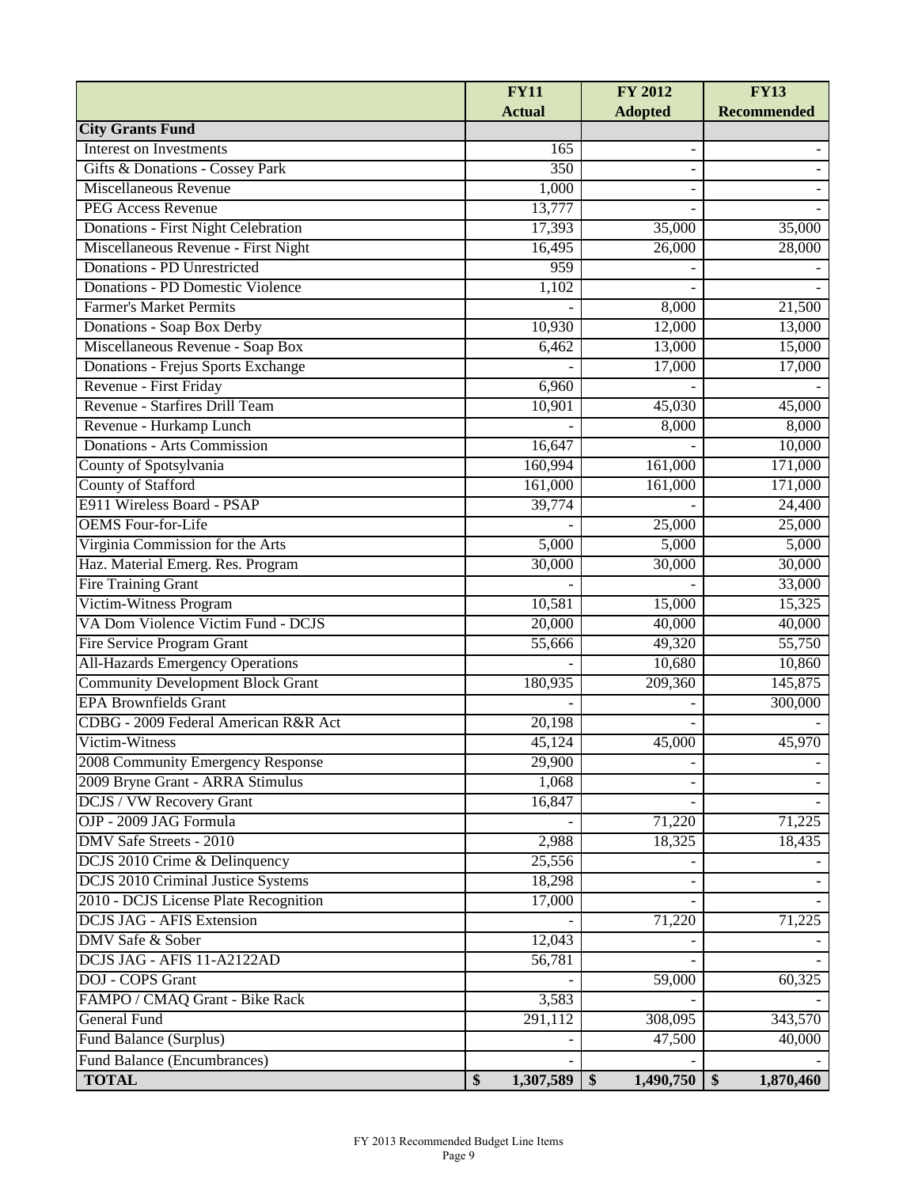| | FY11 Actual | FY 2012 Adopted | FY13 Recommended |
|---|---|---|---|
| **City Grants Fund** | | | |
| Interest on Investments | 165 | - | - |
| Gifts & Donations - Cossey Park | 350 | - | - |
| Miscellaneous Revenue | 1,000 | - | - |
| PEG Access Revenue | 13,777 | - | - |
| Donations - First Night Celebration | 17,393 | 35,000 | 35,000 |
| Miscellaneous Revenue - First Night | 16,495 | 26,000 | 28,000 |
| Donations - PD Unrestricted | 959 | - | - |
| Donations - PD Domestic Violence | 1,102 | - | - |
| Farmer's Market Permits | - | 8,000 | 21,500 |
| Donations - Soap Box Derby | 10,930 | 12,000 | 13,000 |
| Miscellaneous Revenue - Soap Box | 6,462 | 13,000 | 15,000 |
| Donations - Frejus Sports Exchange | - | 17,000 | 17,000 |
| Revenue - First Friday | 6,960 | - | - |
| Revenue - Starfires Drill Team | 10,901 | 45,030 | 45,000 |
| Revenue - Hurkamp Lunch | - | 8,000 | 8,000 |
| Donations - Arts Commission | 16,647 | - | 10,000 |
| County of Spotsylvania | 160,994 | 161,000 | 171,000 |
| County of Stafford | 161,000 | 161,000 | 171,000 |
| E911 Wireless Board - PSAP | 39,774 | - | 24,400 |
| OEMS Four-for-Life | - | 25,000 | 25,000 |
| Virginia Commission for the Arts | 5,000 | 5,000 | 5,000 |
| Haz. Material Emerg. Res. Program | 30,000 | 30,000 | 30,000 |
| Fire Training Grant | - | - | 33,000 |
| Victim-Witness Program | 10,581 | 15,000 | 15,325 |
| VA Dom Violence Victim Fund - DCJS | 20,000 | 40,000 | 40,000 |
| Fire Service Program Grant | 55,666 | 49,320 | 55,750 |
| All-Hazards Emergency Operations | - | 10,680 | 10,860 |
| Community Development Block Grant | 180,935 | 209,360 | 145,875 |
| EPA Brownfields Grant | - | - | 300,000 |
| CDBG - 2009 Federal American R&R Act | 20,198 | - | - |
| Victim-Witness | 45,124 | 45,000 | 45,970 |
| 2008 Community Emergency Response | 29,900 | - | - |
| 2009 Bryne Grant - ARRA Stimulus | 1,068 | - | - |
| DCJS / VW Recovery Grant | 16,847 | - | - |
| OJP - 2009 JAG Formula | - | 71,220 | 71,225 |
| DMV Safe Streets - 2010 | 2,988 | 18,325 | 18,435 |
| DCJS 2010 Crime & Delinquency | 25,556 | - | - |
| DCJS 2010 Criminal Justice Systems | 18,298 | - | - |
| 2010 - DCJS License Plate Recognition | 17,000 | - | - |
| DCJS JAG - AFIS Extension | - | 71,220 | 71,225 |
| DMV Safe & Sober | 12,043 | - | - |
| DCJS JAG - AFIS 11-A2122AD | 56,781 | - | - |
| DOJ - COPS Grant | - | 59,000 | 60,325 |
| FAMPO / CMAQ Grant - Bike Rack | 3,583 | - | - |
| General Fund | 291,112 | 308,095 | 343,570 |
| Fund Balance (Surplus) | - | 47,500 | 40,000 |
| Fund Balance (Encumbrances) | - | - | - |
| **TOTAL** | **$ 1,307,589** | **$ 1,490,750** | **$ 1,870,460** |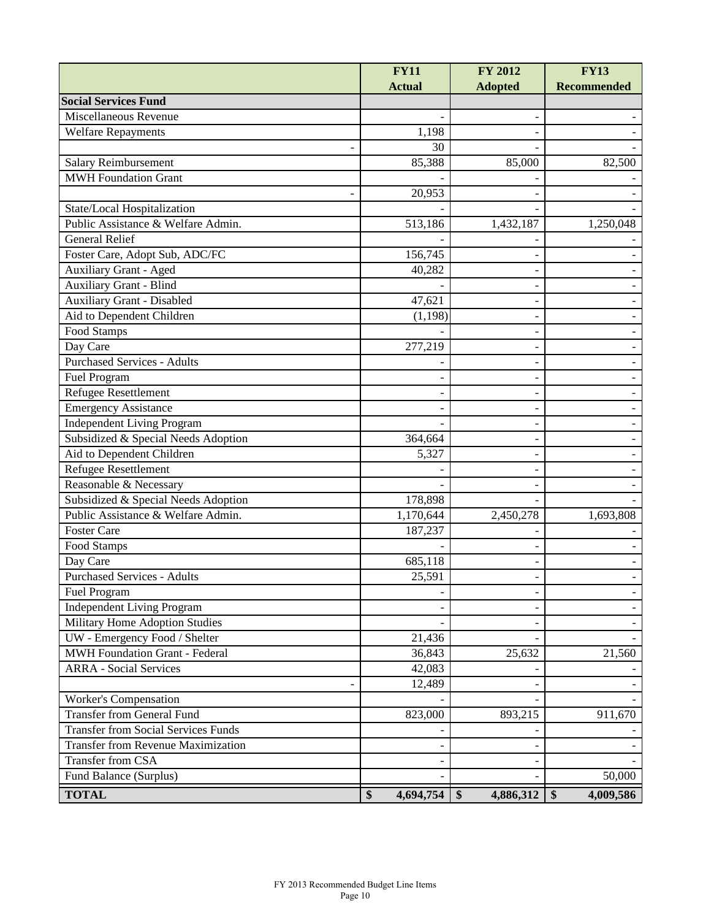| | FY11 Actual | FY 2012 Adopted | FY13 Recommended |
|---|---|---|---|
| **Social Services Fund** | | | |
| Miscellaneous Revenue | - | - | - |
| Welfare Repayments | 1,198 | - | - |
| - | 30 | - | - |
| Salary Reimbursement | 85,388 | 85,000 | 82,500 |
| MWH Foundation Grant | - | - | - |
| - | 20,953 | - | - |
| State/Local Hospitalization | - | - | - |
| Public Assistance & Welfare Admin. | 513,186 | 1,432,187 | 1,250,048 |
| General Relief | - | - | - |
| Foster Care, Adopt Sub, ADC/FC | 156,745 | - | - |
| Auxiliary Grant - Aged | 40,282 | - | - |
| Auxiliary Grant - Blind | - | - | - |
| Auxiliary Grant - Disabled | 47,621 | - | - |
| Aid to Dependent Children | (1,198) | - | - |
| Food Stamps | - | - | - |
| Day Care | 277,219 | - | - |
| Purchased Services - Adults | - | - | - |
| Fuel Program | - | - | - |
| Refugee Resettlement | - | - | - |
| Emergency Assistance | - | - | - |
| Independent Living Program | - | - | - |
| Subsidized & Special Needs Adoption | 364,664 | - | - |
| Aid to Dependent Children | 5,327 | - | - |
| Refugee Resettlement | - | - | - |
| Reasonable & Necessary | - | - | - |
| Subsidized & Special Needs Adoption | 178,898 | - | - |
| Public Assistance & Welfare Admin. | 1,170,644 | 2,450,278 | 1,693,808 |
| Foster Care | 187,237 | - | - |
| Food Stamps | - | - | - |
| Day Care | 685,118 | - | - |
| Purchased Services - Adults | 25,591 | - | - |
| Fuel Program | - | - | - |
| Independent Living Program | - | - | - |
| Military Home Adoption Studies | - | - | - |
| UW - Emergency Food / Shelter | 21,436 | - | - |
| MWH Foundation Grant - Federal | 36,843 | 25,632 | 21,560 |
| ARRA - Social Services | 42,083 | - | - |
| - | 12,489 | - | - |
| Worker's Compensation | - | - | - |
| Transfer from General Fund | 823,000 | 893,215 | 911,670 |
| Transfer from Social Services Funds | - | - | - |
| Transfer from Revenue Maximization | - | - | - |
| Transfer from CSA | - | - | - |
| Fund Balance (Surplus) | - | - | 50,000 |
| **TOTAL** | **$ 4,694,754** | **$ 4,886,312** | **$ 4,009,586** |

FY 2013 Recommended Budget Line Items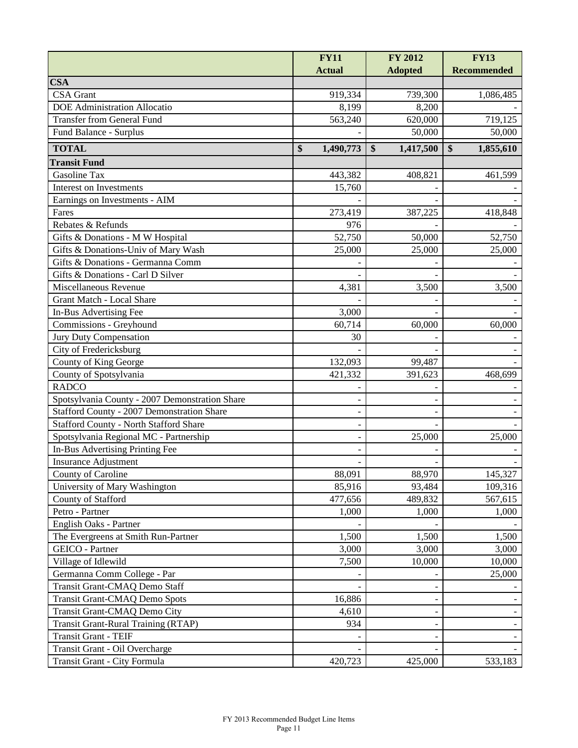| | FY11 Actual | FY 2012 Adopted | FY13 Recommended |
|---|---|---|---|
| **CSA** | | | |
| CSA Grant | 919,334 | 739,300 | 1,086,485 |
| DOE Administration Allocatio | 8,199 | 8,200 | - |
| Transfer from General Fund | 563,240 | 620,000 | 719,125 |
| Fund Balance - Surplus | - | 50,000 | 50,000 |
| **TOTAL** | **$ 1,490,773** | **$ 1,417,500** | **$ 1,855,610** |
| **Transit Fund** | | | |
| Gasoline Tax | 443,382 | 408,821 | 461,599 |
| Interest on Investments | 15,760 | - | - |
| Earnings on Investments - AIM | - | - | - |
| Fares | 273,419 | 387,225 | 418,848 |
| Rebates & Refunds | 976 | - | - |
| Gifts & Donations - M W Hospital | 52,750 | 50,000 | 52,750 |
| Gifts & Donations-Univ of Mary Wash | 25,000 | 25,000 | 25,000 |
| Gifts & Donations - Germanna Comm | - | - | - |
| Gifts & Donations - Carl D Silver | - | - | - |
| Miscellaneous Revenue | 4,381 | 3,500 | 3,500 |
| Grant Match - Local Share | - | - | - |
| In-Bus Advertising Fee | 3,000 | - | - |
| Commissions - Greyhound | 60,714 | 60,000 | 60,000 |
| Jury Duty Compensation | 30 | - | - |
| City of Fredericksburg | - | - | - |
| County of King George | 132,093 | 99,487 | - |
| County of Spotsylvania | 421,332 | 391,623 | 468,699 |
| RADCO | - | - | - |
| Spotsylvania County - 2007 Demonstration Share | - | - | - |
| Stafford County - 2007 Demonstration Share | - | - | - |
| Stafford County - North Stafford Share | - | - | - |
| Spotsylvania Regional MC - Partnership | - | 25,000 | 25,000 |
| In-Bus Advertising Printing Fee | - | - | - |
| Insurance Adjustment | - | - | - |
| County of Caroline | 88,091 | 88,970 | 145,327 |
| University of Mary Washington | 85,916 | 93,484 | 109,316 |
| County of Stafford | 477,656 | 489,832 | 567,615 |
| Petro - Partner | 1,000 | 1,000 | 1,000 |
| English Oaks - Partner | - | - | - |
| The Evergreens at Smith Run-Partner | 1,500 | 1,500 | 1,500 |
| GEICO - Partner | 3,000 | 3,000 | 3,000 |
| Village of Idlewild | 7,500 | 10,000 | 10,000 |
| Germanna Comm College - Par | - | - | 25,000 |
| Transit Grant-CMAQ Demo Staff | - | - | - |
| Transit Grant-CMAQ Demo Spots | 16,886 | - | - |
| Transit Grant-CMAQ Demo City | 4,610 | - | - |
| Transit Grant-Rural Training (RTAP) | 934 | - | - |
| Transit Grant - TEIF | - | - | - |
| Transit Grant - Oil Overcharge | - | - | - |
| Transit Grant - City Formula | 420,723 | 425,000 | 533,183 |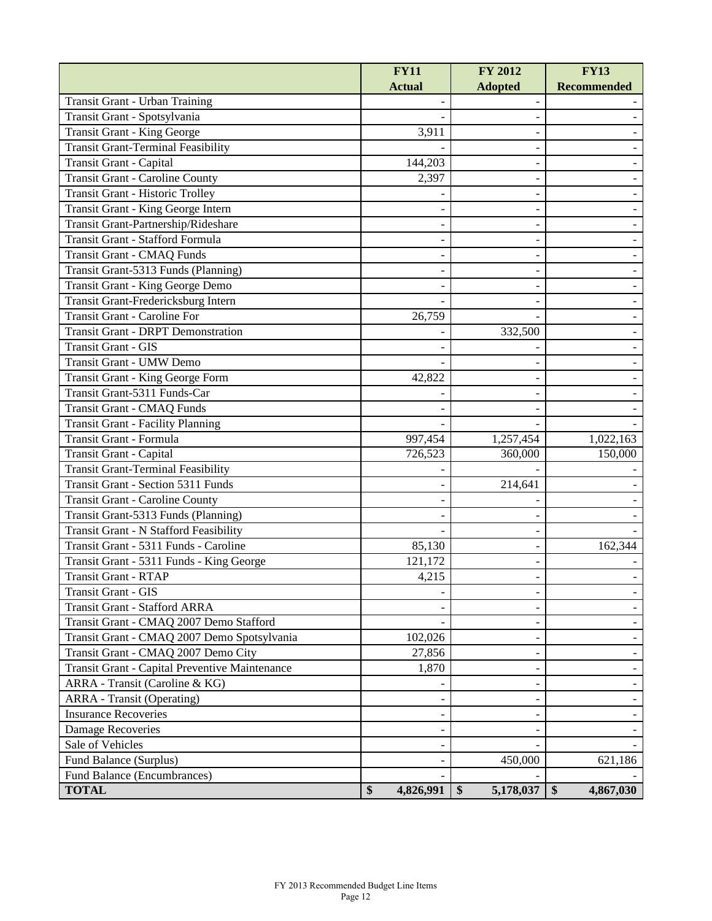| | FY11 Actual | FY 2012 Adopted | FY13 Recommended |
|---|---|---|---|
| Transit Grant - Urban Training | - | - | - |
| Transit Grant - Spotsylvania | - | - | - |
| Transit Grant - King George | 3,911 | - | - |
| Transit Grant-Terminal Feasibility | - | - | - |
| Transit Grant - Capital | 144,203 | - | - |
| Transit Grant - Caroline County | 2,397 | - | - |
| Transit Grant - Historic Trolley | - | - | - |
| Transit Grant - King George Intern | - | - | - |
| Transit Grant-Partnership/Rideshare | - | - | - |
| Transit Grant - Stafford Formula | - | - | - |
| Transit Grant - CMAQ Funds | - | - | - |
| Transit Grant-5313 Funds (Planning) | - | - | - |
| Transit Grant - King George Demo | - | - | - |
| Transit Grant-Fredericksburg Intern | - | - | - |
| Transit Grant - Caroline For | 26,759 | - | - |
| Transit Grant - DRPT Demonstration | - | 332,500 | - |
| Transit Grant - GIS | - | - | - |
| Transit Grant - UMW Demo | - | - | - |
| Transit Grant - King George Form | 42,822 | - | - |
| Transit Grant-5311 Funds-Car | - | - | - |
| Transit Grant - CMAQ Funds | - | - | - |
| Transit Grant - Facility Planning | - | - | - |
| Transit Grant - Formula | 997,454 | 1,257,454 | 1,022,163 |
| Transit Grant - Capital | 726,523 | 360,000 | 150,000 |
| Transit Grant-Terminal Feasibility | - | - | - |
| Transit Grant - Section 5311 Funds | - | 214,641 | - |
| Transit Grant - Caroline County | - | - | - |
| Transit Grant-5313 Funds (Planning) | - | - | - |
| Transit Grant - N Stafford Feasibility | - | - | - |
| Transit Grant - 5311 Funds - Caroline | 85,130 | - | 162,344 |
| Transit Grant - 5311 Funds - King George | 121,172 | - | - |
| Transit Grant - RTAP | 4,215 | - | - |
| Transit Grant - GIS | - | - | - |
| Transit Grant - Stafford ARRA | - | - | - |
| Transit Grant - CMAQ 2007 Demo Stafford | - | - | - |
| Transit Grant - CMAQ 2007 Demo Spotsylvania | 102,026 | - | - |
| Transit Grant - CMAQ 2007 Demo City | 27,856 | - | - |
| Transit Grant - Capital Preventive Maintenance | 1,870 | - | - |
| ARRA - Transit (Caroline & KG) | - | - | - |
| ARRA - Transit (Operating) | - | - | - |
| Insurance Recoveries | - | - | - |
| Damage Recoveries | - | - | - |
| Sale of Vehicles | - | - | - |
| Fund Balance (Surplus) | - | 450,000 | 621,186 |
| Fund Balance (Encumbrances) | - | - | - |
| **TOTAL** | **$ 4,826,991** | **$ 5,178,037** | **$ 4,867,030** |

FY 2013 Recommended Budget Line Items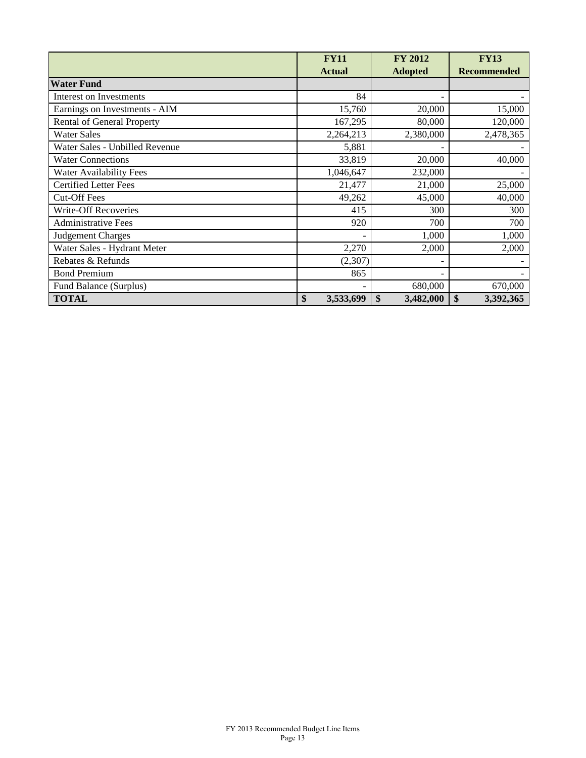| | FY11 Actual | FY 2012 Adopted | FY13 Recommended |
|---|---|---|---|
| **Water Fund** | | | |
| Interest on Investments | 84 | - | - |
| Earnings on Investments - AIM | 15,760 | 20,000 | 15,000 |
| Rental of General Property | 167,295 | 80,000 | 120,000 |
| Water Sales | 2,264,213 | 2,380,000 | 2,478,365 |
| Water Sales - Unbilled Revenue | 5,881 | - | - |
| Water Connections | 33,819 | 20,000 | 40,000 |
| Water Availability Fees | 1,046,647 | 232,000 | - |
| Certified Letter Fees | 21,477 | 21,000 | 25,000 |
| Cut-Off Fees | 49,262 | 45,000 | 40,000 |
| Write-Off Recoveries | 415 | 300 | 300 |
| Administrative Fees | 920 | 700 | 700 |
| Judgement Charges | - | 1,000 | 1,000 |
| Water Sales - Hydrant Meter | 2,270 | 2,000 | 2,000 |
| Rebates & Refunds | (2,307) | - | - |
| Bond Premium | 865 | - | - |
| Fund Balance (Surplus) | - | 680,000 | 670,000 |
| **TOTAL** | **$ 3,533,699** | **$ 3,482,000** | **$ 3,392,365** |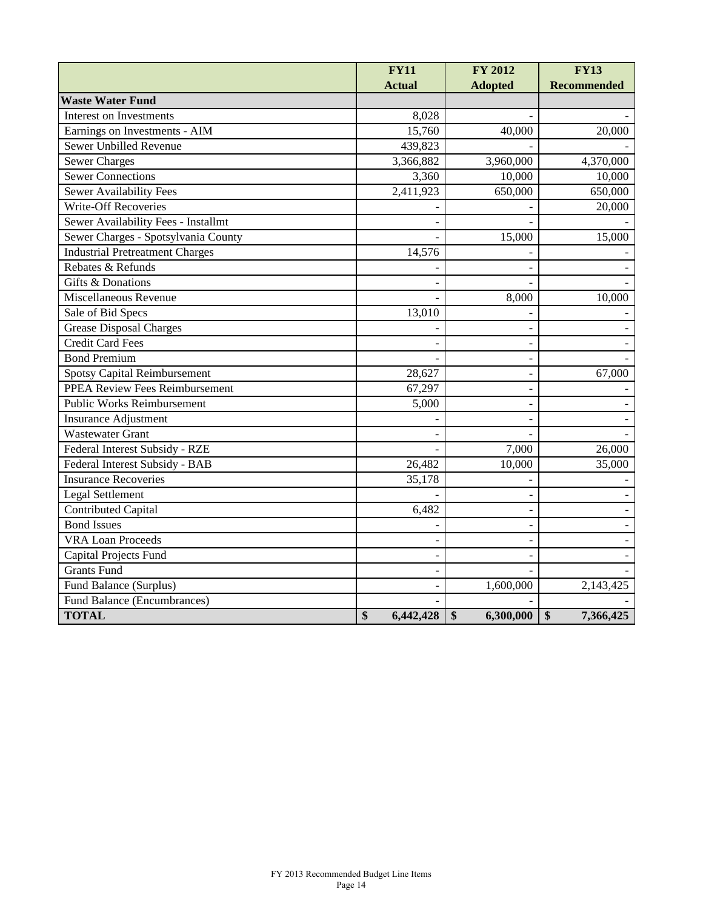| | FY11 Actual | FY 2012 Adopted | FY13 Recommended |
|---|---|---|---|
| **Waste Water Fund** | | | |
| Interest on Investments | 8,028 | - | - |
| Earnings on Investments - AIM | 15,760 | 40,000 | 20,000 |
| Sewer Unbilled Revenue | 439,823 | - | - |
| Sewer Charges | 3,366,882 | 3,960,000 | 4,370,000 |
| Sewer Connections | 3,360 | 10,000 | 10,000 |
| Sewer Availability Fees | 2,411,923 | 650,000 | 650,000 |
| Write-Off Recoveries | - | - | 20,000 |
| Sewer Availability Fees - Installmt | - | - | - |
| Sewer Charges - Spotsylvania County | - | 15,000 | 15,000 |
| Industrial Pretreatment Charges | 14,576 | - | - |
| Rebates & Refunds | - | - | - |
| Gifts & Donations | - | - | - |
| Miscellaneous Revenue | - | 8,000 | 10,000 |
| Sale of Bid Specs | 13,010 | - | - |
| Grease Disposal Charges | - | - | - |
| Credit Card Fees | - | - | - |
| Bond Premium | - | - | - |
| Spotsy Capital Reimbursement | 28,627 | - | 67,000 |
| PPEA Review Fees Reimbursement | 67,297 | - | - |
| Public Works Reimbursement | 5,000 | - | - |
| Insurance Adjustment | - | - | - |
| Wastewater Grant | - | - | - |
| Federal Interest Subsidy - RZE | - | 7,000 | 26,000 |
| Federal Interest Subsidy - BAB | 26,482 | 10,000 | 35,000 |
| Insurance Recoveries | 35,178 | - | - |
| Legal Settlement | - | - | - |
| Contributed Capital | 6,482 | - | - |
| Bond Issues | - | - | - |
| VRA Loan Proceeds | - | - | - |
| Capital Projects Fund | - | - | - |
| Grants Fund | - | - | - |
| Fund Balance (Surplus) | - | 1,600,000 | 2,143,425 |
| Fund Balance (Encumbrances) | - | - | - |
| **TOTAL** | **$ 6,442,428** | **$ 6,300,000** | **$ 7,366,425** |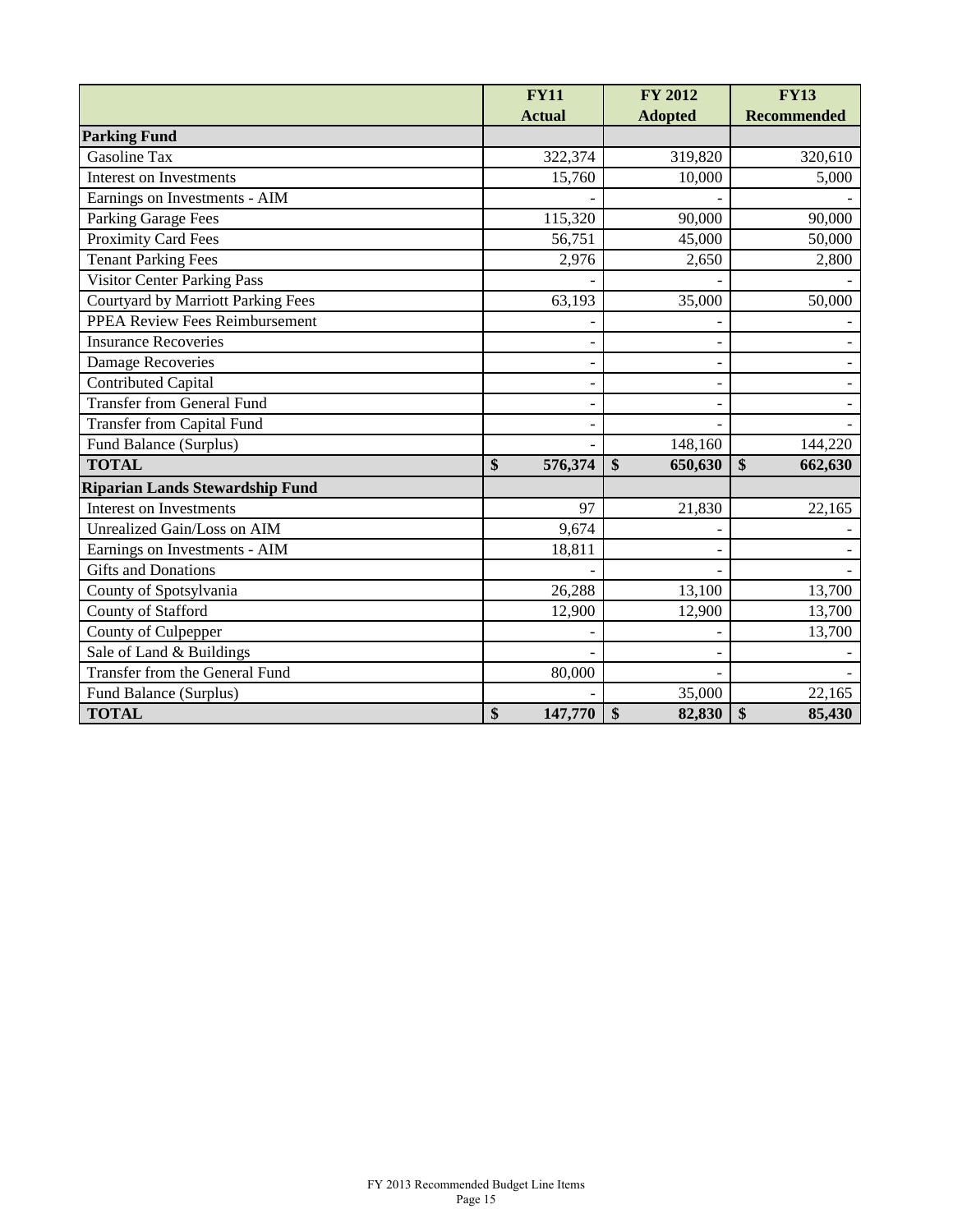| | FY11 Actual | FY 2012 Adopted | FY13 Recommended |
|---|---|---|---|
| **Parking Fund** | | | |
| Gasoline Tax | 322,374 | 319,820 | 320,610 |
| Interest on Investments | 15,760 | 10,000 | 5,000 |
| Earnings on Investments - AIM | - | - | - |
| Parking Garage Fees | 115,320 | 90,000 | 90,000 |
| Proximity Card Fees | 56,751 | 45,000 | 50,000 |
| Tenant Parking Fees | 2,976 | 2,650 | 2,800 |
| Visitor Center Parking Pass | - | - | - |
| Courtyard by Marriott Parking Fees | 63,193 | 35,000 | 50,000 |
| PPEA Review Fees Reimbursement | - | - | - |
| Insurance Recoveries | - | - | - |
| Damage Recoveries | - | - | - |
| Contributed Capital | - | - | - |
| Transfer from General Fund | - | - | - |
| Transfer from Capital Fund | - | - | - |
| Fund Balance (Surplus) | - | 148,160 | 144,220 |
| **TOTAL** | **$ 576,374** | **$ 650,630** | **$ 662,630** |
| **Riparian Lands Stewardship Fund** | | | |
| Interest on Investments | 97 | 21,830 | 22,165 |
| Unrealized Gain/Loss on AIM | 9,674 | - | - |
| Earnings on Investments - AIM | 18,811 | - | - |
| Gifts and Donations | - | - | - |
| County of Spotsylvania | 26,288 | 13,100 | 13,700 |
| County of Stafford | 12,900 | 12,900 | 13,700 |
| County of Culpepper | - | - | 13,700 |
| Sale of Land & Buildings | - | - | - |
| Transfer from the General Fund | 80,000 | - | - |
| Fund Balance (Surplus) | - | 35,000 | 22,165 |
| **TOTAL** | **$ 147,770** | **$ 82,830** | **$ 85,430** |

FY 2013 Recommended Budget Line Items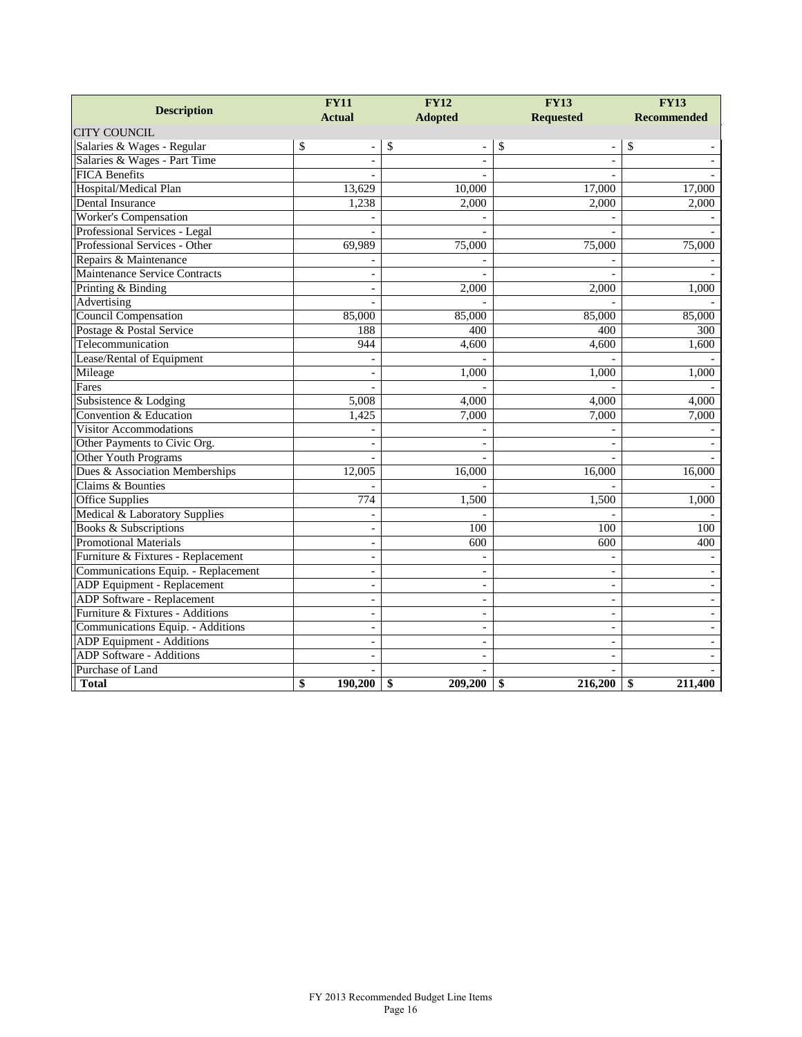| Description | FY11 Actual | FY12 Adopted | FY13 Requested | FY13 Recommended |
|---|---|---|---|---|
| CITY COUNCIL | | | | |
| Salaries & Wages - Regular | $ - | $ - | $ - | $ - |
| Salaries & Wages - Part Time | - | - | - | - |
| FICA Benefits | - | - | - | - |
| Hospital/Medical Plan | 13,629 | 10,000 | 17,000 | 17,000 |
| Dental Insurance | 1,238 | 2,000 | 2,000 | 2,000 |
| Worker's Compensation | - | - | - | - |
| Professional Services - Legal | - | - | - | - |
| Professional Services - Other | 69,989 | 75,000 | 75,000 | 75,000 |
| Repairs & Maintenance | - | - | - | - |
| Maintenance Service Contracts | - | - | - | - |
| Printing & Binding | - | 2,000 | 2,000 | 1,000 |
| Advertising | - | - | - | - |
| Council Compensation | 85,000 | 85,000 | 85,000 | 85,000 |
| Postage & Postal Service | 188 | 400 | 400 | 300 |
| Telecommunication | 944 | 4,600 | 4,600 | 1,600 |
| Lease/Rental of Equipment | - | - | - | - |
| Mileage | - | 1,000 | 1,000 | 1,000 |
| Fares | - | - | - | - |
| Subsistence & Lodging | 5,008 | 4,000 | 4,000 | 4,000 |
| Convention & Education | 1,425 | 7,000 | 7,000 | 7,000 |
| Visitor Accommodations | - | - | - | - |
| Other Payments to Civic Org. | - | - | - | - |
| Other Youth Programs | - | - | - | - |
| Dues & Association Memberships | 12,005 | 16,000 | 16,000 | 16,000 |
| Claims & Bounties | - | - | - | - |
| Office Supplies | 774 | 1,500 | 1,500 | 1,000 |
| Medical & Laboratory Supplies | - | - | - | - |
| Books & Subscriptions | - | 100 | 100 | 100 |
| Promotional Materials | - | 600 | 600 | 400 |
| Furniture & Fixtures - Replacement | - | - | - | - |
| Communications Equip. - Replacement | - | - | - | - |
| ADP Equipment - Replacement | - | - | - | - |
| ADP Software - Replacement | - | - | - | - |
| Furniture & Fixtures - Additions | - | - | - | - |
| Communications Equip. - Additions | - | - | - | - |
| ADP Equipment - Additions | - | - | - | - |
| ADP Software - Additions | - | - | - | - |
| Purchase of Land | - | - | - | - |
| **Total** | **$ 190,200** | **$ 209,200** | **$ 216,200** | **$ 211,400** |

FY 2013 Recommended Budget Line Items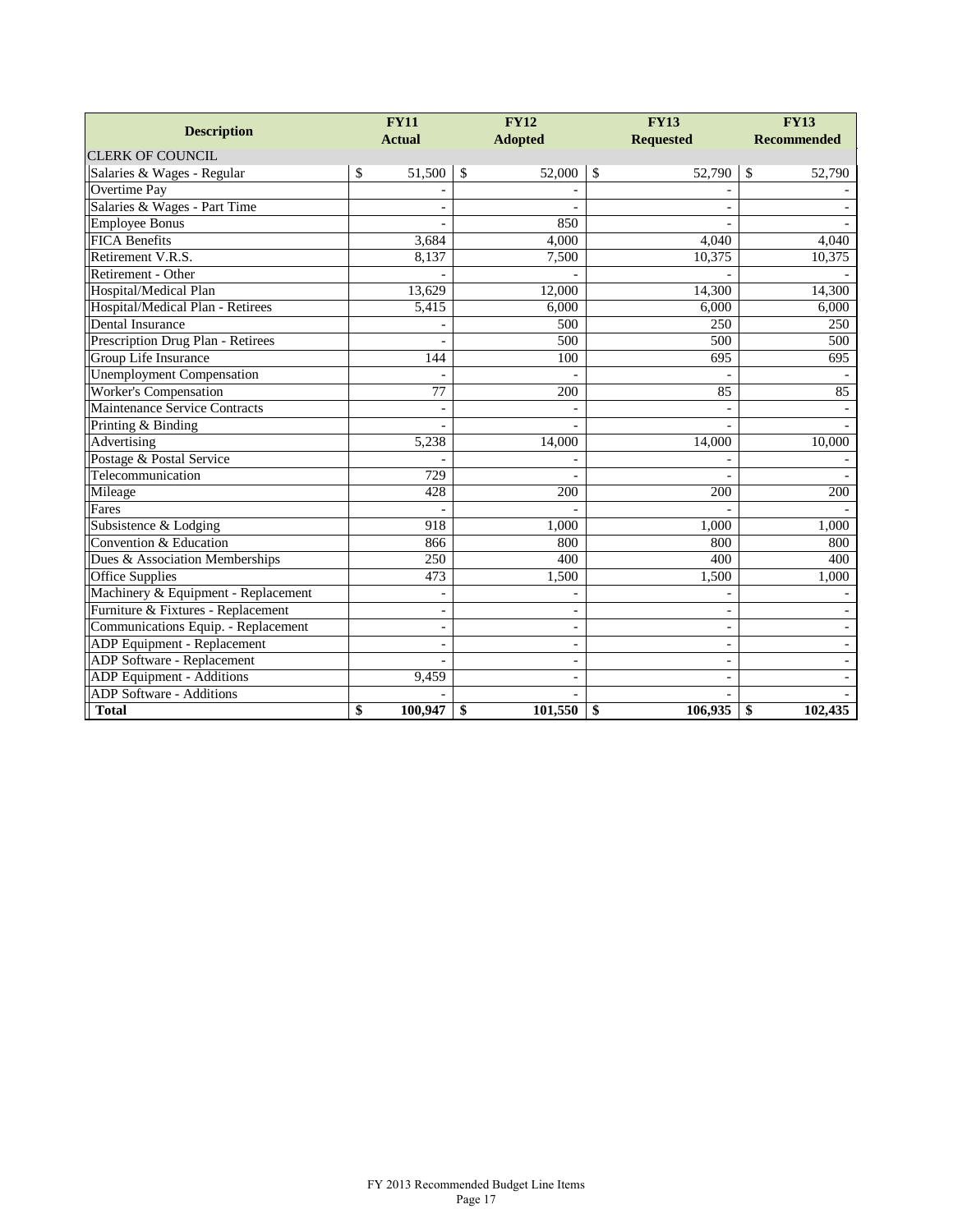| Description | FY11 Actual | FY12 Adopted | FY13 Requested | FY13 Recommended |
|---|---|---|---|---|
| CLERK OF COUNCIL | | | | |
| Salaries & Wages - Regular | $ 51,500 | $ 52,000 | $ 52,790 | $ 52,790 |
| Overtime Pay | - | - | - | - |
| Salaries & Wages - Part Time | - | - | - | - |
| Employee Bonus | - | 850 | - | - |
| FICA Benefits | 3,684 | 4,000 | 4,040 | 4,040 |
| Retirement V.R.S. | 8,137 | 7,500 | 10,375 | 10,375 |
| Retirement - Other | - | - | - | - |
| Hospital/Medical Plan | 13,629 | 12,000 | 14,300 | 14,300 |
| Hospital/Medical Plan - Retirees | 5,415 | 6,000 | 6,000 | 6,000 |
| Dental Insurance | - | 500 | 250 | 250 |
| Prescription Drug Plan - Retirees | - | 500 | 500 | 500 |
| Group Life Insurance | 144 | 100 | 695 | 695 |
| Unemployment Compensation | - | - | - | - |
| Worker's Compensation | 77 | 200 | 85 | 85 |
| Maintenance Service Contracts | - | - | - | - |
| Printing & Binding | - | - | - | - |
| Advertising | 5,238 | 14,000 | 14,000 | 10,000 |
| Postage & Postal Service | - | - | - | - |
| Telecommunication | 729 | - | - | - |
| Mileage | 428 | 200 | 200 | 200 |
| Fares | - | - | - | - |
| Subsistence & Lodging | 918 | 1,000 | 1,000 | 1,000 |
| Convention & Education | 866 | 800 | 800 | 800 |
| Dues & Association Memberships | 250 | 400 | 400 | 400 |
| Office Supplies | 473 | 1,500 | 1,500 | 1,000 |
| Machinery & Equipment - Replacement | - | - | - | - |
| Furniture & Fixtures - Replacement | - | - | - | - |
| Communications Equip. - Replacement | - | - | - | - |
| ADP Equipment - Replacement | - | - | - | - |
| ADP Software - Replacement | - | - | - | - |
| ADP Equipment - Additions | 9,459 | - | - | - |
| ADP Software - Additions | - | - | - | - |
| **Total** | **$ 100,947** | **$ 101,550** | **$ 106,935** | **$ 102,435** |

FY 2013 Recommended Budget Line Items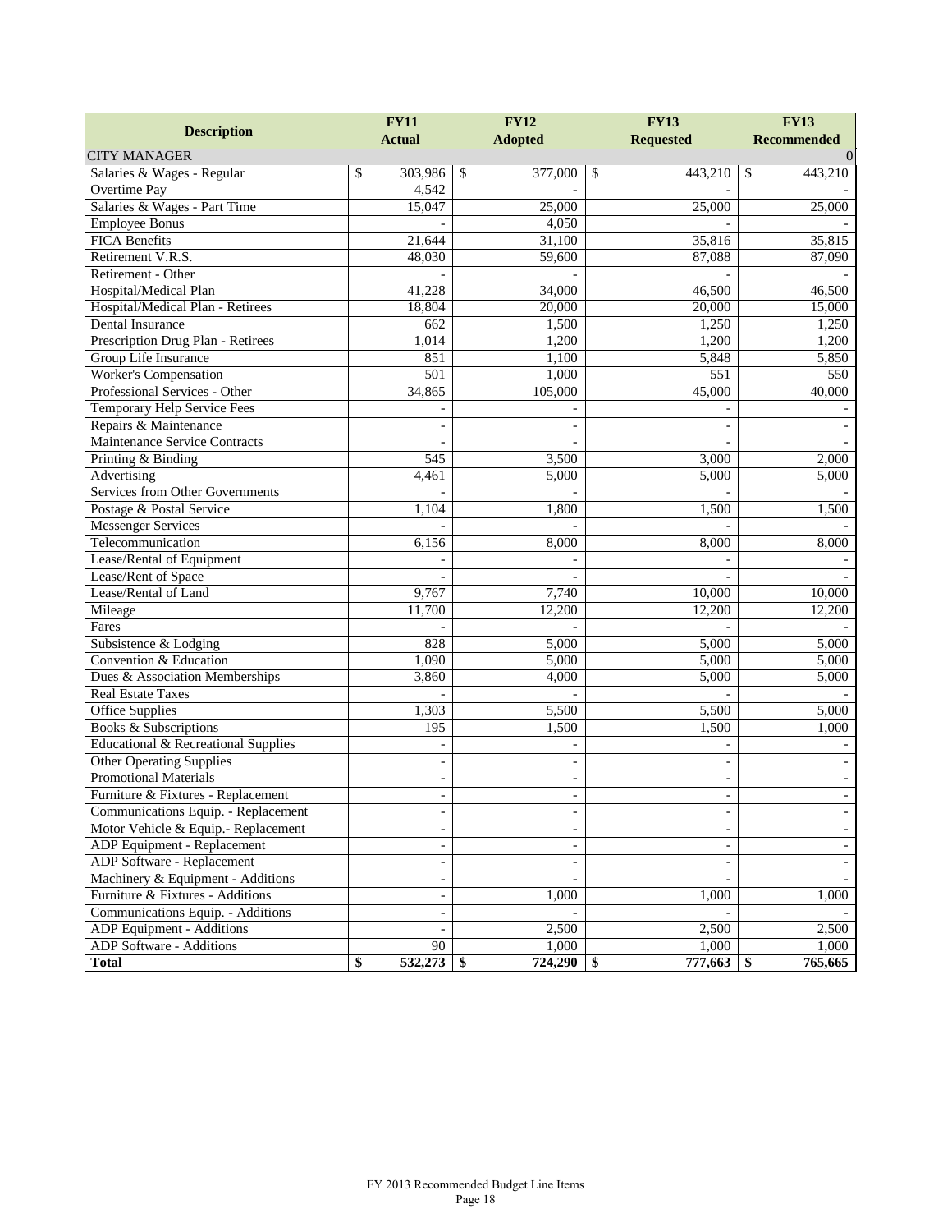| Description | FY11 Actual | FY12 Adopted | FY13 Requested | FY13 Recommended |
|---|---|---|---|---|
| CITY MANAGER | | | | 0 |
| Salaries & Wages - Regular | $ 303,986 | $ 377,000 | $ 443,210 | $ 443,210 |
| Overtime Pay | 4,542 | - | - | - |
| Salaries & Wages - Part Time | 15,047 | 25,000 | 25,000 | 25,000 |
| Employee Bonus | - | 4,050 | - | - |
| FICA Benefits | 21,644 | 31,100 | 35,816 | 35,815 |
| Retirement V.R.S. | 48,030 | 59,600 | 87,088 | 87,090 |
| Retirement - Other | - | - | - | - |
| Hospital/Medical Plan | 41,228 | 34,000 | 46,500 | 46,500 |
| Hospital/Medical Plan - Retirees | 18,804 | 20,000 | 20,000 | 15,000 |
| Dental Insurance | 662 | 1,500 | 1,250 | 1,250 |
| Prescription Drug Plan - Retirees | 1,014 | 1,200 | 1,200 | 1,200 |
| Group Life Insurance | 851 | 1,100 | 5,848 | 5,850 |
| Worker's Compensation | 501 | 1,000 | 551 | 550 |
| Professional Services - Other | 34,865 | 105,000 | 45,000 | 40,000 |
| Temporary Help Service Fees | - | - | - | - |
| Repairs & Maintenance | - | - | - | - |
| Maintenance Service Contracts | - | - | - | - |
| Printing & Binding | 545 | 3,500 | 3,000 | 2,000 |
| Advertising | 4,461 | 5,000 | 5,000 | 5,000 |
| Services from Other Governments | - | - | - | - |
| Postage & Postal Service | 1,104 | 1,800 | 1,500 | 1,500 |
| Messenger Services | - | - | - | - |
| Telecommunication | 6,156 | 8,000 | 8,000 | 8,000 |
| Lease/Rental of Equipment | - | - | - | - |
| Lease/Rent of Space | - | - | - | - |
| Lease/Rental of Land | 9,767 | 7,740 | 10,000 | 10,000 |
| Mileage | 11,700 | 12,200 | 12,200 | 12,200 |
| Fares | - | - | - | - |
| Subsistence & Lodging | 828 | 5,000 | 5,000 | 5,000 |
| Convention & Education | 1,090 | 5,000 | 5,000 | 5,000 |
| Dues & Association Memberships | 3,860 | 4,000 | 5,000 | 5,000 |
| Real Estate Taxes | - | - | - | - |
| Office Supplies | 1,303 | 5,500 | 5,500 | 5,000 |
| Books & Subscriptions | 195 | 1,500 | 1,500 | 1,000 |
| Educational & Recreational Supplies | - | - | - | - |
| Other Operating Supplies | - | - | - | - |
| Promotional Materials | - | - | - | - |
| Furniture & Fixtures - Replacement | - | - | - | - |
| Communications Equip. - Replacement | - | - | - | - |
| Motor Vehicle & Equip.- Replacement | - | - | - | - |
| ADP Equipment - Replacement | - | - | - | - |
| ADP Software - Replacement | - | - | - | - |
| Machinery & Equipment - Additions | - | - | - | - |
| Furniture & Fixtures - Additions | - | 1,000 | 1,000 | 1,000 |
| Communications Equip. - Additions | - | - | - | - |
| ADP Equipment - Additions | - | 2,500 | 2,500 | 2,500 |
| ADP Software - Additions | 90 | 1,000 | 1,000 | 1,000 |
| **Total** | **$ 532,273** | **$ 724,290** | **$ 777,663** | **$ 765,665** |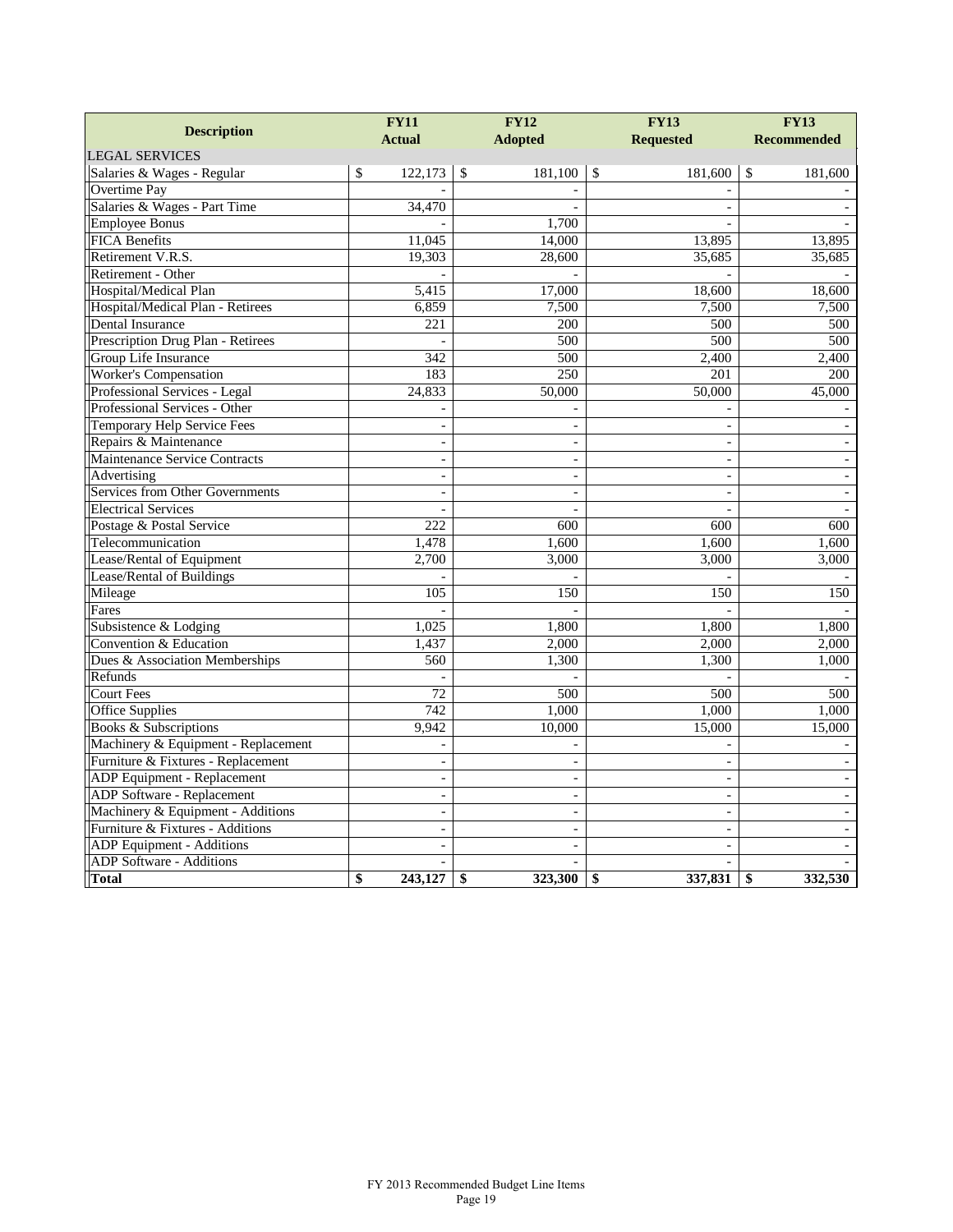| Description | FY11 Actual | FY12 Adopted | FY13 Requested | FY13 Recommended |
|---|---|---|---|---|
| LEGAL SERVICES | | | | |
| Salaries & Wages - Regular | $ 122,173 | $ 181,100 | $ 181,600 | $ 181,600 |
| Overtime Pay | - | - | - | - |
| Salaries & Wages - Part Time | 34,470 | - | - | - |
| Employee Bonus | - | 1,700 | - | - |
| FICA Benefits | 11,045 | 14,000 | 13,895 | 13,895 |
| Retirement V.R.S. | 19,303 | 28,600 | 35,685 | 35,685 |
| Retirement - Other | - | - | - | - |
| Hospital/Medical Plan | 5,415 | 17,000 | 18,600 | 18,600 |
| Hospital/Medical Plan - Retirees | 6,859 | 7,500 | 7,500 | 7,500 |
| Dental Insurance | 221 | 200 | 500 | 500 |
| Prescription Drug Plan - Retirees | - | 500 | 500 | 500 |
| Group Life Insurance | 342 | 500 | 2,400 | 2,400 |
| Worker's Compensation | 183 | 250 | 201 | 200 |
| Professional Services - Legal | 24,833 | 50,000 | 50,000 | 45,000 |
| Professional Services - Other | - | - | - | - |
| Temporary Help Service Fees | - | - | - | - |
| Repairs & Maintenance | - | - | - | - |
| Maintenance Service Contracts | - | - | - | - |
| Advertising | - | - | - | - |
| Services from Other Governments | - | - | - | - |
| Electrical Services | - | - | - | - |
| Postage & Postal Service | 222 | 600 | 600 | 600 |
| Telecommunication | 1,478 | 1,600 | 1,600 | 1,600 |
| Lease/Rental of Equipment | 2,700 | 3,000 | 3,000 | 3,000 |
| Lease/Rental of Buildings | - | - | - | - |
| Mileage | 105 | 150 | 150 | 150 |
| Fares | - | - | - | - |
| Subsistence & Lodging | 1,025 | 1,800 | 1,800 | 1,800 |
| Convention & Education | 1,437 | 2,000 | 2,000 | 2,000 |
| Dues & Association Memberships | 560 | 1,300 | 1,300 | 1,000 |
| Refunds | - | - | - | - |
| Court Fees | 72 | 500 | 500 | 500 |
| Office Supplies | 742 | 1,000 | 1,000 | 1,000 |
| Books & Subscriptions | 9,942 | 10,000 | 15,000 | 15,000 |
| Machinery & Equipment - Replacement | - | - | - | - |
| Furniture & Fixtures - Replacement | - | - | - | - |
| ADP Equipment - Replacement | - | - | - | - |
| ADP Software - Replacement | - | - | - | - |
| Machinery & Equipment - Additions | - | - | - | - |
| Furniture & Fixtures - Additions | - | - | - | - |
| ADP Equipment - Additions | - | - | - | - |
| ADP Software - Additions | - | - | - | - |
| **Total** | **$ 243,127** | **$ 323,300** | **$ 337,831** | **$ 332,530** |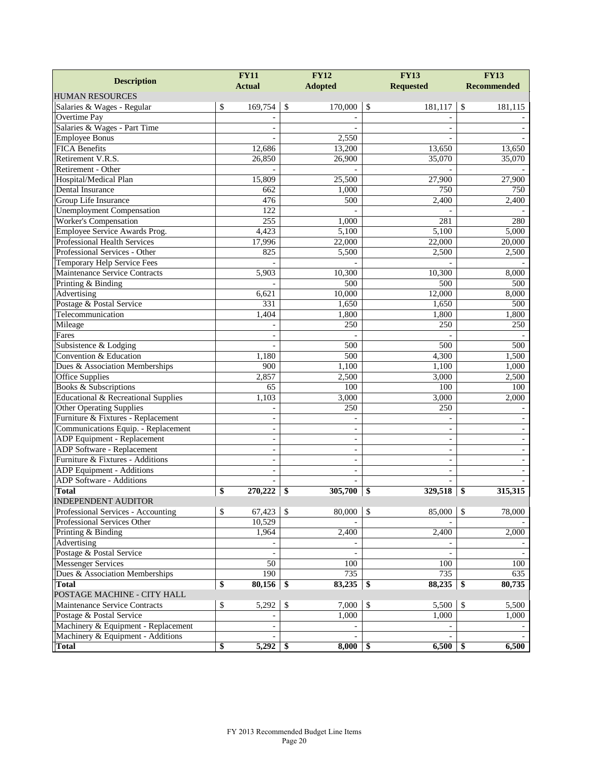| Description | FY11 Actual | FY12 Adopted | FY13 Requested | FY13 Recommended |
|---|---|---|---|---|
| HUMAN RESOURCES | | | | |
| Salaries & Wages - Regular | $ 169,754 | $ 170,000 | $ 181,117 | $ 181,115 |
| Overtime Pay | - | - | - | - |
| Salaries & Wages - Part Time | - | - | - | - |
| Employee Bonus | - | 2,550 | - | - |
| FICA Benefits | 12,686 | 13,200 | 13,650 | 13,650 |
| Retirement V.R.S. | 26,850 | 26,900 | 35,070 | 35,070 |
| Retirement - Other | - | - | - | - |
| Hospital/Medical Plan | 15,809 | 25,500 | 27,900 | 27,900 |
| Dental Insurance | 662 | 1,000 | 750 | 750 |
| Group Life Insurance | 476 | 500 | 2,400 | 2,400 |
| Unemployment Compensation | 122 | - | - | - |
| Worker's Compensation | 255 | 1,000 | 281 | 280 |
| Employee Service Awards Prog. | 4,423 | 5,100 | 5,100 | 5,000 |
| Professional Health Services | 17,996 | 22,000 | 22,000 | 20,000 |
| Professional Services - Other | 825 | 5,500 | 2,500 | 2,500 |
| Temporary Help Service Fees | - | - | - | - |
| Maintenance Service Contracts | 5,903 | 10,300 | 10,300 | 8,000 |
| Printing & Binding | - | 500 | 500 | 500 |
| Advertising | 6,621 | 10,000 | 12,000 | 8,000 |
| Postage & Postal Service | 331 | 1,650 | 1,650 | 500 |
| Telecommunication | 1,404 | 1,800 | 1,800 | 1,800 |
| Mileage | - | 250 | 250 | 250 |
| Fares | - | - | - | - |
| Subsistence & Lodging | - | 500 | 500 | 500 |
| Convention & Education | 1,180 | 500 | 4,300 | 1,500 |
| Dues & Association Memberships | 900 | 1,100 | 1,100 | 1,000 |
| Office Supplies | 2,857 | 2,500 | 3,000 | 2,500 |
| Books & Subscriptions | 65 | 100 | 100 | 100 |
| Educational & Recreational Supplies | 1,103 | 3,000 | 3,000 | 2,000 |
| Other Operating Supplies | - | 250 | 250 | - |
| Furniture & Fixtures - Replacement | - | - | - | - |
| Communications Equip. - Replacement | - | - | - | - |
| ADP Equipment - Replacement | - | - | - | - |
| ADP Software - Replacement | - | - | - | - |
| Furniture & Fixtures - Additions | - | - | - | - |
| ADP Equipment - Additions | - | - | - | - |
| ADP Software - Additions | - | - | - | - |
| **Total** | **$ 270,222** | **$ 305,700** | **$ 329,518** | **$ 315,315** |
| INDEPENDENT AUDITOR | | | | |
| Professional Services - Accounting | $ 67,423 | $ 80,000 | $ 85,000 | $ 78,000 |
| Professional Services Other | 10,529 | - | - | - |
| Printing & Binding | 1,964 | 2,400 | 2,400 | 2,000 |
| Advertising | - | - | - | - |
| Postage & Postal Service | - | - | - | - |
| Messenger Services | 50 | 100 | 100 | 100 |
| Dues & Association Memberships | 190 | 735 | 735 | 635 |
| **Total** | **$ 80,156** | **$ 83,235** | **$ 88,235** | **$ 80,735** |
| POSTAGE MACHINE - CITY HALL | | | | |
| Maintenance Service Contracts | $ 5,292 | $ 7,000 | $ 5,500 | $ 5,500 |
| Postage & Postal Service | - | 1,000 | 1,000 | 1,000 |
| Machinery & Equipment - Replacement | - | - | - | - |
| Machinery & Equipment - Additions | - | - | - | - |
| **Total** | **$ 5,292** | **$ 8,000** | **$ 6,500** | **$ 6,500** |

FY 2013 Recommended Budget Line Items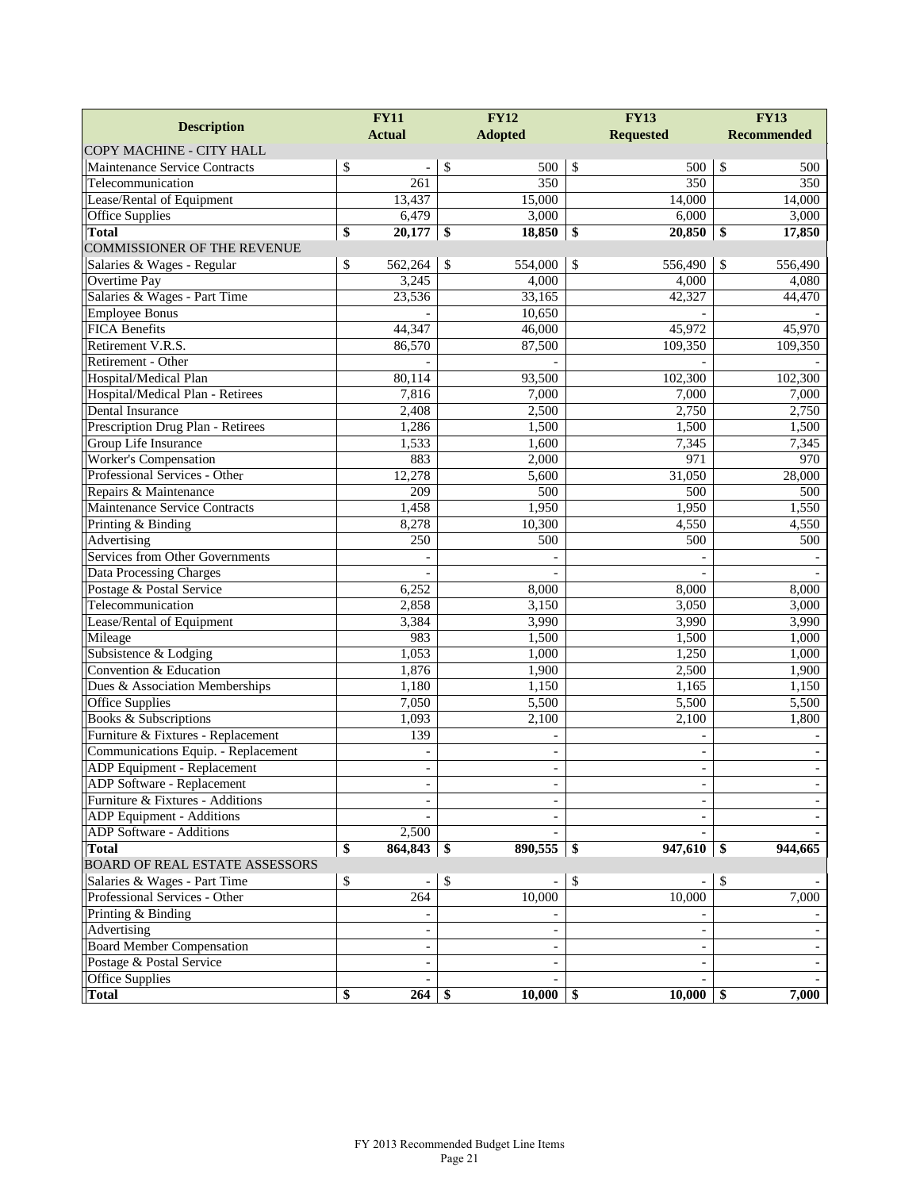| Description | FY11 Actual | FY12 Adopted | FY13 Requested | FY13 Recommended |
|---|---|---|---|---|
| COPY MACHINE - CITY HALL | | | | |
| Maintenance Service Contracts | $ - | $ 500 | $ 500 | $ 500 |
| Telecommunication | 261 | 350 | 350 | 350 |
| Lease/Rental of Equipment | 13,437 | 15,000 | 14,000 | 14,000 |
| Office Supplies | 6,479 | 3,000 | 6,000 | 3,000 |
| **Total** | **$ 20,177** | **$ 18,850** | **$ 20,850** | **$ 17,850** |
| COMMISSIONER OF THE REVENUE | | | | |
| Salaries & Wages - Regular | $ 562,264 | $ 554,000 | $ 556,490 | $ 556,490 |
| Overtime Pay | 3,245 | 4,000 | 4,000 | 4,080 |
| Salaries & Wages - Part Time | 23,536 | 33,165 | 42,327 | 44,470 |
| Employee Bonus | - | 10,650 | - | - |
| FICA Benefits | 44,347 | 46,000 | 45,972 | 45,970 |
| Retirement V.R.S. | 86,570 | 87,500 | 109,350 | 109,350 |
| Retirement - Other | - | - | - | - |
| Hospital/Medical Plan | 80,114 | 93,500 | 102,300 | 102,300 |
| Hospital/Medical Plan - Retirees | 7,816 | 7,000 | 7,000 | 7,000 |
| Dental Insurance | 2,408 | 2,500 | 2,750 | 2,750 |
| Prescription Drug Plan - Retirees | 1,286 | 1,500 | 1,500 | 1,500 |
| Group Life Insurance | 1,533 | 1,600 | 7,345 | 7,345 |
| Worker's Compensation | 883 | 2,000 | 971 | 970 |
| Professional Services - Other | 12,278 | 5,600 | 31,050 | 28,000 |
| Repairs & Maintenance | 209 | 500 | 500 | 500 |
| Maintenance Service Contracts | 1,458 | 1,950 | 1,950 | 1,550 |
| Printing & Binding | 8,278 | 10,300 | 4,550 | 4,550 |
| Advertising | 250 | 500 | 500 | 500 |
| Services from Other Governments | - | - | - | - |
| Data Processing Charges | - | - | - | - |
| Postage & Postal Service | 6,252 | 8,000 | 8,000 | 8,000 |
| Telecommunication | 2,858 | 3,150 | 3,050 | 3,000 |
| Lease/Rental of Equipment | 3,384 | 3,990 | 3,990 | 3,990 |
| Mileage | 983 | 1,500 | 1,500 | 1,000 |
| Subsistence & Lodging | 1,053 | 1,000 | 1,250 | 1,000 |
| Convention & Education | 1,876 | 1,900 | 2,500 | 1,900 |
| Dues & Association Memberships | 1,180 | 1,150 | 1,165 | 1,150 |
| Office Supplies | 7,050 | 5,500 | 5,500 | 5,500 |
| Books & Subscriptions | 1,093 | 2,100 | 2,100 | 1,800 |
| Furniture & Fixtures - Replacement | 139 | - | - | - |
| Communications Equip. - Replacement | - | - | - | - |
| ADP Equipment - Replacement | - | - | - | - |
| ADP Software - Replacement | - | - | - | - |
| Furniture & Fixtures - Additions | - | - | - | - |
| ADP Equipment - Additions | - | - | - | - |
| ADP Software - Additions | 2,500 | - | - | - |
| **Total** | **$ 864,843** | **$ 890,555** | **$ 947,610** | **$ 944,665** |
| BOARD OF REAL ESTATE ASSESSORS | | | | |
| Salaries & Wages - Part Time | $ - | $ - | $ - | $ - |
| Professional Services - Other | 264 | 10,000 | 10,000 | 7,000 |
| Printing & Binding | - | - | - | - |
| Advertising | - | - | - | - |
| Board Member Compensation | - | - | - | - |
| Postage & Postal Service | - | - | - | - |
| Office Supplies | - | - | - | - |
| **Total** | **$ 264** | **$ 10,000** | **$ 10,000** | **$ 7,000** |

FY 2013 Recommended Budget Line Items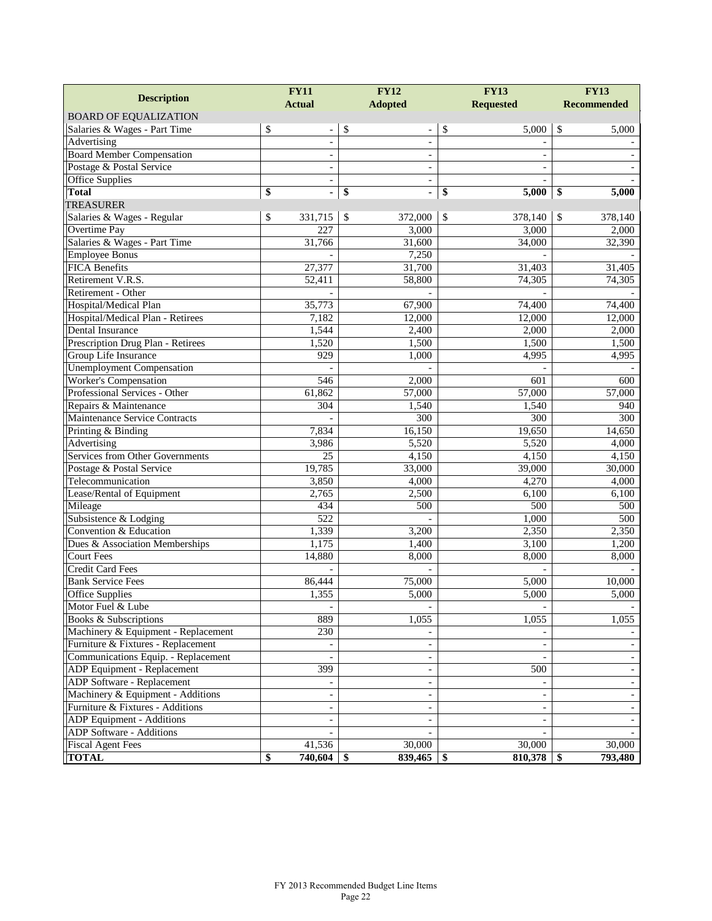| Description | FY11 Actual | FY12 Adopted | FY13 Requested | FY13 Recommended |
|---|---|---|---|---|
| BOARD OF EQUALIZATION | | | | |
| Salaries & Wages - Part Time | $ - | $ - | $ 5,000 | $ 5,000 |
| Advertising | - | - | - | - |
| Board Member Compensation | - | - | - | - |
| Postage & Postal Service | - | - | - | - |
| Office Supplies | - | - | - | - |
| **Total** | **$ -** | **$ -** | **$ 5,000** | **$ 5,000** |
| TREASURER | | | | |
| Salaries & Wages - Regular | $ 331,715 | $ 372,000 | $ 378,140 | $ 378,140 |
| Overtime Pay | 227 | 3,000 | 3,000 | 2,000 |
| Salaries & Wages - Part Time | 31,766 | 31,600 | 34,000 | 32,390 |
| Employee Bonus | - | 7,250 | - | - |
| FICA Benefits | 27,377 | 31,700 | 31,403 | 31,405 |
| Retirement V.R.S. | 52,411 | 58,800 | 74,305 | 74,305 |
| Retirement - Other | - | - | - | - |
| Hospital/Medical Plan | 35,773 | 67,900 | 74,400 | 74,400 |
| Hospital/Medical Plan - Retirees | 7,182 | 12,000 | 12,000 | 12,000 |
| Dental Insurance | 1,544 | 2,400 | 2,000 | 2,000 |
| Prescription Drug Plan - Retirees | 1,520 | 1,500 | 1,500 | 1,500 |
| Group Life Insurance | 929 | 1,000 | 4,995 | 4,995 |
| Unemployment Compensation | - | - | - | - |
| Worker's Compensation | 546 | 2,000 | 601 | 600 |
| Professional Services - Other | 61,862 | 57,000 | 57,000 | 57,000 |
| Repairs & Maintenance | 304 | 1,540 | 1,540 | 940 |
| Maintenance Service Contracts | - | 300 | 300 | 300 |
| Printing & Binding | 7,834 | 16,150 | 19,650 | 14,650 |
| Advertising | 3,986 | 5,520 | 5,520 | 4,000 |
| Services from Other Governments | 25 | 4,150 | 4,150 | 4,150 |
| Postage & Postal Service | 19,785 | 33,000 | 39,000 | 30,000 |
| Telecommunication | 3,850 | 4,000 | 4,270 | 4,000 |
| Lease/Rental of Equipment | 2,765 | 2,500 | 6,100 | 6,100 |
| Mileage | 434 | 500 | 500 | 500 |
| Subsistence & Lodging | 522 | - | 1,000 | 500 |
| Convention & Education | 1,339 | 3,200 | 2,350 | 2,350 |
| Dues & Association Memberships | 1,175 | 1,400 | 3,100 | 1,200 |
| Court Fees | 14,880 | 8,000 | 8,000 | 8,000 |
| Credit Card Fees | - | - | - | - |
| Bank Service Fees | 86,444 | 75,000 | 5,000 | 10,000 |
| Office Supplies | 1,355 | 5,000 | 5,000 | 5,000 |
| Motor Fuel & Lube | - | - | - | - |
| Books & Subscriptions | 889 | 1,055 | 1,055 | 1,055 |
| Machinery & Equipment - Replacement | 230 | - | - | - |
| Furniture & Fixtures - Replacement | - | - | - | - |
| Communications Equip. - Replacement | - | - | - | - |
| ADP Equipment - Replacement | 399 | - | 500 | - |
| ADP Software - Replacement | - | - | - | - |
| Machinery & Equipment - Additions | - | - | - | - |
| Furniture & Fixtures - Additions | - | - | - | - |
| ADP Equipment - Additions | - | - | - | - |
| ADP Software - Additions | - | - | - | - |
| Fiscal Agent Fees | 41,536 | 30,000 | 30,000 | 30,000 |
| **TOTAL** | **$ 740,604** | **$ 839,465** | **$ 810,378** | **$ 793,480** |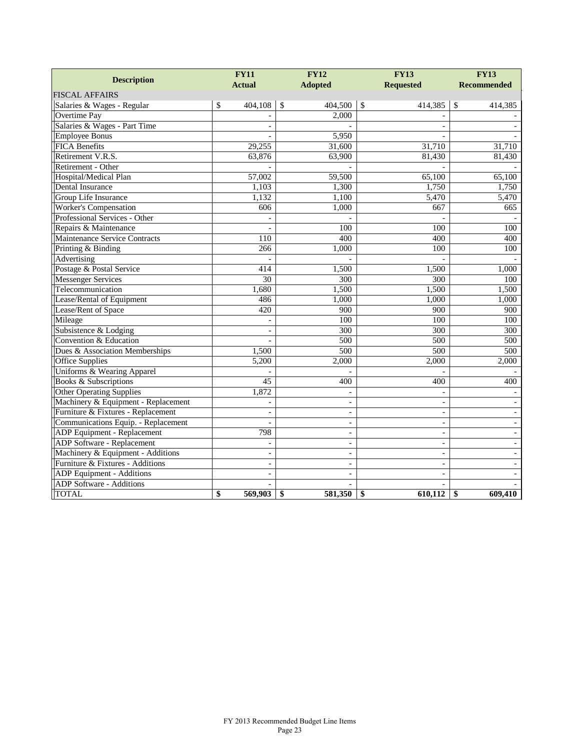| Description | FY11 Actual | FY12 Adopted | FY13 Requested | FY13 Recommended |
|---|---|---|---|---|
| FISCAL AFFAIRS | | | | |
| Salaries & Wages - Regular | $ 404,108 | $ 404,500 | $ 414,385 | $ 414,385 |
| Overtime Pay | - | 2,000 | - | - |
| Salaries & Wages - Part Time | - | - | - | - |
| Employee Bonus | - | 5,950 | - | - |
| FICA Benefits | 29,255 | 31,600 | 31,710 | 31,710 |
| Retirement V.R.S. | 63,876 | 63,900 | 81,430 | 81,430 |
| Retirement - Other | - | - | - | - |
| Hospital/Medical Plan | 57,002 | 59,500 | 65,100 | 65,100 |
| Dental Insurance | 1,103 | 1,300 | 1,750 | 1,750 |
| Group Life Insurance | 1,132 | 1,100 | 5,470 | 5,470 |
| Worker's Compensation | 606 | 1,000 | 667 | 665 |
| Professional Services - Other | - | - | - | - |
| Repairs & Maintenance | - | 100 | 100 | 100 |
| Maintenance Service Contracts | 110 | 400 | 400 | 400 |
| Printing & Binding | 266 | 1,000 | 100 | 100 |
| Advertising | - | - | - | - |
| Postage & Postal Service | 414 | 1,500 | 1,500 | 1,000 |
| Messenger Services | 30 | 300 | 300 | 100 |
| Telecommunication | 1,680 | 1,500 | 1,500 | 1,500 |
| Lease/Rental of Equipment | 486 | 1,000 | 1,000 | 1,000 |
| Lease/Rent of Space | 420 | 900 | 900 | 900 |
| Mileage | - | 100 | 100 | 100 |
| Subsistence & Lodging | - | 300 | 300 | 300 |
| Convention & Education | - | 500 | 500 | 500 |
| Dues & Association Memberships | 1,500 | 500 | 500 | 500 |
| Office Supplies | 5,200 | 2,000 | 2,000 | 2,000 |
| Uniforms & Wearing Apparel | - | - | - | - |
| Books & Subscriptions | 45 | 400 | 400 | 400 |
| Other Operating Supplies | 1,872 | - | - | - |
| Machinery & Equipment - Replacement | - | - | - | - |
| Furniture & Fixtures - Replacement | - | - | - | - |
| Communications Equip. - Replacement | - | - | - | - |
| ADP Equipment - Replacement | 798 | - | - | - |
| ADP Software - Replacement | - | - | - | - |
| Machinery & Equipment - Additions | - | - | - | - |
| Furniture & Fixtures - Additions | - | - | - | - |
| ADP Equipment - Additions | - | - | - | - |
| ADP Software - Additions | - | - | - | - |
| TOTAL | **$ 569,903** | **$ 581,350** | **$ 610,112** | **$ 609,410** |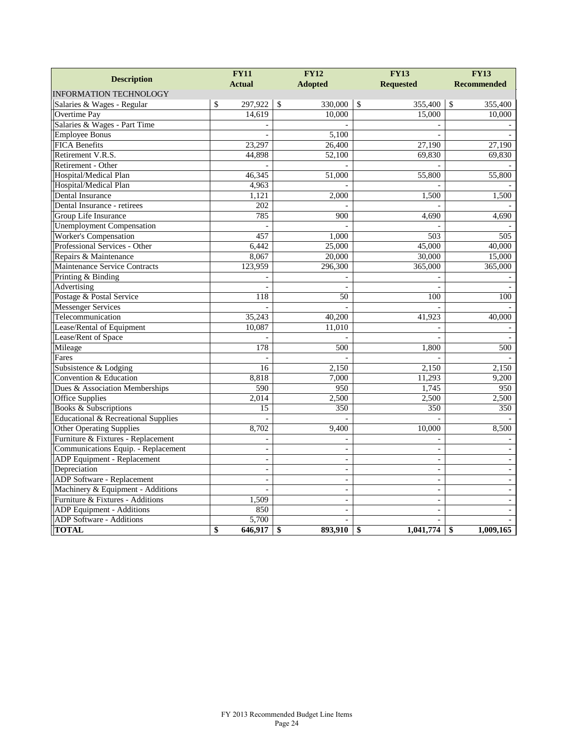| Description | FY11 Actual | FY12 Adopted | FY13 Requested | FY13 Recommended |
|---|---|---|---|---|
| INFORMATION TECHNOLOGY | | | | |
| Salaries & Wages - Regular | $ 297,922 | $ 330,000 | $ 355,400 | $ 355,400 |
| Overtime Pay | 14,619 | 10,000 | 15,000 | 10,000 |
| Salaries & Wages - Part Time | - | - | - | - |
| Employee Bonus | - | 5,100 | - | - |
| FICA Benefits | 23,297 | 26,400 | 27,190 | 27,190 |
| Retirement V.R.S. | 44,898 | 52,100 | 69,830 | 69,830 |
| Retirement - Other | - | - | - | - |
| Hospital/Medical Plan | 46,345 | 51,000 | 55,800 | 55,800 |
| Hospital/Medical Plan | 4,963 | - | - | - |
| Dental Insurance | 1,121 | 2,000 | 1,500 | 1,500 |
| Dental Insurance - retirees | 202 | - | - | - |
| Group Life Insurance | 785 | 900 | 4,690 | 4,690 |
| Unemployment Compensation | - | - | - | - |
| Worker's Compensation | 457 | 1,000 | 503 | 505 |
| Professional Services - Other | 6,442 | 25,000 | 45,000 | 40,000 |
| Repairs & Maintenance | 8,067 | 20,000 | 30,000 | 15,000 |
| Maintenance Service Contracts | 123,959 | 296,300 | 365,000 | 365,000 |
| Printing & Binding | - | - | - | - |
| Advertising | - | - | - | - |
| Postage & Postal Service | 118 | 50 | 100 | 100 |
| Messenger Services | - | - | - | - |
| Telecommunication | 35,243 | 40,200 | 41,923 | 40,000 |
| Lease/Rental of Equipment | 10,087 | 11,010 | - | - |
| Lease/Rent of Space | - | - | - | - |
| Mileage | 178 | 500 | 1,800 | 500 |
| Fares | - | - | - | - |
| Subsistence & Lodging | 16 | 2,150 | 2,150 | 2,150 |
| Convention & Education | 8,818 | 7,000 | 11,293 | 9,200 |
| Dues & Association Memberships | 590 | 950 | 1,745 | 950 |
| Office Supplies | 2,014 | 2,500 | 2,500 | 2,500 |
| Books & Subscriptions | 15 | 350 | 350 | 350 |
| Educational & Recreational Supplies | - | - | - | - |
| Other Operating Supplies | 8,702 | 9,400 | 10,000 | 8,500 |
| Furniture & Fixtures - Replacement | - | - | - | - |
| Communications Equip. - Replacement | - | - | - | - |
| ADP Equipment - Replacement | - | - | - | - |
| Depreciation | - | - | - | - |
| ADP Software - Replacement | - | - | - | - |
| Machinery & Equipment - Additions | - | - | - | - |
| Furniture & Fixtures - Additions | 1,509 | - | - | - |
| ADP Equipment - Additions | 850 | - | - | - |
| ADP Software - Additions | 5,700 | - | - | - |
| **TOTAL** | **$ 646,917** | **$ 893,910** | **$ 1,041,774** | **$ 1,009,165** |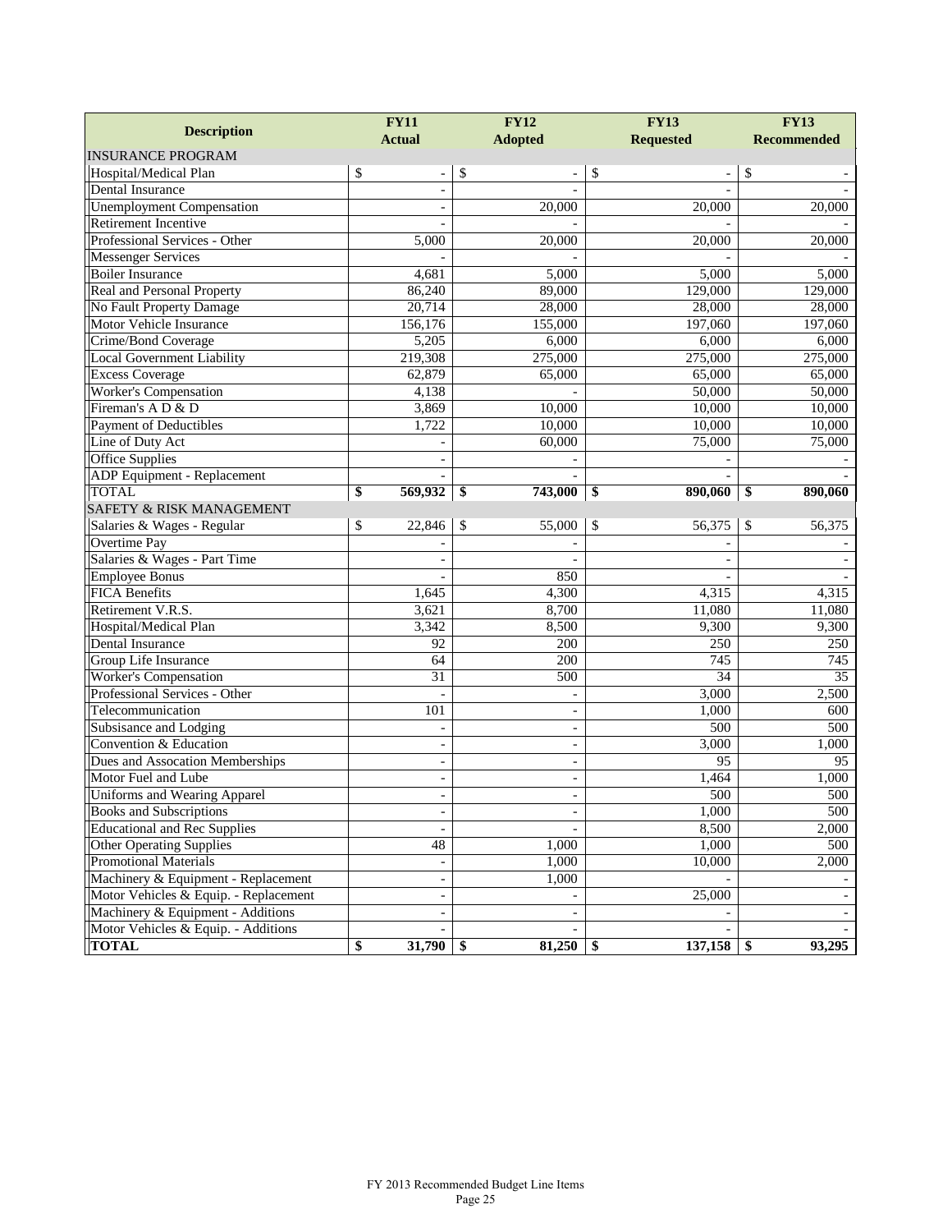| Description | FY11 Actual | FY12 Adopted | FY13 Requested | FY13 Recommended |
|---|---|---|---|---|
| INSURANCE PROGRAM | | | | |
| Hospital/Medical Plan | $ - | $ - | $ - | $ - |
| Dental Insurance | - | - | - | - |
| Unemployment Compensation | - | 20,000 | 20,000 | 20,000 |
| Retirement Incentive | - | - | - | - |
| Professional Services - Other | 5,000 | 20,000 | 20,000 | 20,000 |
| Messenger Services | - | - | - | - |
| Boiler Insurance | 4,681 | 5,000 | 5,000 | 5,000 |
| Real and Personal Property | 86,240 | 89,000 | 129,000 | 129,000 |
| No Fault Property Damage | 20,714 | 28,000 | 28,000 | 28,000 |
| Motor Vehicle Insurance | 156,176 | 155,000 | 197,060 | 197,060 |
| Crime/Bond Coverage | 5,205 | 6,000 | 6,000 | 6,000 |
| Local Government Liability | 219,308 | 275,000 | 275,000 | 275,000 |
| Excess Coverage | 62,879 | 65,000 | 65,000 | 65,000 |
| Worker's Compensation | 4,138 | - | 50,000 | 50,000 |
| Fireman's A D & D | 3,869 | 10,000 | 10,000 | 10,000 |
| Payment of Deductibles | 1,722 | 10,000 | 10,000 | 10,000 |
| Line of Duty Act | - | 60,000 | 75,000 | 75,000 |
| Office Supplies | - | - | - | - |
| ADP Equipment - Replacement | - | - | - | - |
| **TOTAL** | **$ 569,932** | **$ 743,000** | **$ 890,060** | **$ 890,060** |
| SAFETY & RISK MANAGEMENT | | | | |
| Salaries & Wages - Regular | $ 22,846 | $ 55,000 | $ 56,375 | $ 56,375 |
| Overtime Pay | - | - | - | - |
| Salaries & Wages - Part Time | - | - | - | - |
| Employee Bonus | - | 850 | - | - |
| FICA Benefits | 1,645 | 4,300 | 4,315 | 4,315 |
| Retirement V.R.S. | 3,621 | 8,700 | 11,080 | 11,080 |
| Hospital/Medical Plan | 3,342 | 8,500 | 9,300 | 9,300 |
| Dental Insurance | 92 | 200 | 250 | 250 |
| Group Life Insurance | 64 | 200 | 745 | 745 |
| Worker's Compensation | 31 | 500 | 34 | 35 |
| Professional Services - Other | - | - | 3,000 | 2,500 |
| Telecommunication | 101 | - | 1,000 | 600 |
| Subsisance and Lodging | - | - | 500 | 500 |
| Convention & Education | - | - | 3,000 | 1,000 |
| Dues and Assocation Memberships | - | - | 95 | 95 |
| Motor Fuel and Lube | - | - | 1,464 | 1,000 |
| Uniforms and Wearing Apparel | - | - | 500 | 500 |
| Books and Subscriptions | - | - | 1,000 | 500 |
| Educational and Rec Supplies | - | - | 8,500 | 2,000 |
| Other Operating Supplies | 48 | 1,000 | 1,000 | 500 |
| Promotional Materials | - | 1,000 | 10,000 | 2,000 |
| Machinery & Equipment - Replacement | - | 1,000 | - | - |
| Motor Vehicles & Equip. - Replacement | - | - | 25,000 | - |
| Machinery & Equipment - Additions | - | - | - | - |
| Motor Vehicles & Equip. - Additions | - | - | - | - |
| **TOTAL** | **$ 31,790** | **$ 81,250** | **$ 137,158** | **$ 93,295** |

FY 2013 Recommended Budget Line Items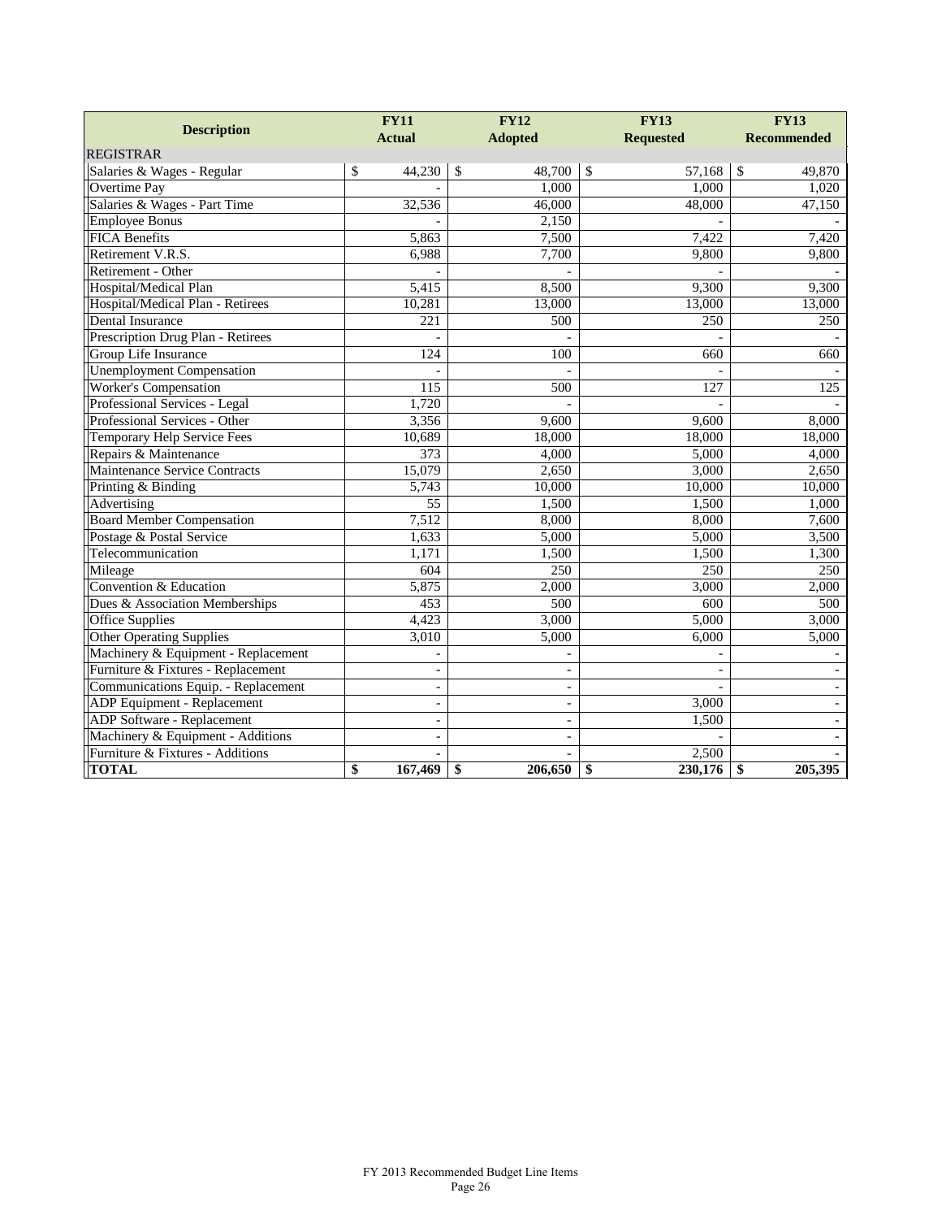| Description | FY11 Actual | FY12 Adopted | FY13 Requested | FY13 Recommended |
|---|---|---|---|---|
| REGISTRAR | | | | |
| Salaries & Wages - Regular | $ 44,230 | $ 48,700 | $ 57,168 | $ 49,870 |
| Overtime Pay | - | 1,000 | 1,000 | 1,020 |
| Salaries & Wages - Part Time | 32,536 | 46,000 | 48,000 | 47,150 |
| Employee Bonus | - | 2,150 | - | - |
| FICA Benefits | 5,863 | 7,500 | 7,422 | 7,420 |
| Retirement V.R.S. | 6,988 | 7,700 | 9,800 | 9,800 |
| Retirement - Other | - | - | - | - |
| Hospital/Medical Plan | 5,415 | 8,500 | 9,300 | 9,300 |
| Hospital/Medical Plan - Retirees | 10,281 | 13,000 | 13,000 | 13,000 |
| Dental Insurance | 221 | 500 | 250 | 250 |
| Prescription Drug Plan - Retirees | - | - | - | - |
| Group Life Insurance | 124 | 100 | 660 | 660 |
| Unemployment Compensation | - | - | - | - |
| Worker's Compensation | 115 | 500 | 127 | 125 |
| Professional Services - Legal | 1,720 | - | - | - |
| Professional Services - Other | 3,356 | 9,600 | 9,600 | 8,000 |
| Temporary Help Service Fees | 10,689 | 18,000 | 18,000 | 18,000 |
| Repairs & Maintenance | 373 | 4,000 | 5,000 | 4,000 |
| Maintenance Service Contracts | 15,079 | 2,650 | 3,000 | 2,650 |
| Printing & Binding | 5,743 | 10,000 | 10,000 | 10,000 |
| Advertising | 55 | 1,500 | 1,500 | 1,000 |
| Board Member Compensation | 7,512 | 8,000 | 8,000 | 7,600 |
| Postage & Postal Service | 1,633 | 5,000 | 5,000 | 3,500 |
| Telecommunication | 1,171 | 1,500 | 1,500 | 1,300 |
| Mileage | 604 | 250 | 250 | 250 |
| Convention & Education | 5,875 | 2,000 | 3,000 | 2,000 |
| Dues & Association Memberships | 453 | 500 | 600 | 500 |
| Office Supplies | 4,423 | 3,000 | 5,000 | 3,000 |
| Other Operating Supplies | 3,010 | 5,000 | 6,000 | 5,000 |
| Machinery & Equipment - Replacement | - | - | - | - |
| Furniture & Fixtures - Replacement | - | - | - | - |
| Communications Equip. - Replacement | - | - | - | - |
| ADP Equipment - Replacement | - | - | 3,000 | - |
| ADP Software - Replacement | - | - | 1,500 | - |
| Machinery & Equipment - Additions | - | - | - | - |
| Furniture & Fixtures - Additions | - | - | 2,500 | - |
| **TOTAL** | **$ 167,469** | **$ 206,650** | **$ 230,176** | **$ 205,395** |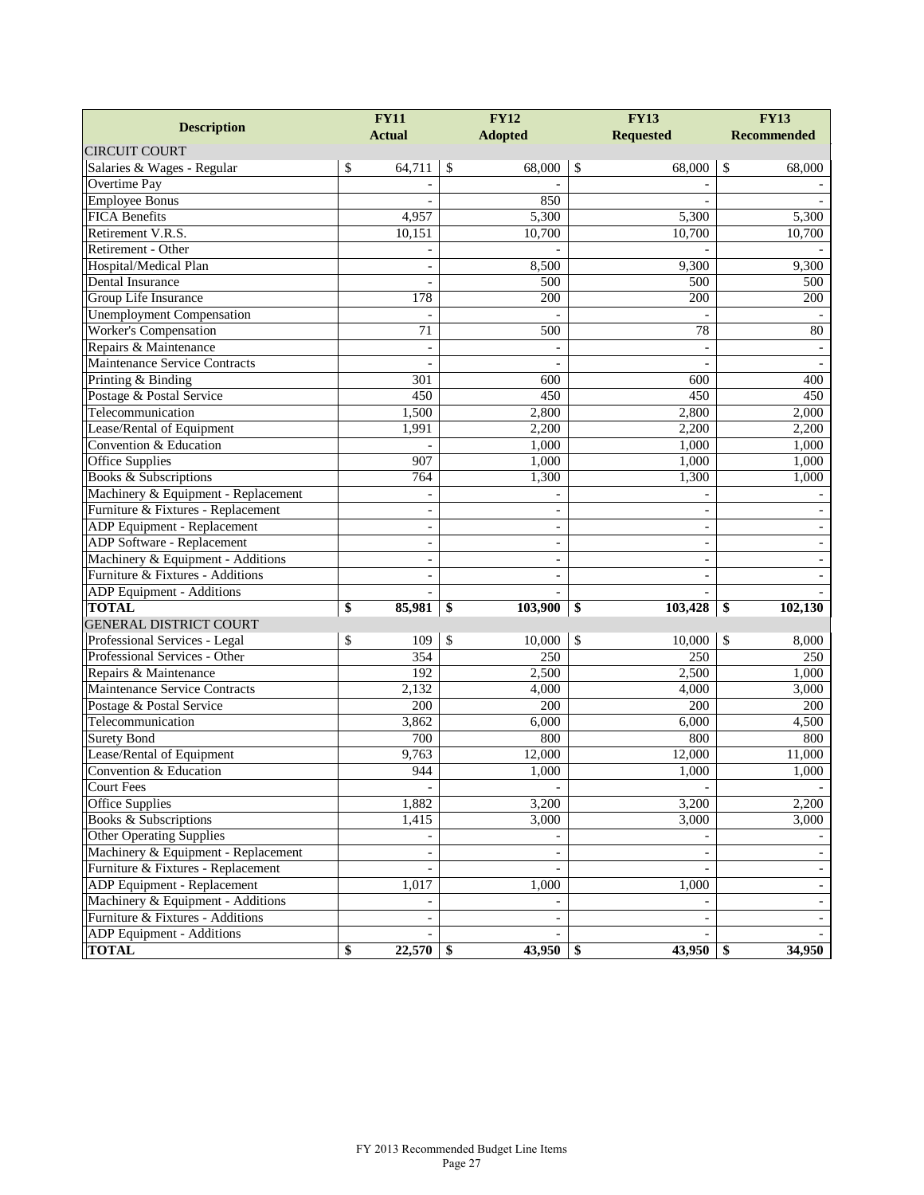| Description | FY11 Actual | FY12 Adopted | FY13 Requested | FY13 Recommended |
|---|---|---|---|---|
| CIRCUIT COURT | | | | |
| Salaries & Wages - Regular | $ 64,711 | $ 68,000 | $ 68,000 | $ 68,000 |
| Overtime Pay | - | - | - | - |
| Employee Bonus | - | 850 | - | - |
| FICA Benefits | 4,957 | 5,300 | 5,300 | 5,300 |
| Retirement V.R.S. | 10,151 | 10,700 | 10,700 | 10,700 |
| Retirement - Other | - | - | - | - |
| Hospital/Medical Plan | - | 8,500 | 9,300 | 9,300 |
| Dental Insurance | - | 500 | 500 | 500 |
| Group Life Insurance | 178 | 200 | 200 | 200 |
| Unemployment Compensation | - | - | - | - |
| Worker's Compensation | 71 | 500 | 78 | 80 |
| Repairs & Maintenance | - | - | - | - |
| Maintenance Service Contracts | - | - | - | - |
| Printing & Binding | 301 | 600 | 600 | 400 |
| Postage & Postal Service | 450 | 450 | 450 | 450 |
| Telecommunication | 1,500 | 2,800 | 2,800 | 2,000 |
| Lease/Rental of Equipment | 1,991 | 2,200 | 2,200 | 2,200 |
| Convention & Education | - | 1,000 | 1,000 | 1,000 |
| Office Supplies | 907 | 1,000 | 1,000 | 1,000 |
| Books & Subscriptions | 764 | 1,300 | 1,300 | 1,000 |
| Machinery & Equipment - Replacement | - | - | - | - |
| Furniture & Fixtures - Replacement | - | - | - | - |
| ADP Equipment - Replacement | - | - | - | - |
| ADP Software - Replacement | - | - | - | - |
| Machinery & Equipment - Additions | - | - | - | - |
| Furniture & Fixtures - Additions | - | - | - | - |
| ADP Equipment - Additions | - | - | - | - |
| **TOTAL** | **$ 85,981** | **$ 103,900** | **$ 103,428** | **$ 102,130** |
| GENERAL DISTRICT COURT | | | | |
| Professional Services - Legal | $ 109 | $ 10,000 | $ 10,000 | $ 8,000 |
| Professional Services - Other | 354 | 250 | 250 | 250 |
| Repairs & Maintenance | 192 | 2,500 | 2,500 | 1,000 |
| Maintenance Service Contracts | 2,132 | 4,000 | 4,000 | 3,000 |
| Postage & Postal Service | 200 | 200 | 200 | 200 |
| Telecommunication | 3,862 | 6,000 | 6,000 | 4,500 |
| Surety Bond | 700 | 800 | 800 | 800 |
| Lease/Rental of Equipment | 9,763 | 12,000 | 12,000 | 11,000 |
| Convention & Education | 944 | 1,000 | 1,000 | 1,000 |
| Court Fees | - | - | - | - |
| Office Supplies | 1,882 | 3,200 | 3,200 | 2,200 |
| Books & Subscriptions | 1,415 | 3,000 | 3,000 | 3,000 |
| Other Operating Supplies | - | - | - | - |
| Machinery & Equipment - Replacement | - | - | - | - |
| Furniture & Fixtures - Replacement | - | - | - | - |
| ADP Equipment - Replacement | 1,017 | 1,000 | 1,000 | - |
| Machinery & Equipment - Additions | - | - | - | - |
| Furniture & Fixtures - Additions | - | - | - | - |
| ADP Equipment - Additions | - | - | - | - |
| **TOTAL** | **$ 22,570** | **$ 43,950** | **$ 43,950** | **$ 34,950** |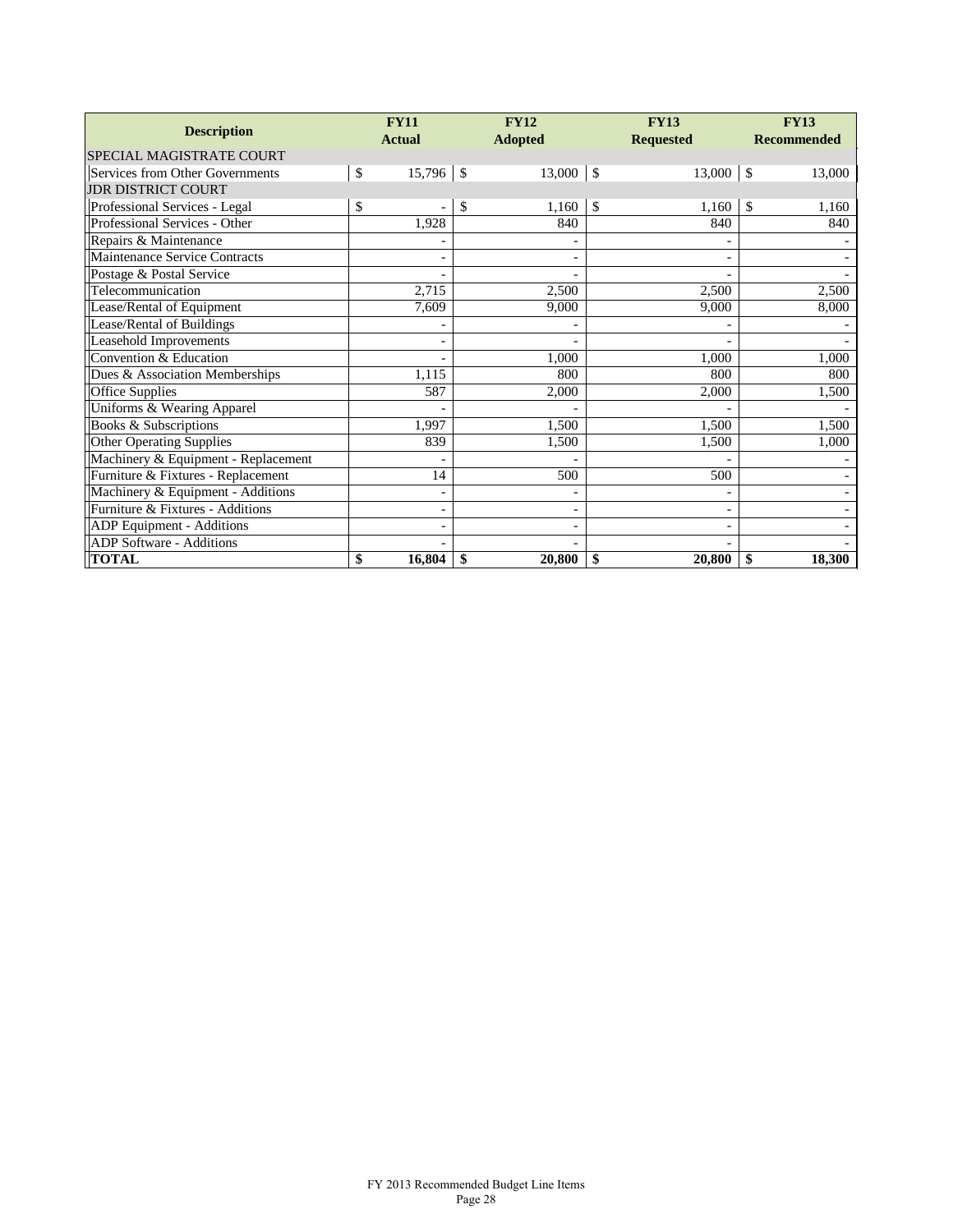| Description | FY11 Actual | FY12 Adopted | FY13 Requested | FY13 Recommended |
|---|---|---|---|---|
| SPECIAL MAGISTRATE COURT | | | | |
| Services from Other Governments | $ 15,796 | $ 13,000 | $ 13,000 | $ 13,000 |
| JDR DISTRICT COURT | | | | |
| Professional Services - Legal | $ - | $ 1,160 | $ 1,160 | $ 1,160 |
| Professional Services - Other | 1,928 | 840 | 840 | 840 |
| Repairs & Maintenance | - | - | - | - |
| Maintenance Service Contracts | - | - | - | - |
| Postage & Postal Service | - | - | - | - |
| Telecommunication | 2,715 | 2,500 | 2,500 | 2,500 |
| Lease/Rental of Equipment | 7,609 | 9,000 | 9,000 | 8,000 |
| Lease/Rental of Buildings | - | - | - | - |
| Leasehold Improvements | - | - | - | - |
| Convention & Education | - | 1,000 | 1,000 | 1,000 |
| Dues & Association Memberships | 1,115 | 800 | 800 | 800 |
| Office Supplies | 587 | 2,000 | 2,000 | 1,500 |
| Uniforms & Wearing Apparel | - | - | - | - |
| Books & Subscriptions | 1,997 | 1,500 | 1,500 | 1,500 |
| Other Operating Supplies | 839 | 1,500 | 1,500 | 1,000 |
| Machinery & Equipment - Replacement | - | - | - | - |
| Furniture & Fixtures - Replacement | 14 | 500 | 500 | - |
| Machinery & Equipment - Additions | - | - | - | - |
| Furniture & Fixtures - Additions | - | - | - | - |
| ADP Equipment - Additions | - | - | - | - |
| ADP Software - Additions | - | - | - | - |
| **TOTAL** | **$ 16,804** | **$ 20,800** | **$ 20,800** | **$ 18,300** |

FY 2013 Recommended Budget Line Items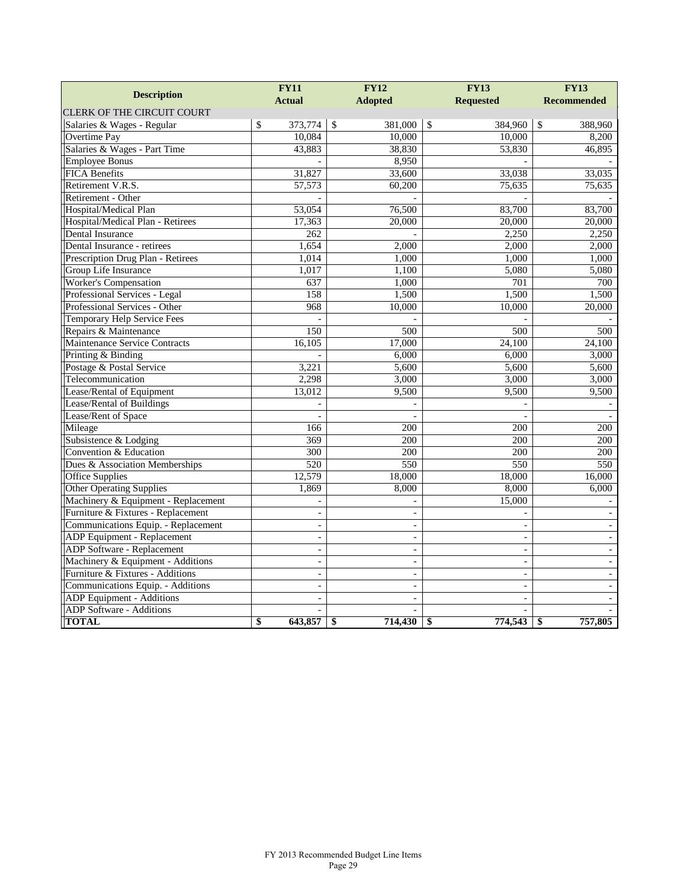| Description | FY11 Actual | FY12 Adopted | FY13 Requested | FY13 Recommended |
|---|---|---|---|---|
| CLERK OF THE CIRCUIT COURT | | | | |
| Salaries & Wages - Regular | $ 373,774 | $ 381,000 | $ 384,960 | $ 388,960 |
| Overtime Pay | 10,084 | 10,000 | 10,000 | 8,200 |
| Salaries & Wages - Part Time | 43,883 | 38,830 | 53,830 | 46,895 |
| Employee Bonus | - | 8,950 | - | - |
| FICA Benefits | 31,827 | 33,600 | 33,038 | 33,035 |
| Retirement V.R.S. | 57,573 | 60,200 | 75,635 | 75,635 |
| Retirement - Other | - | - | - | - |
| Hospital/Medical Plan | 53,054 | 76,500 | 83,700 | 83,700 |
| Hospital/Medical Plan - Retirees | 17,363 | 20,000 | 20,000 | 20,000 |
| Dental Insurance | 262 | - | 2,250 | 2,250 |
| Dental Insurance - retirees | 1,654 | 2,000 | 2,000 | 2,000 |
| Prescription Drug Plan - Retirees | 1,014 | 1,000 | 1,000 | 1,000 |
| Group Life Insurance | 1,017 | 1,100 | 5,080 | 5,080 |
| Worker's Compensation | 637 | 1,000 | 701 | 700 |
| Professional Services - Legal | 158 | 1,500 | 1,500 | 1,500 |
| Professional Services - Other | 968 | 10,000 | 10,000 | 20,000 |
| Temporary Help Service Fees | - | - | - | - |
| Repairs & Maintenance | 150 | 500 | 500 | 500 |
| Maintenance Service Contracts | 16,105 | 17,000 | 24,100 | 24,100 |
| Printing & Binding | - | 6,000 | 6,000 | 3,000 |
| Postage & Postal Service | 3,221 | 5,600 | 5,600 | 5,600 |
| Telecommunication | 2,298 | 3,000 | 3,000 | 3,000 |
| Lease/Rental of Equipment | 13,012 | 9,500 | 9,500 | 9,500 |
| Lease/Rental of Buildings | - | - | - | - |
| Lease/Rent of Space | - | - | - | - |
| Mileage | 166 | 200 | 200 | 200 |
| Subsistence & Lodging | 369 | 200 | 200 | 200 |
| Convention & Education | 300 | 200 | 200 | 200 |
| Dues & Association Memberships | 520 | 550 | 550 | 550 |
| Office Supplies | 12,579 | 18,000 | 18,000 | 16,000 |
| Other Operating Supplies | 1,869 | 8,000 | 8,000 | 6,000 |
| Machinery & Equipment - Replacement | - | - | 15,000 | - |
| Furniture & Fixtures - Replacement | - | - | - | - |
| Communications Equip. - Replacement | - | - | - | - |
| ADP Equipment - Replacement | - | - | - | - |
| ADP Software - Replacement | - | - | - | - |
| Machinery & Equipment - Additions | - | - | - | - |
| Furniture & Fixtures - Additions | - | - | - | - |
| Communications Equip. - Additions | - | - | - | - |
| ADP Equipment - Additions | - | - | - | - |
| ADP Software - Additions | - | - | - | - |
| **TOTAL** | **$ 643,857** | **$ 714,430** | **$ 774,543** | **$ 757,805** |

FY 2013 Recommended Budget Line Items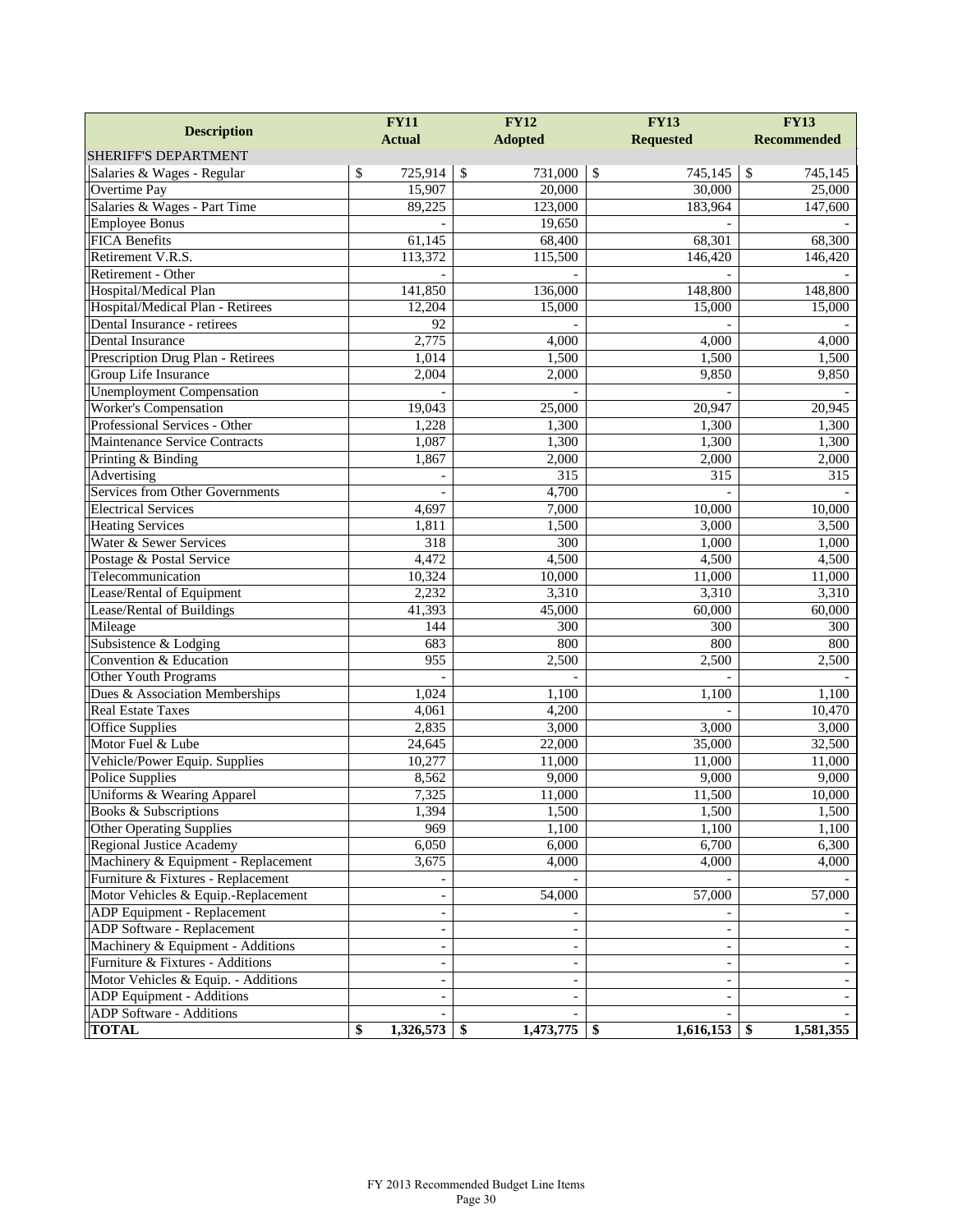| Description | FY11 Actual | FY12 Adopted | FY13 Requested | FY13 Recommended |
|---|---|---|---|---|
| SHERIFF'S DEPARTMENT | | | | |
| Salaries & Wages - Regular | $ 725,914 | $ 731,000 | $ 745,145 | $ 745,145 |
| Overtime Pay | 15,907 | 20,000 | 30,000 | 25,000 |
| Salaries & Wages - Part Time | 89,225 | 123,000 | 183,964 | 147,600 |
| Employee Bonus | - | 19,650 | - | - |
| FICA Benefits | 61,145 | 68,400 | 68,301 | 68,300 |
| Retirement V.R.S. | 113,372 | 115,500 | 146,420 | 146,420 |
| Retirement - Other | - | - | - | - |
| Hospital/Medical Plan | 141,850 | 136,000 | 148,800 | 148,800 |
| Hospital/Medical Plan - Retirees | 12,204 | 15,000 | 15,000 | 15,000 |
| Dental Insurance - retirees | 92 | - | - | - |
| Dental Insurance | 2,775 | 4,000 | 4,000 | 4,000 |
| Prescription Drug Plan - Retirees | 1,014 | 1,500 | 1,500 | 1,500 |
| Group Life Insurance | 2,004 | 2,000 | 9,850 | 9,850 |
| Unemployment Compensation | - | - | - | - |
| Worker's Compensation | 19,043 | 25,000 | 20,947 | 20,945 |
| Professional Services - Other | 1,228 | 1,300 | 1,300 | 1,300 |
| Maintenance Service Contracts | 1,087 | 1,300 | 1,300 | 1,300 |
| Printing & Binding | 1,867 | 2,000 | 2,000 | 2,000 |
| Advertising | - | 315 | 315 | 315 |
| Services from Other Governments | - | 4,700 | - | - |
| Electrical Services | 4,697 | 7,000 | 10,000 | 10,000 |
| Heating Services | 1,811 | 1,500 | 3,000 | 3,500 |
| Water & Sewer Services | 318 | 300 | 1,000 | 1,000 |
| Postage & Postal Service | 4,472 | 4,500 | 4,500 | 4,500 |
| Telecommunication | 10,324 | 10,000 | 11,000 | 11,000 |
| Lease/Rental of Equipment | 2,232 | 3,310 | 3,310 | 3,310 |
| Lease/Rental of Buildings | 41,393 | 45,000 | 60,000 | 60,000 |
| Mileage | 144 | 300 | 300 | 300 |
| Subsistence & Lodging | 683 | 800 | 800 | 800 |
| Convention & Education | 955 | 2,500 | 2,500 | 2,500 |
| Other Youth Programs | - | - | - | - |
| Dues & Association Memberships | 1,024 | 1,100 | 1,100 | 1,100 |
| Real Estate Taxes | 4,061 | 4,200 | - | 10,470 |
| Office Supplies | 2,835 | 3,000 | 3,000 | 3,000 |
| Motor Fuel & Lube | 24,645 | 22,000 | 35,000 | 32,500 |
| Vehicle/Power Equip. Supplies | 10,277 | 11,000 | 11,000 | 11,000 |
| Police Supplies | 8,562 | 9,000 | 9,000 | 9,000 |
| Uniforms & Wearing Apparel | 7,325 | 11,000 | 11,500 | 10,000 |
| Books & Subscriptions | 1,394 | 1,500 | 1,500 | 1,500 |
| Other Operating Supplies | 969 | 1,100 | 1,100 | 1,100 |
| Regional Justice Academy | 6,050 | 6,000 | 6,700 | 6,300 |
| Machinery & Equipment - Replacement | 3,675 | 4,000 | 4,000 | 4,000 |
| Furniture & Fixtures - Replacement | - | - | - | - |
| Motor Vehicles & Equip.-Replacement | - | 54,000 | 57,000 | 57,000 |
| ADP Equipment - Replacement | - | - | - | - |
| ADP Software - Replacement | - | - | - | - |
| Machinery & Equipment - Additions | - | - | - | - |
| Furniture & Fixtures - Additions | - | - | - | - |
| Motor Vehicles & Equip. - Additions | - | - | - | - |
| ADP Equipment - Additions | - | - | - | - |
| ADP Software - Additions | - | - | - | - |
| **TOTAL** | **$ 1,326,573** | **$ 1,473,775** | **$ 1,616,153** | **$ 1,581,355** |

FY 2013 Recommended Budget Line Items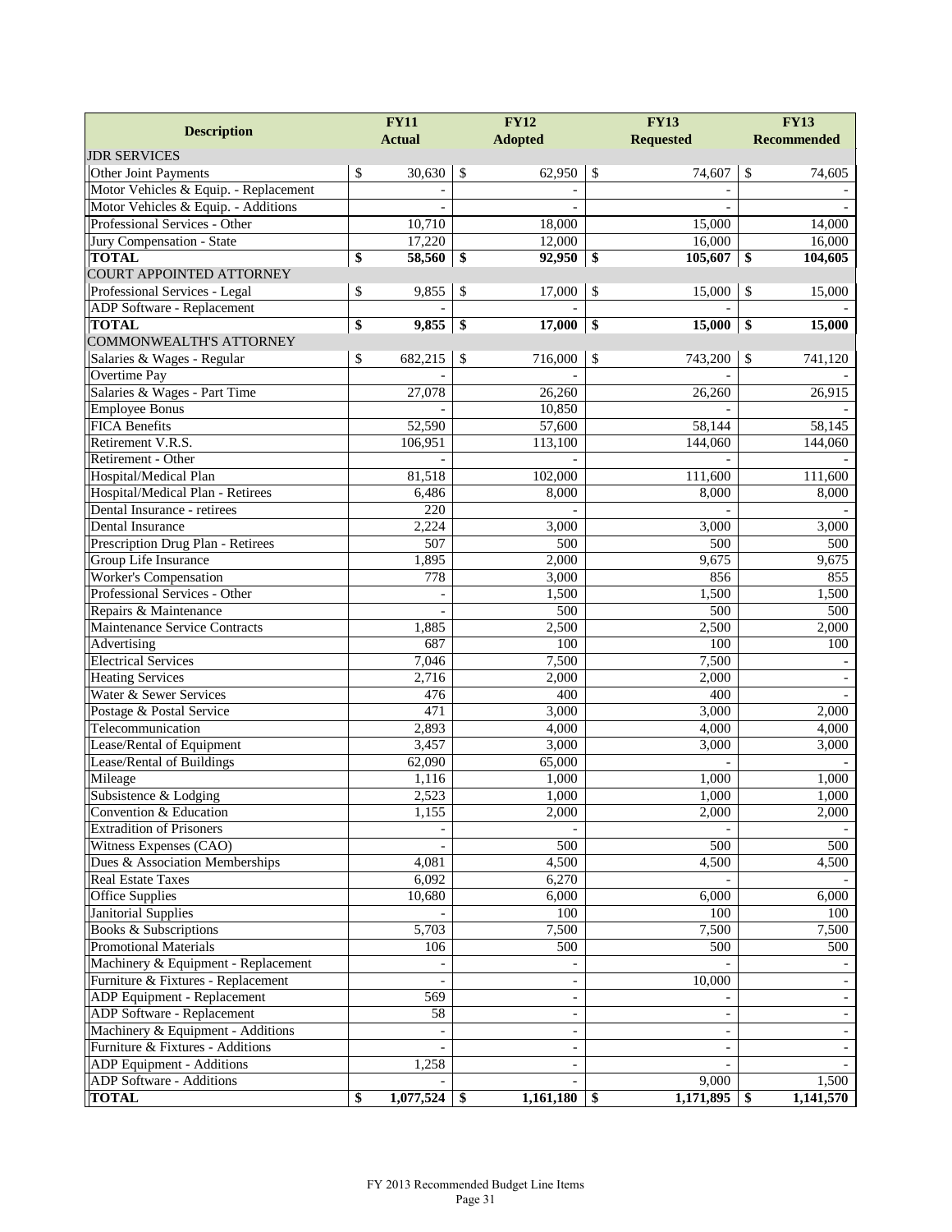| Description | FY11 Actual | FY12 Adopted | FY13 Requested | FY13 Recommended |
|---|---|---|---|---|
| JDR SERVICES | | | | |
| Other Joint Payments | $ 30,630 | $ 62,950 | $ 74,607 | $ 74,605 |
| Motor Vehicles & Equip. - Replacement | - | - | - | - |
| Motor Vehicles & Equip. - Additions | - | - | - | - |
| Professional Services - Other | 10,710 | 18,000 | 15,000 | 14,000 |
| Jury Compensation - State | 17,220 | 12,000 | 16,000 | 16,000 |
| **TOTAL** | **$ 58,560** | **$ 92,950** | **$ 105,607** | **$ 104,605** |
| COURT APPOINTED ATTORNEY | | | | |
| Professional Services - Legal | $ 9,855 | $ 17,000 | $ 15,000 | $ 15,000 |
| ADP Software - Replacement | - | - | - | - |
| **TOTAL** | **$ 9,855** | **$ 17,000** | **$ 15,000** | **$ 15,000** |
| COMMONWEALTH'S ATTORNEY | | | | |
| Salaries & Wages - Regular | $ 682,215 | $ 716,000 | $ 743,200 | $ 741,120 |
| Overtime Pay | - | - | - | - |
| Salaries & Wages - Part Time | 27,078 | 26,260 | 26,260 | 26,915 |
| Employee Bonus | - | 10,850 | - | - |
| FICA Benefits | 52,590 | 57,600 | 58,144 | 58,145 |
| Retirement V.R.S. | 106,951 | 113,100 | 144,060 | 144,060 |
| Retirement - Other | - | - | - | - |
| Hospital/Medical Plan | 81,518 | 102,000 | 111,600 | 111,600 |
| Hospital/Medical Plan - Retirees | 6,486 | 8,000 | 8,000 | 8,000 |
| Dental Insurance - retirees | 220 | - | - | - |
| Dental Insurance | 2,224 | 3,000 | 3,000 | 3,000 |
| Prescription Drug Plan - Retirees | 507 | 500 | 500 | 500 |
| Group Life Insurance | 1,895 | 2,000 | 9,675 | 9,675 |
| Worker's Compensation | 778 | 3,000 | 856 | 855 |
| Professional Services - Other | - | 1,500 | 1,500 | 1,500 |
| Repairs & Maintenance | - | 500 | 500 | 500 |
| Maintenance Service Contracts | 1,885 | 2,500 | 2,500 | 2,000 |
| Advertising | 687 | 100 | 100 | 100 |
| Electrical Services | 7,046 | 7,500 | 7,500 | - |
| Heating Services | 2,716 | 2,000 | 2,000 | - |
| Water & Sewer Services | 476 | 400 | 400 | - |
| Postage & Postal Service | 471 | 3,000 | 3,000 | 2,000 |
| Telecommunication | 2,893 | 4,000 | 4,000 | 4,000 |
| Lease/Rental of Equipment | 3,457 | 3,000 | 3,000 | 3,000 |
| Lease/Rental of Buildings | 62,090 | 65,000 | - | - |
| Mileage | 1,116 | 1,000 | 1,000 | 1,000 |
| Subsistence & Lodging | 2,523 | 1,000 | 1,000 | 1,000 |
| Convention & Education | 1,155 | 2,000 | 2,000 | 2,000 |
| Extradition of Prisoners | - | - | - | - |
| Witness Expenses (CAO) | - | 500 | 500 | 500 |
| Dues & Association Memberships | 4,081 | 4,500 | 4,500 | 4,500 |
| Real Estate Taxes | 6,092 | 6,270 | - | - |
| Office Supplies | 10,680 | 6,000 | 6,000 | 6,000 |
| Janitorial Supplies | - | 100 | 100 | 100 |
| Books & Subscriptions | 5,703 | 7,500 | 7,500 | 7,500 |
| Promotional Materials | 106 | 500 | 500 | 500 |
| Machinery & Equipment - Replacement | - | - | - | - |
| Furniture & Fixtures - Replacement | - | - | 10,000 | - |
| ADP Equipment - Replacement | 569 | - | - | - |
| ADP Software - Replacement | 58 | - | - | - |
| Machinery & Equipment - Additions | - | - | - | - |
| Furniture & Fixtures - Additions | - | - | - | - |
| ADP Equipment - Additions | 1,258 | - | - | - |
| ADP Software - Additions | - | - | 9,000 | 1,500 |
| **TOTAL** | **$ 1,077,524** | **$ 1,161,180** | **$ 1,171,895** | **$ 1,141,570** |

FY 2013 Recommended Budget Line Items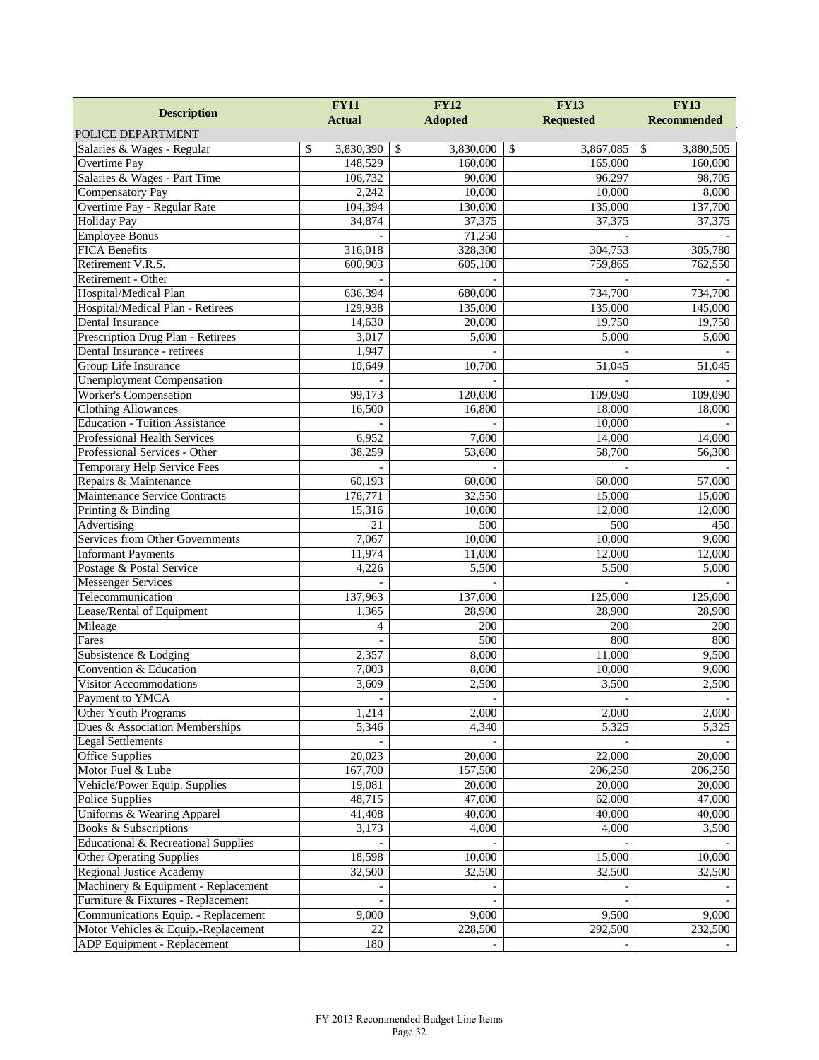| Description | FY11 Actual | FY12 Adopted | FY13 Requested | FY13 Recommended |
|---|---|---|---|---|
| POLICE DEPARTMENT | | | | |
| Salaries & Wages - Regular | $ 3,830,390 | $ 3,830,000 | $ 3,867,085 | $ 3,880,505 |
| Overtime Pay | 148,529 | 160,000 | 165,000 | 160,000 |
| Salaries & Wages - Part Time | 106,732 | 90,000 | 96,297 | 98,705 |
| Compensatory Pay | 2,242 | 10,000 | 10,000 | 8,000 |
| Overtime Pay - Regular Rate | 104,394 | 130,000 | 135,000 | 137,700 |
| Holiday Pay | 34,874 | 37,375 | 37,375 | 37,375 |
| Employee Bonus | - | 71,250 | - | - |
| FICA Benefits | 316,018 | 328,300 | 304,753 | 305,780 |
| Retirement V.R.S. | 600,903 | 605,100 | 759,865 | 762,550 |
| Retirement - Other | - | - | - | - |
| Hospital/Medical Plan | 636,394 | 680,000 | 734,700 | 734,700 |
| Hospital/Medical Plan - Retirees | 129,938 | 135,000 | 135,000 | 145,000 |
| Dental Insurance | 14,630 | 20,000 | 19,750 | 19,750 |
| Prescription Drug Plan - Retirees | 3,017 | 5,000 | 5,000 | 5,000 |
| Dental Insurance - retirees | 1,947 | - | - | - |
| Group Life Insurance | 10,649 | 10,700 | 51,045 | 51,045 |
| Unemployment Compensation | - | - | - | - |
| Worker's Compensation | 99,173 | 120,000 | 109,090 | 109,090 |
| Clothing Allowances | 16,500 | 16,800 | 18,000 | 18,000 |
| Education - Tuition Assistance | - | - | 10,000 | - |
| Professional Health Services | 6,952 | 7,000 | 14,000 | 14,000 |
| Professional Services - Other | 38,259 | 53,600 | 58,700 | 56,300 |
| Temporary Help Service Fees | - | - | - | - |
| Repairs & Maintenance | 60,193 | 60,000 | 60,000 | 57,000 |
| Maintenance Service Contracts | 176,771 | 32,550 | 15,000 | 15,000 |
| Printing & Binding | 15,316 | 10,000 | 12,000 | 12,000 |
| Advertising | 21 | 500 | 500 | 450 |
| Services from Other Governments | 7,067 | 10,000 | 10,000 | 9,000 |
| Informant Payments | 11,974 | 11,000 | 12,000 | 12,000 |
| Postage & Postal Service | 4,226 | 5,500 | 5,500 | 5,000 |
| Messenger Services | - | - | - | - |
| Telecommunication | 137,963 | 137,000 | 125,000 | 125,000 |
| Lease/Rental of Equipment | 1,365 | 28,900 | 28,900 | 28,900 |
| Mileage | 4 | 200 | 200 | 200 |
| Fares | - | 500 | 800 | 800 |
| Subsistence & Lodging | 2,357 | 8,000 | 11,000 | 9,500 |
| Convention & Education | 7,003 | 8,000 | 10,000 | 9,000 |
| Visitor Accommodations | 3,609 | 2,500 | 3,500 | 2,500 |
| Payment to YMCA | - | - | - | - |
| Other Youth Programs | 1,214 | 2,000 | 2,000 | 2,000 |
| Dues & Association Memberships | 5,346 | 4,340 | 5,325 | 5,325 |
| Legal Settlements | - | - | - | - |
| Office Supplies | 20,023 | 20,000 | 22,000 | 20,000 |
| Motor Fuel & Lube | 167,700 | 157,500 | 206,250 | 206,250 |
| Vehicle/Power Equip. Supplies | 19,081 | 20,000 | 20,000 | 20,000 |
| Police Supplies | 48,715 | 47,000 | 62,000 | 47,000 |
| Uniforms & Wearing Apparel | 41,408 | 40,000 | 40,000 | 40,000 |
| Books & Subscriptions | 3,173 | 4,000 | 4,000 | 3,500 |
| Educational & Recreational Supplies | - | - | - | - |
| Other Operating Supplies | 18,598 | 10,000 | 15,000 | 10,000 |
| Regional Justice Academy | 32,500 | 32,500 | 32,500 | 32,500 |
| Machinery & Equipment - Replacement | - | - | - | - |
| Furniture & Fixtures - Replacement | - | - | - | - |
| Communications Equip. - Replacement | 9,000 | 9,000 | 9,500 | 9,000 |
| Motor Vehicles & Equip.-Replacement | 22 | 228,500 | 292,500 | 232,500 |
| ADP Equipment - Replacement | 180 | - | - | - |

FY 2013 Recommended Budget Line Items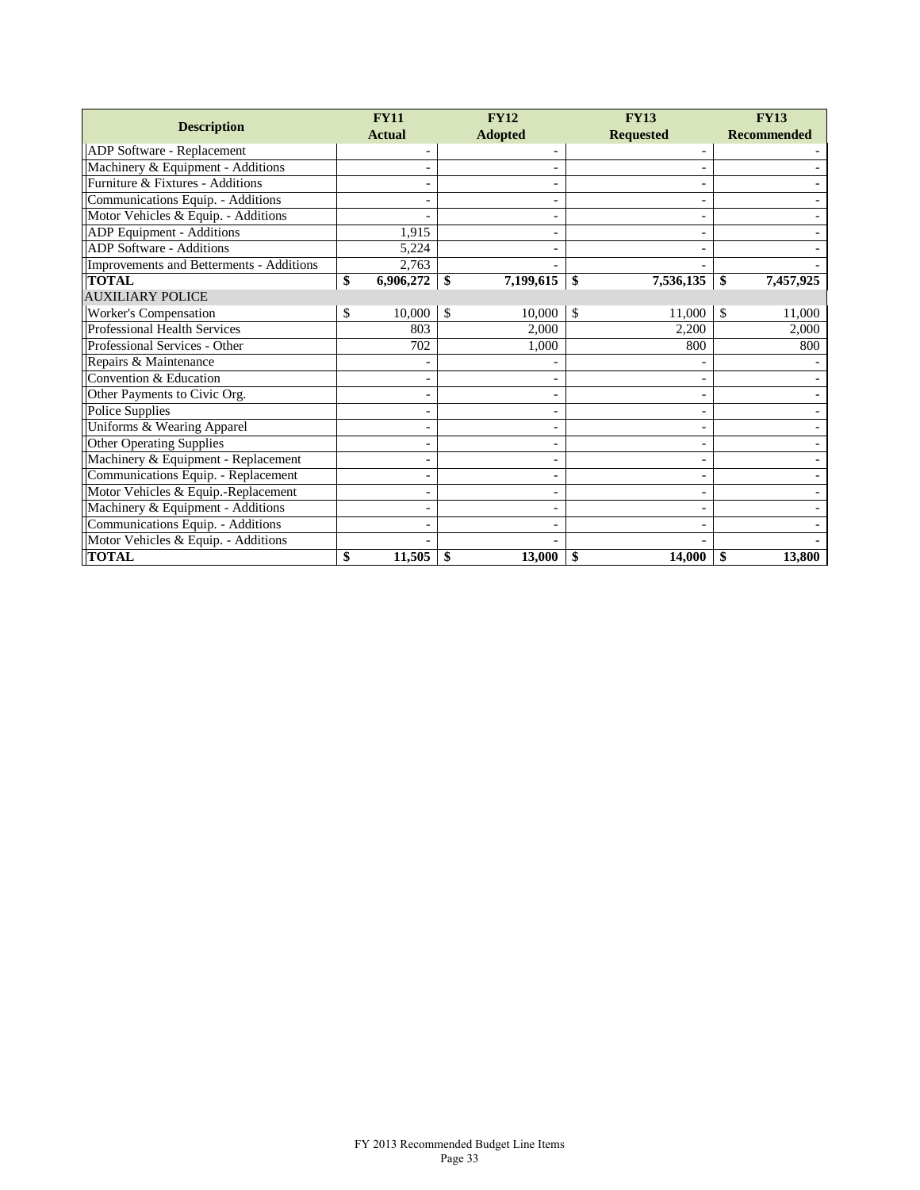| Description | FY11 Actual | FY12 Adopted | FY13 Requested | FY13 Recommended |
|---|---|---|---|---|
| ADP Software - Replacement | - | - | - | - |
| Machinery & Equipment - Additions | - | - | - | - |
| Furniture & Fixtures - Additions | - | - | - | - |
| Communications Equip. - Additions | - | - | - | - |
| Motor Vehicles & Equip. - Additions | - | - | - | - |
| ADP Equipment - Additions | 1,915 | - | - | - |
| ADP Software - Additions | 5,224 | - | - | - |
| Improvements and Betterments - Additions | 2,763 | - | - | - |
| **TOTAL** | **$ 6,906,272** | **$ 7,199,615** | **$ 7,536,135** | **$ 7,457,925** |
| AUXILIARY POLICE | | | | |
| Worker's Compensation | $ 10,000 | $ 10,000 | $ 11,000 | $ 11,000 |
| Professional Health Services | 803 | 2,000 | 2,200 | 2,000 |
| Professional Services - Other | 702 | 1,000 | 800 | 800 |
| Repairs & Maintenance | - | - | - | - |
| Convention & Education | - | - | - | - |
| Other Payments to Civic Org. | - | - | - | - |
| Police Supplies | - | - | - | - |
| Uniforms & Wearing Apparel | - | - | - | - |
| Other Operating Supplies | - | - | - | - |
| Machinery & Equipment - Replacement | - | - | - | - |
| Communications Equip. - Replacement | - | - | - | - |
| Motor Vehicles & Equip.-Replacement | - | - | - | - |
| Machinery & Equipment - Additions | - | - | - | - |
| Communications Equip. - Additions | - | - | - | - |
| Motor Vehicles & Equip. - Additions | - | - | - | - |
| **TOTAL** | **$ 11,505** | **$ 13,000** | **$ 14,000** | **$ 13,800** |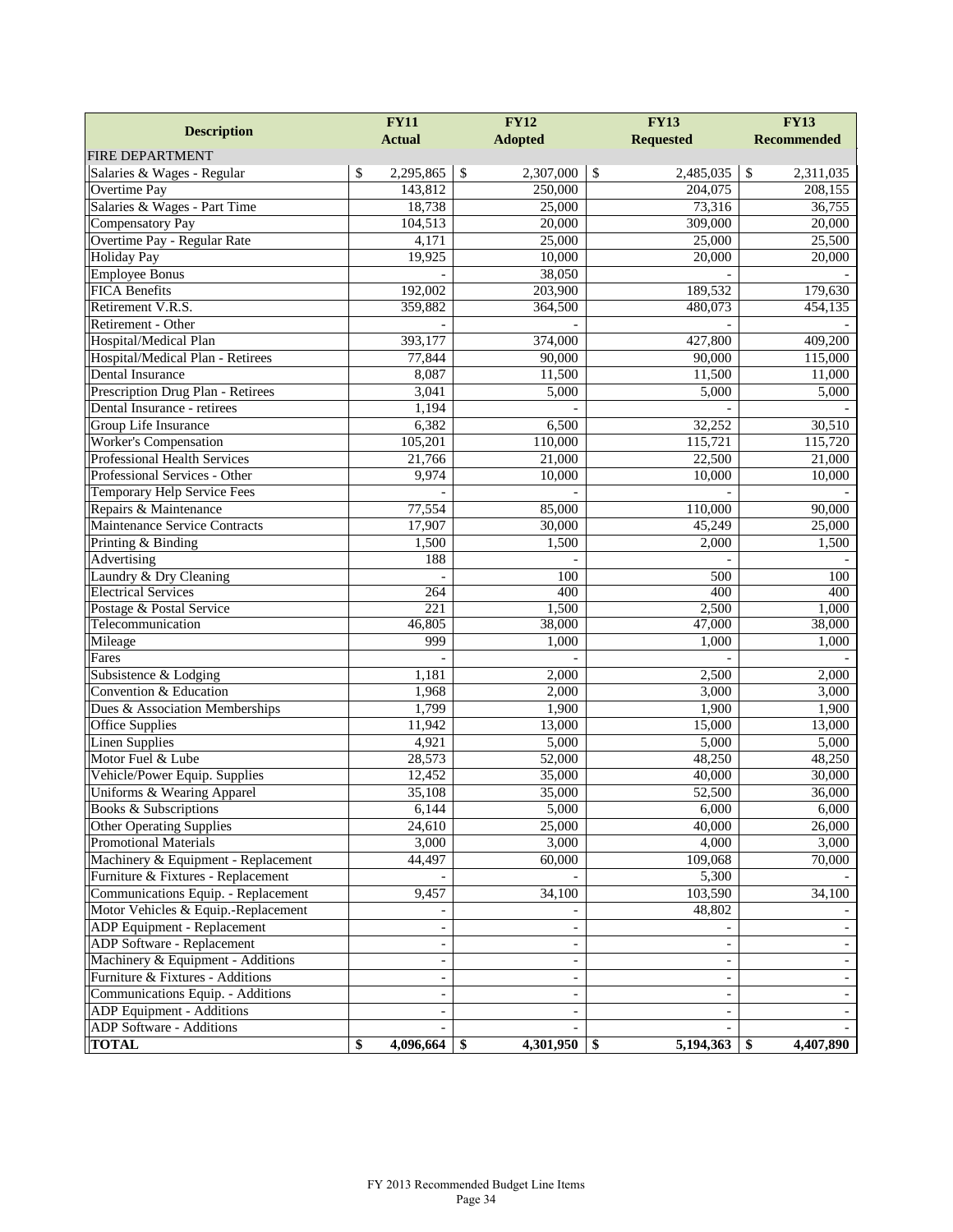| Description | FY11 Actual | FY12 Adopted | FY13 Requested | FY13 Recommended |
|---|---|---|---|---|
| FIRE DEPARTMENT | | | | |
| Salaries & Wages - Regular | $ 2,295,865 | $ 2,307,000 | $ 2,485,035 | $ 2,311,035 |
| Overtime Pay | 143,812 | 250,000 | 204,075 | 208,155 |
| Salaries & Wages - Part Time | 18,738 | 25,000 | 73,316 | 36,755 |
| Compensatory Pay | 104,513 | 20,000 | 309,000 | 20,000 |
| Overtime Pay - Regular Rate | 4,171 | 25,000 | 25,000 | 25,500 |
| Holiday Pay | 19,925 | 10,000 | 20,000 | 20,000 |
| Employee Bonus | - | 38,050 | - | - |
| FICA Benefits | 192,002 | 203,900 | 189,532 | 179,630 |
| Retirement V.R.S. | 359,882 | 364,500 | 480,073 | 454,135 |
| Retirement - Other | - | - | - | - |
| Hospital/Medical Plan | 393,177 | 374,000 | 427,800 | 409,200 |
| Hospital/Medical Plan - Retirees | 77,844 | 90,000 | 90,000 | 115,000 |
| Dental Insurance | 8,087 | 11,500 | 11,500 | 11,000 |
| Prescription Drug Plan - Retirees | 3,041 | 5,000 | 5,000 | 5,000 |
| Dental Insurance - retirees | 1,194 | - | - | - |
| Group Life Insurance | 6,382 | 6,500 | 32,252 | 30,510 |
| Worker's Compensation | 105,201 | 110,000 | 115,721 | 115,720 |
| Professional Health Services | 21,766 | 21,000 | 22,500 | 21,000 |
| Professional Services - Other | 9,974 | 10,000 | 10,000 | 10,000 |
| Temporary Help Service Fees | - | - | - | - |
| Repairs & Maintenance | 77,554 | 85,000 | 110,000 | 90,000 |
| Maintenance Service Contracts | 17,907 | 30,000 | 45,249 | 25,000 |
| Printing & Binding | 1,500 | 1,500 | 2,000 | 1,500 |
| Advertising | 188 | - | - | - |
| Laundry & Dry Cleaning | - | 100 | 500 | 100 |
| Electrical Services | 264 | 400 | 400 | 400 |
| Postage & Postal Service | 221 | 1,500 | 2,500 | 1,000 |
| Telecommunication | 46,805 | 38,000 | 47,000 | 38,000 |
| Mileage | 999 | 1,000 | 1,000 | 1,000 |
| Fares | - | - | - | - |
| Subsistence & Lodging | 1,181 | 2,000 | 2,500 | 2,000 |
| Convention & Education | 1,968 | 2,000 | 3,000 | 3,000 |
| Dues & Association Memberships | 1,799 | 1,900 | 1,900 | 1,900 |
| Office Supplies | 11,942 | 13,000 | 15,000 | 13,000 |
| Linen Supplies | 4,921 | 5,000 | 5,000 | 5,000 |
| Motor Fuel & Lube | 28,573 | 52,000 | 48,250 | 48,250 |
| Vehicle/Power Equip. Supplies | 12,452 | 35,000 | 40,000 | 30,000 |
| Uniforms & Wearing Apparel | 35,108 | 35,000 | 52,500 | 36,000 |
| Books & Subscriptions | 6,144 | 5,000 | 6,000 | 6,000 |
| Other Operating Supplies | 24,610 | 25,000 | 40,000 | 26,000 |
| Promotional Materials | 3,000 | 3,000 | 4,000 | 3,000 |
| Machinery & Equipment - Replacement | 44,497 | 60,000 | 109,068 | 70,000 |
| Furniture & Fixtures - Replacement | - | - | 5,300 | - |
| Communications Equip. - Replacement | 9,457 | 34,100 | 103,590 | 34,100 |
| Motor Vehicles & Equip.-Replacement | - | - | 48,802 | - |
| ADP Equipment - Replacement | - | - | - | - |
| ADP Software - Replacement | - | - | - | - |
| Machinery & Equipment - Additions | - | - | - | - |
| Furniture & Fixtures - Additions | - | - | - | - |
| Communications Equip. - Additions | - | - | - | - |
| ADP Equipment - Additions | - | - | - | - |
| ADP Software - Additions | - | - | - | - |
| **TOTAL** | **$ 4,096,664** | **$ 4,301,950** | **$ 5,194,363** | **$ 4,407,890** |

FY 2013 Recommended Budget Line Items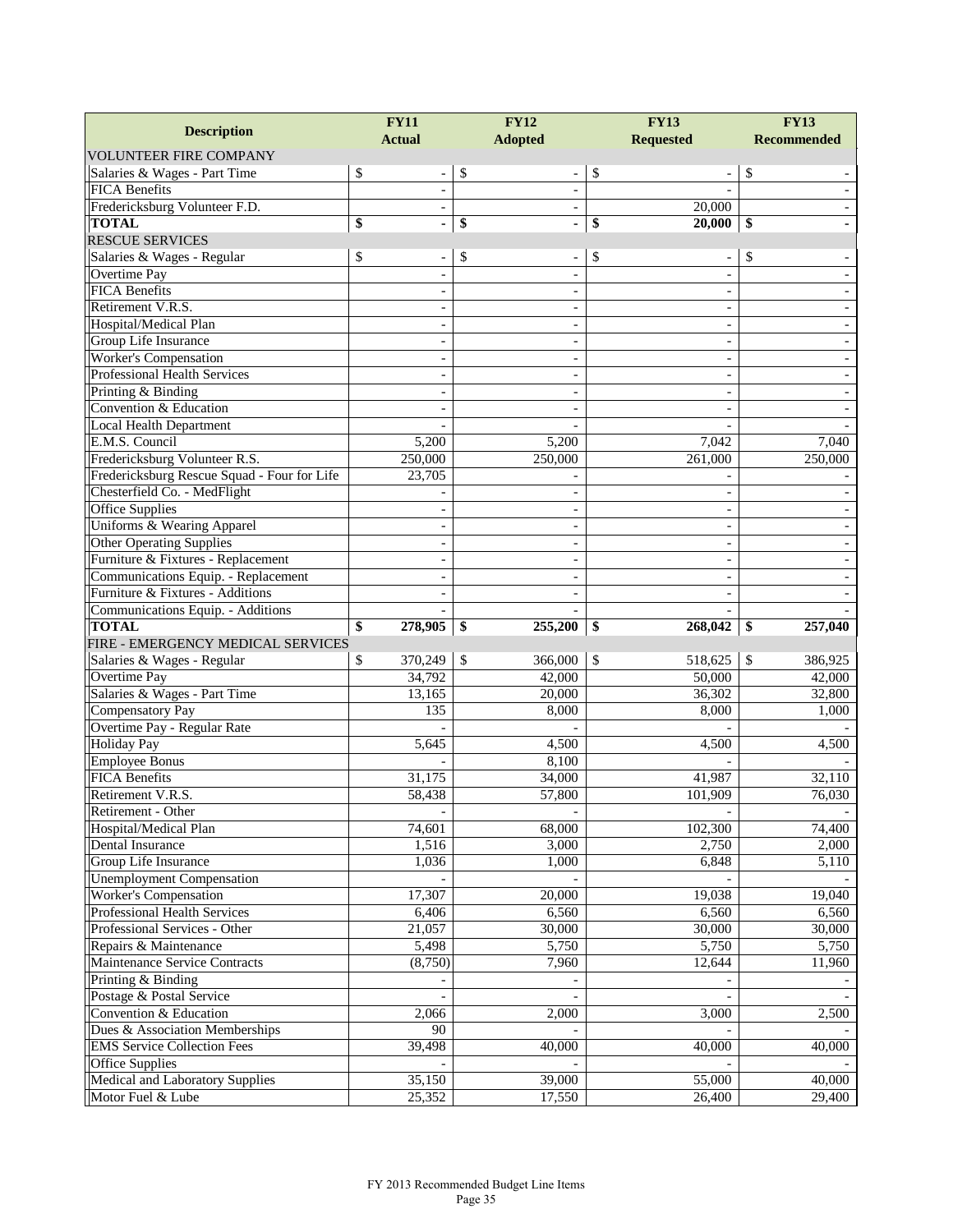| Description | FY11 Actual | FY12 Adopted | FY13 Requested | FY13 Recommended |
|---|---|---|---|---|
| VOLUNTEER FIRE COMPANY | | | | |
| Salaries & Wages - Part Time | $ - | $ - | $ - | $ - |
| FICA Benefits | - | - | - | - |
| Fredericksburg Volunteer F.D. | - | - | 20,000 | - |
| **TOTAL** | **$ -** | **$ -** | **$ 20,000** | **$ -** |
| RESCUE SERVICES | | | | |
| Salaries & Wages - Regular | $ - | $ - | $ - | $ - |
| Overtime Pay | - | - | - | - |
| FICA Benefits | - | - | - | - |
| Retirement V.R.S. | - | - | - | - |
| Hospital/Medical Plan | - | - | - | - |
| Group Life Insurance | - | - | - | - |
| Worker's Compensation | - | - | - | - |
| Professional Health Services | - | - | - | - |
| Printing & Binding | - | - | - | - |
| Convention & Education | - | - | - | - |
| Local Health Department | - | - | - | - |
| E.M.S. Council | 5,200 | 5,200 | 7,042 | 7,040 |
| Fredericksburg Volunteer R.S. | 250,000 | 250,000 | 261,000 | 250,000 |
| Fredericksburg Rescue Squad - Four for Life | 23,705 | - | - | - |
| Chesterfield Co. - MedFlight | - | - | - | - |
| Office Supplies | - | - | - | - |
| Uniforms & Wearing Apparel | - | - | - | - |
| Other Operating Supplies | - | - | - | - |
| Furniture & Fixtures - Replacement | - | - | - | - |
| Communications Equip. - Replacement | - | - | - | - |
| Furniture & Fixtures - Additions | - | - | - | - |
| Communications Equip. - Additions | - | - | - | - |
| **TOTAL** | **$ 278,905** | **$ 255,200** | **$ 268,042** | **$ 257,040** |
| FIRE - EMERGENCY MEDICAL SERVICES | | | | |
| Salaries & Wages - Regular | $ 370,249 | $ 366,000 | $ 518,625 | $ 386,925 |
| Overtime Pay | 34,792 | 42,000 | 50,000 | 42,000 |
| Salaries & Wages - Part Time | 13,165 | 20,000 | 36,302 | 32,800 |
| Compensatory Pay | 135 | 8,000 | 8,000 | 1,000 |
| Overtime Pay - Regular Rate | - | - | - | - |
| Holiday Pay | 5,645 | 4,500 | 4,500 | 4,500 |
| Employee Bonus | - | 8,100 | - | - |
| FICA Benefits | 31,175 | 34,000 | 41,987 | 32,110 |
| Retirement V.R.S. | 58,438 | 57,800 | 101,909 | 76,030 |
| Retirement - Other | - | - | - | - |
| Hospital/Medical Plan | 74,601 | 68,000 | 102,300 | 74,400 |
| Dental Insurance | 1,516 | 3,000 | 2,750 | 2,000 |
| Group Life Insurance | 1,036 | 1,000 | 6,848 | 5,110 |
| Unemployment Compensation | - | - | - | - |
| Worker's Compensation | 17,307 | 20,000 | 19,038 | 19,040 |
| Professional Health Services | 6,406 | 6,560 | 6,560 | 6,560 |
| Professional Services - Other | 21,057 | 30,000 | 30,000 | 30,000 |
| Repairs & Maintenance | 5,498 | 5,750 | 5,750 | 5,750 |
| Maintenance Service Contracts | (8,750) | 7,960 | 12,644 | 11,960 |
| Printing & Binding | - | - | - | - |
| Postage & Postal Service | - | - | - | - |
| Convention & Education | 2,066 | 2,000 | 3,000 | 2,500 |
| Dues & Association Memberships | 90 | - | - | - |
| EMS Service Collection Fees | 39,498 | 40,000 | 40,000 | 40,000 |
| Office Supplies | - | - | - | - |
| Medical and Laboratory Supplies | 35,150 | 39,000 | 55,000 | 40,000 |
| Motor Fuel & Lube | 25,352 | 17,550 | 26,400 | 29,400 |

FY 2013 Recommended Budget Line Items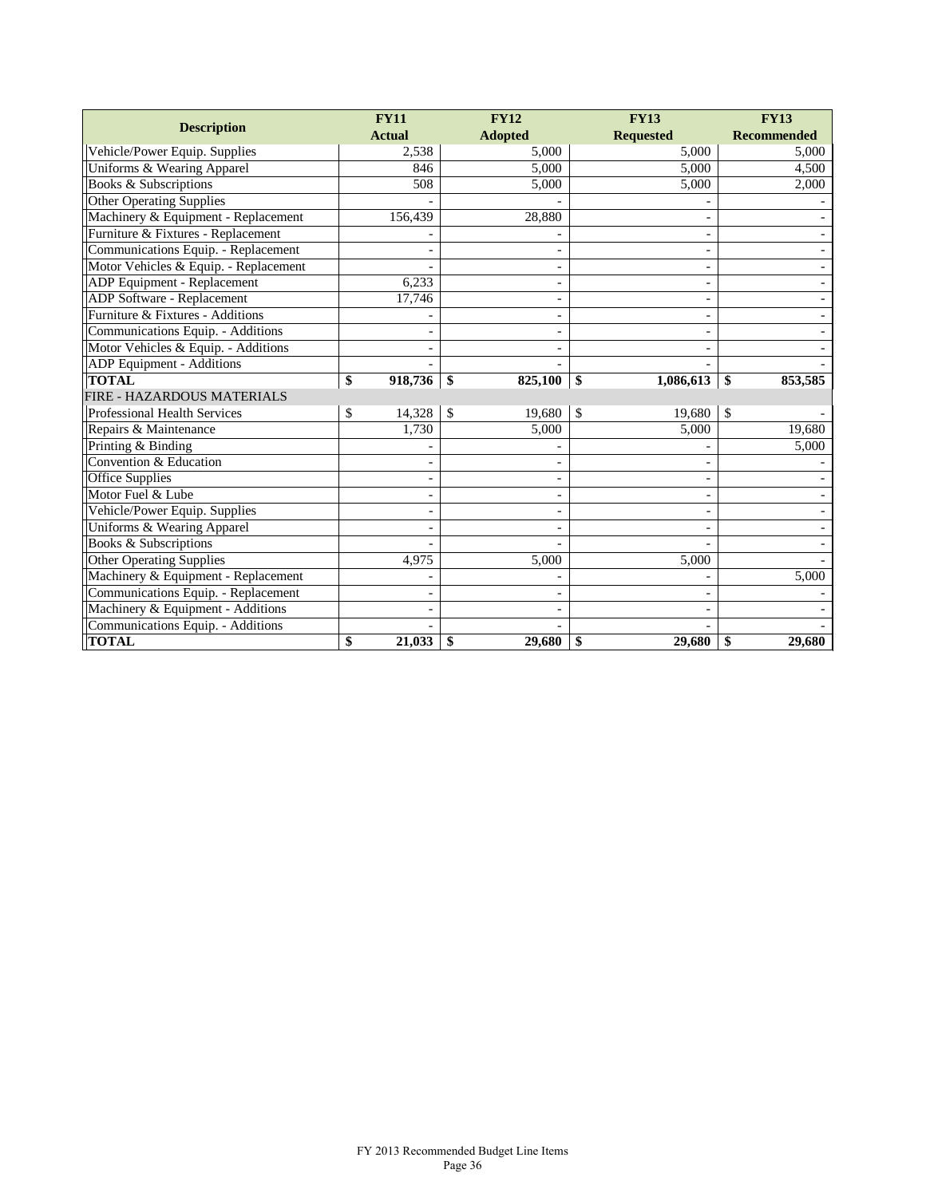| Description | FY11 Actual | FY12 Adopted | FY13 Requested | FY13 Recommended |
|---|---|---|---|---|
| Vehicle/Power Equip. Supplies | 2,538 | 5,000 | 5,000 | 5,000 |
| Uniforms & Wearing Apparel | 846 | 5,000 | 5,000 | 4,500 |
| Books & Subscriptions | 508 | 5,000 | 5,000 | 2,000 |
| Other Operating Supplies | - | - | - | - |
| Machinery & Equipment - Replacement | 156,439 | 28,880 | - | - |
| Furniture & Fixtures - Replacement | - | - | - | - |
| Communications Equip. - Replacement | - | - | - | - |
| Motor Vehicles & Equip. - Replacement | - | - | - | - |
| ADP Equipment - Replacement | 6,233 | - | - | - |
| ADP Software - Replacement | 17,746 | - | - | - |
| Furniture & Fixtures - Additions | - | - | - | - |
| Communications Equip. - Additions | - | - | - | - |
| Motor Vehicles & Equip. - Additions | - | - | - | - |
| ADP Equipment - Additions | - | - | - | - |
| **TOTAL** | **$ 918,736** | **$ 825,100** | **$ 1,086,613** | **$ 853,585** |
| FIRE - HAZARDOUS MATERIALS | | | | |
| Professional Health Services | $ 14,328 | $ 19,680 | $ 19,680 | $ - |
| Repairs & Maintenance | 1,730 | 5,000 | 5,000 | 19,680 |
| Printing & Binding | - | - | - | 5,000 |
| Convention & Education | - | - | - | - |
| Office Supplies | - | - | - | - |
| Motor Fuel & Lube | - | - | - | - |
| Vehicle/Power Equip. Supplies | - | - | - | - |
| Uniforms & Wearing Apparel | - | - | - | - |
| Books & Subscriptions | - | - | - | - |
| Other Operating Supplies | 4,975 | 5,000 | 5,000 | - |
| Machinery & Equipment - Replacement | - | - | - | 5,000 |
| Communications Equip. - Replacement | - | - | - | - |
| Machinery & Equipment - Additions | - | - | - | - |
| Communications Equip. - Additions | - | - | - | - |
| **TOTAL** | **$ 21,033** | **$ 29,680** | **$ 29,680** | **$ 29,680** |

FY 2013 Recommended Budget Line Items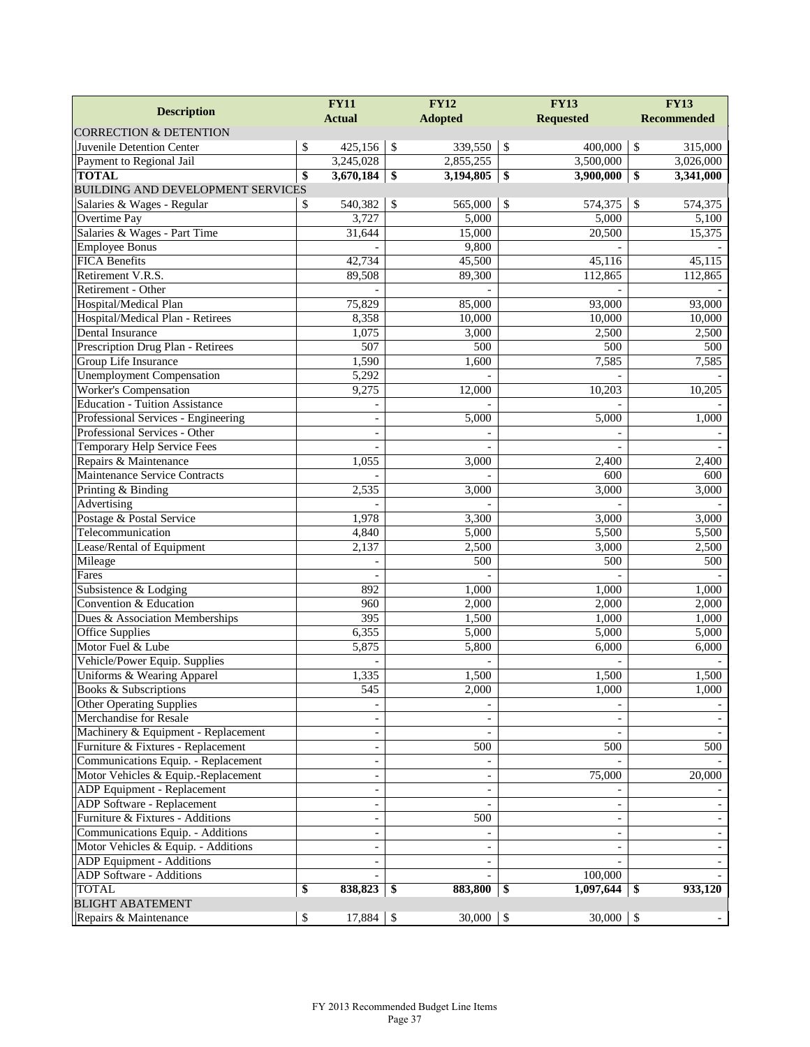| Description | FY11 Actual | FY12 Adopted | FY13 Requested | FY13 Recommended |
|---|---|---|---|---|
| CORRECTION & DETENTION | | | | |
| Juvenile Detention Center | $ 425,156 | $ 339,550 | $ 400,000 | $ 315,000 |
| Payment to Regional Jail | 3,245,028 | 2,855,255 | 3,500,000 | 3,026,000 |
| **TOTAL** | **$ 3,670,184** | **$ 3,194,805** | **$ 3,900,000** | **$ 3,341,000** |
| BUILDING AND DEVELOPMENT SERVICES | | | | |
| Salaries & Wages - Regular | $ 540,382 | $ 565,000 | $ 574,375 | $ 574,375 |
| Overtime Pay | 3,727 | 5,000 | 5,000 | 5,100 |
| Salaries & Wages - Part Time | 31,644 | 15,000 | 20,500 | 15,375 |
| Employee Bonus | - | 9,800 | - | - |
| FICA Benefits | 42,734 | 45,500 | 45,116 | 45,115 |
| Retirement V.R.S. | 89,508 | 89,300 | 112,865 | 112,865 |
| Retirement - Other | - | - | - | - |
| Hospital/Medical Plan | 75,829 | 85,000 | 93,000 | 93,000 |
| Hospital/Medical Plan - Retirees | 8,358 | 10,000 | 10,000 | 10,000 |
| Dental Insurance | 1,075 | 3,000 | 2,500 | 2,500 |
| Prescription Drug Plan - Retirees | 507 | 500 | 500 | 500 |
| Group Life Insurance | 1,590 | 1,600 | 7,585 | 7,585 |
| Unemployment Compensation | 5,292 | - | - | - |
| Worker's Compensation | 9,275 | 12,000 | 10,203 | 10,205 |
| Education - Tuition Assistance | - | - | - | - |
| Professional Services - Engineering | - | 5,000 | 5,000 | 1,000 |
| Professional Services - Other | - | - | - | - |
| Temporary Help Service Fees | - | - | - | - |
| Repairs & Maintenance | 1,055 | 3,000 | 2,400 | 2,400 |
| Maintenance Service Contracts | - | - | 600 | 600 |
| Printing & Binding | 2,535 | 3,000 | 3,000 | 3,000 |
| Advertising | - | - | - | - |
| Postage & Postal Service | 1,978 | 3,300 | 3,000 | 3,000 |
| Telecommunication | 4,840 | 5,000 | 5,500 | 5,500 |
| Lease/Rental of Equipment | 2,137 | 2,500 | 3,000 | 2,500 |
| Mileage | - | 500 | 500 | 500 |
| Fares | - | - | - | - |
| Subsistence & Lodging | 892 | 1,000 | 1,000 | 1,000 |
| Convention & Education | 960 | 2,000 | 2,000 | 2,000 |
| Dues & Association Memberships | 395 | 1,500 | 1,000 | 1,000 |
| Office Supplies | 6,355 | 5,000 | 5,000 | 5,000 |
| Motor Fuel & Lube | 5,875 | 5,800 | 6,000 | 6,000 |
| Vehicle/Power Equip. Supplies | - | - | - | - |
| Uniforms & Wearing Apparel | 1,335 | 1,500 | 1,500 | 1,500 |
| Books & Subscriptions | 545 | 2,000 | 1,000 | 1,000 |
| Other Operating Supplies | - | - | - | - |
| Merchandise for Resale | - | - | - | - |
| Machinery & Equipment - Replacement | - | - | - | - |
| Furniture & Fixtures - Replacement | - | 500 | 500 | 500 |
| Communications Equip. - Replacement | - | - | - | - |
| Motor Vehicles & Equip.-Replacement | - | - | 75,000 | 20,000 |
| ADP Equipment - Replacement | - | - | - | - |
| ADP Software - Replacement | - | - | - | - |
| Furniture & Fixtures - Additions | - | 500 | - | - |
| Communications Equip. - Additions | - | - | - | - |
| Motor Vehicles & Equip. - Additions | - | - | - | - |
| ADP Equipment - Additions | - | - | - | - |
| ADP Software - Additions | - | - | 100,000 | - |
| TOTAL | **$ 838,823** | **$ 883,800** | **$ 1,097,644** | **$ 933,120** |
| BLIGHT ABATEMENT | | | | |
| Repairs & Maintenance | $ 17,884 | $ 30,000 | $ 30,000 | $ - |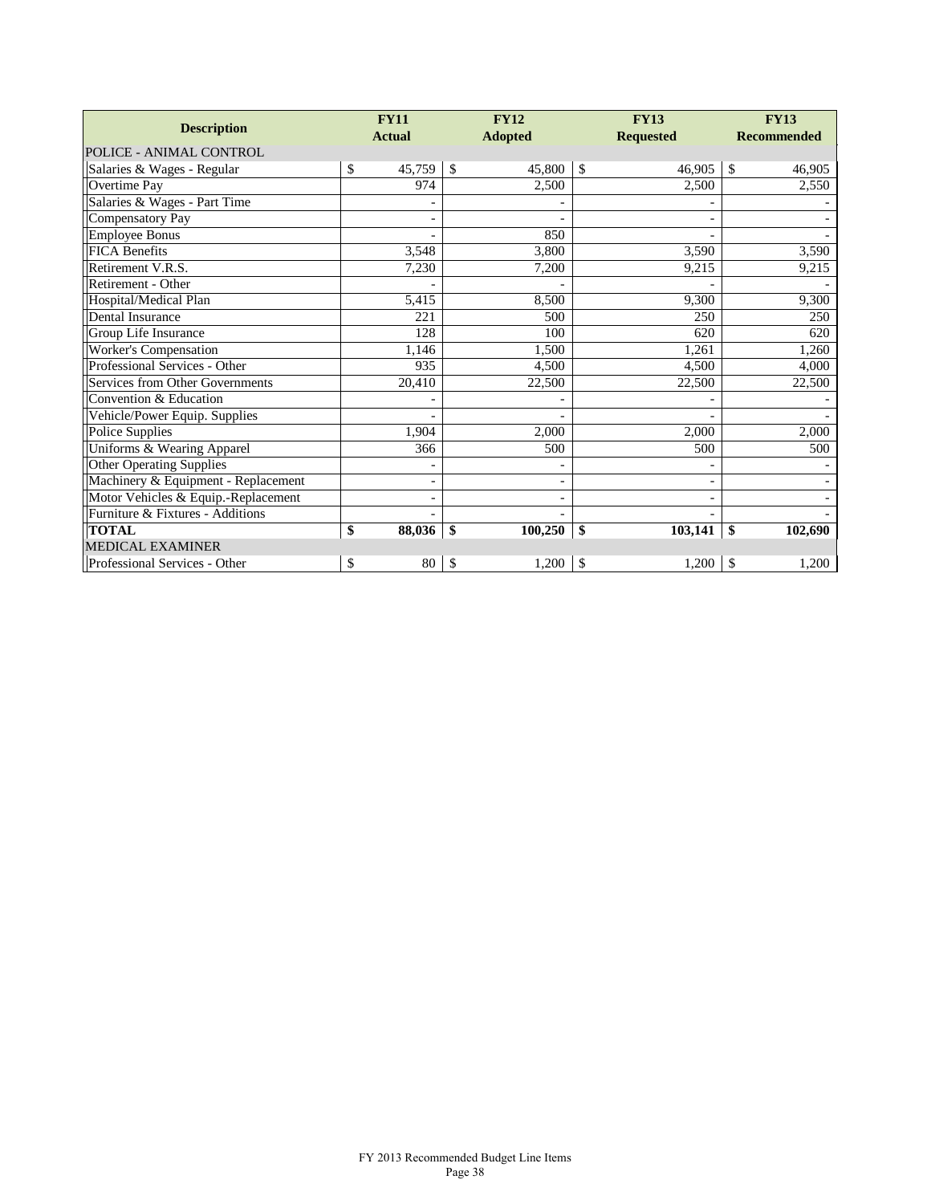| Description | FY11 Actual | FY12 Adopted | FY13 Requested | FY13 Recommended |
|---|---|---|---|---|
| POLICE - ANIMAL CONTROL | | | | |
| Salaries & Wages - Regular | $ 45,759 | $ 45,800 | $ 46,905 | $ 46,905 |
| Overtime Pay | 974 | 2,500 | 2,500 | 2,550 |
| Salaries & Wages - Part Time | - | - | - | - |
| Compensatory Pay | - | - | - | - |
| Employee Bonus | - | 850 | - | - |
| FICA Benefits | 3,548 | 3,800 | 3,590 | 3,590 |
| Retirement V.R.S. | 7,230 | 7,200 | 9,215 | 9,215 |
| Retirement - Other | - | - | - | - |
| Hospital/Medical Plan | 5,415 | 8,500 | 9,300 | 9,300 |
| Dental Insurance | 221 | 500 | 250 | 250 |
| Group Life Insurance | 128 | 100 | 620 | 620 |
| Worker's Compensation | 1,146 | 1,500 | 1,261 | 1,260 |
| Professional Services - Other | 935 | 4,500 | 4,500 | 4,000 |
| Services from Other Governments | 20,410 | 22,500 | 22,500 | 22,500 |
| Convention & Education | - | - | - | - |
| Vehicle/Power Equip. Supplies | - | - | - | - |
| Police Supplies | 1,904 | 2,000 | 2,000 | 2,000 |
| Uniforms & Wearing Apparel | 366 | 500 | 500 | 500 |
| Other Operating Supplies | - | - | - | - |
| Machinery & Equipment - Replacement | - | - | - | - |
| Motor Vehicles & Equip.-Replacement | - | - | - | - |
| Furniture & Fixtures - Additions | - | - | - | - |
| **TOTAL** | **$ 88,036** | **$ 100,250** | **$ 103,141** | **$ 102,690** |
| MEDICAL EXAMINER | | | | |
| Professional Services - Other | $ 80 | $ 1,200 | $ 1,200 | $ 1,200 |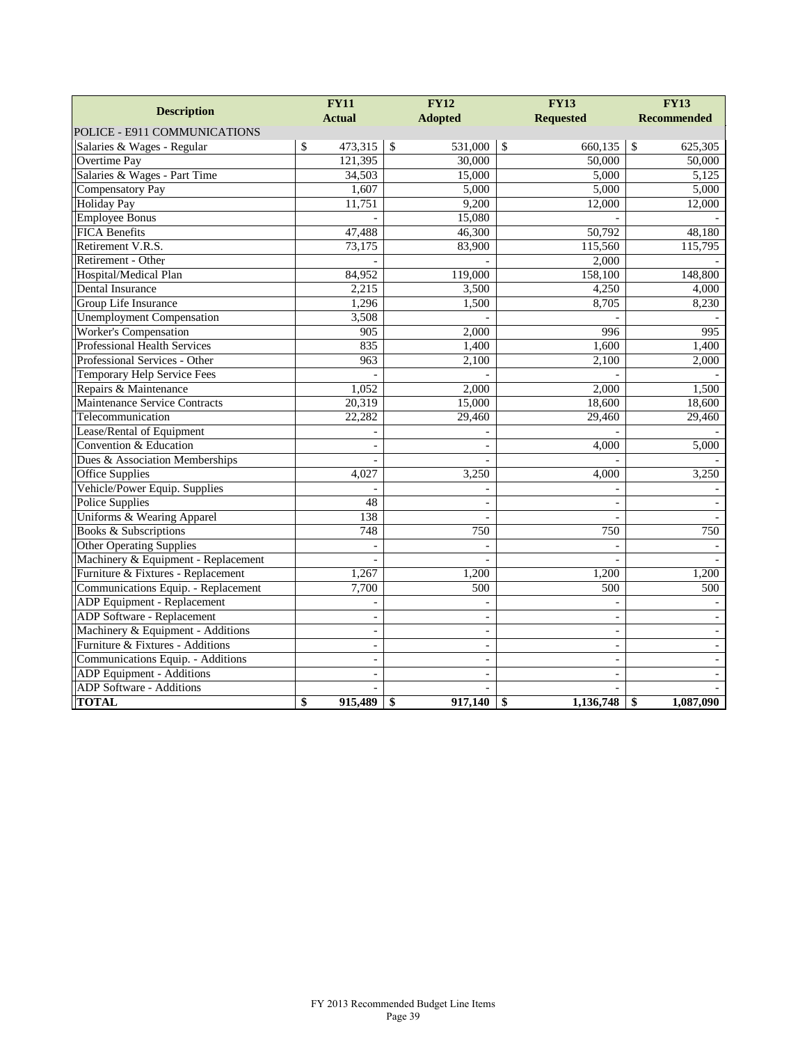| Description | FY11 Actual | FY12 Adopted | FY13 Requested | FY13 Recommended |
|---|---|---|---|---|
| POLICE - E911 COMMUNICATIONS | | | | |
| Salaries & Wages - Regular | $ 473,315 | $ 531,000 | $ 660,135 | $ 625,305 |
| Overtime Pay | 121,395 | 30,000 | 50,000 | 50,000 |
| Salaries & Wages - Part Time | 34,503 | 15,000 | 5,000 | 5,125 |
| Compensatory Pay | 1,607 | 5,000 | 5,000 | 5,000 |
| Holiday Pay | 11,751 | 9,200 | 12,000 | 12,000 |
| Employee Bonus | - | 15,080 | - | - |
| FICA Benefits | 47,488 | 46,300 | 50,792 | 48,180 |
| Retirement V.R.S. | 73,175 | 83,900 | 115,560 | 115,795 |
| Retirement - Other | - | - | 2,000 | - |
| Hospital/Medical Plan | 84,952 | 119,000 | 158,100 | 148,800 |
| Dental Insurance | 2,215 | 3,500 | 4,250 | 4,000 |
| Group Life Insurance | 1,296 | 1,500 | 8,705 | 8,230 |
| Unemployment Compensation | 3,508 | - | - | - |
| Worker's Compensation | 905 | 2,000 | 996 | 995 |
| Professional Health Services | 835 | 1,400 | 1,600 | 1,400 |
| Professional Services - Other | 963 | 2,100 | 2,100 | 2,000 |
| Temporary Help Service Fees | - | - | - | - |
| Repairs & Maintenance | 1,052 | 2,000 | 2,000 | 1,500 |
| Maintenance Service Contracts | 20,319 | 15,000 | 18,600 | 18,600 |
| Telecommunication | 22,282 | 29,460 | 29,460 | 29,460 |
| Lease/Rental of Equipment | - | - | - | - |
| Convention & Education | - | - | 4,000 | 5,000 |
| Dues & Association Memberships | - | - | - | - |
| Office Supplies | 4,027 | 3,250 | 4,000 | 3,250 |
| Vehicle/Power Equip. Supplies | - | - | - | - |
| Police Supplies | 48 | - | - | - |
| Uniforms & Wearing Apparel | 138 | - | - | - |
| Books & Subscriptions | 748 | 750 | 750 | 750 |
| Other Operating Supplies | - | - | - | - |
| Machinery & Equipment - Replacement | - | - | - | - |
| Furniture & Fixtures - Replacement | 1,267 | 1,200 | 1,200 | 1,200 |
| Communications Equip. - Replacement | 7,700 | 500 | 500 | 500 |
| ADP Equipment - Replacement | - | - | - | - |
| ADP Software - Replacement | - | - | - | - |
| Machinery & Equipment - Additions | - | - | - | - |
| Furniture & Fixtures - Additions | - | - | - | - |
| Communications Equip. - Additions | - | - | - | - |
| ADP Equipment - Additions | - | - | - | - |
| ADP Software - Additions | - | - | - | - |
| **TOTAL** | **$ 915,489** | **$ 917,140** | **$ 1,136,748** | **$ 1,087,090** |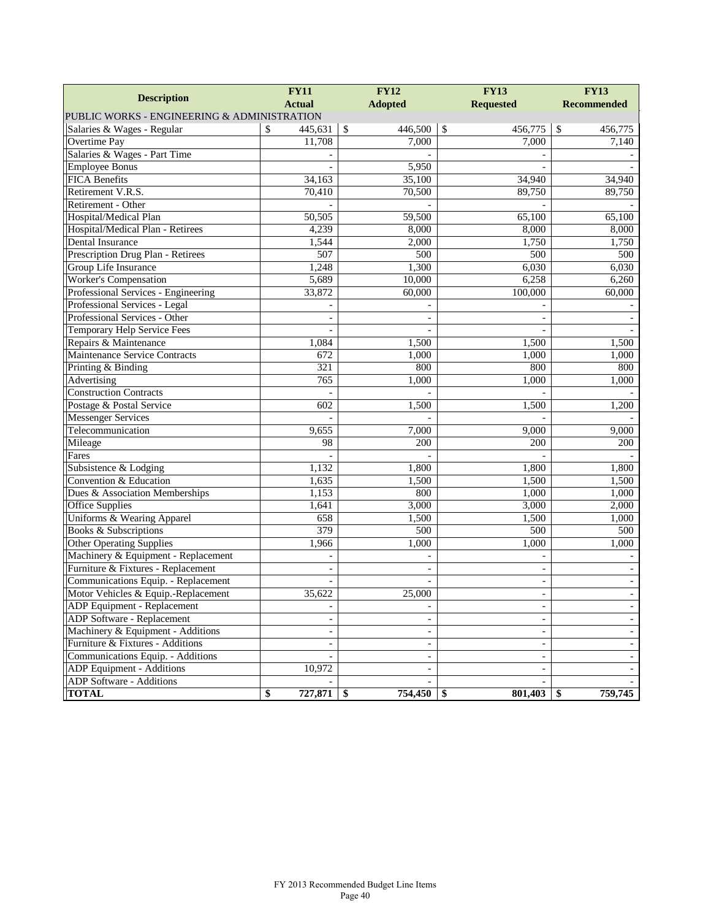| Description | FY11 Actual | FY12 Adopted | FY13 Requested | FY13 Recommended |
|---|---|---|---|---|
| PUBLIC WORKS - ENGINEERING & ADMINISTRATION | | | | |
| Salaries & Wages - Regular | $ 445,631 | $ 446,500 | $ 456,775 | $ 456,775 |
| Overtime Pay | 11,708 | 7,000 | 7,000 | 7,140 |
| Salaries & Wages - Part Time | - | - | - | - |
| Employee Bonus | - | 5,950 | - | - |
| FICA Benefits | 34,163 | 35,100 | 34,940 | 34,940 |
| Retirement V.R.S. | 70,410 | 70,500 | 89,750 | 89,750 |
| Retirement - Other | - | - | - | - |
| Hospital/Medical Plan | 50,505 | 59,500 | 65,100 | 65,100 |
| Hospital/Medical Plan - Retirees | 4,239 | 8,000 | 8,000 | 8,000 |
| Dental Insurance | 1,544 | 2,000 | 1,750 | 1,750 |
| Prescription Drug Plan - Retirees | 507 | 500 | 500 | 500 |
| Group Life Insurance | 1,248 | 1,300 | 6,030 | 6,030 |
| Worker's Compensation | 5,689 | 10,000 | 6,258 | 6,260 |
| Professional Services - Engineering | 33,872 | 60,000 | 100,000 | 60,000 |
| Professional Services - Legal | - | - | - | - |
| Professional Services - Other | - | - | - | - |
| Temporary Help Service Fees | - | - | - | - |
| Repairs & Maintenance | 1,084 | 1,500 | 1,500 | 1,500 |
| Maintenance Service Contracts | 672 | 1,000 | 1,000 | 1,000 |
| Printing & Binding | 321 | 800 | 800 | 800 |
| Advertising | 765 | 1,000 | 1,000 | 1,000 |
| Construction Contracts | - | - | - | - |
| Postage & Postal Service | 602 | 1,500 | 1,500 | 1,200 |
| Messenger Services | - | - | - | - |
| Telecommunication | 9,655 | 7,000 | 9,000 | 9,000 |
| Mileage | 98 | 200 | 200 | 200 |
| Fares | - | - | - | - |
| Subsistence & Lodging | 1,132 | 1,800 | 1,800 | 1,800 |
| Convention & Education | 1,635 | 1,500 | 1,500 | 1,500 |
| Dues & Association Memberships | 1,153 | 800 | 1,000 | 1,000 |
| Office Supplies | 1,641 | 3,000 | 3,000 | 2,000 |
| Uniforms & Wearing Apparel | 658 | 1,500 | 1,500 | 1,000 |
| Books & Subscriptions | 379 | 500 | 500 | 500 |
| Other Operating Supplies | 1,966 | 1,000 | 1,000 | 1,000 |
| Machinery & Equipment - Replacement | - | - | - | - |
| Furniture & Fixtures - Replacement | - | - | - | - |
| Communications Equip. - Replacement | - | - | - | - |
| Motor Vehicles & Equip.-Replacement | 35,622 | 25,000 | - | - |
| ADP Equipment - Replacement | - | - | - | - |
| ADP Software - Replacement | - | - | - | - |
| Machinery & Equipment - Additions | - | - | - | - |
| Furniture & Fixtures - Additions | - | - | - | - |
| Communications Equip. - Additions | - | - | - | - |
| ADP Equipment - Additions | 10,972 | - | - | - |
| ADP Software - Additions | - | - | - | - |
| **TOTAL** | **$ 727,871** | **$ 754,450** | **$ 801,403** | **$ 759,745** |

FY 2013 Recommended Budget Line Items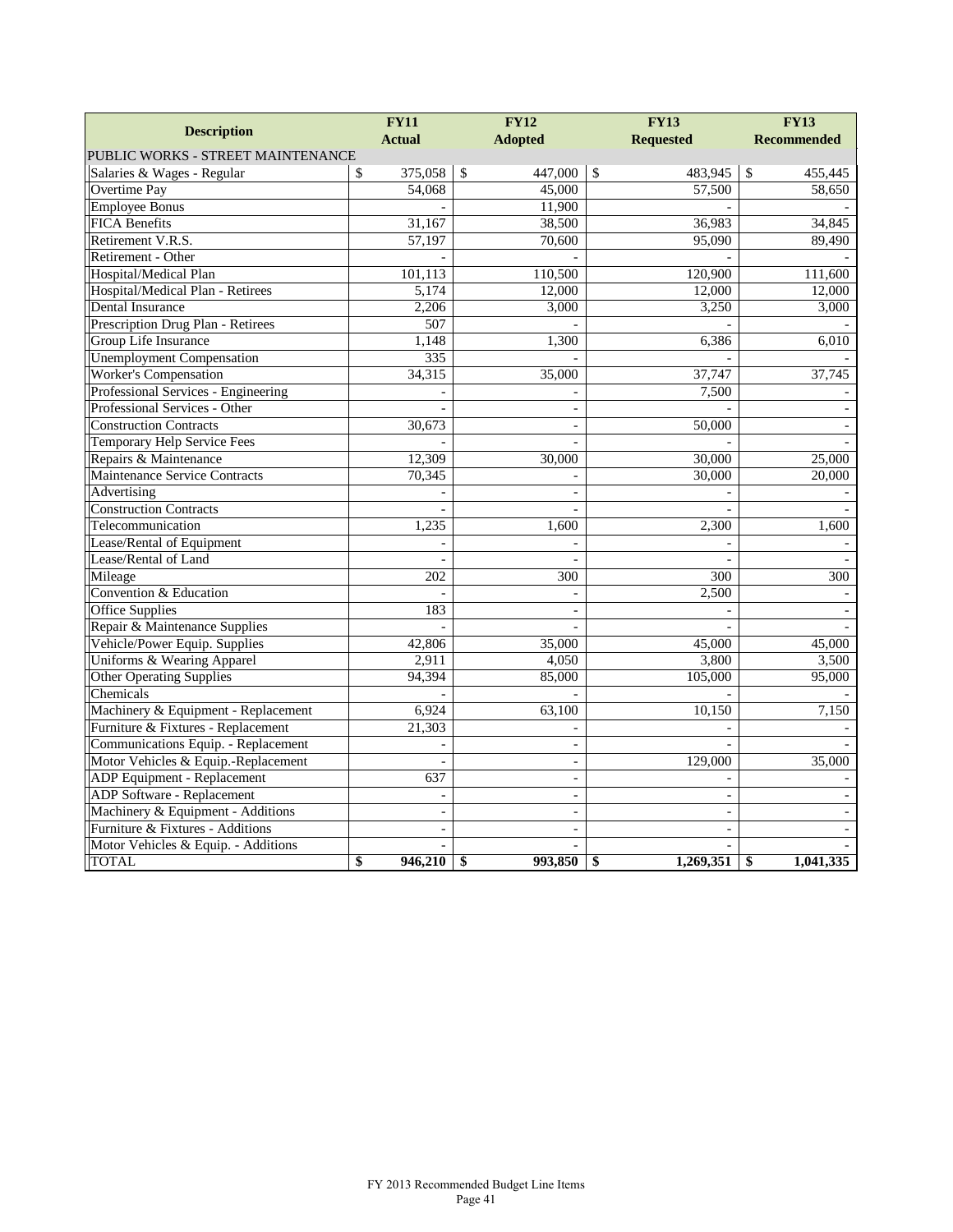| Description | FY11 Actual | FY12 Adopted | FY13 Requested | FY13 Recommended |
|---|---|---|---|---|
| PUBLIC WORKS - STREET MAINTENANCE | | | | |
| Salaries & Wages - Regular | $ 375,058 | $ 447,000 | $ 483,945 | $ 455,445 |
| Overtime Pay | 54,068 | 45,000 | 57,500 | 58,650 |
| Employee Bonus | - | 11,900 | - | - |
| FICA Benefits | 31,167 | 38,500 | 36,983 | 34,845 |
| Retirement V.R.S. | 57,197 | 70,600 | 95,090 | 89,490 |
| Retirement - Other | - | - | - | - |
| Hospital/Medical Plan | 101,113 | 110,500 | 120,900 | 111,600 |
| Hospital/Medical Plan - Retirees | 5,174 | 12,000 | 12,000 | 12,000 |
| Dental Insurance | 2,206 | 3,000 | 3,250 | 3,000 |
| Prescription Drug Plan - Retirees | 507 | - | - | - |
| Group Life Insurance | 1,148 | 1,300 | 6,386 | 6,010 |
| Unemployment Compensation | 335 | - | - | - |
| Worker's Compensation | 34,315 | 35,000 | 37,747 | 37,745 |
| Professional Services - Engineering | - | - | 7,500 | - |
| Professional Services - Other | - | - | - | - |
| Construction Contracts | 30,673 | - | 50,000 | - |
| Temporary Help Service Fees | - | - | - | - |
| Repairs & Maintenance | 12,309 | 30,000 | 30,000 | 25,000 |
| Maintenance Service Contracts | 70,345 | - | 30,000 | 20,000 |
| Advertising | - | - | - | - |
| Construction Contracts | - | - | - | - |
| Telecommunication | 1,235 | 1,600 | 2,300 | 1,600 |
| Lease/Rental of Equipment | - | - | - | - |
| Lease/Rental of Land | - | - | - | - |
| Mileage | 202 | 300 | 300 | 300 |
| Convention & Education | - | - | 2,500 | - |
| Office Supplies | 183 | - | - | - |
| Repair & Maintenance Supplies | - | - | - | - |
| Vehicle/Power Equip. Supplies | 42,806 | 35,000 | 45,000 | 45,000 |
| Uniforms & Wearing Apparel | 2,911 | 4,050 | 3,800 | 3,500 |
| Other Operating Supplies | 94,394 | 85,000 | 105,000 | 95,000 |
| Chemicals | - | - | - | - |
| Machinery & Equipment - Replacement | 6,924 | 63,100 | 10,150 | 7,150 |
| Furniture & Fixtures - Replacement | 21,303 | - | - | - |
| Communications Equip. - Replacement | - | - | - | - |
| Motor Vehicles & Equip.-Replacement | - | - | 129,000 | 35,000 |
| ADP Equipment - Replacement | 637 | - | - | - |
| ADP Software - Replacement | - | - | - | - |
| Machinery & Equipment - Additions | - | - | - | - |
| Furniture & Fixtures - Additions | - | - | - | - |
| Motor Vehicles & Equip. - Additions | - | - | - | - |
| TOTAL | **$ 946,210** | **$ 993,850** | **$ 1,269,351** | **$ 1,041,335** |

FY 2013 Recommended Budget Line Items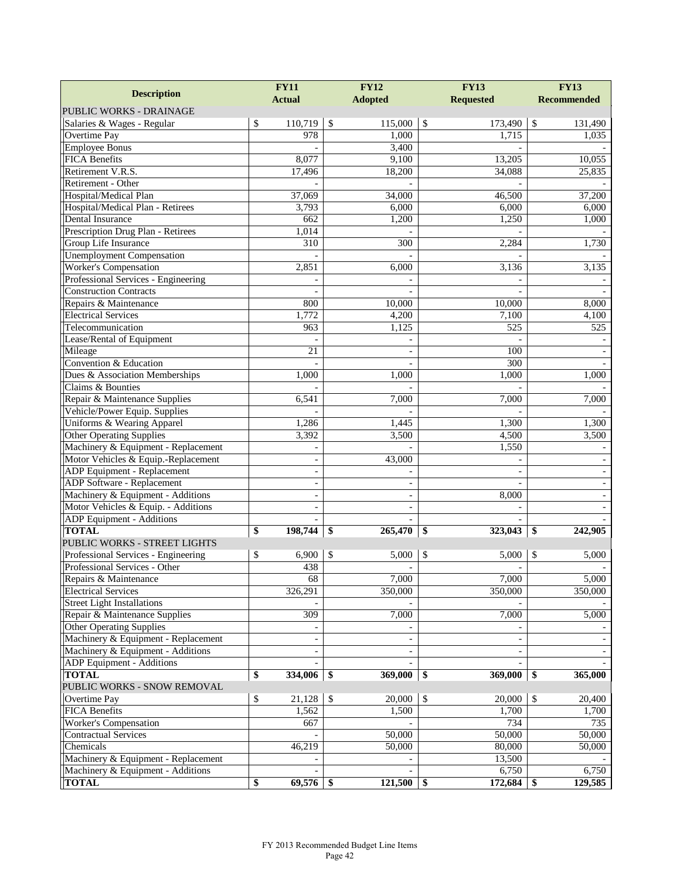| Description | FY11 Actual | FY12 Adopted | FY13 Requested | FY13 Recommended |
|---|---|---|---|---|
| PUBLIC WORKS - DRAINAGE | | | | |
| Salaries & Wages - Regular | $ 110,719 | $ 115,000 | $ 173,490 | $ 131,490 |
| Overtime Pay | 978 | 1,000 | 1,715 | 1,035 |
| Employee Bonus | - | 3,400 | - | - |
| FICA Benefits | 8,077 | 9,100 | 13,205 | 10,055 |
| Retirement V.R.S. | 17,496 | 18,200 | 34,088 | 25,835 |
| Retirement - Other | - | - | - | - |
| Hospital/Medical Plan | 37,069 | 34,000 | 46,500 | 37,200 |
| Hospital/Medical Plan - Retirees | 3,793 | 6,000 | 6,000 | 6,000 |
| Dental Insurance | 662 | 1,200 | 1,250 | 1,000 |
| Prescription Drug Plan - Retirees | 1,014 | - | - | - |
| Group Life Insurance | 310 | 300 | 2,284 | 1,730 |
| Unemployment Compensation | - | - | - | - |
| Worker's Compensation | 2,851 | 6,000 | 3,136 | 3,135 |
| Professional Services - Engineering | - | - | - | - |
| Construction Contracts | - | - | - | - |
| Repairs & Maintenance | 800 | 10,000 | 10,000 | 8,000 |
| Electrical Services | 1,772 | 4,200 | 7,100 | 4,100 |
| Telecommunication | 963 | 1,125 | 525 | 525 |
| Lease/Rental of Equipment | - | - | - | - |
| Mileage | 21 | - | 100 | - |
| Convention & Education | - | - | 300 | - |
| Dues & Association Memberships | 1,000 | 1,000 | 1,000 | 1,000 |
| Claims & Bounties | - | - | - | - |
| Repair & Maintenance Supplies | 6,541 | 7,000 | 7,000 | 7,000 |
| Vehicle/Power Equip. Supplies | - | - | - | - |
| Uniforms & Wearing Apparel | 1,286 | 1,445 | 1,300 | 1,300 |
| Other Operating Supplies | 3,392 | 3,500 | 4,500 | 3,500 |
| Machinery & Equipment - Replacement | - | - | 1,550 | - |
| Motor Vehicles & Equip.-Replacement | - | 43,000 | - | - |
| ADP Equipment - Replacement | - | - | - | - |
| ADP Software - Replacement | - | - | - | - |
| Machinery & Equipment - Additions | - | - | 8,000 | - |
| Motor Vehicles & Equip. - Additions | - | - | - | - |
| ADP Equipment - Additions | - | - | - | - |
| **TOTAL** | **$ 198,744** | **$ 265,470** | **$ 323,043** | **$ 242,905** |
| PUBLIC WORKS - STREET LIGHTS | | | | |
| Professional Services - Engineering | $ 6,900 | $ 5,000 | $ 5,000 | $ 5,000 |
| Professional Services - Other | 438 | - | - | - |
| Repairs & Maintenance | 68 | 7,000 | 7,000 | 5,000 |
| Electrical Services | 326,291 | 350,000 | 350,000 | 350,000 |
| Street Light Installations | - | - | - | - |
| Repair & Maintenance Supplies | 309 | 7,000 | 7,000 | 5,000 |
| Other Operating Supplies | - | - | - | - |
| Machinery & Equipment - Replacement | - | - | - | - |
| Machinery & Equipment - Additions | - | - | - | - |
| ADP Equipment - Additions | - | - | - | - |
| **TOTAL** | **$ 334,006** | **$ 369,000** | **$ 369,000** | **$ 365,000** |
| PUBLIC WORKS - SNOW REMOVAL | | | | |
| Overtime Pay | $ 21,128 | $ 20,000 | $ 20,000 | $ 20,400 |
| FICA Benefits | 1,562 | 1,500 | 1,700 | 1,700 |
| Worker's Compensation | 667 | - | 734 | 735 |
| Contractual Services | - | 50,000 | 50,000 | 50,000 |
| Chemicals | 46,219 | 50,000 | 80,000 | 50,000 |
| Machinery & Equipment - Replacement | - | - | 13,500 | - |
| Machinery & Equipment - Additions | - | - | 6,750 | 6,750 |
| **TOTAL** | **$ 69,576** | **$ 121,500** | **$ 172,684** | **$ 129,585** |

FY 2013 Recommended Budget Line Items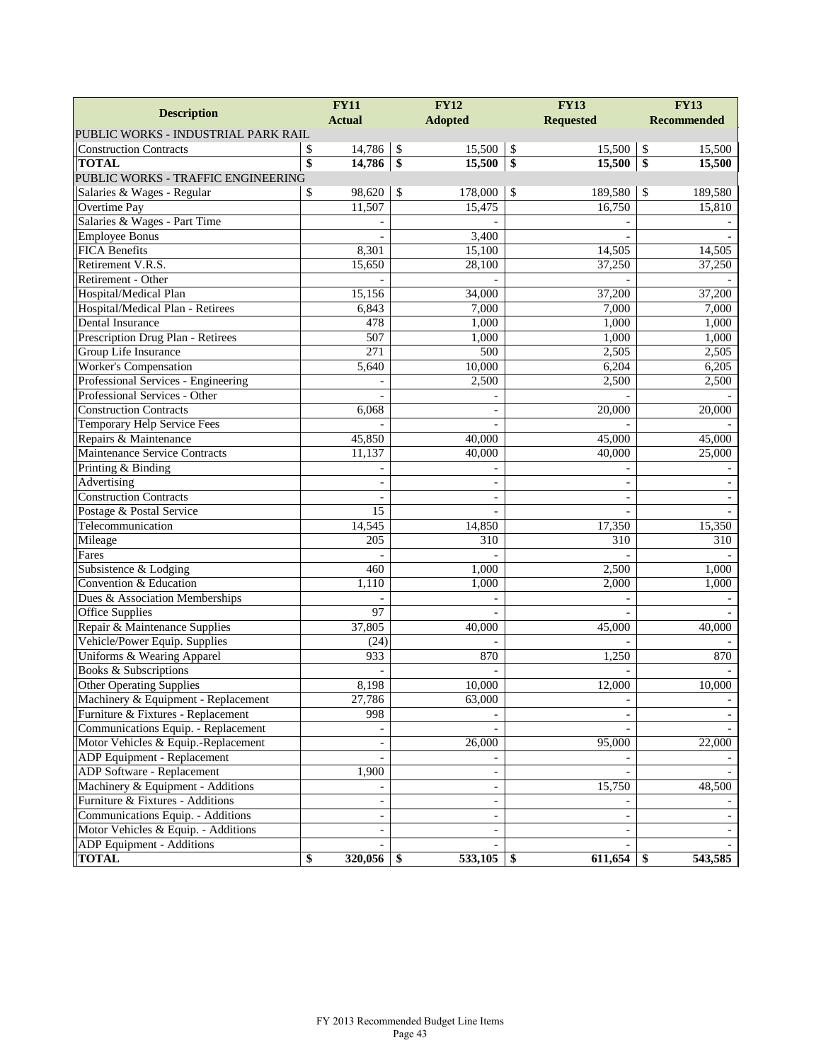| Description | FY11 Actual | FY12 Adopted | FY13 Requested | FY13 Recommended |
|---|---|---|---|---|
| PUBLIC WORKS - INDUSTRIAL PARK RAIL | | | | |
| Construction Contracts | $ 14,786 | $ 15,500 | $ 15,500 | $ 15,500 |
| **TOTAL** | **$ 14,786** | **$ 15,500** | **$ 15,500** | **$ 15,500** |
| PUBLIC WORKS - TRAFFIC ENGINEERING | | | | |
| Salaries & Wages - Regular | $ 98,620 | $ 178,000 | $ 189,580 | $ 189,580 |
| Overtime Pay | 11,507 | 15,475 | 16,750 | 15,810 |
| Salaries & Wages - Part Time | - | - | - | - |
| Employee Bonus | - | 3,400 | - | - |
| FICA Benefits | 8,301 | 15,100 | 14,505 | 14,505 |
| Retirement V.R.S. | 15,650 | 28,100 | 37,250 | 37,250 |
| Retirement - Other | - | - | - | - |
| Hospital/Medical Plan | 15,156 | 34,000 | 37,200 | 37,200 |
| Hospital/Medical Plan - Retirees | 6,843 | 7,000 | 7,000 | 7,000 |
| Dental Insurance | 478 | 1,000 | 1,000 | 1,000 |
| Prescription Drug Plan - Retirees | 507 | 1,000 | 1,000 | 1,000 |
| Group Life Insurance | 271 | 500 | 2,505 | 2,505 |
| Worker's Compensation | 5,640 | 10,000 | 6,204 | 6,205 |
| Professional Services - Engineering | - | 2,500 | 2,500 | 2,500 |
| Professional Services - Other | - | - | - | - |
| Construction Contracts | 6,068 | - | 20,000 | 20,000 |
| Temporary Help Service Fees | - | - | - | - |
| Repairs & Maintenance | 45,850 | 40,000 | 45,000 | 45,000 |
| Maintenance Service Contracts | 11,137 | 40,000 | 40,000 | 25,000 |
| Printing & Binding | - | - | - | - |
| Advertising | - | - | - | - |
| Construction Contracts | - | - | - | - |
| Postage & Postal Service | 15 | - | - | - |
| Telecommunication | 14,545 | 14,850 | 17,350 | 15,350 |
| Mileage | 205 | 310 | 310 | 310 |
| Fares | - | - | - | - |
| Subsistence & Lodging | 460 | 1,000 | 2,500 | 1,000 |
| Convention & Education | 1,110 | 1,000 | 2,000 | 1,000 |
| Dues & Association Memberships | - | - | - | - |
| Office Supplies | 97 | - | - | - |
| Repair & Maintenance Supplies | 37,805 | 40,000 | 45,000 | 40,000 |
| Vehicle/Power Equip. Supplies | (24) | - | - | - |
| Uniforms & Wearing Apparel | 933 | 870 | 1,250 | 870 |
| Books & Subscriptions | - | - | - | - |
| Other Operating Supplies | 8,198 | 10,000 | 12,000 | 10,000 |
| Machinery & Equipment - Replacement | 27,786 | 63,000 | - | - |
| Furniture & Fixtures - Replacement | 998 | - | - | - |
| Communications Equip. - Replacement | - | - | - | - |
| Motor Vehicles & Equip.-Replacement | - | 26,000 | 95,000 | 22,000 |
| ADP Equipment - Replacement | - | - | - | - |
| ADP Software - Replacement | 1,900 | - | - | - |
| Machinery & Equipment - Additions | - | - | 15,750 | 48,500 |
| Furniture & Fixtures - Additions | - | - | - | - |
| Communications Equip. - Additions | - | - | - | - |
| Motor Vehicles & Equip. - Additions | - | - | - | - |
| ADP Equipment - Additions | - | - | - | - |
| **TOTAL** | **$ 320,056** | **$ 533,105** | **$ 611,654** | **$ 543,585** |

FY 2013 Recommended Budget Line Items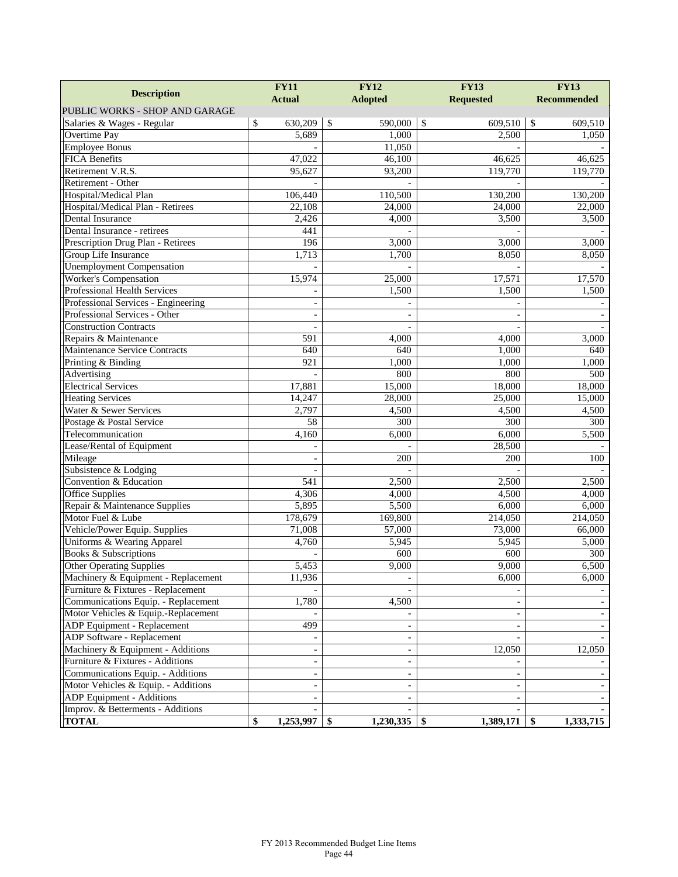| Description | FY11 Actual | FY12 Adopted | FY13 Requested | FY13 Recommended |
|---|---|---|---|---|
| PUBLIC WORKS - SHOP AND GARAGE | | | | |
| Salaries & Wages - Regular | $ 630,209 | $ 590,000 | $ 609,510 | $ 609,510 |
| Overtime Pay | 5,689 | 1,000 | 2,500 | 1,050 |
| Employee Bonus | - | 11,050 | - | - |
| FICA Benefits | 47,022 | 46,100 | 46,625 | 46,625 |
| Retirement V.R.S. | 95,627 | 93,200 | 119,770 | 119,770 |
| Retirement - Other | - | - | - | - |
| Hospital/Medical Plan | 106,440 | 110,500 | 130,200 | 130,200 |
| Hospital/Medical Plan - Retirees | 22,108 | 24,000 | 24,000 | 22,000 |
| Dental Insurance | 2,426 | 4,000 | 3,500 | 3,500 |
| Dental Insurance - retirees | 441 | - | - | - |
| Prescription Drug Plan - Retirees | 196 | 3,000 | 3,000 | 3,000 |
| Group Life Insurance | 1,713 | 1,700 | 8,050 | 8,050 |
| Unemployment Compensation | - | - | - | - |
| Worker's Compensation | 15,974 | 25,000 | 17,571 | 17,570 |
| Professional Health Services | - | 1,500 | 1,500 | 1,500 |
| Professional Services - Engineering | - | - | - | - |
| Professional Services - Other | - | - | - | - |
| Construction Contracts | - | - | - | - |
| Repairs & Maintenance | 591 | 4,000 | 4,000 | 3,000 |
| Maintenance Service Contracts | 640 | 640 | 1,000 | 640 |
| Printing & Binding | 921 | 1,000 | 1,000 | 1,000 |
| Advertising | - | 800 | 800 | 500 |
| Electrical Services | 17,881 | 15,000 | 18,000 | 18,000 |
| Heating Services | 14,247 | 28,000 | 25,000 | 15,000 |
| Water & Sewer Services | 2,797 | 4,500 | 4,500 | 4,500 |
| Postage & Postal Service | 58 | 300 | 300 | 300 |
| Telecommunication | 4,160 | 6,000 | 6,000 | 5,500 |
| Lease/Rental of Equipment | - | - | 28,500 | - |
| Mileage | - | 200 | 200 | 100 |
| Subsistence & Lodging | - | - | - | - |
| Convention & Education | 541 | 2,500 | 2,500 | 2,500 |
| Office Supplies | 4,306 | 4,000 | 4,500 | 4,000 |
| Repair & Maintenance Supplies | 5,895 | 5,500 | 6,000 | 6,000 |
| Motor Fuel & Lube | 178,679 | 169,800 | 214,050 | 214,050 |
| Vehicle/Power Equip. Supplies | 71,008 | 57,000 | 73,000 | 66,000 |
| Uniforms & Wearing Apparel | 4,760 | 5,945 | 5,945 | 5,000 |
| Books & Subscriptions | - | 600 | 600 | 300 |
| Other Operating Supplies | 5,453 | 9,000 | 9,000 | 6,500 |
| Machinery & Equipment - Replacement | 11,936 | - | 6,000 | 6,000 |
| Furniture & Fixtures - Replacement | - | - | - | - |
| Communications Equip. - Replacement | 1,780 | 4,500 | - | - |
| Motor Vehicles & Equip.-Replacement | - | - | - | - |
| ADP Equipment - Replacement | 499 | - | - | - |
| ADP Software - Replacement | - | - | - | - |
| Machinery & Equipment - Additions | - | - | 12,050 | 12,050 |
| Furniture & Fixtures - Additions | - | - | - | - |
| Communications Equip. - Additions | - | - | - | - |
| Motor Vehicles & Equip. - Additions | - | - | - | - |
| ADP Equipment - Additions | - | - | - | - |
| Improv. & Betterments - Additions | - | - | - | - |
| **TOTAL** | **$ 1,253,997** | **$ 1,230,335** | **$ 1,389,171** | **$ 1,333,715** |

FY 2013 Recommended Budget Line Items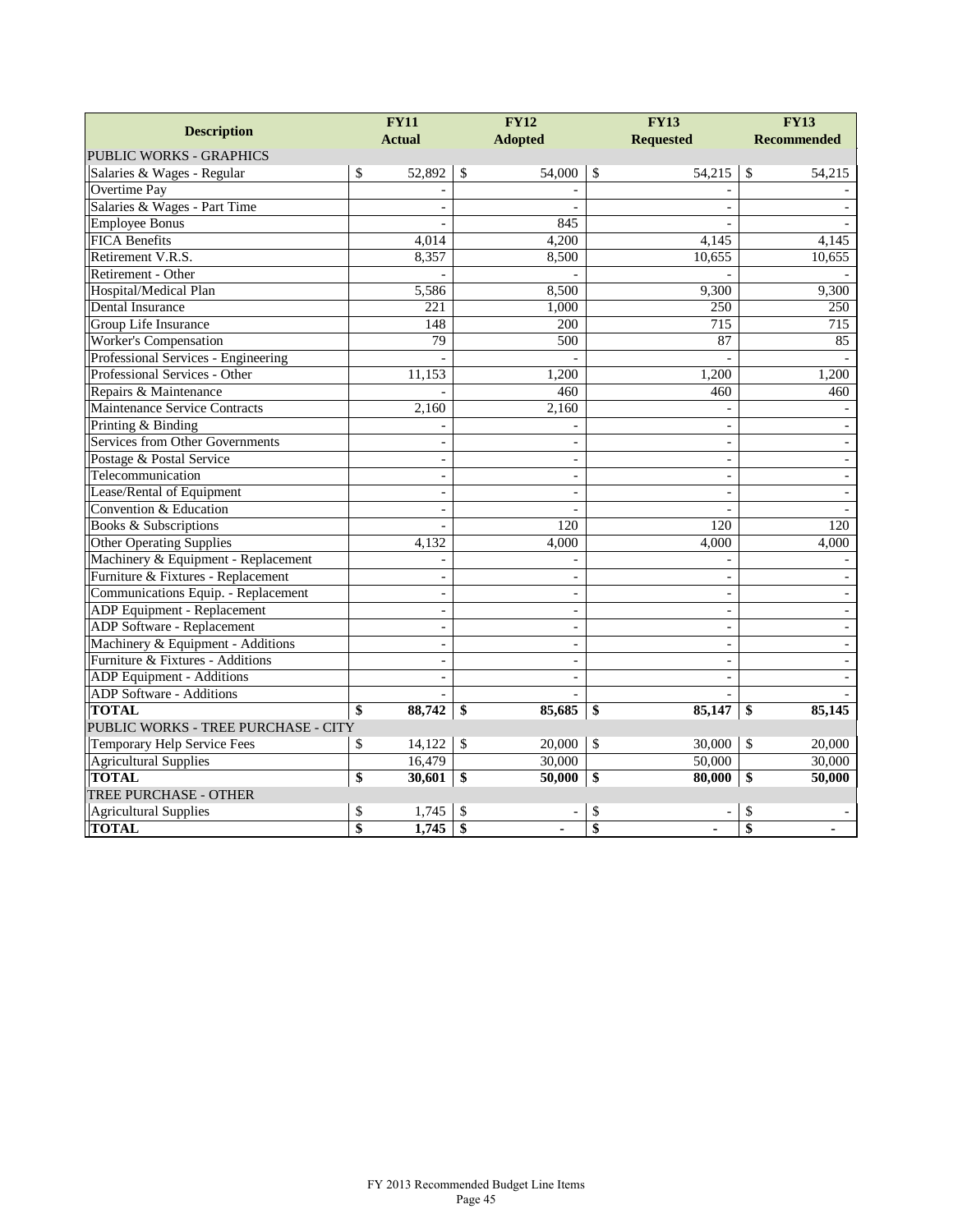| Description | FY11 Actual | FY12 Adopted | FY13 Requested | FY13 Recommended |
|---|---|---|---|---|
| PUBLIC WORKS - GRAPHICS | | | | |
| Salaries & Wages - Regular | $ 52,892 | $ 54,000 | $ 54,215 | $ 54,215 |
| Overtime Pay | - | - | - | - |
| Salaries & Wages - Part Time | - | - | - | - |
| Employee Bonus | - | 845 | - | - |
| FICA Benefits | 4,014 | 4,200 | 4,145 | 4,145 |
| Retirement V.R.S. | 8,357 | 8,500 | 10,655 | 10,655 |
| Retirement - Other | - | - | - | - |
| Hospital/Medical Plan | 5,586 | 8,500 | 9,300 | 9,300 |
| Dental Insurance | 221 | 1,000 | 250 | 250 |
| Group Life Insurance | 148 | 200 | 715 | 715 |
| Worker's Compensation | 79 | 500 | 87 | 85 |
| Professional Services - Engineering | - | - | - | - |
| Professional Services - Other | 11,153 | 1,200 | 1,200 | 1,200 |
| Repairs & Maintenance | - | 460 | 460 | 460 |
| Maintenance Service Contracts | 2,160 | 2,160 | - | - |
| Printing & Binding | - | - | - | - |
| Services from Other Governments | - | - | - | - |
| Postage & Postal Service | - | - | - | - |
| Telecommunication | - | - | - | - |
| Lease/Rental of Equipment | - | - | - | - |
| Convention & Education | - | - | - | - |
| Books & Subscriptions | - | 120 | 120 | 120 |
| Other Operating Supplies | 4,132 | 4,000 | 4,000 | 4,000 |
| Machinery & Equipment - Replacement | - | - | - | - |
| Furniture & Fixtures - Replacement | - | - | - | - |
| Communications Equip. - Replacement | - | - | - | - |
| ADP Equipment - Replacement | - | - | - | - |
| ADP Software - Replacement | - | - | - | - |
| Machinery & Equipment - Additions | - | - | - | - |
| Furniture & Fixtures - Additions | - | - | - | - |
| ADP Equipment - Additions | - | - | - | - |
| ADP Software - Additions | - | - | - | - |
| **TOTAL** | **$ 88,742** | **$ 85,685** | **$ 85,147** | **$ 85,145** |
| PUBLIC WORKS - TREE PURCHASE - CITY | | | | |
| Temporary Help Service Fees | $ 14,122 | $ 20,000 | $ 30,000 | $ 20,000 |
| Agricultural Supplies | 16,479 | 30,000 | 50,000 | 30,000 |
| **TOTAL** | **$ 30,601** | **$ 50,000** | **$ 80,000** | **$ 50,000** |
| TREE PURCHASE - OTHER | | | | |
| Agricultural Supplies | $ 1,745 | $ - | $ - | $ - |
| **TOTAL** | **$ 1,745** | **$ -** | **$ -** | **$ -** |

FY 2013 Recommended Budget Line Items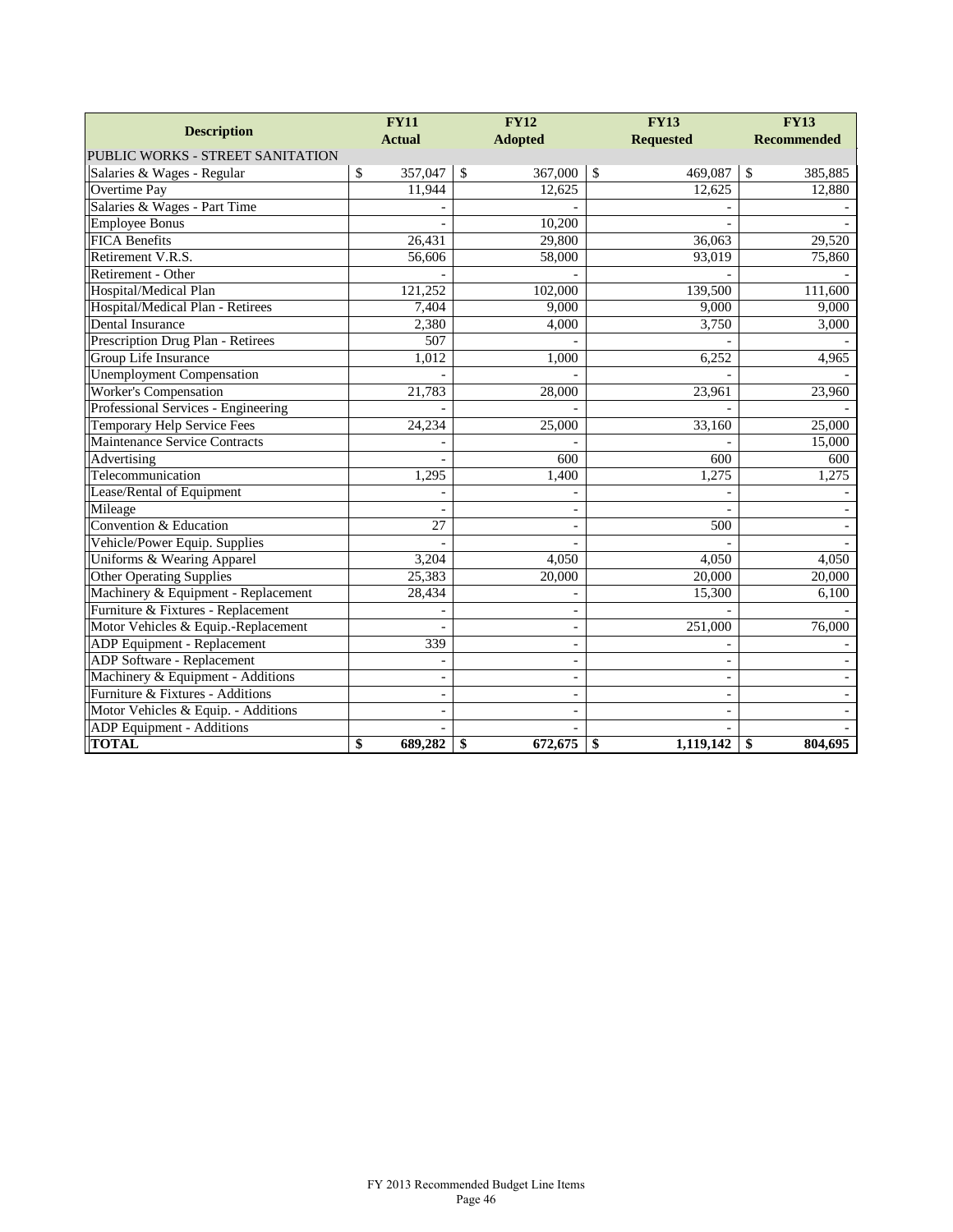| Description | FY11 Actual | FY12 Adopted | FY13 Requested | FY13 Recommended |
|---|---|---|---|---|
| PUBLIC WORKS - STREET SANITATION | | | | |
| Salaries & Wages - Regular | $ 357,047 | $ 367,000 | $ 469,087 | $ 385,885 |
| Overtime Pay | 11,944 | 12,625 | 12,625 | 12,880 |
| Salaries & Wages - Part Time | - | - | - | - |
| Employee Bonus | - | 10,200 | - | - |
| FICA Benefits | 26,431 | 29,800 | 36,063 | 29,520 |
| Retirement V.R.S. | 56,606 | 58,000 | 93,019 | 75,860 |
| Retirement - Other | - | - | - | - |
| Hospital/Medical Plan | 121,252 | 102,000 | 139,500 | 111,600 |
| Hospital/Medical Plan - Retirees | 7,404 | 9,000 | 9,000 | 9,000 |
| Dental Insurance | 2,380 | 4,000 | 3,750 | 3,000 |
| Prescription Drug Plan - Retirees | 507 | - | - | - |
| Group Life Insurance | 1,012 | 1,000 | 6,252 | 4,965 |
| Unemployment Compensation | - | - | - | - |
| Worker's Compensation | 21,783 | 28,000 | 23,961 | 23,960 |
| Professional Services - Engineering | - | - | - | - |
| Temporary Help Service Fees | 24,234 | 25,000 | 33,160 | 25,000 |
| Maintenance Service Contracts | - | - | - | 15,000 |
| Advertising | - | 600 | 600 | 600 |
| Telecommunication | 1,295 | 1,400 | 1,275 | 1,275 |
| Lease/Rental of Equipment | - | - | - | - |
| Mileage | - | - | - | - |
| Convention & Education | 27 | - | 500 | - |
| Vehicle/Power Equip. Supplies | - | - | - | - |
| Uniforms & Wearing Apparel | 3,204 | 4,050 | 4,050 | 4,050 |
| Other Operating Supplies | 25,383 | 20,000 | 20,000 | 20,000 |
| Machinery & Equipment - Replacement | 28,434 | - | 15,300 | 6,100 |
| Furniture & Fixtures - Replacement | - | - | - | - |
| Motor Vehicles & Equip.-Replacement | - | - | 251,000 | 76,000 |
| ADP Equipment - Replacement | 339 | - | - | - |
| ADP Software - Replacement | - | - | - | - |
| Machinery & Equipment - Additions | - | - | - | - |
| Furniture & Fixtures - Additions | - | - | - | - |
| Motor Vehicles & Equip. - Additions | - | - | - | - |
| ADP Equipment - Additions | - | - | - | - |
| **TOTAL** | **$ 689,282** | **$ 672,675** | **$ 1,119,142** | **$ 804,695** |

FY 2013 Recommended Budget Line Items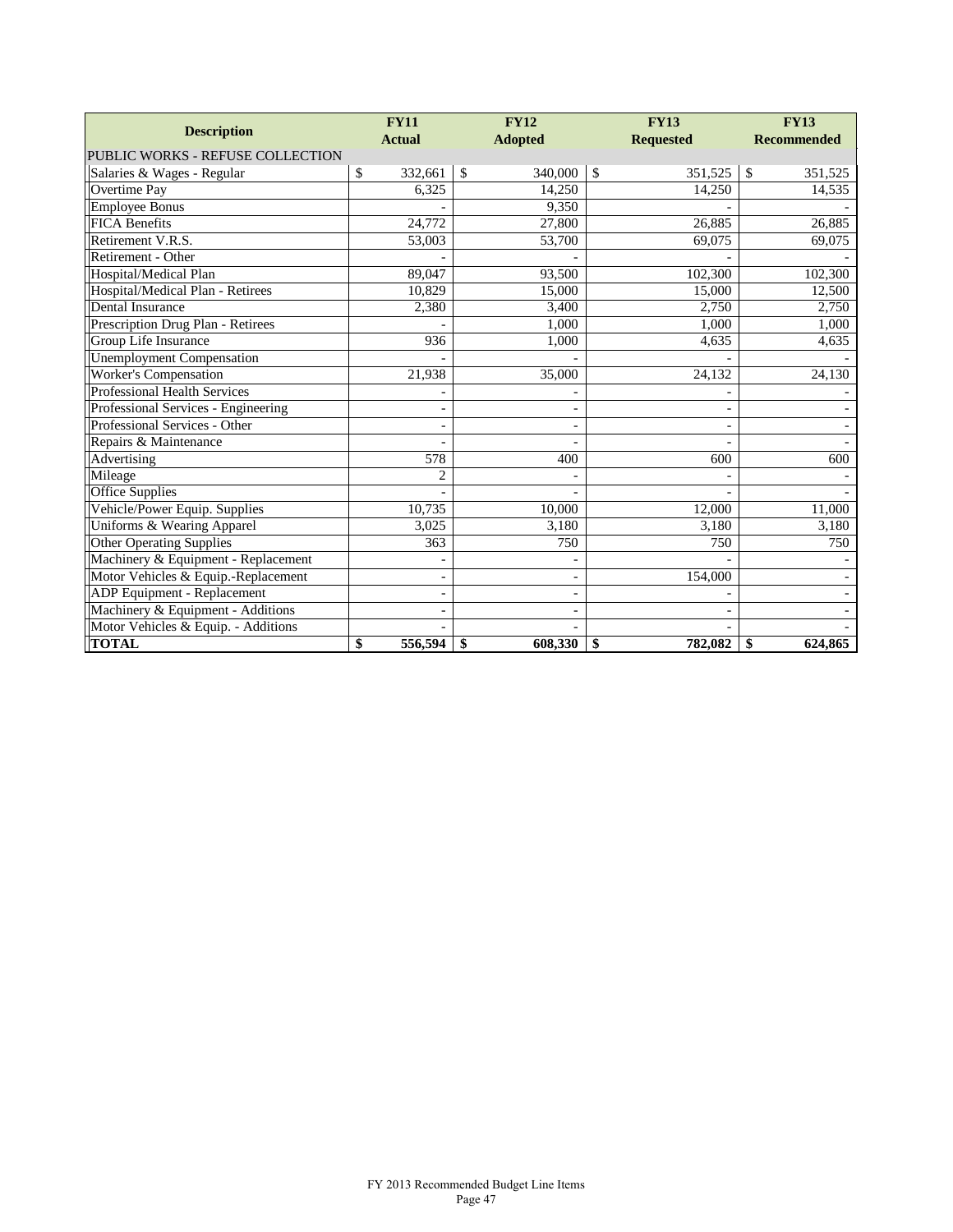| Description | FY11 Actual | FY12 Adopted | FY13 Requested | FY13 Recommended |
|---|---|---|---|---|
| PUBLIC WORKS - REFUSE COLLECTION | | | | |
| Salaries & Wages - Regular | $ 332,661 | $ 340,000 | $ 351,525 | $ 351,525 |
| Overtime Pay | 6,325 | 14,250 | 14,250 | 14,535 |
| Employee Bonus | - | 9,350 | - | - |
| FICA Benefits | 24,772 | 27,800 | 26,885 | 26,885 |
| Retirement V.R.S. | 53,003 | 53,700 | 69,075 | 69,075 |
| Retirement - Other | - | - | - | - |
| Hospital/Medical Plan | 89,047 | 93,500 | 102,300 | 102,300 |
| Hospital/Medical Plan - Retirees | 10,829 | 15,000 | 15,000 | 12,500 |
| Dental Insurance | 2,380 | 3,400 | 2,750 | 2,750 |
| Prescription Drug Plan - Retirees | - | 1,000 | 1,000 | 1,000 |
| Group Life Insurance | 936 | 1,000 | 4,635 | 4,635 |
| Unemployment Compensation | - | - | - | - |
| Worker's Compensation | 21,938 | 35,000 | 24,132 | 24,130 |
| Professional Health Services | - | - | - | - |
| Professional Services - Engineering | - | - | - | - |
| Professional Services - Other | - | - | - | - |
| Repairs & Maintenance | - | - | - | - |
| Advertising | 578 | 400 | 600 | 600 |
| Mileage | 2 | - | - | - |
| Office Supplies | - | - | - | - |
| Vehicle/Power Equip. Supplies | 10,735 | 10,000 | 12,000 | 11,000 |
| Uniforms & Wearing Apparel | 3,025 | 3,180 | 3,180 | 3,180 |
| Other Operating Supplies | 363 | 750 | 750 | 750 |
| Machinery & Equipment - Replacement | - | - | - | - |
| Motor Vehicles & Equip.-Replacement | - | - | 154,000 | - |
| ADP Equipment - Replacement | - | - | - | - |
| Machinery & Equipment - Additions | - | - | - | - |
| Motor Vehicles & Equip. - Additions | - | - | - | - |
| **TOTAL** | **$ 556,594** | **$ 608,330** | **$ 782,082** | **$ 624,865** |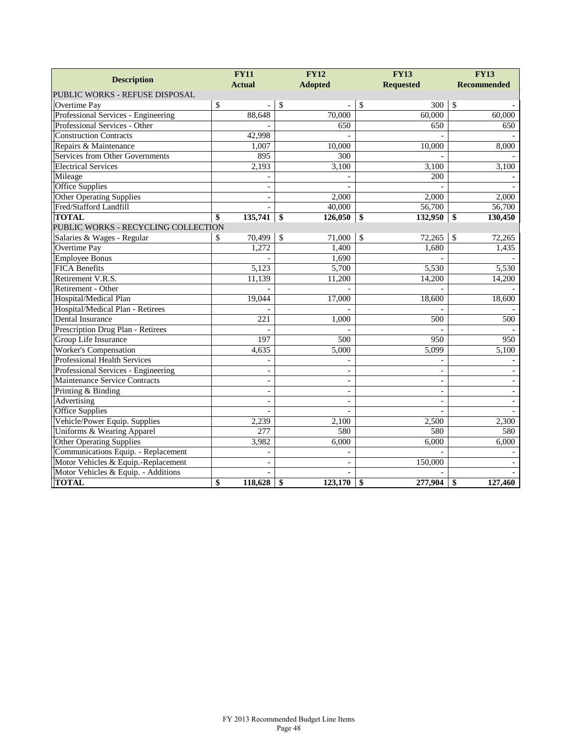| Description | FY11 Actual | FY12 Adopted | FY13 Requested | FY13 Recommended |
|---|---|---|---|---|
| PUBLIC WORKS - REFUSE DISPOSAL | | | | |
| Overtime Pay | $ - | $ - | $ 300 | $ - |
| Professional Services - Engineering | 88,648 | 70,000 | 60,000 | 60,000 |
| Professional Services - Other | - | 650 | 650 | 650 |
| Construction Contracts | 42,998 | - | - | - |
| Repairs & Maintenance | 1,007 | 10,000 | 10,000 | 8,000 |
| Services from Other Governments | 895 | 300 | - | - |
| Electrical Services | 2,193 | 3,100 | 3,100 | 3,100 |
| Mileage | - | - | 200 | - |
| Office Supplies | - | - | - | - |
| Other Operating Supplies | - | 2,000 | 2,000 | 2,000 |
| Fred/Stafford Landfill | - | 40,000 | 56,700 | 56,700 |
| **TOTAL** | **$ 135,741** | **$ 126,050** | **$ 132,950** | **$ 130,450** |
| PUBLIC WORKS - RECYCLING COLLECTION | | | | |
| Salaries & Wages - Regular | $ 70,499 | $ 71,000 | $ 72,265 | $ 72,265 |
| Overtime Pay | 1,272 | 1,400 | 1,680 | 1,435 |
| Employee Bonus | - | 1,690 | - | - |
| FICA Benefits | 5,123 | 5,700 | 5,530 | 5,530 |
| Retirement V.R.S. | 11,139 | 11,200 | 14,200 | 14,200 |
| Retirement - Other | - | - | - | - |
| Hospital/Medical Plan | 19,044 | 17,000 | 18,600 | 18,600 |
| Hospital/Medical Plan - Retirees | - | - | - | - |
| Dental Insurance | 221 | 1,000 | 500 | 500 |
| Prescription Drug Plan - Retirees | - | - | - | - |
| Group Life Insurance | 197 | 500 | 950 | 950 |
| Worker's Compensation | 4,635 | 5,000 | 5,099 | 5,100 |
| Professional Health Services | - | - | - | - |
| Professional Services - Engineering | - | - | - | - |
| Maintenance Service Contracts | - | - | - | - |
| Printing & Binding | - | - | - | - |
| Advertising | - | - | - | - |
| Office Supplies | - | - | - | - |
| Vehicle/Power Equip. Supplies | 2,239 | 2,100 | 2,500 | 2,300 |
| Uniforms & Wearing Apparel | 277 | 580 | 580 | 580 |
| Other Operating Supplies | 3,982 | 6,000 | 6,000 | 6,000 |
| Communications Equip. - Replacement | - | - | - | - |
| Motor Vehicles & Equip.-Replacement | - | - | 150,000 | - |
| Motor Vehicles & Equip. - Additions | - | - | - | - |
| **TOTAL** | **$ 118,628** | **$ 123,170** | **$ 277,904** | **$ 127,460** |

FY 2013 Recommended Budget Line Items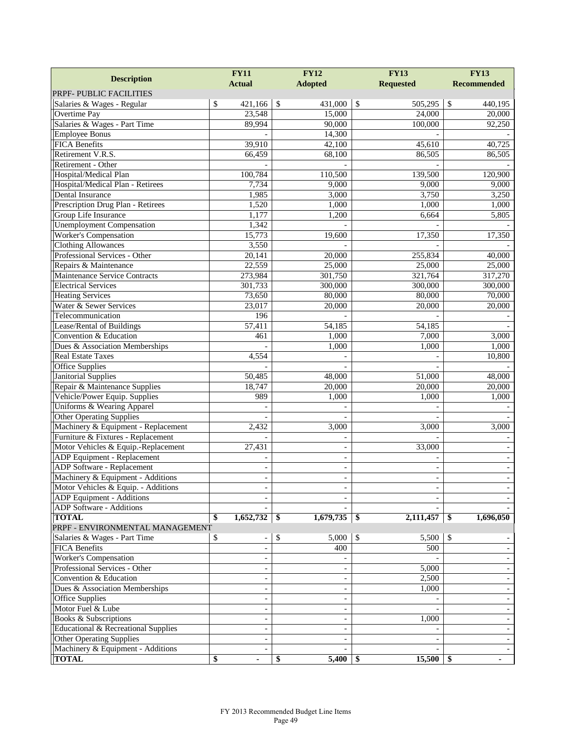| Description | FY11 Actual | FY12 Adopted | FY13 Requested | FY13 Recommended |
|---|---|---|---|---|
| PRPF- PUBLIC FACILITIES | | | | |
| Salaries & Wages - Regular | $ 421,166 | $ 431,000 | $ 505,295 | $ 440,195 |
| Overtime Pay | 23,548 | 15,000 | 24,000 | 20,000 |
| Salaries & Wages - Part Time | 89,994 | 90,000 | 100,000 | 92,250 |
| Employee Bonus | - | 14,300 | - | - |
| FICA Benefits | 39,910 | 42,100 | 45,610 | 40,725 |
| Retirement V.R.S. | 66,459 | 68,100 | 86,505 | 86,505 |
| Retirement - Other | - | - | - | - |
| Hospital/Medical Plan | 100,784 | 110,500 | 139,500 | 120,900 |
| Hospital/Medical Plan - Retirees | 7,734 | 9,000 | 9,000 | 9,000 |
| Dental Insurance | 1,985 | 3,000 | 3,750 | 3,250 |
| Prescription Drug Plan - Retirees | 1,520 | 1,000 | 1,000 | 1,000 |
| Group Life Insurance | 1,177 | 1,200 | 6,664 | 5,805 |
| Unemployment Compensation | 1,342 | - | - | - |
| Worker's Compensation | 15,773 | 19,600 | 17,350 | 17,350 |
| Clothing Allowances | 3,550 | - | - | - |
| Professional Services - Other | 20,141 | 20,000 | 255,834 | 40,000 |
| Repairs & Maintenance | 22,559 | 25,000 | 25,000 | 25,000 |
| Maintenance Service Contracts | 273,984 | 301,750 | 321,764 | 317,270 |
| Electrical Services | 301,733 | 300,000 | 300,000 | 300,000 |
| Heating Services | 73,650 | 80,000 | 80,000 | 70,000 |
| Water & Sewer Services | 23,017 | 20,000 | 20,000 | 20,000 |
| Telecommunication | 196 | - | - | - |
| Lease/Rental of Buildings | 57,411 | 54,185 | 54,185 | - |
| Convention & Education | 461 | 1,000 | 7,000 | 3,000 |
| Dues & Association Memberships | - | 1,000 | 1,000 | 1,000 |
| Real Estate Taxes | 4,554 | - | - | 10,800 |
| Office Supplies | - | - | - | - |
| Janitorial Supplies | 50,485 | 48,000 | 51,000 | 48,000 |
| Repair & Maintenance Supplies | 18,747 | 20,000 | 20,000 | 20,000 |
| Vehicle/Power Equip. Supplies | 989 | 1,000 | 1,000 | 1,000 |
| Uniforms & Wearing Apparel | - | - | - | - |
| Other Operating Supplies | - | - | - | - |
| Machinery & Equipment - Replacement | 2,432 | 3,000 | 3,000 | 3,000 |
| Furniture & Fixtures - Replacement | - | - | - | - |
| Motor Vehicles & Equip.-Replacement | 27,431 | - | 33,000 | - |
| ADP Equipment - Replacement | - | - | - | - |
| ADP Software - Replacement | - | - | - | - |
| Machinery & Equipment - Additions | - | - | - | - |
| Motor Vehicles & Equip. - Additions | - | - | - | - |
| ADP Equipment - Additions | - | - | - | - |
| ADP Software - Additions | - | - | - | - |
| **TOTAL** | **$ 1,652,732** | **$ 1,679,735** | **$ 2,111,457** | **$ 1,696,050** |
| PRPF - ENVIRONMENTAL MANAGEMENT | | | | |
| Salaries & Wages - Part Time | $ - | $ 5,000 | $ 5,500 | $ - |
| FICA Benefits | - | 400 | 500 | - |
| Worker's Compensation | - | - | - | - |
| Professional Services - Other | - | - | 5,000 | - |
| Convention & Education | - | - | 2,500 | - |
| Dues & Association Memberships | - | - | 1,000 | - |
| Office Supplies | - | - | - | - |
| Motor Fuel & Lube | - | - | - | - |
| Books & Subscriptions | - | - | 1,000 | - |
| Educational & Recreational Supplies | - | - | - | - |
| Other Operating Supplies | - | - | - | - |
| Machinery & Equipment - Additions | - | - | - | - |
| **TOTAL** | **$ -** | **$ 5,400** | **$ 15,500** | **$ -** |

FY 2013 Recommended Budget Line Items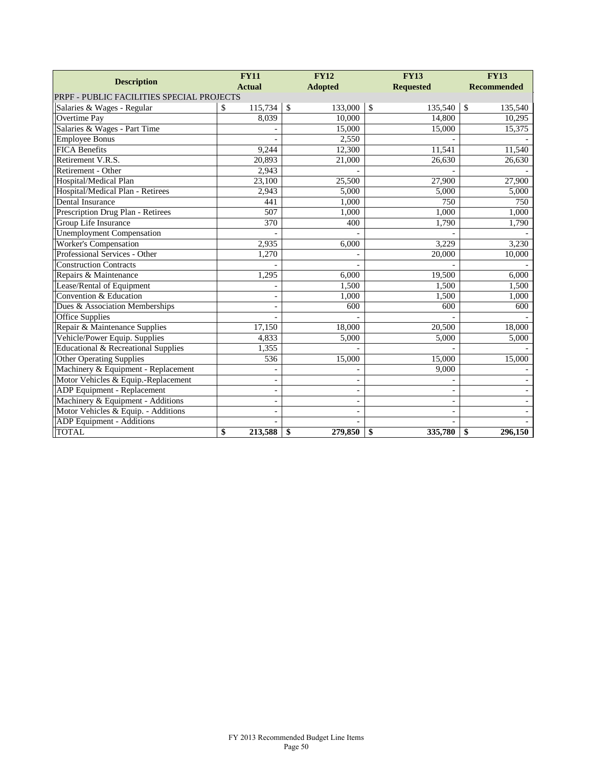| Description | FY11 Actual | FY12 Adopted | FY13 Requested | FY13 Recommended |
|---|---|---|---|---|
| PRPF - PUBLIC FACILITIES SPECIAL PROJECTS | | | | |
| Salaries & Wages - Regular | $ 115,734 | $ 133,000 | $ 135,540 | $ 135,540 |
| Overtime Pay | 8,039 | 10,000 | 14,800 | 10,295 |
| Salaries & Wages - Part Time | - | 15,000 | 15,000 | 15,375 |
| Employee Bonus | - | 2,550 | - | - |
| FICA Benefits | 9,244 | 12,300 | 11,541 | 11,540 |
| Retirement V.R.S. | 20,893 | 21,000 | 26,630 | 26,630 |
| Retirement - Other | 2,943 | - | - | - |
| Hospital/Medical Plan | 23,100 | 25,500 | 27,900 | 27,900 |
| Hospital/Medical Plan - Retirees | 2,943 | 5,000 | 5,000 | 5,000 |
| Dental Insurance | 441 | 1,000 | 750 | 750 |
| Prescription Drug Plan - Retirees | 507 | 1,000 | 1,000 | 1,000 |
| Group Life Insurance | 370 | 400 | 1,790 | 1,790 |
| Unemployment Compensation | - | - | - | - |
| Worker's Compensation | 2,935 | 6,000 | 3,229 | 3,230 |
| Professional Services - Other | 1,270 | - | 20,000 | 10,000 |
| Construction Contracts | - | - | - | - |
| Repairs & Maintenance | 1,295 | 6,000 | 19,500 | 6,000 |
| Lease/Rental of Equipment | - | 1,500 | 1,500 | 1,500 |
| Convention & Education | - | 1,000 | 1,500 | 1,000 |
| Dues & Association Memberships | - | 600 | 600 | 600 |
| Office Supplies | - | - | - | - |
| Repair & Maintenance Supplies | 17,150 | 18,000 | 20,500 | 18,000 |
| Vehicle/Power Equip. Supplies | 4,833 | 5,000 | 5,000 | 5,000 |
| Educational & Recreational Supplies | 1,355 | - | - | - |
| Other Operating Supplies | 536 | 15,000 | 15,000 | 15,000 |
| Machinery & Equipment - Replacement | - | - | 9,000 | - |
| Motor Vehicles & Equip.-Replacement | - | - | - | - |
| ADP Equipment - Replacement | - | - | - | - |
| Machinery & Equipment - Additions | - | - | - | - |
| Motor Vehicles & Equip. - Additions | - | - | - | - |
| ADP Equipment - Additions | - | - | - | - |
| TOTAL | **$ 213,588** | **$ 279,850** | **$ 335,780** | **$ 296,150** |

FY 2013 Recommended Budget Line Items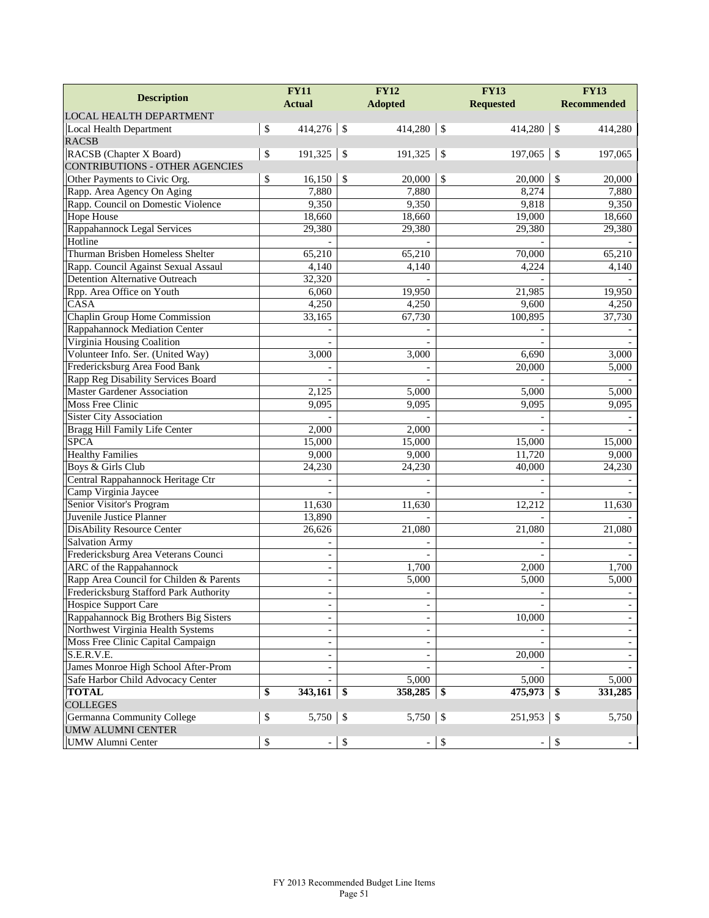| Description | FY11 Actual | FY12 Adopted | FY13 Requested | FY13 Recommended |
| --- | --- | --- | --- | --- |
| LOCAL HEALTH DEPARTMENT | | | | |
| Local Health Department | $ 414,276 | $ 414,280 | $ 414,280 | $ 414,280 |
| RACSB | | | | |
| RACSB (Chapter X Board) | $ 191,325 | $ 191,325 | $ 197,065 | $ 197,065 |
| CONTRIBUTIONS - OTHER AGENCIES | | | | |
| Other Payments to Civic Org. | $ 16,150 | $ 20,000 | $ 20,000 | $ 20,000 |
| Rapp. Area Agency On Aging | 7,880 | 7,880 | 8,274 | 7,880 |
| Rapp. Council on Domestic Violence | 9,350 | 9,350 | 9,818 | 9,350 |
| Hope House | 18,660 | 18,660 | 19,000 | 18,660 |
| Rappahannock Legal Services | 29,380 | 29,380 | 29,380 | 29,380 |
| Hotline | - | - | - | - |
| Thurman Brisben Homeless Shelter | 65,210 | 65,210 | 70,000 | 65,210 |
| Rapp. Council Against Sexual Assaul | 4,140 | 4,140 | 4,224 | 4,140 |
| Detention Alternative Outreach | 32,320 | - | - | - |
| Rpp. Area Office on Youth | 6,060 | 19,950 | 21,985 | 19,950 |
| CASA | 4,250 | 4,250 | 9,600 | 4,250 |
| Chaplin Group Home Commission | 33,165 | 67,730 | 100,895 | 37,730 |
| Rappahannock Mediation Center | - | - | - | - |
| Virginia Housing Coalition | - | - | - | - |
| Volunteer Info. Ser. (United Way) | 3,000 | 3,000 | 6,690 | 3,000 |
| Fredericksburg Area Food Bank | - | - | 20,000 | 5,000 |
| Rapp Reg Disability Services Board | - | - | - | - |
| Master Gardener Association | 2,125 | 5,000 | 5,000 | 5,000 |
| Moss Free Clinic | 9,095 | 9,095 | 9,095 | 9,095 |
| Sister City Association | - | - | - | - |
| Bragg Hill Family Life Center | 2,000 | 2,000 | - | - |
| SPCA | 15,000 | 15,000 | 15,000 | 15,000 |
| Healthy Families | 9,000 | 9,000 | 11,720 | 9,000 |
| Boys & Girls Club | 24,230 | 24,230 | 40,000 | 24,230 |
| Central Rappahannock Heritage Ctr | - | - | - | - |
| Camp Virginia Jaycee | - | - | - | - |
| Senior Visitor's Program | 11,630 | 11,630 | 12,212 | 11,630 |
| Juvenile Justice Planner | 13,890 | - | - | - |
| DisAbility Resource Center | 26,626 | 21,080 | 21,080 | 21,080 |
| Salvation Army | - | - | - | - |
| Fredericksburg Area Veterans Counci | - | - | - | - |
| ARC of the Rappahannock | - | 1,700 | 2,000 | 1,700 |
| Rapp Area Council for Childen & Parents | - | 5,000 | 5,000 | 5,000 |
| Fredericksburg Stafford Park Authority | - | - | - | - |
| Hospice Support Care | - | - | - | - |
| Rappahannock Big Brothers Big Sisters | - | - | 10,000 | - |
| Northwest Virginia Health Systems | - | - | - | - |
| Moss Free Clinic Capital Campaign | - | - | - | - |
| S.E.R.V.E. | - | - | 20,000 | - |
| James Monroe High School After-Prom | - | - | - | - |
| Safe Harbor Child Advocacy Center | - | 5,000 | 5,000 | 5,000 |
| **TOTAL** | **$ 343,161** | **$ 358,285** | **$ 475,973** | **$ 331,285** |
| COLLEGES | | | | |
| Germanna Community College | $ 5,750 | $ 5,750 | $ 251,953 | $ 5,750 |
| UMW ALUMNI CENTER | | | | |
| UMW Alumni Center | $ - | $ - | $ - | $ - |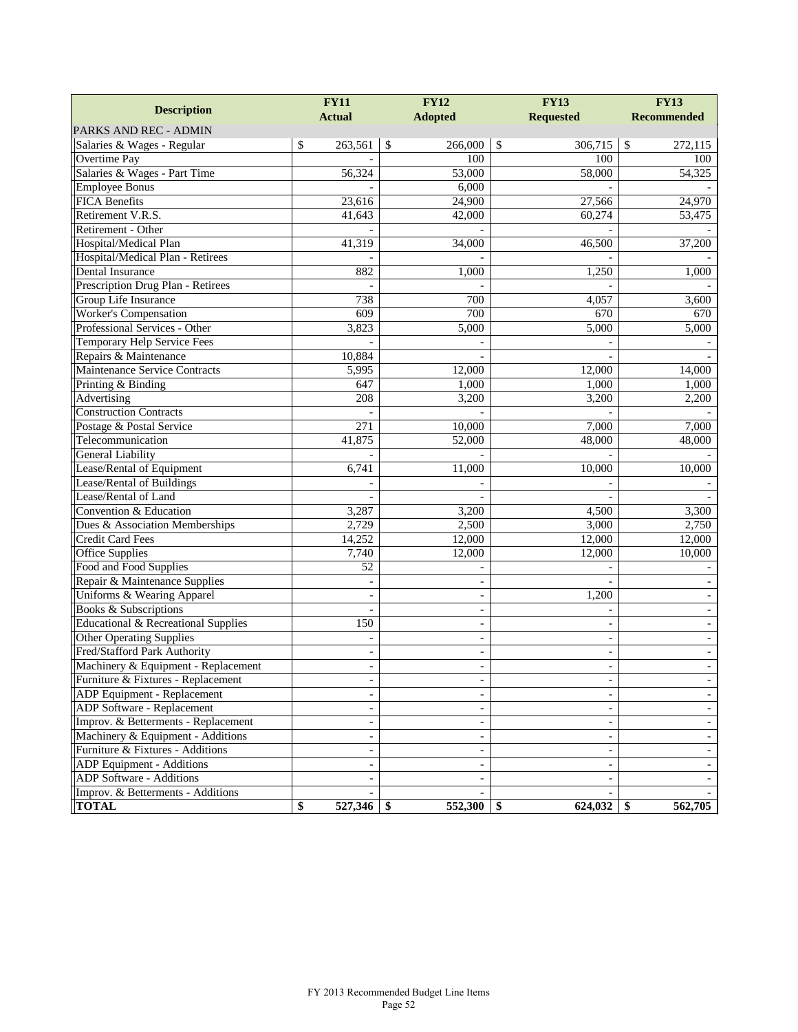| Description | FY11 Actual | FY12 Adopted | FY13 Requested | FY13 Recommended |
|---|---|---|---|---|
| PARKS AND REC - ADMIN | | | | |
| Salaries & Wages - Regular | $ 263,561 | $ 266,000 | $ 306,715 | $ 272,115 |
| Overtime Pay | - | 100 | 100 | 100 |
| Salaries & Wages - Part Time | 56,324 | 53,000 | 58,000 | 54,325 |
| Employee Bonus | - | 6,000 | - | - |
| FICA Benefits | 23,616 | 24,900 | 27,566 | 24,970 |
| Retirement V.R.S. | 41,643 | 42,000 | 60,274 | 53,475 |
| Retirement - Other | - | - | - | - |
| Hospital/Medical Plan | 41,319 | 34,000 | 46,500 | 37,200 |
| Hospital/Medical Plan - Retirees | - | - | - | - |
| Dental Insurance | 882 | 1,000 | 1,250 | 1,000 |
| Prescription Drug Plan - Retirees | - | - | - | - |
| Group Life Insurance | 738 | 700 | 4,057 | 3,600 |
| Worker's Compensation | 609 | 700 | 670 | 670 |
| Professional Services - Other | 3,823 | 5,000 | 5,000 | 5,000 |
| Temporary Help Service Fees | - | - | - | - |
| Repairs & Maintenance | 10,884 | - | - | - |
| Maintenance Service Contracts | 5,995 | 12,000 | 12,000 | 14,000 |
| Printing & Binding | 647 | 1,000 | 1,000 | 1,000 |
| Advertising | 208 | 3,200 | 3,200 | 2,200 |
| Construction Contracts | - | - | - | - |
| Postage & Postal Service | 271 | 10,000 | 7,000 | 7,000 |
| Telecommunication | 41,875 | 52,000 | 48,000 | 48,000 |
| General Liability | - | - | - | - |
| Lease/Rental of Equipment | 6,741 | 11,000 | 10,000 | 10,000 |
| Lease/Rental of Buildings | - | - | - | - |
| Lease/Rental of Land | - | - | - | - |
| Convention & Education | 3,287 | 3,200 | 4,500 | 3,300 |
| Dues & Association Memberships | 2,729 | 2,500 | 3,000 | 2,750 |
| Credit Card Fees | 14,252 | 12,000 | 12,000 | 12,000 |
| Office Supplies | 7,740 | 12,000 | 12,000 | 10,000 |
| Food and Food Supplies | 52 | - | - | - |
| Repair & Maintenance Supplies | - | - | - | - |
| Uniforms & Wearing Apparel | - | - | 1,200 | - |
| Books & Subscriptions | - | - | - | - |
| Educational & Recreational Supplies | 150 | - | - | - |
| Other Operating Supplies | - | - | - | - |
| Fred/Stafford Park Authority | - | - | - | - |
| Machinery & Equipment - Replacement | - | - | - | - |
| Furniture & Fixtures - Replacement | - | - | - | - |
| ADP Equipment - Replacement | - | - | - | - |
| ADP Software - Replacement | - | - | - | - |
| Improv. & Betterments - Replacement | - | - | - | - |
| Machinery & Equipment - Additions | - | - | - | - |
| Furniture & Fixtures - Additions | - | - | - | - |
| ADP Equipment - Additions | - | - | - | - |
| ADP Software - Additions | - | - | - | - |
| Improv. & Betterments - Additions | - | - | - | - |
| **TOTAL** | **$ 527,346** | **$ 552,300** | **$ 624,032** | **$ 562,705** |

FY 2013 Recommended Budget Line Items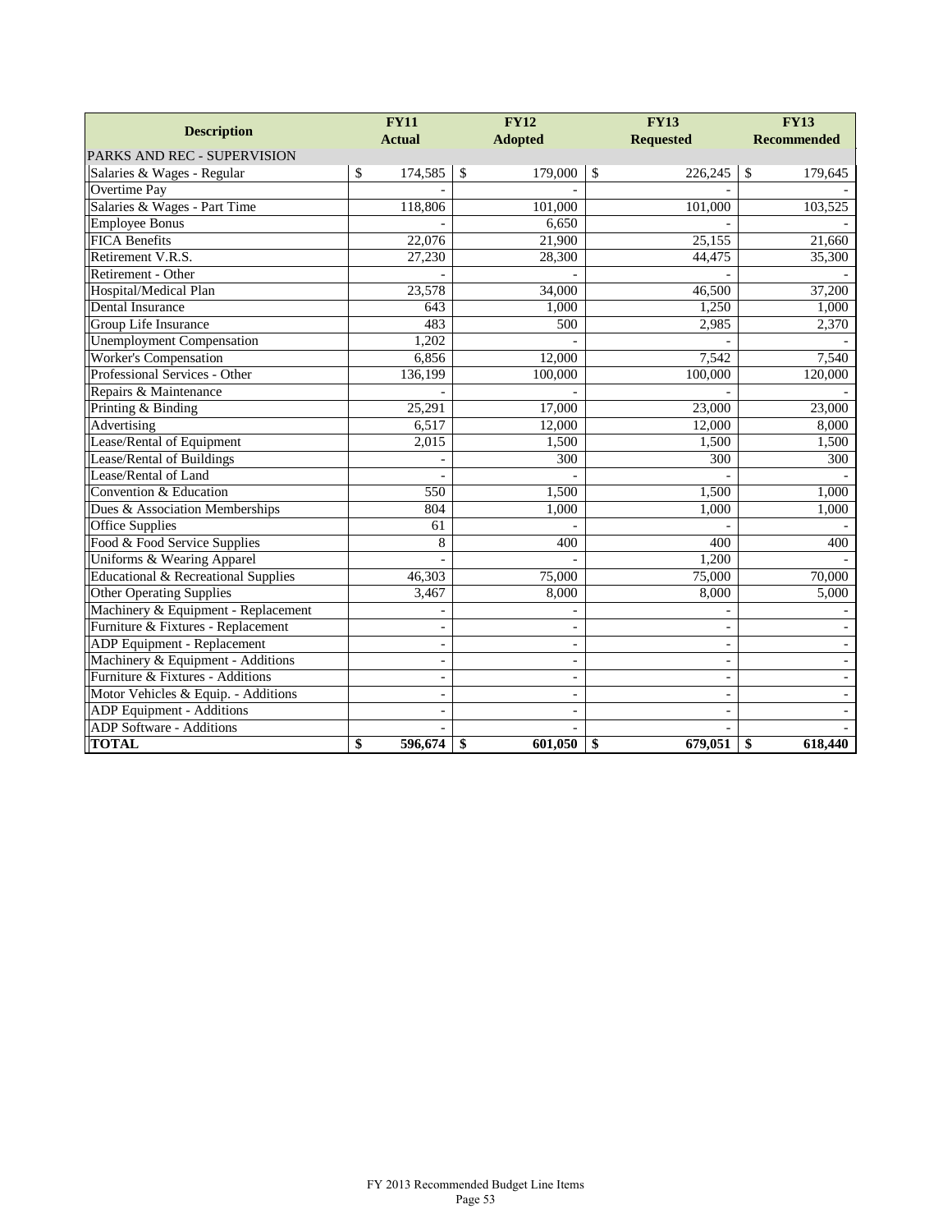| Description | FY11 Actual | FY12 Adopted | FY13 Requested | FY13 Recommended |
|---|---|---|---|---|
| PARKS AND REC - SUPERVISION | | | | |
| Salaries & Wages - Regular | $ 174,585 | $ 179,000 | $ 226,245 | $ 179,645 |
| Overtime Pay | - | - | - | - |
| Salaries & Wages - Part Time | 118,806 | 101,000 | 101,000 | 103,525 |
| Employee Bonus | - | 6,650 | - | - |
| FICA Benefits | 22,076 | 21,900 | 25,155 | 21,660 |
| Retirement V.R.S. | 27,230 | 28,300 | 44,475 | 35,300 |
| Retirement - Other | - | - | - | - |
| Hospital/Medical Plan | 23,578 | 34,000 | 46,500 | 37,200 |
| Dental Insurance | 643 | 1,000 | 1,250 | 1,000 |
| Group Life Insurance | 483 | 500 | 2,985 | 2,370 |
| Unemployment Compensation | 1,202 | - | - | - |
| Worker's Compensation | 6,856 | 12,000 | 7,542 | 7,540 |
| Professional Services - Other | 136,199 | 100,000 | 100,000 | 120,000 |
| Repairs & Maintenance | - | - | - | - |
| Printing & Binding | 25,291 | 17,000 | 23,000 | 23,000 |
| Advertising | 6,517 | 12,000 | 12,000 | 8,000 |
| Lease/Rental of Equipment | 2,015 | 1,500 | 1,500 | 1,500 |
| Lease/Rental of Buildings | - | 300 | 300 | 300 |
| Lease/Rental of Land | - | - | - | - |
| Convention & Education | 550 | 1,500 | 1,500 | 1,000 |
| Dues & Association Memberships | 804 | 1,000 | 1,000 | 1,000 |
| Office Supplies | 61 | - | - | - |
| Food & Food Service Supplies | 8 | 400 | 400 | 400 |
| Uniforms & Wearing Apparel | - | - | 1,200 | - |
| Educational & Recreational Supplies | 46,303 | 75,000 | 75,000 | 70,000 |
| Other Operating Supplies | 3,467 | 8,000 | 8,000 | 5,000 |
| Machinery & Equipment - Replacement | - | - | - | - |
| Furniture & Fixtures - Replacement | - | - | - | - |
| ADP Equipment - Replacement | - | - | - | - |
| Machinery & Equipment - Additions | - | - | - | - |
| Furniture & Fixtures - Additions | - | - | - | - |
| Motor Vehicles & Equip. - Additions | - | - | - | - |
| ADP Equipment - Additions | - | - | - | - |
| ADP Software - Additions | - | - | - | - |
| **TOTAL** | **$ 596,674** | **$ 601,050** | **$ 679,051** | **$ 618,440** |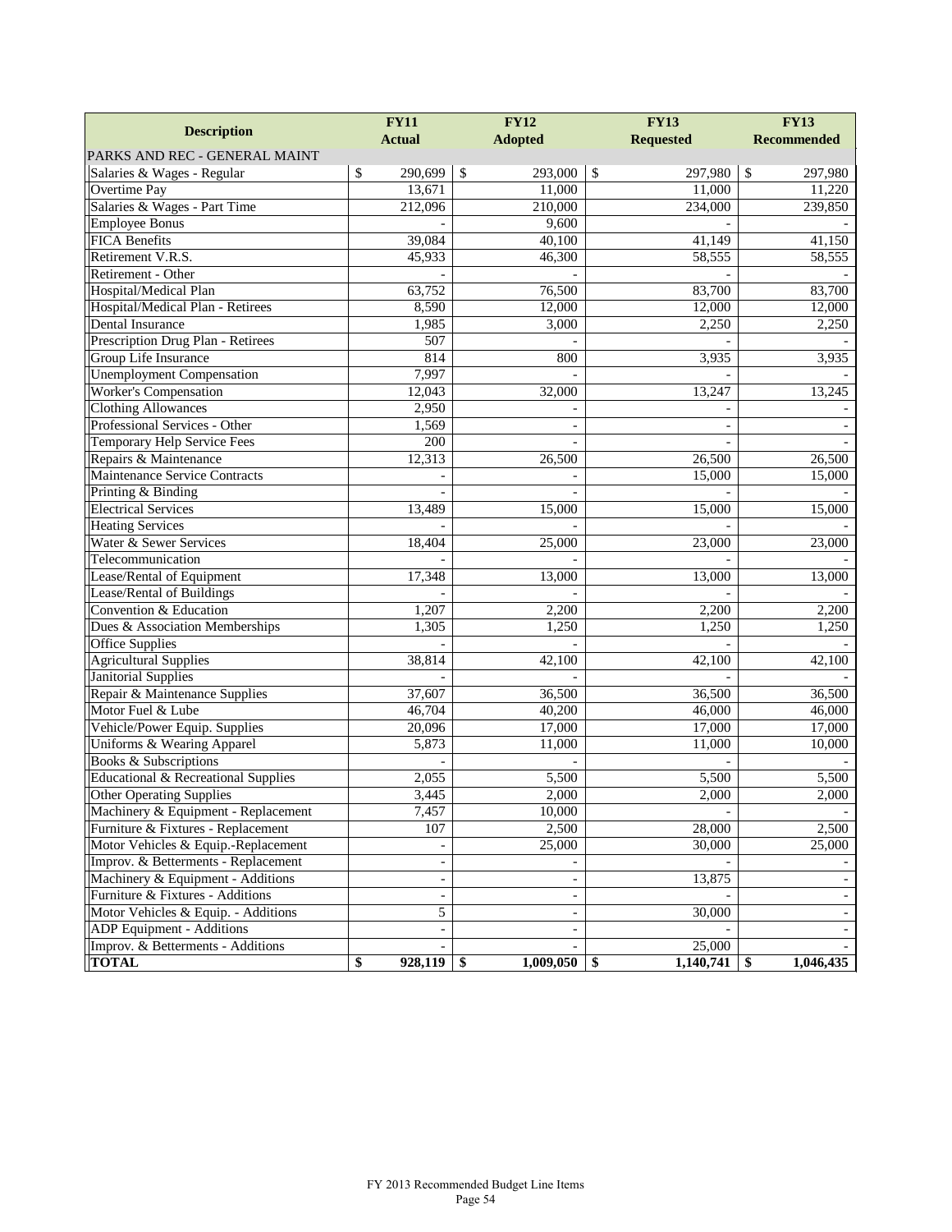| Description | FY11 Actual | FY12 Adopted | FY13 Requested | FY13 Recommended |
|---|---|---|---|---|
| PARKS AND REC - GENERAL MAINT | | | | |
| Salaries & Wages - Regular | $ 290,699 | $ 293,000 | $ 297,980 | $ 297,980 |
| Overtime Pay | 13,671 | 11,000 | 11,000 | 11,220 |
| Salaries & Wages - Part Time | 212,096 | 210,000 | 234,000 | 239,850 |
| Employee Bonus | - | 9,600 | - | - |
| FICA Benefits | 39,084 | 40,100 | 41,149 | 41,150 |
| Retirement V.R.S. | 45,933 | 46,300 | 58,555 | 58,555 |
| Retirement - Other | - | - | - | - |
| Hospital/Medical Plan | 63,752 | 76,500 | 83,700 | 83,700 |
| Hospital/Medical Plan - Retirees | 8,590 | 12,000 | 12,000 | 12,000 |
| Dental Insurance | 1,985 | 3,000 | 2,250 | 2,250 |
| Prescription Drug Plan - Retirees | 507 | - | - | - |
| Group Life Insurance | 814 | 800 | 3,935 | 3,935 |
| Unemployment Compensation | 7,997 | - | - | - |
| Worker's Compensation | 12,043 | 32,000 | 13,247 | 13,245 |
| Clothing Allowances | 2,950 | - | - | - |
| Professional Services - Other | 1,569 | - | - | - |
| Temporary Help Service Fees | 200 | - | - | - |
| Repairs & Maintenance | 12,313 | 26,500 | 26,500 | 26,500 |
| Maintenance Service Contracts | - | - | 15,000 | 15,000 |
| Printing & Binding | - | - | - | - |
| Electrical Services | 13,489 | 15,000 | 15,000 | 15,000 |
| Heating Services | - | - | - | - |
| Water & Sewer Services | 18,404 | 25,000 | 23,000 | 23,000 |
| Telecommunication | - | - | - | - |
| Lease/Rental of Equipment | 17,348 | 13,000 | 13,000 | 13,000 |
| Lease/Rental of Buildings | - | - | - | - |
| Convention & Education | 1,207 | 2,200 | 2,200 | 2,200 |
| Dues & Association Memberships | 1,305 | 1,250 | 1,250 | 1,250 |
| Office Supplies | - | - | - | - |
| Agricultural Supplies | 38,814 | 42,100 | 42,100 | 42,100 |
| Janitorial Supplies | - | - | - | - |
| Repair & Maintenance Supplies | 37,607 | 36,500 | 36,500 | 36,500 |
| Motor Fuel & Lube | 46,704 | 40,200 | 46,000 | 46,000 |
| Vehicle/Power Equip. Supplies | 20,096 | 17,000 | 17,000 | 17,000 |
| Uniforms & Wearing Apparel | 5,873 | 11,000 | 11,000 | 10,000 |
| Books & Subscriptions | - | - | - | - |
| Educational & Recreational Supplies | 2,055 | 5,500 | 5,500 | 5,500 |
| Other Operating Supplies | 3,445 | 2,000 | 2,000 | 2,000 |
| Machinery & Equipment - Replacement | 7,457 | 10,000 | - | - |
| Furniture & Fixtures - Replacement | 107 | 2,500 | 28,000 | 2,500 |
| Motor Vehicles & Equip.-Replacement | - | 25,000 | 30,000 | 25,000 |
| Improv. & Betterments - Replacement | - | - | - | - |
| Machinery & Equipment - Additions | - | - | 13,875 | - |
| Furniture & Fixtures - Additions | - | - | - | - |
| Motor Vehicles & Equip. - Additions | 5 | - | 30,000 | - |
| ADP Equipment - Additions | - | - | - | - |
| Improv. & Betterments - Additions | - | - | 25,000 | - |
| **TOTAL** | **$ 928,119** | **$ 1,009,050** | **$ 1,140,741** | **$ 1,046,435** |

FY 2013 Recommended Budget Line Items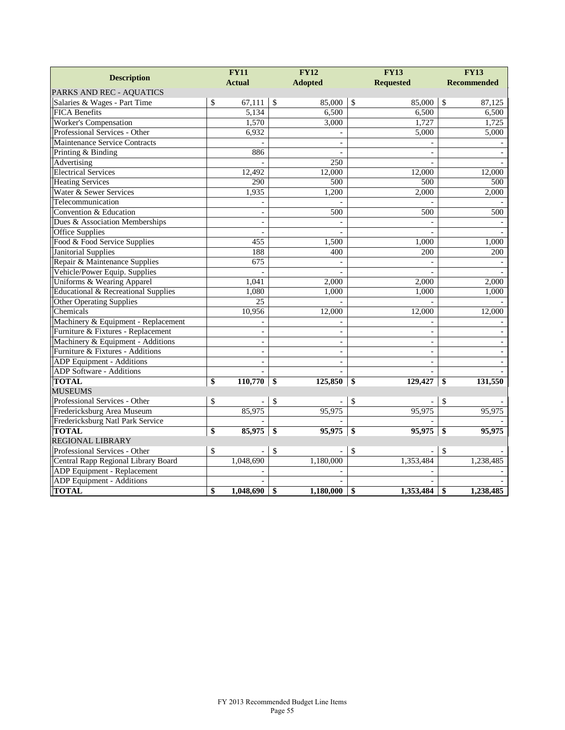| Description | FY11 Actual | FY12 Adopted | FY13 Requested | FY13 Recommended |
|---|---|---|---|---|
| PARKS AND REC - AQUATICS | | | | |
| Salaries & Wages - Part Time | $ 67,111 | $ 85,000 | $ 85,000 | $ 87,125 |
| FICA Benefits | 5,134 | 6,500 | 6,500 | 6,500 |
| Worker's Compensation | 1,570 | 3,000 | 1,727 | 1,725 |
| Professional Services - Other | 6,932 | - | 5,000 | 5,000 |
| Maintenance Service Contracts | - | - | - | - |
| Printing & Binding | 886 | - | - | - |
| Advertising | - | 250 | - | - |
| Electrical Services | 12,492 | 12,000 | 12,000 | 12,000 |
| Heating Services | 290 | 500 | 500 | 500 |
| Water & Sewer Services | 1,935 | 1,200 | 2,000 | 2,000 |
| Telecommunication | - | - | - | - |
| Convention & Education | - | 500 | 500 | 500 |
| Dues & Association Memberships | - | - | - | - |
| Office Supplies | - | - | - | - |
| Food & Food Service Supplies | 455 | 1,500 | 1,000 | 1,000 |
| Janitorial Supplies | 188 | 400 | 200 | 200 |
| Repair & Maintenance Supplies | 675 | - | - | - |
| Vehicle/Power Equip. Supplies | - | - | - | - |
| Uniforms & Wearing Apparel | 1,041 | 2,000 | 2,000 | 2,000 |
| Educational & Recreational Supplies | 1,080 | 1,000 | 1,000 | 1,000 |
| Other Operating Supplies | 25 | - | - | - |
| Chemicals | 10,956 | 12,000 | 12,000 | 12,000 |
| Machinery & Equipment - Replacement | - | - | - | - |
| Furniture & Fixtures - Replacement | - | - | - | - |
| Machinery & Equipment - Additions | - | - | - | - |
| Furniture & Fixtures - Additions | - | - | - | - |
| ADP Equipment - Additions | - | - | - | - |
| ADP Software - Additions | - | - | - | - |
| **TOTAL** | **$ 110,770** | **$ 125,850** | **$ 129,427** | **$ 131,550** |
| MUSEUMS | | | | |
| Professional Services - Other | $ - | $ - | $ - | $ - |
| Fredericksburg Area Museum | 85,975 | 95,975 | 95,975 | 95,975 |
| Fredericksburg Natl Park Service | - | - | - | - |
| **TOTAL** | **$ 85,975** | **$ 95,975** | **$ 95,975** | **$ 95,975** |
| REGIONAL LIBRARY | | | | |
| Professional Services - Other | $ - | $ - | $ - | $ - |
| Central Rapp Regional Library Board | 1,048,690 | 1,180,000 | 1,353,484 | 1,238,485 |
| ADP Equipment - Replacement | - | - | - | - |
| ADP Equipment - Additions | - | - | - | - |
| **TOTAL** | **$ 1,048,690** | **$ 1,180,000** | **$ 1,353,484** | **$ 1,238,485** |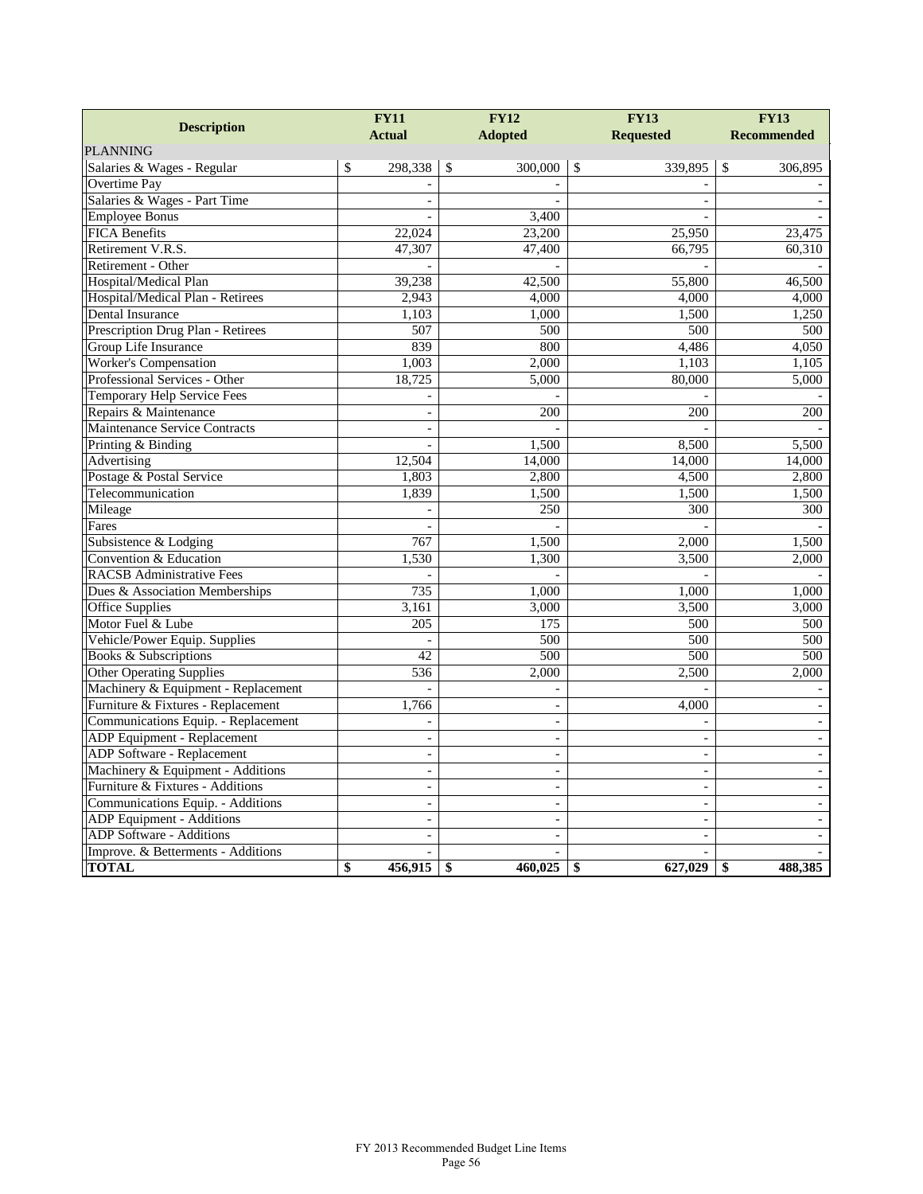| Description | FY11 Actual | FY12 Adopted | FY13 Requested | FY13 Recommended |
|---|---|---|---|---|
| PLANNING | | | | |
| Salaries & Wages - Regular | $ 298,338 | $ 300,000 | $ 339,895 | $ 306,895 |
| Overtime Pay | - | - | - | - |
| Salaries & Wages - Part Time | - | - | - | - |
| Employee Bonus | - | 3,400 | - | - |
| FICA Benefits | 22,024 | 23,200 | 25,950 | 23,475 |
| Retirement V.R.S. | 47,307 | 47,400 | 66,795 | 60,310 |
| Retirement - Other | - | - | - | - |
| Hospital/Medical Plan | 39,238 | 42,500 | 55,800 | 46,500 |
| Hospital/Medical Plan - Retirees | 2,943 | 4,000 | 4,000 | 4,000 |
| Dental Insurance | 1,103 | 1,000 | 1,500 | 1,250 |
| Prescription Drug Plan - Retirees | 507 | 500 | 500 | 500 |
| Group Life Insurance | 839 | 800 | 4,486 | 4,050 |
| Worker's Compensation | 1,003 | 2,000 | 1,103 | 1,105 |
| Professional Services - Other | 18,725 | 5,000 | 80,000 | 5,000 |
| Temporary Help Service Fees | - | - | - | - |
| Repairs & Maintenance | - | 200 | 200 | 200 |
| Maintenance Service Contracts | - | - | - | - |
| Printing & Binding | - | 1,500 | 8,500 | 5,500 |
| Advertising | 12,504 | 14,000 | 14,000 | 14,000 |
| Postage & Postal Service | 1,803 | 2,800 | 4,500 | 2,800 |
| Telecommunication | 1,839 | 1,500 | 1,500 | 1,500 |
| Mileage | - | 250 | 300 | 300 |
| Fares | - | - | - | - |
| Subsistence & Lodging | 767 | 1,500 | 2,000 | 1,500 |
| Convention & Education | 1,530 | 1,300 | 3,500 | 2,000 |
| RACSB Administrative Fees | - | - | - | - |
| Dues & Association Memberships | 735 | 1,000 | 1,000 | 1,000 |
| Office Supplies | 3,161 | 3,000 | 3,500 | 3,000 |
| Motor Fuel & Lube | 205 | 175 | 500 | 500 |
| Vehicle/Power Equip. Supplies | - | 500 | 500 | 500 |
| Books & Subscriptions | 42 | 500 | 500 | 500 |
| Other Operating Supplies | 536 | 2,000 | 2,500 | 2,000 |
| Machinery & Equipment - Replacement | - | - | - | - |
| Furniture & Fixtures - Replacement | 1,766 | - | 4,000 | - |
| Communications Equip. - Replacement | - | - | - | - |
| ADP Equipment - Replacement | - | - | - | - |
| ADP Software - Replacement | - | - | - | - |
| Machinery & Equipment - Additions | - | - | - | - |
| Furniture & Fixtures - Additions | - | - | - | - |
| Communications Equip. - Additions | - | - | - | - |
| ADP Equipment - Additions | - | - | - | - |
| ADP Software - Additions | - | - | - | - |
| Improve. & Betterments - Additions | - | - | - | - |
| **TOTAL** | **$ 456,915** | **$ 460,025** | **$ 627,029** | **$ 488,385** |

FY 2013 Recommended Budget Line Items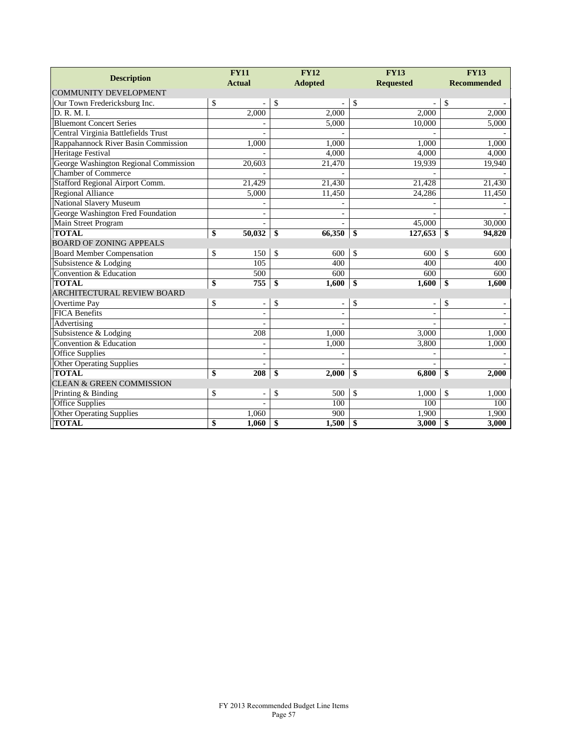| Description | FY11 Actual | FY12 Adopted | FY13 Requested | FY13 Recommended |
|---|---|---|---|---|
| COMMUNITY DEVELOPMENT | | | | |
| Our Town Fredericksburg Inc. | $ - | $ - | $ - | $ - |
| D. R. M. I. | 2,000 | 2,000 | 2,000 | 2,000 |
| Bluemont Concert Series | - | 5,000 | 10,000 | 5,000 |
| Central Virginia Battlefields Trust | - | - | - | - |
| Rappahannock River Basin Commission | 1,000 | 1,000 | 1,000 | 1,000 |
| Heritage Festival | - | 4,000 | 4,000 | 4,000 |
| George Washington Regional Commission | 20,603 | 21,470 | 19,939 | 19,940 |
| Chamber of Commerce | - | - | - | - |
| Stafford Regional Airport Comm. | 21,429 | 21,430 | 21,428 | 21,430 |
| Regional Alliance | 5,000 | 11,450 | 24,286 | 11,450 |
| National Slavery Museum | - | - | - | - |
| George Washington Fred Foundation | - | - | - | - |
| Main Street Program | - | - | 45,000 | 30,000 |
| **TOTAL** | **$ 50,032** | **$ 66,350** | **$ 127,653** | **$ 94,820** |
| BOARD OF ZONING APPEALS | | | | |
| Board Member Compensation | $ 150 | $ 600 | $ 600 | $ 600 |
| Subsistence & Lodging | 105 | 400 | 400 | 400 |
| Convention & Education | 500 | 600 | 600 | 600 |
| **TOTAL** | **$ 755** | **$ 1,600** | **$ 1,600** | **$ 1,600** |
| ARCHITECTURAL REVIEW BOARD | | | | |
| Overtime Pay | $ - | $ - | $ - | $ - |
| FICA Benefits | - | - | - | - |
| Advertising | - | - | - | - |
| Subsistence & Lodging | 208 | 1,000 | 3,000 | 1,000 |
| Convention & Education | - | 1,000 | 3,800 | 1,000 |
| Office Supplies | - | - | - | - |
| Other Operating Supplies | - | - | - | - |
| **TOTAL** | **$ 208** | **$ 2,000** | **$ 6,800** | **$ 2,000** |
| CLEAN & GREEN COMMISSION | | | | |
| Printing & Binding | $ - | $ 500 | $ 1,000 | $ 1,000 |
| Office Supplies | - | 100 | 100 | 100 |
| Other Operating Supplies | 1,060 | 900 | 1,900 | 1,900 |
| **TOTAL** | **$ 1,060** | **$ 1,500** | **$ 3,000** | **$ 3,000** |

FY 2013 Recommended Budget Line Items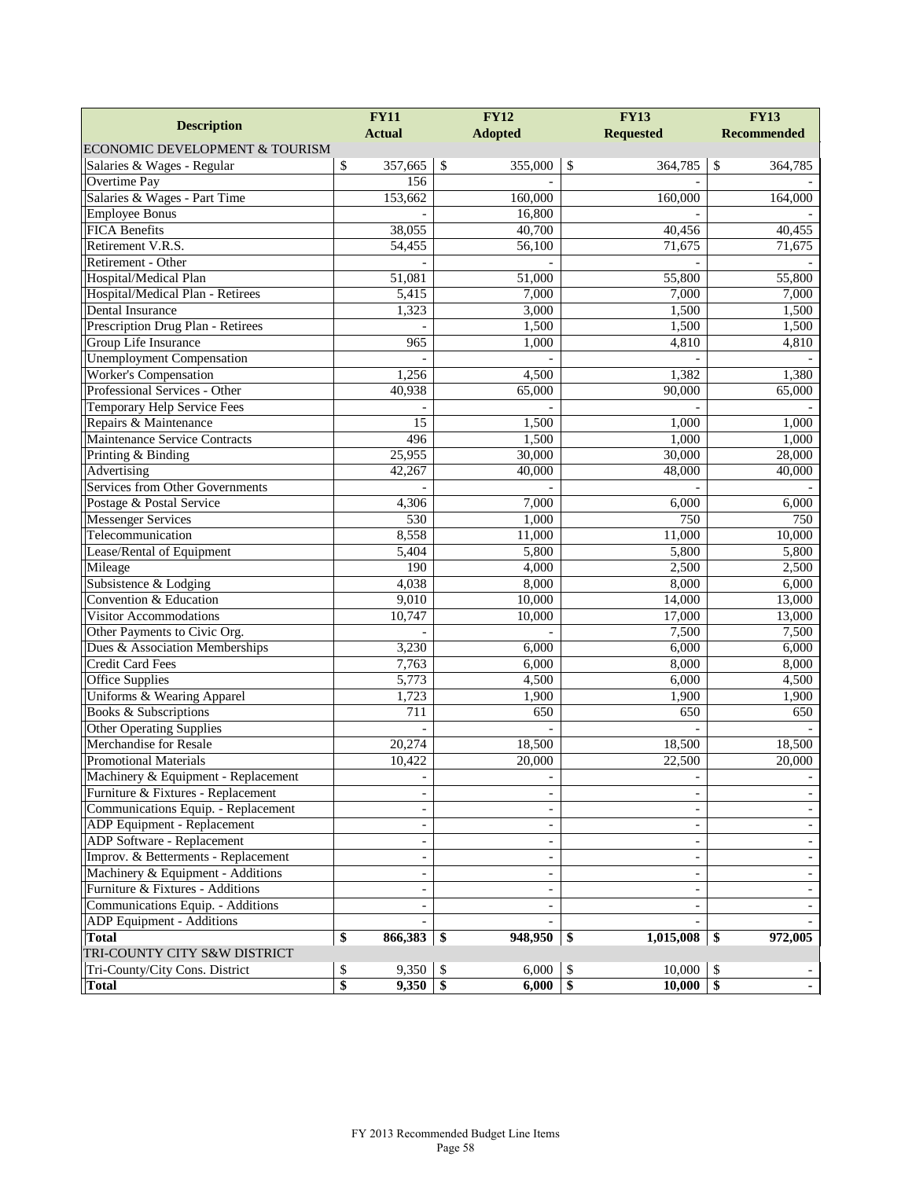| Description | FY11 Actual | FY12 Adopted | FY13 Requested | FY13 Recommended |
|---|---|---|---|---|
| ECONOMIC DEVELOPMENT & TOURISM | | | | |
| Salaries & Wages - Regular | $ 357,665 | $ 355,000 | $ 364,785 | $ 364,785 |
| Overtime Pay | 156 | - | - | - |
| Salaries & Wages - Part Time | 153,662 | 160,000 | 160,000 | 164,000 |
| Employee Bonus | - | 16,800 | - | - |
| FICA Benefits | 38,055 | 40,700 | 40,456 | 40,455 |
| Retirement V.R.S. | 54,455 | 56,100 | 71,675 | 71,675 |
| Retirement - Other | - | - | - | - |
| Hospital/Medical Plan | 51,081 | 51,000 | 55,800 | 55,800 |
| Hospital/Medical Plan - Retirees | 5,415 | 7,000 | 7,000 | 7,000 |
| Dental Insurance | 1,323 | 3,000 | 1,500 | 1,500 |
| Prescription Drug Plan - Retirees | - | 1,500 | 1,500 | 1,500 |
| Group Life Insurance | 965 | 1,000 | 4,810 | 4,810 |
| Unemployment Compensation | - | - | - | - |
| Worker's Compensation | 1,256 | 4,500 | 1,382 | 1,380 |
| Professional Services - Other | 40,938 | 65,000 | 90,000 | 65,000 |
| Temporary Help Service Fees | - | - | - | - |
| Repairs & Maintenance | 15 | 1,500 | 1,000 | 1,000 |
| Maintenance Service Contracts | 496 | 1,500 | 1,000 | 1,000 |
| Printing & Binding | 25,955 | 30,000 | 30,000 | 28,000 |
| Advertising | 42,267 | 40,000 | 48,000 | 40,000 |
| Services from Other Governments | - | - | - | - |
| Postage & Postal Service | 4,306 | 7,000 | 6,000 | 6,000 |
| Messenger Services | 530 | 1,000 | 750 | 750 |
| Telecommunication | 8,558 | 11,000 | 11,000 | 10,000 |
| Lease/Rental of Equipment | 5,404 | 5,800 | 5,800 | 5,800 |
| Mileage | 190 | 4,000 | 2,500 | 2,500 |
| Subsistence & Lodging | 4,038 | 8,000 | 8,000 | 6,000 |
| Convention & Education | 9,010 | 10,000 | 14,000 | 13,000 |
| Visitor Accommodations | 10,747 | 10,000 | 17,000 | 13,000 |
| Other Payments to Civic Org. | - | - | 7,500 | 7,500 |
| Dues & Association Memberships | 3,230 | 6,000 | 6,000 | 6,000 |
| Credit Card Fees | 7,763 | 6,000 | 8,000 | 8,000 |
| Office Supplies | 5,773 | 4,500 | 6,000 | 4,500 |
| Uniforms & Wearing Apparel | 1,723 | 1,900 | 1,900 | 1,900 |
| Books & Subscriptions | 711 | 650 | 650 | 650 |
| Other Operating Supplies | - | - | - | - |
| Merchandise for Resale | 20,274 | 18,500 | 18,500 | 18,500 |
| Promotional Materials | 10,422 | 20,000 | 22,500 | 20,000 |
| Machinery & Equipment - Replacement | - | - | - | - |
| Furniture & Fixtures - Replacement | - | - | - | - |
| Communications Equip. - Replacement | - | - | - | - |
| ADP Equipment - Replacement | - | - | - | - |
| ADP Software - Replacement | - | - | - | - |
| Improv. & Betterments - Replacement | - | - | - | - |
| Machinery & Equipment - Additions | - | - | - | - |
| Furniture & Fixtures - Additions | - | - | - | - |
| Communications Equip. - Additions | - | - | - | - |
| ADP Equipment - Additions | - | - | - | - |
| **Total** | **$ 866,383** | **$ 948,950** | **$ 1,015,008** | **$ 972,005** |
| TRI-COUNTY CITY S&W DISTRICT | | | | |
| Tri-County/City Cons. District | $ 9,350 | $ 6,000 | $ 10,000 | $ - |
| **Total** | **$ 9,350** | **$ 6,000** | **$ 10,000** | **$ -** |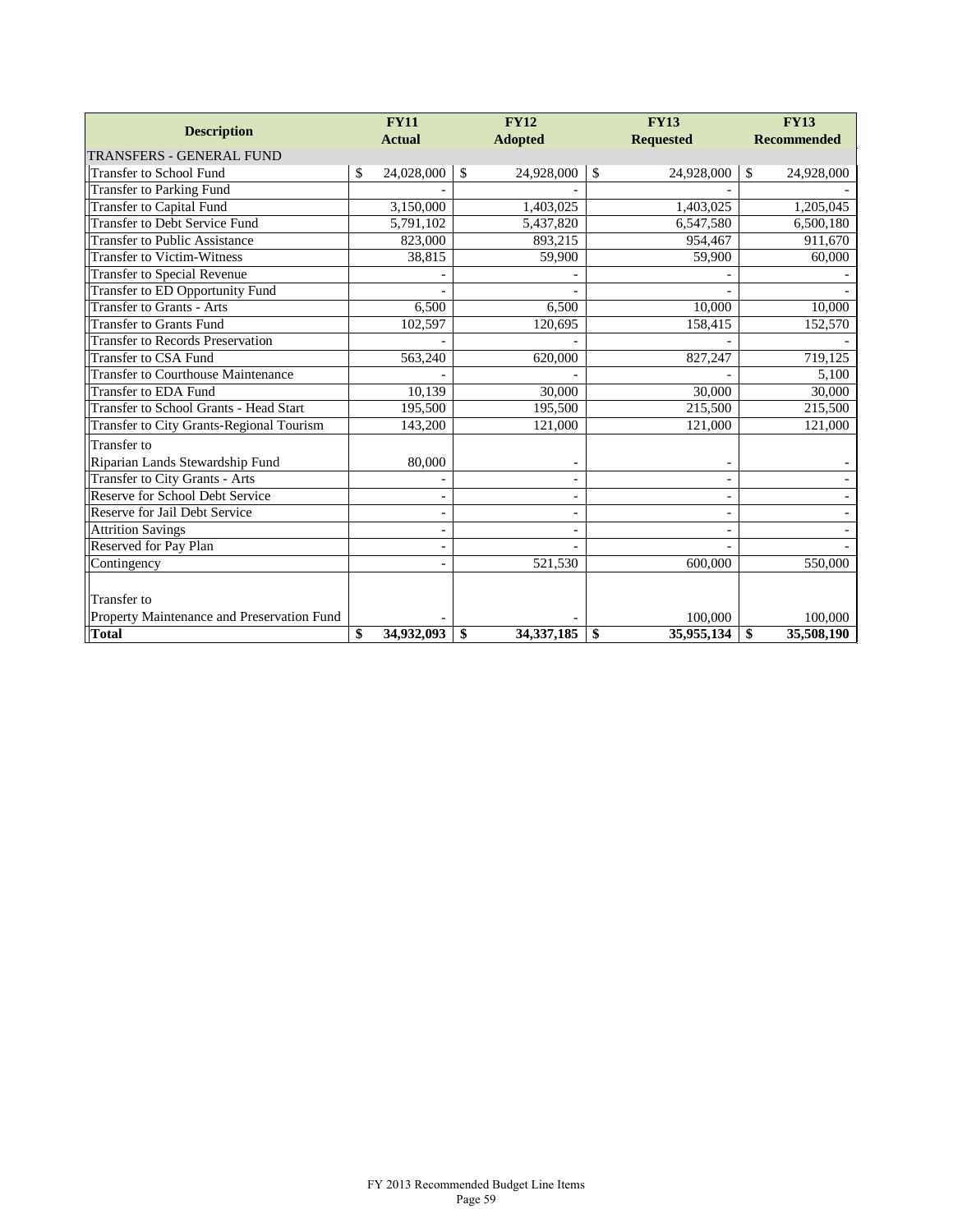| Description | FY11 Actual | FY12 Adopted | FY13 Requested | FY13 Recommended |
|---|---|---|---|---|
| TRANSFERS - GENERAL FUND | | | | |
| Transfer to School Fund | $ 24,028,000 | $ 24,928,000 | $ 24,928,000 | $ 24,928,000 |
| Transfer to Parking Fund | - | - | - | - |
| Transfer to Capital Fund | 3,150,000 | 1,403,025 | 1,403,025 | 1,205,045 |
| Transfer to Debt Service Fund | 5,791,102 | 5,437,820 | 6,547,580 | 6,500,180 |
| Transfer to Public Assistance | 823,000 | 893,215 | 954,467 | 911,670 |
| Transfer to Victim-Witness | 38,815 | 59,900 | 59,900 | 60,000 |
| Transfer to Special Revenue | - | - | - | - |
| Transfer to ED Opportunity Fund | - | - | - | - |
| Transfer to Grants - Arts | 6,500 | 6,500 | 10,000 | 10,000 |
| Transfer to Grants Fund | 102,597 | 120,695 | 158,415 | 152,570 |
| Transfer to Records Preservation | - | - | - | - |
| Transfer to CSA Fund | 563,240 | 620,000 | 827,247 | 719,125 |
| Transfer to Courthouse Maintenance | - | - | - | 5,100 |
| Transfer to EDA Fund | 10,139 | 30,000 | 30,000 | 30,000 |
| Transfer to School Grants - Head Start | 195,500 | 195,500 | 215,500 | 215,500 |
| Transfer to City Grants-Regional Tourism | 143,200 | 121,000 | 121,000 | 121,000 |
| Transfer to Riparian Lands Stewardship Fund | 80,000 | - | - | - |
| Transfer to City Grants - Arts | - | - | - | - |
| Reserve for School Debt Service | - | - | - | - |
| Reserve for Jail Debt Service | - | - | - | - |
| Attrition Savings | - | - | - | - |
| Reserved for Pay Plan | - | - | - | - |
| Contingency | - | 521,530 | 600,000 | 550,000 |
| Transfer to Property Maintenance and Preservation Fund | - | - | 100,000 | 100,000 |
| **Total** | **$ 34,932,093** | **$ 34,337,185** | **$ 35,955,134** | **$ 35,508,190** |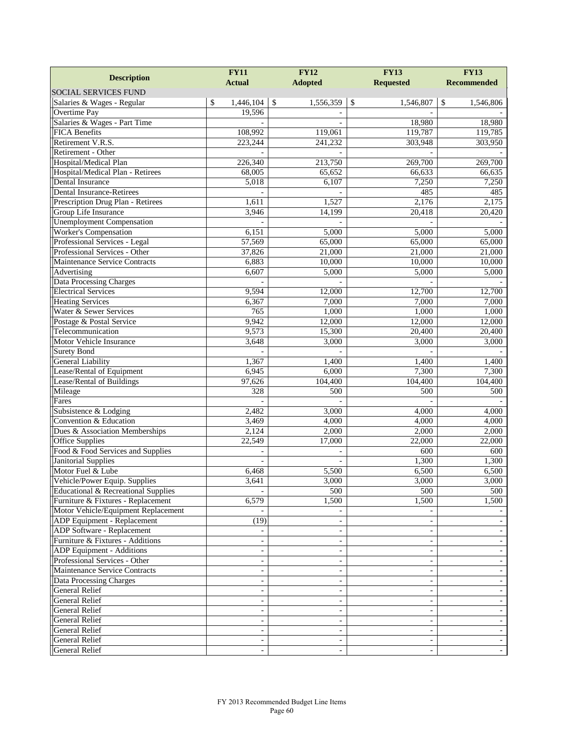| Description | FY11 Actual | FY12 Adopted | FY13 Requested | FY13 Recommended |
|---|---|---|---|---|
| SOCIAL SERVICES FUND | | | | |
| Salaries & Wages - Regular | $ 1,446,104 | $ 1,556,359 | $ 1,546,807 | $ 1,546,806 |
| Overtime Pay | 19,596 | - | - | - |
| Salaries & Wages - Part Time | - | - | 18,980 | 18,980 |
| FICA Benefits | 108,992 | 119,061 | 119,787 | 119,785 |
| Retirement V.R.S. | 223,244 | 241,232 | 303,948 | 303,950 |
| Retirement - Other | - | - | - | - |
| Hospital/Medical Plan | 226,340 | 213,750 | 269,700 | 269,700 |
| Hospital/Medical Plan - Retirees | 68,005 | 65,652 | 66,633 | 66,635 |
| Dental Insurance | 5,018 | 6,107 | 7,250 | 7,250 |
| Dental Insurance-Retirees | - | - | 485 | 485 |
| Prescription Drug Plan - Retirees | 1,611 | 1,527 | 2,176 | 2,175 |
| Group Life Insurance | 3,946 | 14,199 | 20,418 | 20,420 |
| Unemployment Compensation | - | - | - | - |
| Worker's Compensation | 6,151 | 5,000 | 5,000 | 5,000 |
| Professional Services - Legal | 57,569 | 65,000 | 65,000 | 65,000 |
| Professional Services - Other | 37,826 | 21,000 | 21,000 | 21,000 |
| Maintenance Service Contracts | 6,883 | 10,000 | 10,000 | 10,000 |
| Advertising | 6,607 | 5,000 | 5,000 | 5,000 |
| Data Processing Charges | - | - | - | - |
| Electrical Services | 9,594 | 12,000 | 12,700 | 12,700 |
| Heating Services | 6,367 | 7,000 | 7,000 | 7,000 |
| Water & Sewer Services | 765 | 1,000 | 1,000 | 1,000 |
| Postage & Postal Service | 9,942 | 12,000 | 12,000 | 12,000 |
| Telecommunication | 9,573 | 15,300 | 20,400 | 20,400 |
| Motor Vehicle Insurance | 3,648 | 3,000 | 3,000 | 3,000 |
| Surety Bond | - | - | - | - |
| General Liability | 1,367 | 1,400 | 1,400 | 1,400 |
| Lease/Rental of Equipment | 6,945 | 6,000 | 7,300 | 7,300 |
| Lease/Rental of Buildings | 97,626 | 104,400 | 104,400 | 104,400 |
| Mileage | 328 | 500 | 500 | 500 |
| Fares | - | - | - | - |
| Subsistence & Lodging | 2,482 | 3,000 | 4,000 | 4,000 |
| Convention & Education | 3,469 | 4,000 | 4,000 | 4,000 |
| Dues & Association Memberships | 2,124 | 2,000 | 2,000 | 2,000 |
| Office Supplies | 22,549 | 17,000 | 22,000 | 22,000 |
| Food & Food Services and Supplies | - | - | 600 | 600 |
| Janitorial Supplies | - | - | 1,300 | 1,300 |
| Motor Fuel & Lube | 6,468 | 5,500 | 6,500 | 6,500 |
| Vehicle/Power Equip. Supplies | 3,641 | 3,000 | 3,000 | 3,000 |
| Educational & Recreational Supplies | - | 500 | 500 | 500 |
| Furniture & Fixtures - Replacement | 6,579 | 1,500 | 1,500 | 1,500 |
| Motor Vehicle/Equipment Replacement | - | - | - | - |
| ADP Equipment - Replacement | (19) | - | - | - |
| ADP Software - Replacement | - | - | - | - |
| Furniture & Fixtures - Additions | - | - | - | - |
| ADP Equipment - Additions | - | - | - | - |
| Professional Services - Other | - | - | - | - |
| Maintenance Service Contracts | - | - | - | - |
| Data Processing Charges | - | - | - | - |
| General Relief | - | - | - | - |
| General Relief | - | - | - | - |
| General Relief | - | - | - | - |
| General Relief | - | - | - | - |
| General Relief | - | - | - | - |
| General Relief | - | - | - | - |
| General Relief | - | - | - | - |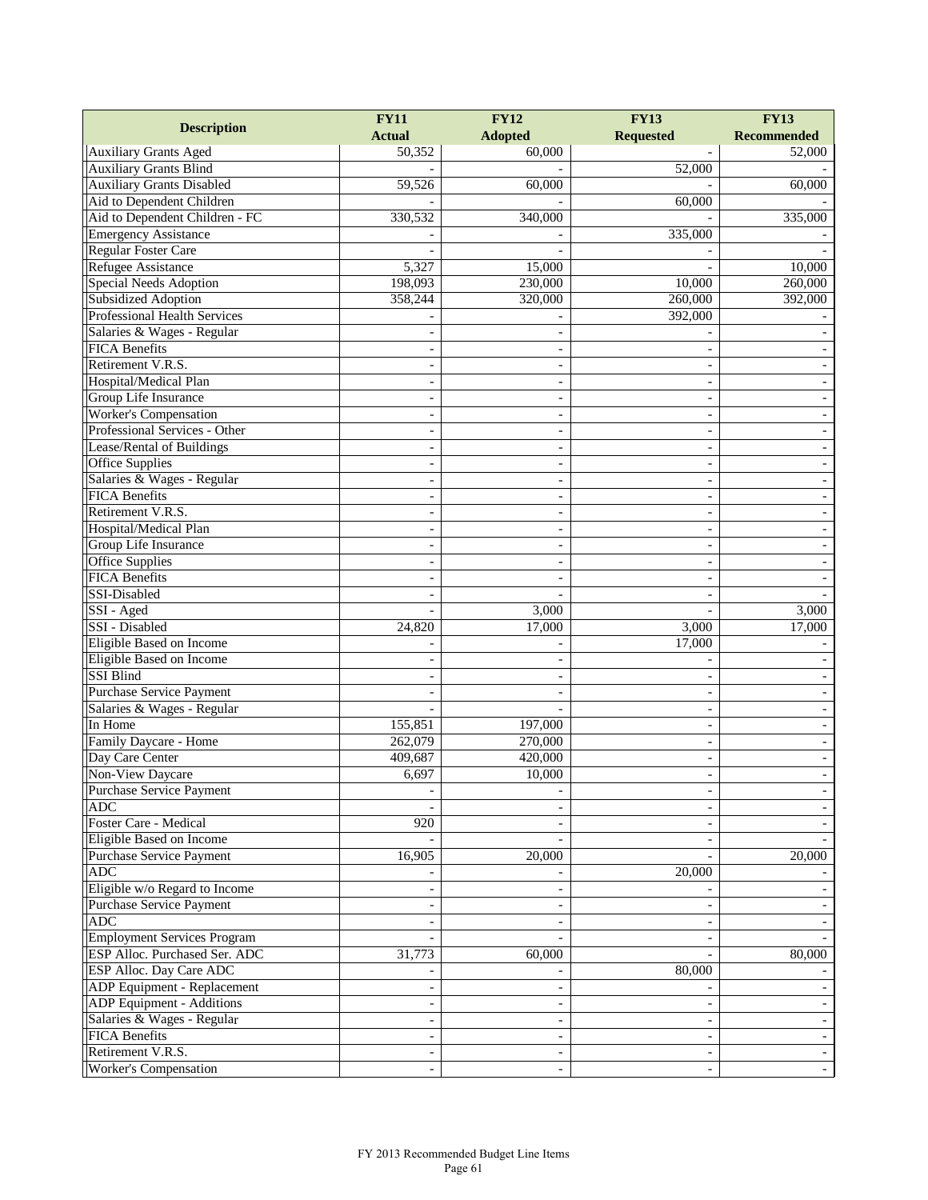| Description | FY11 Actual | FY12 Adopted | FY13 Requested | FY13 Recommended |
|---|---|---|---|---|
| Auxiliary Grants Aged | 50,352 | 60,000 | - | 52,000 |
| Auxiliary Grants Blind | - | - | 52,000 | - |
| Auxiliary Grants Disabled | 59,526 | 60,000 | - | 60,000 |
| Aid to Dependent Children | - | - | 60,000 | - |
| Aid to Dependent Children - FC | 330,532 | 340,000 | - | 335,000 |
| Emergency Assistance | - | - | 335,000 | - |
| Regular Foster Care | - | - | - | - |
| Refugee Assistance | 5,327 | 15,000 | - | 10,000 |
| Special Needs Adoption | 198,093 | 230,000 | 10,000 | 260,000 |
| Subsidized Adoption | 358,244 | 320,000 | 260,000 | 392,000 |
| Professional Health Services | - | - | 392,000 | - |
| Salaries & Wages - Regular | - | - | - | - |
| FICA Benefits | - | - | - | - |
| Retirement V.R.S. | - | - | - | - |
| Hospital/Medical Plan | - | - | - | - |
| Group Life Insurance | - | - | - | - |
| Worker's Compensation | - | - | - | - |
| Professional Services - Other | - | - | - | - |
| Lease/Rental of Buildings | - | - | - | - |
| Office Supplies | - | - | - | - |
| Salaries & Wages - Regular | - | - | - | - |
| FICA Benefits | - | - | - | - |
| Retirement V.R.S. | - | - | - | - |
| Hospital/Medical Plan | - | - | - | - |
| Group Life Insurance | - | - | - | - |
| Office Supplies | - | - | - | - |
| FICA Benefits | - | - | - | - |
| SSI-Disabled | - | - | - | - |
| SSI - Aged | - | 3,000 | - | 3,000 |
| SSI - Disabled | 24,820 | 17,000 | 3,000 | 17,000 |
| Eligible Based on Income | - | - | 17,000 | - |
| Eligible Based on Income | - | - | - | - |
| SSI Blind | - | - | - | - |
| Purchase Service Payment | - | - | - | - |
| Salaries & Wages - Regular | - | - | - | - |
| In Home | 155,851 | 197,000 | - | - |
| Family Daycare - Home | 262,079 | 270,000 | - | - |
| Day Care Center | 409,687 | 420,000 | - | - |
| Non-View Daycare | 6,697 | 10,000 | - | - |
| Purchase Service Payment | - | - | - | - |
| ADC | - | - | - | - |
| Foster Care - Medical | 920 | - | - | - |
| Eligible Based on Income | - | - | - | - |
| Purchase Service Payment | 16,905 | 20,000 | - | 20,000 |
| ADC | - | - | 20,000 | - |
| Eligible w/o Regard to Income | - | - | - | - |
| Purchase Service Payment | - | - | - | - |
| ADC | - | - | - | - |
| Employment Services Program | - | - | - | - |
| ESP Alloc. Purchased Ser. ADC | 31,773 | 60,000 | - | 80,000 |
| ESP Alloc. Day Care ADC | - | - | 80,000 | - |
| ADP Equipment - Replacement | - | - | - | - |
| ADP Equipment - Additions | - | - | - | - |
| Salaries & Wages - Regular | - | - | - | - |
| FICA Benefits | - | - | - | - |
| Retirement V.R.S. | - | - | - | - |
| Worker's Compensation | - | - | - | - |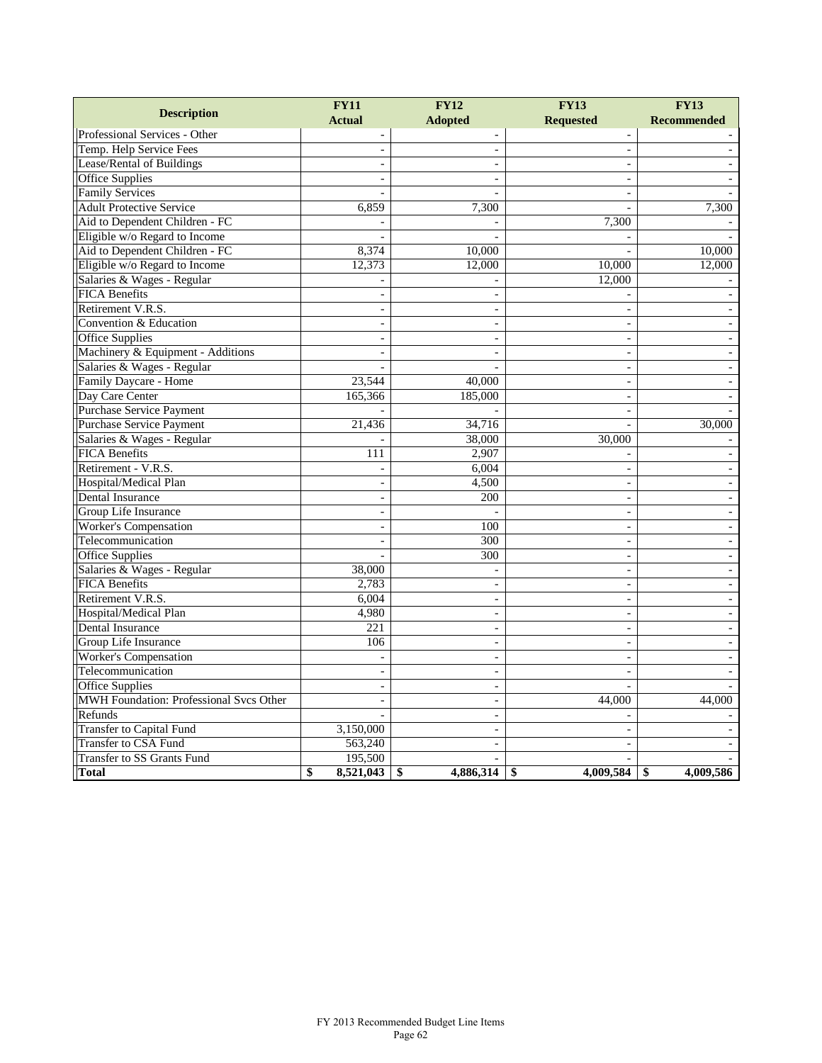| Description | FY11 Actual | FY12 Adopted | FY13 Requested | FY13 Recommended |
|---|---|---|---|---|
| Professional Services - Other | - | - | - | - |
| Temp. Help Service Fees | - | - | - | - |
| Lease/Rental of Buildings | - | - | - | - |
| Office Supplies | - | - | - | - |
| Family Services | - | - | - | - |
| Adult Protective Service | 6,859 | 7,300 | - | 7,300 |
| Aid to Dependent Children - FC | - | - | 7,300 | - |
| Eligible w/o Regard to Income | - | - | - | - |
| Aid to Dependent Children - FC | 8,374 | 10,000 | - | 10,000 |
| Eligible w/o Regard to Income | 12,373 | 12,000 | 10,000 | 12,000 |
| Salaries & Wages - Regular | - | - | 12,000 | - |
| FICA Benefits | - | - | - | - |
| Retirement V.R.S. | - | - | - | - |
| Convention & Education | - | - | - | - |
| Office Supplies | - | - | - | - |
| Machinery & Equipment - Additions | - | - | - | - |
| Salaries & Wages - Regular | - | - | - | - |
| Family Daycare - Home | 23,544 | 40,000 | - | - |
| Day Care Center | 165,366 | 185,000 | - | - |
| Purchase Service Payment | - | - | - | - |
| Purchase Service Payment | 21,436 | 34,716 | - | 30,000 |
| Salaries & Wages - Regular | - | 38,000 | 30,000 | - |
| FICA Benefits | 111 | 2,907 | - | - |
| Retirement - V.R.S. | - | 6,004 | - | - |
| Hospital/Medical Plan | - | 4,500 | - | - |
| Dental Insurance | - | 200 | - | - |
| Group Life Insurance | - | - | - | - |
| Worker's Compensation | - | 100 | - | - |
| Telecommunication | - | 300 | - | - |
| Office Supplies | - | 300 | - | - |
| Salaries & Wages - Regular | 38,000 | - | - | - |
| FICA Benefits | 2,783 | - | - | - |
| Retirement V.R.S. | 6,004 | - | - | - |
| Hospital/Medical Plan | 4,980 | - | - | - |
| Dental Insurance | 221 | - | - | - |
| Group Life Insurance | 106 | - | - | - |
| Worker's Compensation | - | - | - | - |
| Telecommunication | - | - | - | - |
| Office Supplies | - | - | - | - |
| MWH Foundation: Professional Svcs Other | - | - | 44,000 | 44,000 |
| Refunds | - | - | - | - |
| Transfer to Capital Fund | 3,150,000 | - | - | - |
| Transfer to CSA Fund | 563,240 | - | - | - |
| Transfer to SS Grants Fund | 195,500 | - | - | - |
| **Total** | **$ 8,521,043** | **$ 4,886,314** | **$ 4,009,584** | **$ 4,009,586** |

FY 2013 Recommended Budget Line Items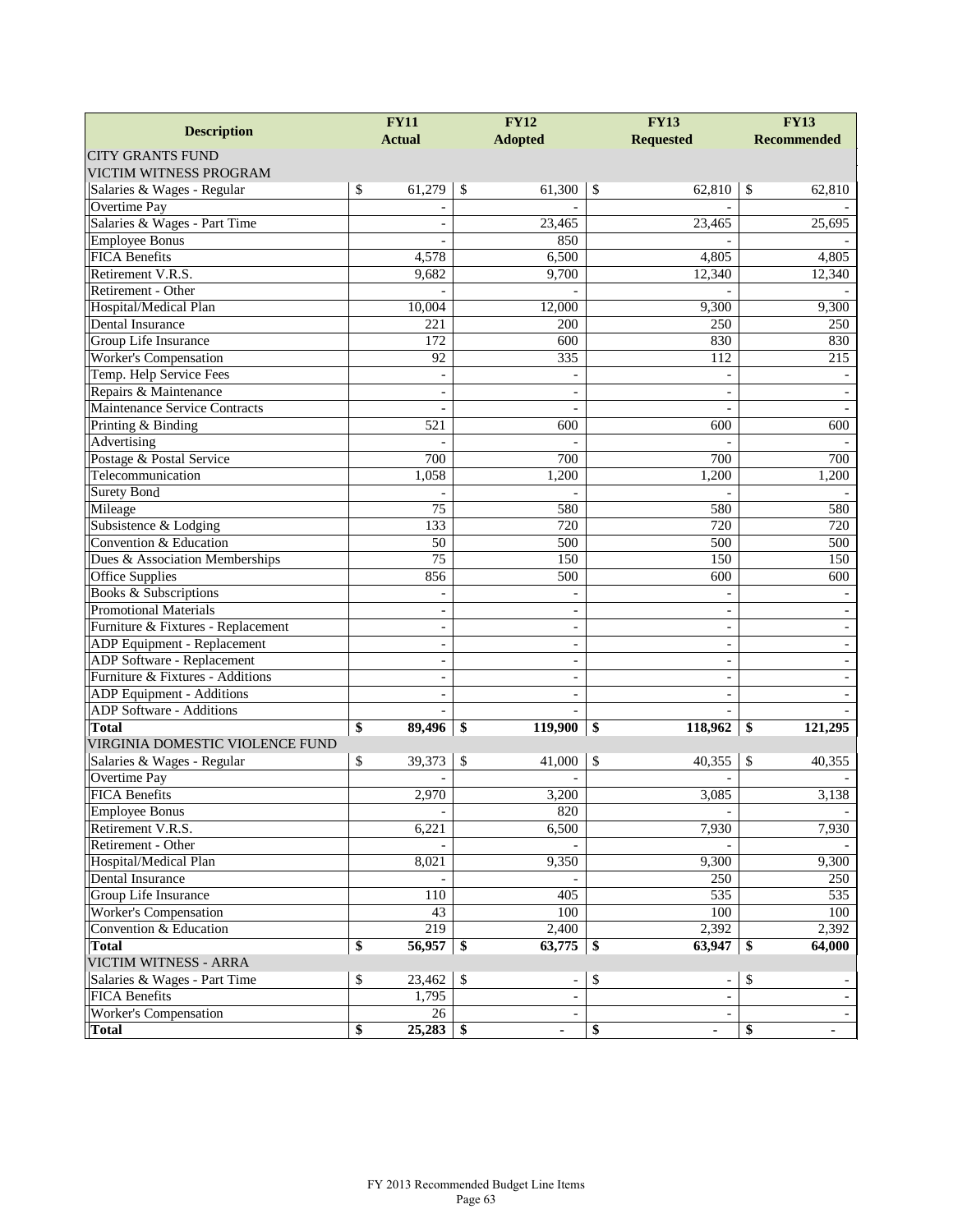| Description | FY11 Actual | FY12 Adopted | FY13 Requested | FY13 Recommended |
|---|---|---|---|---|
| CITY GRANTS FUND | | | | |
| VICTIM WITNESS PROGRAM | | | | |
| Salaries & Wages - Regular | $ 61,279 | $ 61,300 | $ 62,810 | $ 62,810 |
| Overtime Pay | - | - | - | - |
| Salaries & Wages - Part Time | - | 23,465 | 23,465 | 25,695 |
| Employee Bonus | - | 850 | - | - |
| FICA Benefits | 4,578 | 6,500 | 4,805 | 4,805 |
| Retirement V.R.S. | 9,682 | 9,700 | 12,340 | 12,340 |
| Retirement - Other | - | - | - | - |
| Hospital/Medical Plan | 10,004 | 12,000 | 9,300 | 9,300 |
| Dental Insurance | 221 | 200 | 250 | 250 |
| Group Life Insurance | 172 | 600 | 830 | 830 |
| Worker's Compensation | 92 | 335 | 112 | 215 |
| Temp. Help Service Fees | - | - | - | - |
| Repairs & Maintenance | - | - | - | - |
| Maintenance Service Contracts | - | - | - | - |
| Printing & Binding | 521 | 600 | 600 | 600 |
| Advertising | - | - | - | - |
| Postage & Postal Service | 700 | 700 | 700 | 700 |
| Telecommunication | 1,058 | 1,200 | 1,200 | 1,200 |
| Surety Bond | - | - | - | - |
| Mileage | 75 | 580 | 580 | 580 |
| Subsistence & Lodging | 133 | 720 | 720 | 720 |
| Convention & Education | 50 | 500 | 500 | 500 |
| Dues & Association Memberships | 75 | 150 | 150 | 150 |
| Office Supplies | 856 | 500 | 600 | 600 |
| Books & Subscriptions | - | - | - | - |
| Promotional Materials | - | - | - | - |
| Furniture & Fixtures - Replacement | - | - | - | - |
| ADP Equipment - Replacement | - | - | - | - |
| ADP Software - Replacement | - | - | - | - |
| Furniture & Fixtures - Additions | - | - | - | - |
| ADP Equipment - Additions | - | - | - | - |
| ADP Software - Additions | - | - | - | - |
| **Total** | **$ 89,496** | **$ 119,900** | **$ 118,962** | **$ 121,295** |
| VIRGINIA DOMESTIC VIOLENCE FUND | | | | |
| Salaries & Wages - Regular | $ 39,373 | $ 41,000 | $ 40,355 | $ 40,355 |
| Overtime Pay | - | - | - | - |
| FICA Benefits | 2,970 | 3,200 | 3,085 | 3,138 |
| Employee Bonus | - | 820 | - | - |
| Retirement V.R.S. | 6,221 | 6,500 | 7,930 | 7,930 |
| Retirement - Other | - | - | - | - |
| Hospital/Medical Plan | 8,021 | 9,350 | 9,300 | 9,300 |
| Dental Insurance | - | - | 250 | 250 |
| Group Life Insurance | 110 | 405 | 535 | 535 |
| Worker's Compensation | 43 | 100 | 100 | 100 |
| Convention & Education | 219 | 2,400 | 2,392 | 2,392 |
| **Total** | **$ 56,957** | **$ 63,775** | **$ 63,947** | **$ 64,000** |
| VICTIM WITNESS - ARRA | | | | |
| Salaries & Wages - Part Time | $ 23,462 | $ - | $ - | $ - |
| FICA Benefits | 1,795 | - | - | - |
| Worker's Compensation | 26 | - | - | - |
| **Total** | **$ 25,283** | **$ -** | **$ -** | **$ -** |

FY 2013 Recommended Budget Line Items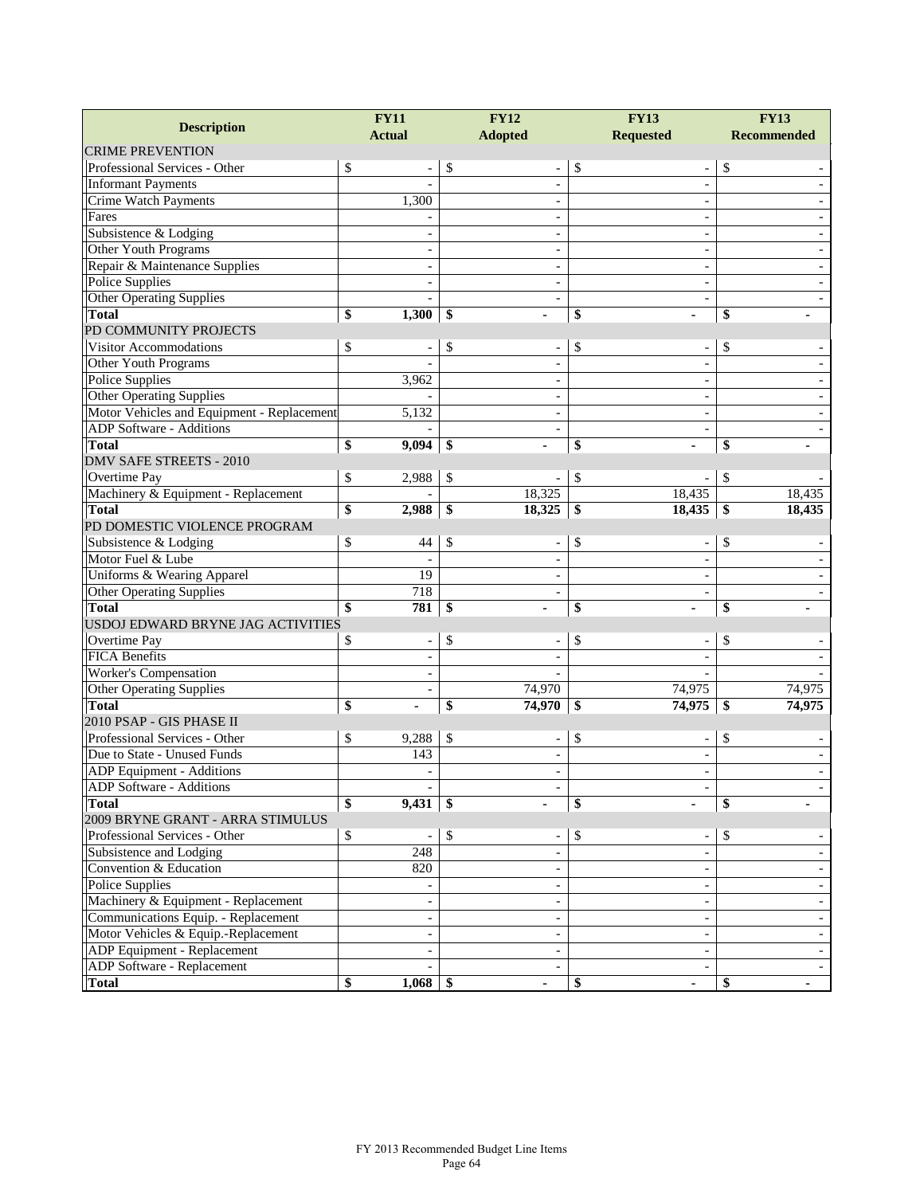| Description | FY11 Actual | FY12 Adopted | FY13 Requested | FY13 Recommended |
|---|---|---|---|---|
| CRIME PREVENTION | | | | |
| Professional Services - Other | $ - | $ - | $ - | $ - |
| Informant Payments | - | - | - | - |
| Crime Watch Payments | 1,300 | - | - | - |
| Fares | - | - | - | - |
| Subsistence & Lodging | - | - | - | - |
| Other Youth Programs | - | - | - | - |
| Repair & Maintenance Supplies | - | - | - | - |
| Police Supplies | - | - | - | - |
| Other Operating Supplies | - | - | - | - |
| **Total** | **$ 1,300** | **$ -** | **$ -** | **$ -** |
| PD COMMUNITY PROJECTS | | | | |
| Visitor Accommodations | $ - | $ - | $ - | $ - |
| Other Youth Programs | - | - | - | - |
| Police Supplies | 3,962 | - | - | - |
| Other Operating Supplies | - | - | - | - |
| Motor Vehicles and Equipment - Replacement | 5,132 | - | - | - |
| ADP Software - Additions | - | - | - | - |
| **Total** | **$ 9,094** | **$ -** | **$ -** | **$ -** |
| DMV SAFE STREETS - 2010 | | | | |
| Overtime Pay | $ 2,988 | $ - | $ - | $ - |
| Machinery & Equipment - Replacement | - | 18,325 | 18,435 | 18,435 |
| **Total** | **$ 2,988** | **$ 18,325** | **$ 18,435** | **$ 18,435** |
| PD DOMESTIC VIOLENCE PROGRAM | | | | |
| Subsistence & Lodging | $ 44 | $ - | $ - | $ - |
| Motor Fuel & Lube | - | - | - | - |
| Uniforms & Wearing Apparel | 19 | - | - | - |
| Other Operating Supplies | 718 | - | - | - |
| **Total** | **$ 781** | **$ -** | **$ -** | **$ -** |
| USDOJ EDWARD BRYNE JAG ACTIVITIES | | | | |
| Overtime Pay | $ - | $ - | $ - | $ - |
| FICA Benefits | - | - | - | - |
| Worker's Compensation | - | - | - | - |
| Other Operating Supplies | - | 74,970 | 74,975 | 74,975 |
| **Total** | **$ -** | **$ 74,970** | **$ 74,975** | **$ 74,975** |
| 2010 PSAP - GIS PHASE II | | | | |
| Professional Services - Other | $ 9,288 | $ - | $ - | $ - |
| Due to State - Unused Funds | 143 | - | - | - |
| ADP Equipment - Additions | - | - | - | - |
| ADP Software - Additions | - | - | - | - |
| **Total** | **$ 9,431** | **$ -** | **$ -** | **$ -** |
| 2009 BRYNE GRANT - ARRA STIMULUS | | | | |
| Professional Services - Other | $ - | $ - | $ - | $ - |
| Subsistence and Lodging | 248 | - | - | - |
| Convention & Education | 820 | - | - | - |
| Police Supplies | - | - | - | - |
| Machinery & Equipment - Replacement | - | - | - | - |
| Communications Equip. - Replacement | - | - | - | - |
| Motor Vehicles & Equip.-Replacement | - | - | - | - |
| ADP Equipment - Replacement | - | - | - | - |
| ADP Software - Replacement | - | - | - | - |
| **Total** | **$ 1,068** | **$ -** | **$ -** | **$ -** |

FY 2013 Recommended Budget Line Items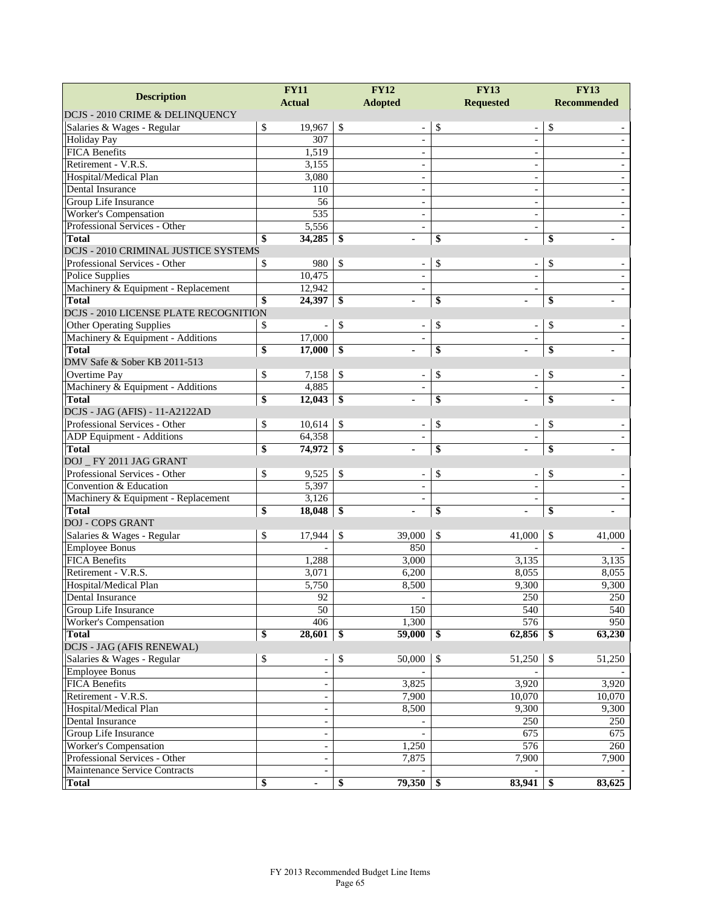| Description | FY11 Actual | FY12 Adopted | FY13 Requested | FY13 Recommended |
|---|---|---|---|---|
| DCJS - 2010 CRIME & DELINQUENCY | | | | |
| Salaries & Wages - Regular | $ 19,967 | $ - | $ - | $ - |
| Holiday Pay | 307 | - | - | - |
| FICA Benefits | 1,519 | - | - | - |
| Retirement - V.R.S. | 3,155 | - | - | - |
| Hospital/Medical Plan | 3,080 | - | - | - |
| Dental Insurance | 110 | - | - | - |
| Group Life Insurance | 56 | - | - | - |
| Worker's Compensation | 535 | - | - | - |
| Professional Services - Other | 5,556 | - | - | - |
| **Total** | **$ 34,285** | **$ -** | **$ -** | **$ -** |
| DCJS - 2010 CRIMINAL JUSTICE SYSTEMS | | | | |
| Professional Services - Other | $ 980 | $ - | $ - | $ - |
| Police Supplies | 10,475 | - | - | - |
| Machinery & Equipment - Replacement | 12,942 | - | - | - |
| **Total** | **$ 24,397** | **$ -** | **$ -** | **$ -** |
| DCJS - 2010 LICENSE PLATE RECOGNITION | | | | |
| Other Operating Supplies | $ - | $ - | $ - | $ - |
| Machinery & Equipment - Additions | 17,000 | - | - | - |
| **Total** | **$ 17,000** | **$ -** | **$ -** | **$ -** |
| DMV Safe & Sober KB 2011-513 | | | | |
| Overtime Pay | $ 7,158 | $ - | $ - | $ - |
| Machinery & Equipment - Additions | 4,885 | - | - | - |
| **Total** | **$ 12,043** | **$ -** | **$ -** | **$ -** |
| DCJS - JAG (AFIS) - 11-A2122AD | | | | |
| Professional Services - Other | $ 10,614 | $ - | $ - | $ - |
| ADP Equipment - Additions | 64,358 | - | - | - |
| **Total** | **$ 74,972** | **$ -** | **$ -** | **$ -** |
| DOJ _ FY 2011 JAG GRANT | | | | |
| Professional Services - Other | $ 9,525 | $ - | $ - | $ - |
| Convention & Education | 5,397 | - | - | - |
| Machinery & Equipment - Replacement | 3,126 | - | - | - |
| **Total** | **$ 18,048** | **$ -** | **$ -** | **$ -** |
| DOJ - COPS GRANT | | | | |
| Salaries & Wages - Regular | $ 17,944 | $ 39,000 | $ 41,000 | $ 41,000 |
| Employee Bonus | - | 850 | - | - |
| FICA Benefits | 1,288 | 3,000 | 3,135 | 3,135 |
| Retirement - V.R.S. | 3,071 | 6,200 | 8,055 | 8,055 |
| Hospital/Medical Plan | 5,750 | 8,500 | 9,300 | 9,300 |
| Dental Insurance | 92 | - | 250 | 250 |
| Group Life Insurance | 50 | 150 | 540 | 540 |
| Worker's Compensation | 406 | 1,300 | 576 | 950 |
| **Total** | **$ 28,601** | **$ 59,000** | **$ 62,856** | **$ 63,230** |
| DCJS - JAG (AFIS RENEWAL) | | | | |
| Salaries & Wages - Regular | $ - | $ 50,000 | $ 51,250 | $ 51,250 |
| Employee Bonus | - | - | - | - |
| FICA Benefits | - | 3,825 | 3,920 | 3,920 |
| Retirement - V.R.S. | - | 7,900 | 10,070 | 10,070 |
| Hospital/Medical Plan | - | 8,500 | 9,300 | 9,300 |
| Dental Insurance | - | - | 250 | 250 |
| Group Life Insurance | - | - | 675 | 675 |
| Worker's Compensation | - | 1,250 | 576 | 260 |
| Professional Services - Other | - | 7,875 | 7,900 | 7,900 |
| Maintenance Service Contracts | - | - | - | - |
| **Total** | **$ -** | **$ 79,350** | **$ 83,941** | **$ 83,625** |

FY 2013 Recommended Budget Line Items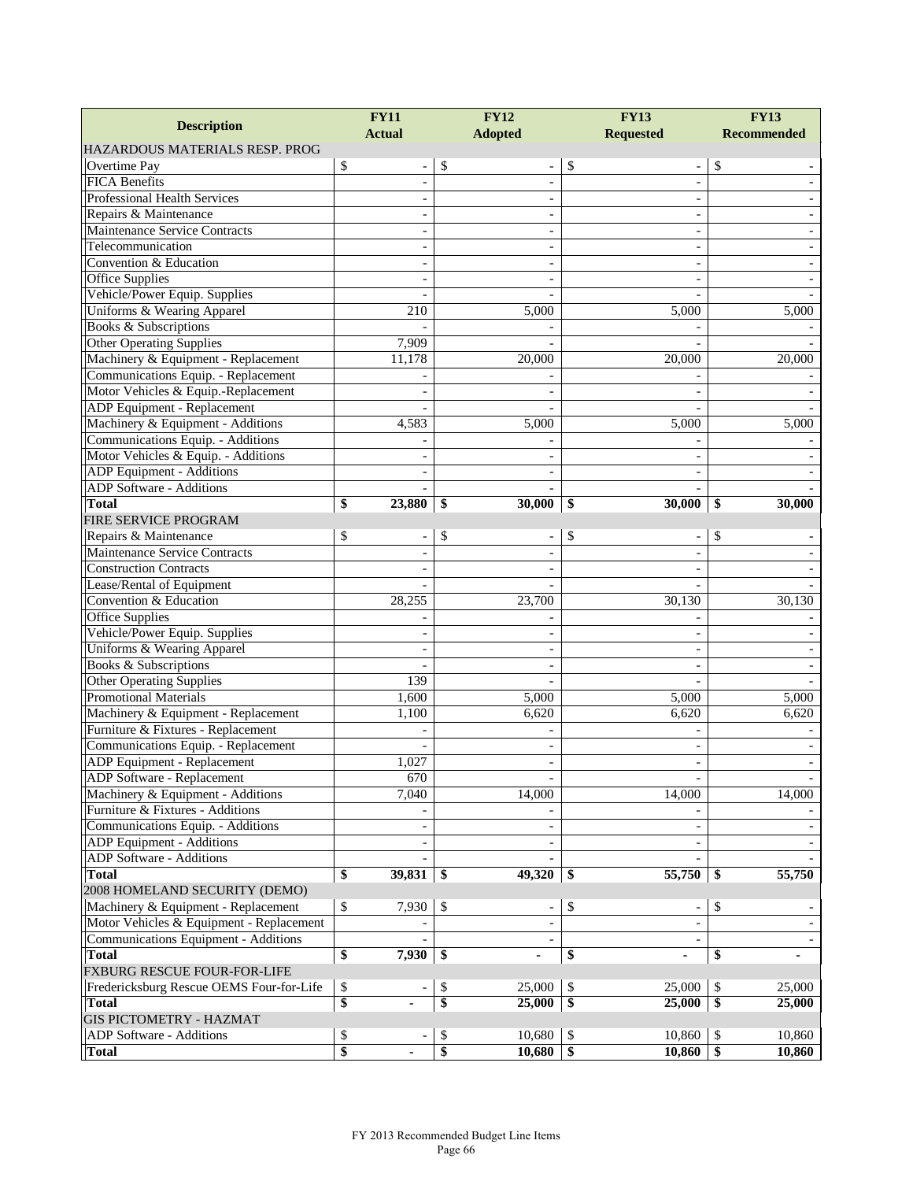| Description | FY11 Actual | FY12 Adopted | FY13 Requested | FY13 Recommended |
|---|---|---|---|---|
| HAZARDOUS MATERIALS RESP. PROG | | | | |
| Overtime Pay | $ - | $ - | $ - | $ - |
| FICA Benefits | - | - | - | - |
| Professional Health Services | - | - | - | - |
| Repairs & Maintenance | - | - | - | - |
| Maintenance Service Contracts | - | - | - | - |
| Telecommunication | - | - | - | - |
| Convention & Education | - | - | - | - |
| Office Supplies | - | - | - | - |
| Vehicle/Power Equip. Supplies | - | - | - | - |
| Uniforms & Wearing Apparel | 210 | 5,000 | 5,000 | 5,000 |
| Books & Subscriptions | - | - | - | - |
| Other Operating Supplies | 7,909 | - | - | - |
| Machinery & Equipment - Replacement | 11,178 | 20,000 | 20,000 | 20,000 |
| Communications Equip. - Replacement | - | - | - | - |
| Motor Vehicles & Equip.-Replacement | - | - | - | - |
| ADP Equipment - Replacement | - | - | - | - |
| Machinery & Equipment - Additions | 4,583 | 5,000 | 5,000 | 5,000 |
| Communications Equip. - Additions | - | - | - | - |
| Motor Vehicles & Equip. - Additions | - | - | - | - |
| ADP Equipment - Additions | - | - | - | - |
| ADP Software - Additions | - | - | - | - |
| **Total** | **$ 23,880** | **$ 30,000** | **$ 30,000** | **$ 30,000** |
| FIRE SERVICE PROGRAM | | | | |
| Repairs & Maintenance | $ - | $ - | $ - | $ - |
| Maintenance Service Contracts | - | - | - | - |
| Construction Contracts | - | - | - | - |
| Lease/Rental of Equipment | - | - | - | - |
| Convention & Education | 28,255 | 23,700 | 30,130 | 30,130 |
| Office Supplies | - | - | - | - |
| Vehicle/Power Equip. Supplies | - | - | - | - |
| Uniforms & Wearing Apparel | - | - | - | - |
| Books & Subscriptions | - | - | - | - |
| Other Operating Supplies | 139 | - | - | - |
| Promotional Materials | 1,600 | 5,000 | 5,000 | 5,000 |
| Machinery & Equipment - Replacement | 1,100 | 6,620 | 6,620 | 6,620 |
| Furniture & Fixtures - Replacement | - | - | - | - |
| Communications Equip. - Replacement | - | - | - | - |
| ADP Equipment - Replacement | 1,027 | - | - | - |
| ADP Software - Replacement | 670 | - | - | - |
| Machinery & Equipment - Additions | 7,040 | 14,000 | 14,000 | 14,000 |
| Furniture & Fixtures - Additions | - | - | - | - |
| Communications Equip. - Additions | - | - | - | - |
| ADP Equipment - Additions | - | - | - | - |
| ADP Software - Additions | - | - | - | - |
| **Total** | **$ 39,831** | **$ 49,320** | **$ 55,750** | **$ 55,750** |
| 2008 HOMELAND SECURITY (DEMO) | | | | |
| Machinery & Equipment - Replacement | $ 7,930 | $ - | $ - | $ - |
| Motor Vehicles & Equipment - Replacement | - | - | - | - |
| Communications Equipment - Additions | - | - | - | - |
| **Total** | **$ 7,930** | **$ -** | **$ -** | **$ -** |
| FXBURG RESCUE FOUR-FOR-LIFE | | | | |
| Fredericksburg Rescue OEMS Four-for-Life | $ - | $ 25,000 | $ 25,000 | $ 25,000 |
| **Total** | **$ -** | **$ 25,000** | **$ 25,000** | **$ 25,000** |
| GIS PICTOMETRY - HAZMAT | | | | |
| ADP Software - Additions | $ - | $ 10,680 | $ 10,860 | $ 10,860 |
| **Total** | **$ -** | **$ 10,680** | **$ 10,860** | **$ 10,860** |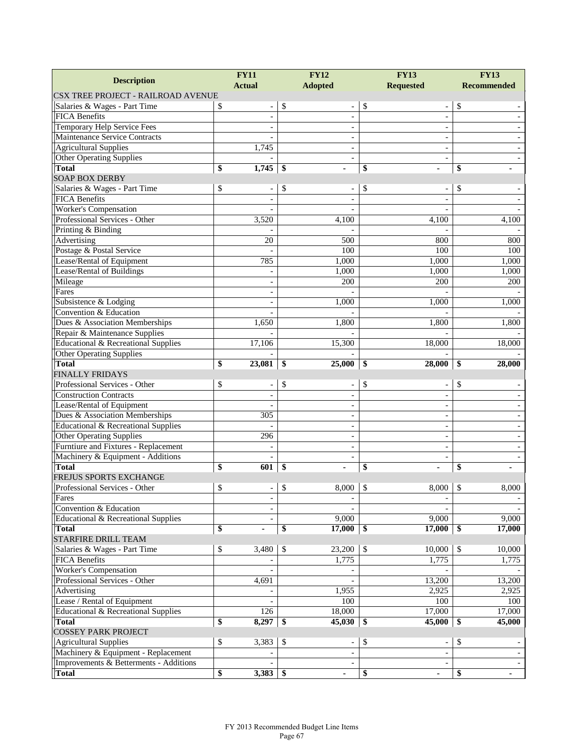| Description | FY11 Actual | FY12 Adopted | FY13 Requested | FY13 Recommended |
|---|---|---|---|---|
| CSX TREE PROJECT - RAILROAD AVENUE | | | | |
| Salaries & Wages - Part Time | $ - | $ - | $ - | $ - |
| FICA Benefits | - | - | - | - |
| Temporary Help Service Fees | - | - | - | - |
| Maintenance Service Contracts | - | - | - | - |
| Agricultural Supplies | 1,745 | - | - | - |
| Other Operating Supplies | - | - | - | - |
| **Total** | **$ 1,745** | **$ -** | **$ -** | **$ -** |
| SOAP BOX DERBY | | | | |
| Salaries & Wages - Part Time | $ - | $ - | $ - | $ - |
| FICA Benefits | - | - | - | - |
| Worker's Compensation | - | - | - | - |
| Professional Services - Other | 3,520 | 4,100 | 4,100 | 4,100 |
| Printing & Binding | - | - | - | - |
| Advertising | 20 | 500 | 800 | 800 |
| Postage & Postal Service | - | 100 | 100 | 100 |
| Lease/Rental of Equipment | 785 | 1,000 | 1,000 | 1,000 |
| Lease/Rental of Buildings | - | 1,000 | 1,000 | 1,000 |
| Mileage | - | 200 | 200 | 200 |
| Fares | - | - | - | - |
| Subsistence & Lodging | - | 1,000 | 1,000 | 1,000 |
| Convention & Education | - | - | - | - |
| Dues & Association Memberships | 1,650 | 1,800 | 1,800 | 1,800 |
| Repair & Maintenance Supplies | - | - | - | - |
| Educational & Recreational Supplies | 17,106 | 15,300 | 18,000 | 18,000 |
| Other Operating Supplies | - | - | - | - |
| **Total** | **$ 23,081** | **$ 25,000** | **$ 28,000** | **$ 28,000** |
| FINALLY FRIDAYS | | | | |
| Professional Services - Other | $ - | $ - | $ - | $ - |
| Construction Contracts | - | - | - | - |
| Lease/Rental of Equipment | - | - | - | - |
| Dues & Association Memberships | 305 | - | - | - |
| Educational & Recreational Supplies | - | - | - | - |
| Other Operating Supplies | 296 | - | - | - |
| Furntiure and Fixtures - Replacement | - | - | - | - |
| Machinery & Equipment - Additions | - | - | - | - |
| **Total** | **$ 601** | **$ -** | **$ -** | **$ -** |
| FREJUS SPORTS EXCHANGE | | | | |
| Professional Services - Other | $ - | $ 8,000 | $ 8,000 | $ 8,000 |
| Fares | - | - | - | - |
| Convention & Education | - | - | - | - |
| Educational & Recreational Supplies | - | 9,000 | 9,000 | 9,000 |
| **Total** | **$ -** | **$ 17,000** | **$ 17,000** | **$ 17,000** |
| STARFIRE DRILL TEAM | | | | |
| Salaries & Wages - Part Time | $ 3,480 | $ 23,200 | $ 10,000 | $ 10,000 |
| FICA Benefits | - | 1,775 | 1,775 | 1,775 |
| Worker's Compensation | - | - | - | - |
| Professional Services - Other | 4,691 | - | 13,200 | 13,200 |
| Advertising | - | 1,955 | 2,925 | 2,925 |
| Lease / Rental of Equipment | - | 100 | 100 | 100 |
| Educational & Recreational Supplies | 126 | 18,000 | 17,000 | 17,000 |
| **Total** | **$ 8,297** | **$ 45,030** | **$ 45,000** | **$ 45,000** |
| COSSEY PARK PROJECT | | | | |
| Agricultural Supplies | $ 3,383 | $ - | $ - | $ - |
| Machinery & Equipment - Replacement | - | - | - | - |
| Improvements & Betterments - Additions | - | - | - | - |
| **Total** | **$ 3,383** | **$ -** | **$ -** | **$ -** |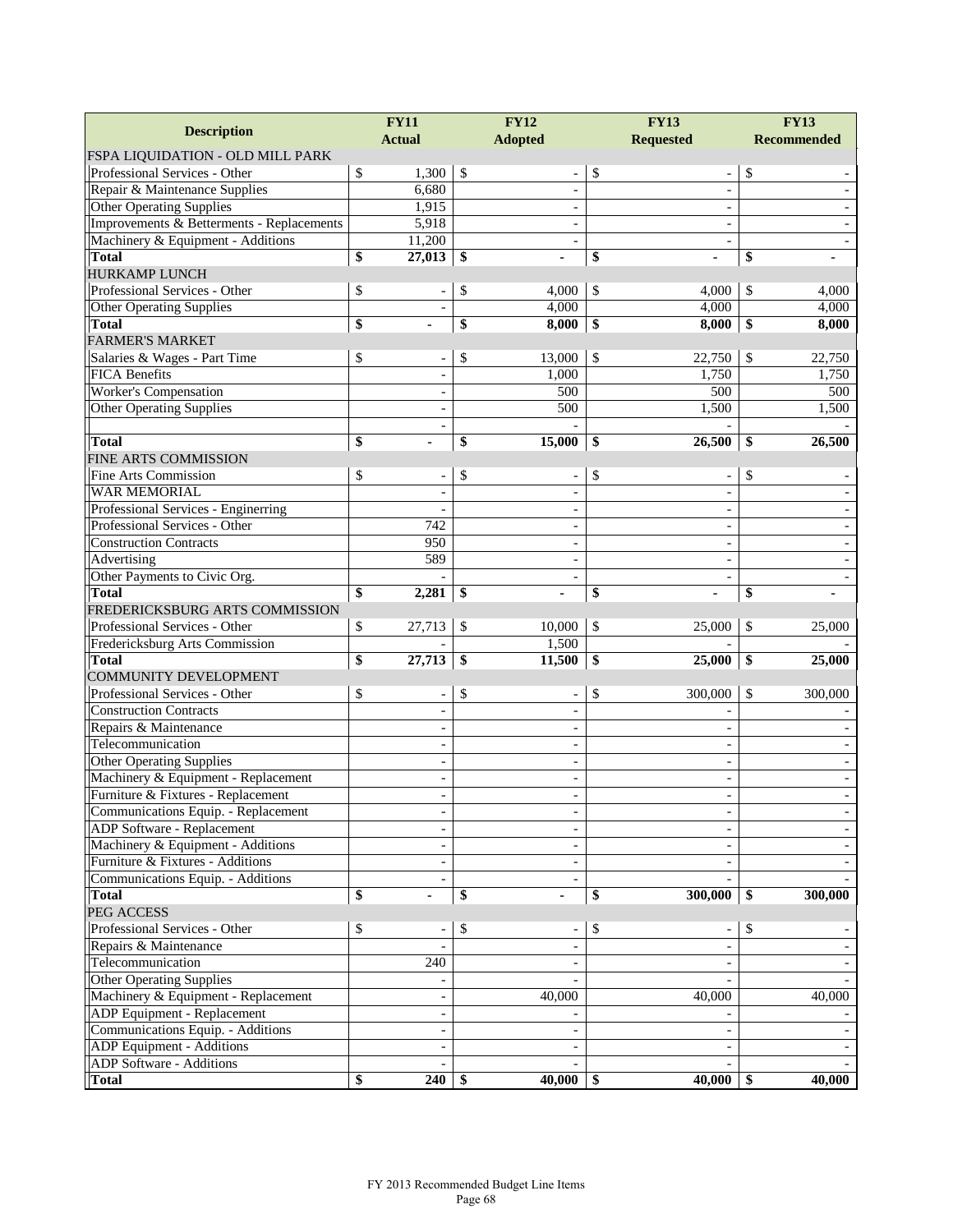| Description | FY11 Actual | FY12 Adopted | FY13 Requested | FY13 Recommended |
|---|---|---|---|---|
| FSPA LIQUIDATION - OLD MILL PARK | | | | |
| Professional Services - Other | $ 1,300 | $ - | $ - | $ - |
| Repair & Maintenance Supplies | 6,680 | - | - | - |
| Other Operating Supplies | 1,915 | - | - | - |
| Improvements & Betterments - Replacements | 5,918 | - | - | - |
| Machinery & Equipment - Additions | 11,200 | - | - | - |
| **Total** | **$ 27,013** | **$ -** | **$ -** | **$ -** |
| HURKAMP LUNCH | | | | |
| Professional Services - Other | $ - | $ 4,000 | $ 4,000 | $ 4,000 |
| Other Operating Supplies | - | 4,000 | 4,000 | 4,000 |
| **Total** | **$ -** | **$ 8,000** | **$ 8,000** | **$ 8,000** |
| FARMER'S MARKET | | | | |
| Salaries & Wages - Part Time | $ - | $ 13,000 | $ 22,750 | $ 22,750 |
| FICA Benefits | - | 1,000 | 1,750 | 1,750 |
| Worker's Compensation | - | 500 | 500 | 500 |
| Other Operating Supplies | - | 500 | 1,500 | 1,500 |
| | - | - | - | - |
| **Total** | **$ -** | **$ 15,000** | **$ 26,500** | **$ 26,500** |
| FINE ARTS COMMISSION | | | | |
| Fine Arts Commission | $ - | $ - | $ - | $ - |
| WAR MEMORIAL | - | - | - | - |
| Professional Services - Enginerring | - | - | - | - |
| Professional Services - Other | 742 | - | - | - |
| Construction Contracts | 950 | - | - | - |
| Advertising | 589 | - | - | - |
| Other Payments to Civic Org. | - | - | - | - |
| **Total** | **$ 2,281** | **$ -** | **$ -** | **$ -** |
| FREDERICKSBURG ARTS COMMISSION | | | | |
| Professional Services - Other | $ 27,713 | $ 10,000 | $ 25,000 | $ 25,000 |
| Fredericksburg Arts Commission | - | 1,500 | - | - |
| **Total** | **$ 27,713** | **$ 11,500** | **$ 25,000** | **$ 25,000** |
| COMMUNITY DEVELOPMENT | | | | |
| Professional Services - Other | $ - | $ - | $ 300,000 | $ 300,000 |
| Construction Contracts | - | - | - | - |
| Repairs & Maintenance | - | - | - | - |
| Telecommunication | - | - | - | - |
| Other Operating Supplies | - | - | - | - |
| Machinery & Equipment - Replacement | - | - | - | - |
| Furniture & Fixtures - Replacement | - | - | - | - |
| Communications Equip. - Replacement | - | - | - | - |
| ADP Software - Replacement | - | - | - | - |
| Machinery & Equipment - Additions | - | - | - | - |
| Furniture & Fixtures - Additions | - | - | - | - |
| Communications Equip. - Additions | - | - | - | - |
| **Total** | **$ -** | **$ -** | **$ 300,000** | **$ 300,000** |
| PEG ACCESS | | | | |
| Professional Services - Other | $ - | $ - | $ - | $ - |
| Repairs & Maintenance | - | - | - | - |
| Telecommunication | 240 | - | - | - |
| Other Operating Supplies | - | - | - | - |
| Machinery & Equipment - Replacement | - | 40,000 | 40,000 | 40,000 |
| ADP Equipment - Replacement | - | - | - | - |
| Communications Equip. - Additions | - | - | - | - |
| ADP Equipment - Additions | - | - | - | - |
| ADP Software - Additions | - | - | - | - |
| **Total** | **$ 240** | **$ 40,000** | **$ 40,000** | **$ 40,000** |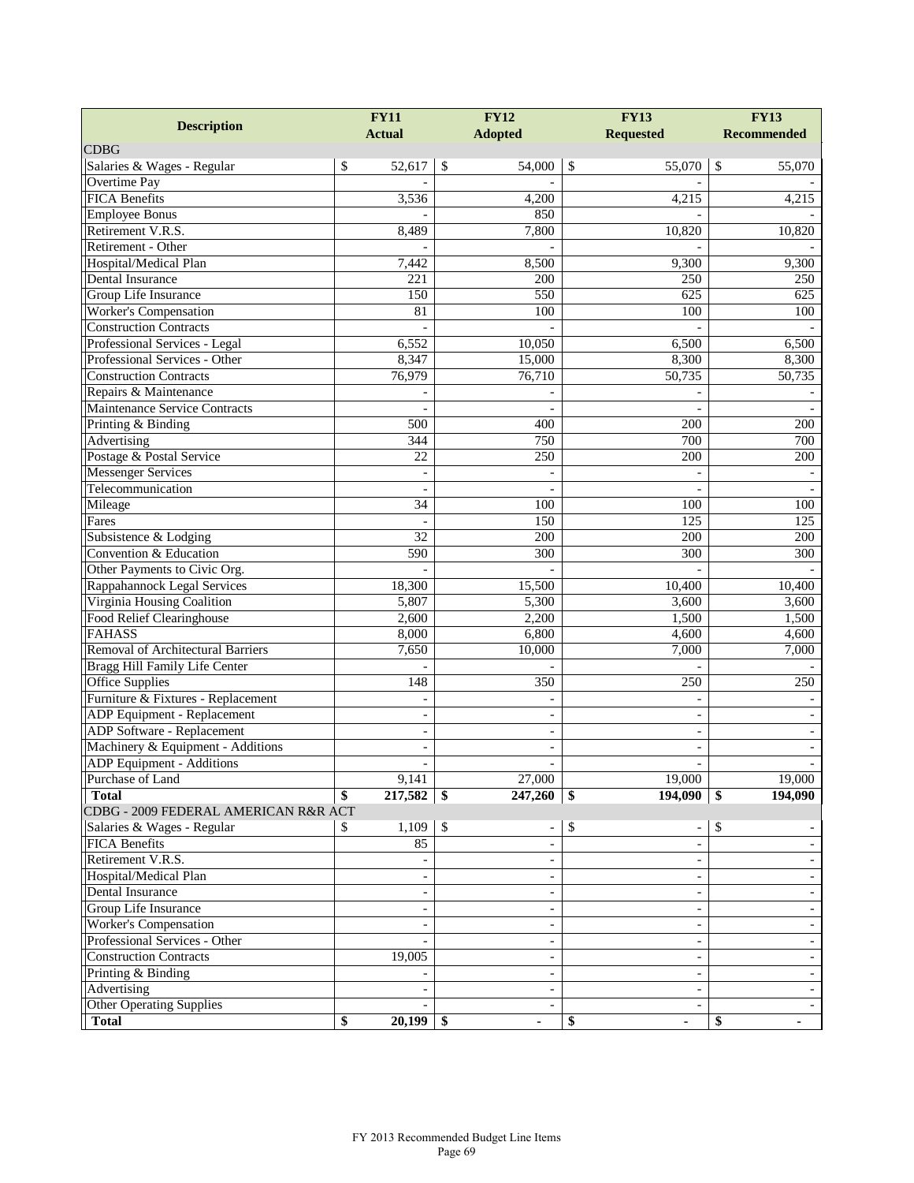| Description | FY11 Actual | FY12 Adopted | FY13 Requested | FY13 Recommended |
|---|---|---|---|---|
| CDBG | | | | |
| Salaries & Wages - Regular | $ 52,617 | $ 54,000 | $ 55,070 | $ 55,070 |
| Overtime Pay | - | - | - | - |
| FICA Benefits | 3,536 | 4,200 | 4,215 | 4,215 |
| Employee Bonus | - | 850 | - | - |
| Retirement V.R.S. | 8,489 | 7,800 | 10,820 | 10,820 |
| Retirement - Other | - | - | - | - |
| Hospital/Medical Plan | 7,442 | 8,500 | 9,300 | 9,300 |
| Dental Insurance | 221 | 200 | 250 | 250 |
| Group Life Insurance | 150 | 550 | 625 | 625 |
| Worker's Compensation | 81 | 100 | 100 | 100 |
| Construction Contracts | - | - | - | - |
| Professional Services - Legal | 6,552 | 10,050 | 6,500 | 6,500 |
| Professional Services - Other | 8,347 | 15,000 | 8,300 | 8,300 |
| Construction Contracts | 76,979 | 76,710 | 50,735 | 50,735 |
| Repairs & Maintenance | - | - | - | - |
| Maintenance Service Contracts | - | - | - | - |
| Printing & Binding | 500 | 400 | 200 | 200 |
| Advertising | 344 | 750 | 700 | 700 |
| Postage & Postal Service | 22 | 250 | 200 | 200 |
| Messenger Services | - | - | - | - |
| Telecommunication | - | - | - | - |
| Mileage | 34 | 100 | 100 | 100 |
| Fares | - | 150 | 125 | 125 |
| Subsistence & Lodging | 32 | 200 | 200 | 200 |
| Convention & Education | 590 | 300 | 300 | 300 |
| Other Payments to Civic Org. | - | - | - | - |
| Rappahannock Legal Services | 18,300 | 15,500 | 10,400 | 10,400 |
| Virginia Housing Coalition | 5,807 | 5,300 | 3,600 | 3,600 |
| Food Relief Clearinghouse | 2,600 | 2,200 | 1,500 | 1,500 |
| FAHASS | 8,000 | 6,800 | 4,600 | 4,600 |
| Removal of Architectural Barriers | 7,650 | 10,000 | 7,000 | 7,000 |
| Bragg Hill Family Life Center | - | - | - | - |
| Office Supplies | 148 | 350 | 250 | 250 |
| Furniture & Fixtures - Replacement | - | - | - | - |
| ADP Equipment - Replacement | - | - | - | - |
| ADP Software - Replacement | - | - | - | - |
| Machinery & Equipment - Additions | - | - | - | - |
| ADP Equipment - Additions | - | - | - | - |
| Purchase of Land | 9,141 | 27,000 | 19,000 | 19,000 |
| **Total** | **$ 217,582** | **$ 247,260** | **$ 194,090** | **$ 194,090** |
| CDBG - 2009 FEDERAL AMERICAN R&R ACT | | | | |
| Salaries & Wages - Regular | $ 1,109 | $ - | $ - | $ - |
| FICA Benefits | 85 | - | - | - |
| Retirement V.R.S. | - | - | - | - |
| Hospital/Medical Plan | - | - | - | - |
| Dental Insurance | - | - | - | - |
| Group Life Insurance | - | - | - | - |
| Worker's Compensation | - | - | - | - |
| Professional Services - Other | - | - | - | - |
| Construction Contracts | 19,005 | - | - | - |
| Printing & Binding | - | - | - | - |
| Advertising | - | - | - | - |
| Other Operating Supplies | - | - | - | - |
| **Total** | **$ 20,199** | **$ -** | **$ -** | **$ -** |

FY 2013 Recommended Budget Line Items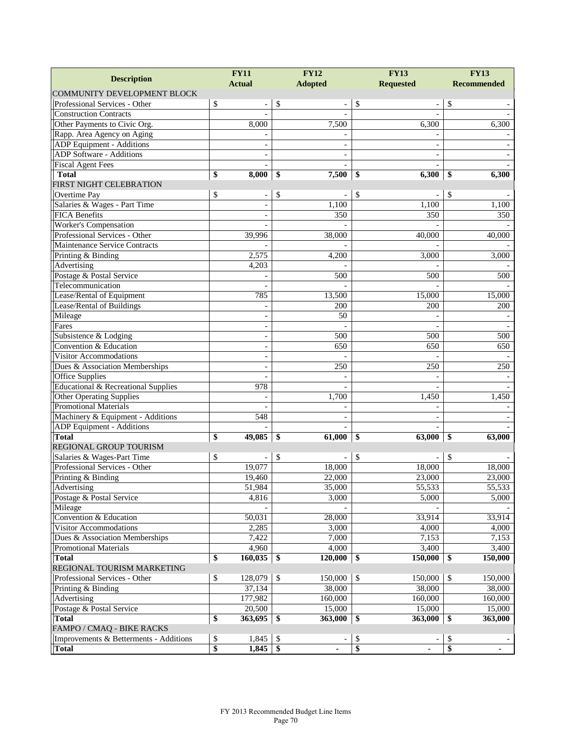| Description | FY11 Actual | FY12 Adopted | FY13 Requested | FY13 Recommended |
|---|---|---|---|---|
| COMMUNITY DEVELOPMENT BLOCK | | | | |
| Professional Services - Other | $ - | $ - | $ - | $ - |
| Construction Contracts | - | - | - | - |
| Other Payments to Civic Org. | 8,000 | 7,500 | 6,300 | 6,300 |
| Rapp. Area Agency on Aging | - | - | - | - |
| ADP Equipment - Additions | - | - | - | - |
| ADP Software - Additions | - | - | - | - |
| Fiscal Agent Fees | - | - | - | - |
| **Total** | **$ 8,000** | **$ 7,500** | **$ 6,300** | **$ 6,300** |
| FIRST NIGHT CELEBRATION | | | | |
| Overtime Pay | $ - | $ - | $ - | $ - |
| Salaries & Wages - Part Time | - | 1,100 | 1,100 | 1,100 |
| FICA Benefits | - | 350 | 350 | 350 |
| Worker's Compensation | - | - | - | - |
| Professional Services - Other | 39,996 | 38,000 | 40,000 | 40,000 |
| Maintenance Service Contracts | - | - | - | - |
| Printing & Binding | 2,575 | 4,200 | 3,000 | 3,000 |
| Advertising | 4,203 | - | - | - |
| Postage & Postal Service | - | 500 | 500 | 500 |
| Telecommunication | - | - | - | - |
| Lease/Rental of Equipment | 785 | 13,500 | 15,000 | 15,000 |
| Lease/Rental of Buildings | - | 200 | 200 | 200 |
| Mileage | - | 50 | - | - |
| Fares | - | - | - | - |
| Subsistence & Lodging | - | 500 | 500 | 500 |
| Convention & Education | - | 650 | 650 | 650 |
| Visitor Accommodations | - | - | - | - |
| Dues & Association Memberships | - | 250 | 250 | 250 |
| Office Supplies | - | - | - | - |
| Educational & Recreational Supplies | 978 | - | - | - |
| Other Operating Supplies | - | 1,700 | 1,450 | 1,450 |
| Promotional Materials | - | - | - | - |
| Machinery & Equipment - Additions | 548 | - | - | - |
| ADP Equipment - Additions | - | - | - | - |
| **Total** | **$ 49,085** | **$ 61,000** | **$ 63,000** | **$ 63,000** |
| REGIONAL GROUP TOURISM | | | | |
| Salaries & Wages-Part Time | $ - | $ - | $ - | $ - |
| Professional Services - Other | 19,077 | 18,000 | 18,000 | 18,000 |
| Printing & Binding | 19,460 | 22,000 | 23,000 | 23,000 |
| Advertising | 51,984 | 35,000 | 55,533 | 55,533 |
| Postage & Postal Service | 4,816 | 3,000 | 5,000 | 5,000 |
| Mileage | - | - | - | - |
| Convention & Education | 50,031 | 28,000 | 33,914 | 33,914 |
| Visitor Accommodations | 2,285 | 3,000 | 4,000 | 4,000 |
| Dues & Association Memberships | 7,422 | 7,000 | 7,153 | 7,153 |
| Promotional Materials | 4,960 | 4,000 | 3,400 | 3,400 |
| **Total** | **$ 160,035** | **$ 120,000** | **$ 150,000** | **$ 150,000** |
| REGIONAL TOURISM MARKETING | | | | |
| Professional Services - Other | $ 128,079 | $ 150,000 | $ 150,000 | $ 150,000 |
| Printing & Binding | 37,134 | 38,000 | 38,000 | 38,000 |
| Advertising | 177,982 | 160,000 | 160,000 | 160,000 |
| Postage & Postal Service | 20,500 | 15,000 | 15,000 | 15,000 |
| **Total** | **$ 363,695** | **$ 363,000** | **$ 363,000** | **$ 363,000** |
| FAMPO / CMAQ - BIKE RACKS | | | | |
| Improvements & Betterments - Additions | $ 1,845 | $ - | $ - | $ - |
| **Total** | **$ 1,845** | **$ -** | **$ -** | **$ -** |

FY 2013 Recommended Budget Line Items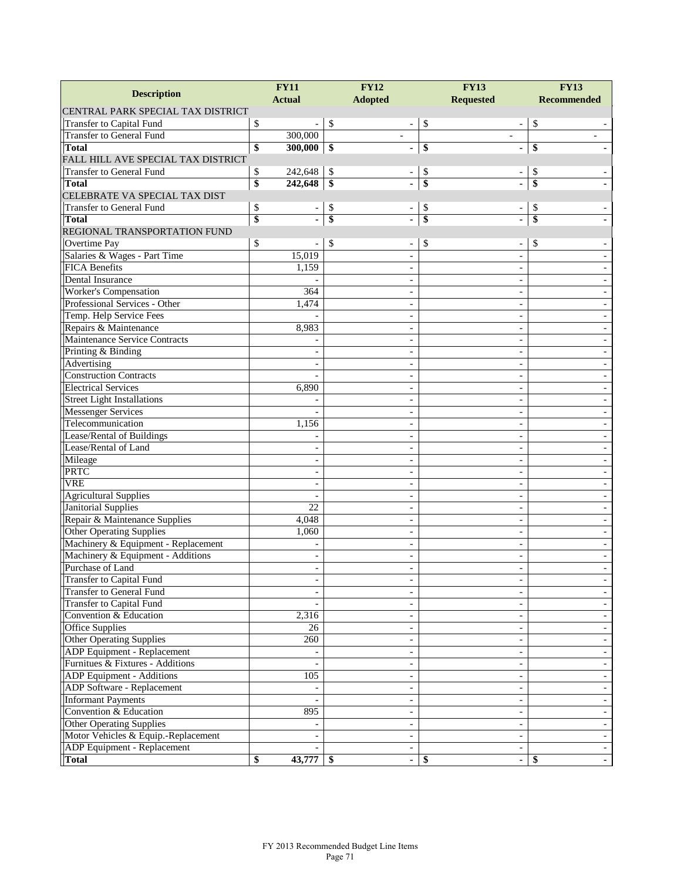| Description | FY11 Actual | FY12 Adopted | FY13 Requested | FY13 Recommended |
|---|---|---|---|---|
| CENTRAL PARK SPECIAL TAX DISTRICT | | | | |
| Transfer to Capital Fund | $ - | $ - | $ - | $ - |
| Transfer to General Fund | 300,000 | - | - | - |
| **Total** | **$ 300,000** | **$ -** | **$ -** | **$ -** |
| FALL HILL AVE SPECIAL TAX DISTRICT | | | | |
| Transfer to General Fund | $ 242,648 | $ - | $ - | $ - |
| **Total** | **$ 242,648** | **$ -** | **$ -** | **$ -** |
| CELEBRATE VA SPECIAL TAX DIST | | | | |
| Transfer to General Fund | $ - | $ - | $ - | $ - |
| **Total** | **$ -** | **$ -** | **$ -** | **$ -** |
| REGIONAL TRANSPORTATION FUND | | | | |
| Overtime Pay | $ - | $ - | $ - | $ - |
| Salaries & Wages - Part Time | 15,019 | - | - | - |
| FICA Benefits | 1,159 | - | - | - |
| Dental Insurance | - | - | - | - |
| Worker's Compensation | 364 | - | - | - |
| Professional Services - Other | 1,474 | - | - | - |
| Temp. Help Service Fees | - | - | - | - |
| Repairs & Maintenance | 8,983 | - | - | - |
| Maintenance Service Contracts | - | - | - | - |
| Printing & Binding | - | - | - | - |
| Advertising | - | - | - | - |
| Construction Contracts | - | - | - | - |
| Electrical Services | 6,890 | - | - | - |
| Street Light Installations | - | - | - | - |
| Messenger Services | - | - | - | - |
| Telecommunication | 1,156 | - | - | - |
| Lease/Rental of Buildings | - | - | - | - |
| Lease/Rental of Land | - | - | - | - |
| Mileage | - | - | - | - |
| PRTC | - | - | - | - |
| VRE | - | - | - | - |
| Agricultural Supplies | - | - | - | - |
| Janitorial Supplies | 22 | - | - | - |
| Repair & Maintenance Supplies | 4,048 | - | - | - |
| Other Operating Supplies | 1,060 | - | - | - |
| Machinery & Equipment - Replacement | - | - | - | - |
| Machinery & Equipment - Additions | - | - | - | - |
| Purchase of Land | - | - | - | - |
| Transfer to Capital Fund | - | - | - | - |
| Transfer to General Fund | - | - | - | - |
| Transfer to Capital Fund | - | - | - | - |
| Convention & Education | 2,316 | - | - | - |
| Office Supplies | 26 | - | - | - |
| Other Operating Supplies | 260 | - | - | - |
| ADP Equipment - Replacement | - | - | - | - |
| Furnitues & Fixtures - Additions | - | - | - | - |
| ADP Equipment - Additions | 105 | - | - | - |
| ADP Software - Replacement | - | - | - | - |
| Informant Payments | - | - | - | - |
| Convention & Education | 895 | - | - | - |
| Other Operating Supplies | - | - | - | - |
| Motor Vehicles & Equip.-Replacement | - | - | - | - |
| ADP Equipment - Replacement | - | - | - | - |
| **Total** | **$ 43,777** | **$ -** | **$ -** | **$ -** |

FY 2013 Recommended Budget Line Items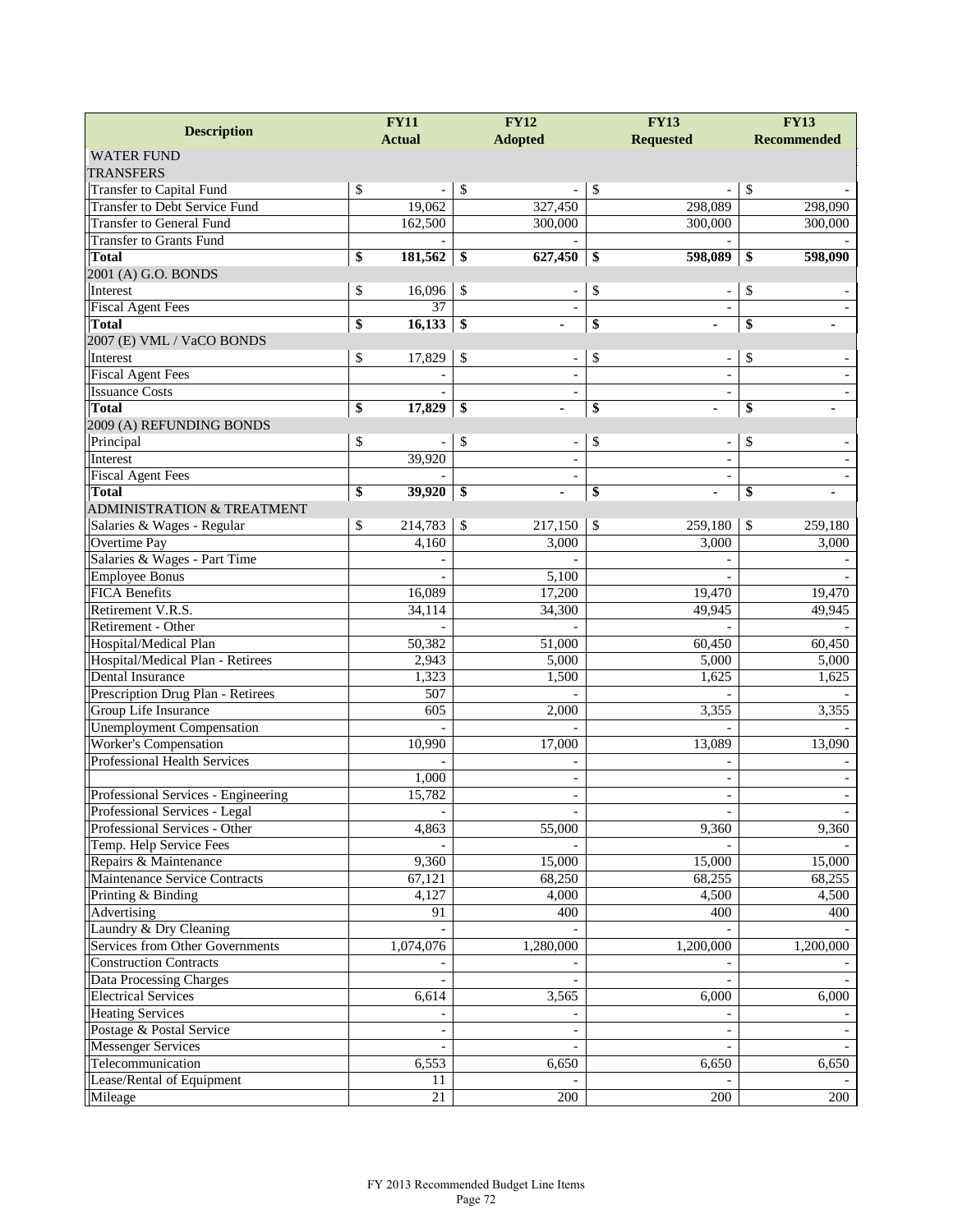| Description | FY11 Actual | FY12 Adopted | FY13 Requested | FY13 Recommended |
|---|---|---|---|---|
| WATER FUND | | | | |
| TRANSFERS | | | | |
| Transfer to Capital Fund | $ - | $ - | $ - | $ - |
| Transfer to Debt Service Fund | 19,062 | 327,450 | 298,089 | 298,090 |
| Transfer to General Fund | 162,500 | 300,000 | 300,000 | 300,000 |
| Transfer to Grants Fund | - | - | - | - |
| **Total** | **$ 181,562** | **$ 627,450** | **$ 598,089** | **$ 598,090** |
| 2001 (A) G.O. BONDS | | | | |
| Interest | $ 16,096 | $ - | $ - | $ - |
| Fiscal Agent Fees | 37 | - | - | - |
| **Total** | **$ 16,133** | **$ -** | **$ -** | **$ -** |
| 2007 (E) VML / VaCO BONDS | | | | |
| Interest | $ 17,829 | $ - | $ - | $ - |
| Fiscal Agent Fees | - | - | - | - |
| Issuance Costs | - | - | - | - |
| **Total** | **$ 17,829** | **$ -** | **$ -** | **$ -** |
| 2009 (A) REFUNDING BONDS | | | | |
| Principal | $ - | $ - | $ - | $ - |
| Interest | 39,920 | - | - | - |
| Fiscal Agent Fees | - | - | - | - |
| **Total** | **$ 39,920** | **$ -** | **$ -** | **$ -** |
| ADMINISTRATION & TREATMENT | | | | |
| Salaries & Wages - Regular | $ 214,783 | $ 217,150 | $ 259,180 | $ 259,180 |
| Overtime Pay | 4,160 | 3,000 | 3,000 | 3,000 |
| Salaries & Wages - Part Time | - | - | - | - |
| Employee Bonus | - | 5,100 | - | - |
| FICA Benefits | 16,089 | 17,200 | 19,470 | 19,470 |
| Retirement V.R.S. | 34,114 | 34,300 | 49,945 | 49,945 |
| Retirement - Other | - | - | - | - |
| Hospital/Medical Plan | 50,382 | 51,000 | 60,450 | 60,450 |
| Hospital/Medical Plan - Retirees | 2,943 | 5,000 | 5,000 | 5,000 |
| Dental Insurance | 1,323 | 1,500 | 1,625 | 1,625 |
| Prescription Drug Plan - Retirees | 507 | - | - | - |
| Group Life Insurance | 605 | 2,000 | 3,355 | 3,355 |
| Unemployment Compensation | - | - | - | - |
| Worker's Compensation | 10,990 | 17,000 | 13,089 | 13,090 |
| Professional Health Services | - | - | - | - |
| | 1,000 | - | - | - |
| Professional Services - Engineering | 15,782 | - | - | - |
| Professional Services - Legal | - | - | - | - |
| Professional Services - Other | 4,863 | 55,000 | 9,360 | 9,360 |
| Temp. Help Service Fees | - | - | - | - |
| Repairs & Maintenance | 9,360 | 15,000 | 15,000 | 15,000 |
| Maintenance Service Contracts | 67,121 | 68,250 | 68,255 | 68,255 |
| Printing & Binding | 4,127 | 4,000 | 4,500 | 4,500 |
| Advertising | 91 | 400 | 400 | 400 |
| Laundry & Dry Cleaning | - | - | - | - |
| Services from Other Governments | 1,074,076 | 1,280,000 | 1,200,000 | 1,200,000 |
| Construction Contracts | - | - | - | - |
| Data Processing Charges | - | - | - | - |
| Electrical Services | 6,614 | 3,565 | 6,000 | 6,000 |
| Heating Services | - | - | - | - |
| Postage & Postal Service | - | - | - | - |
| Messenger Services | - | - | - | - |
| Telecommunication | 6,553 | 6,650 | 6,650 | 6,650 |
| Lease/Rental of Equipment | 11 | - | - | - |
| Mileage | 21 | 200 | 200 | 200 |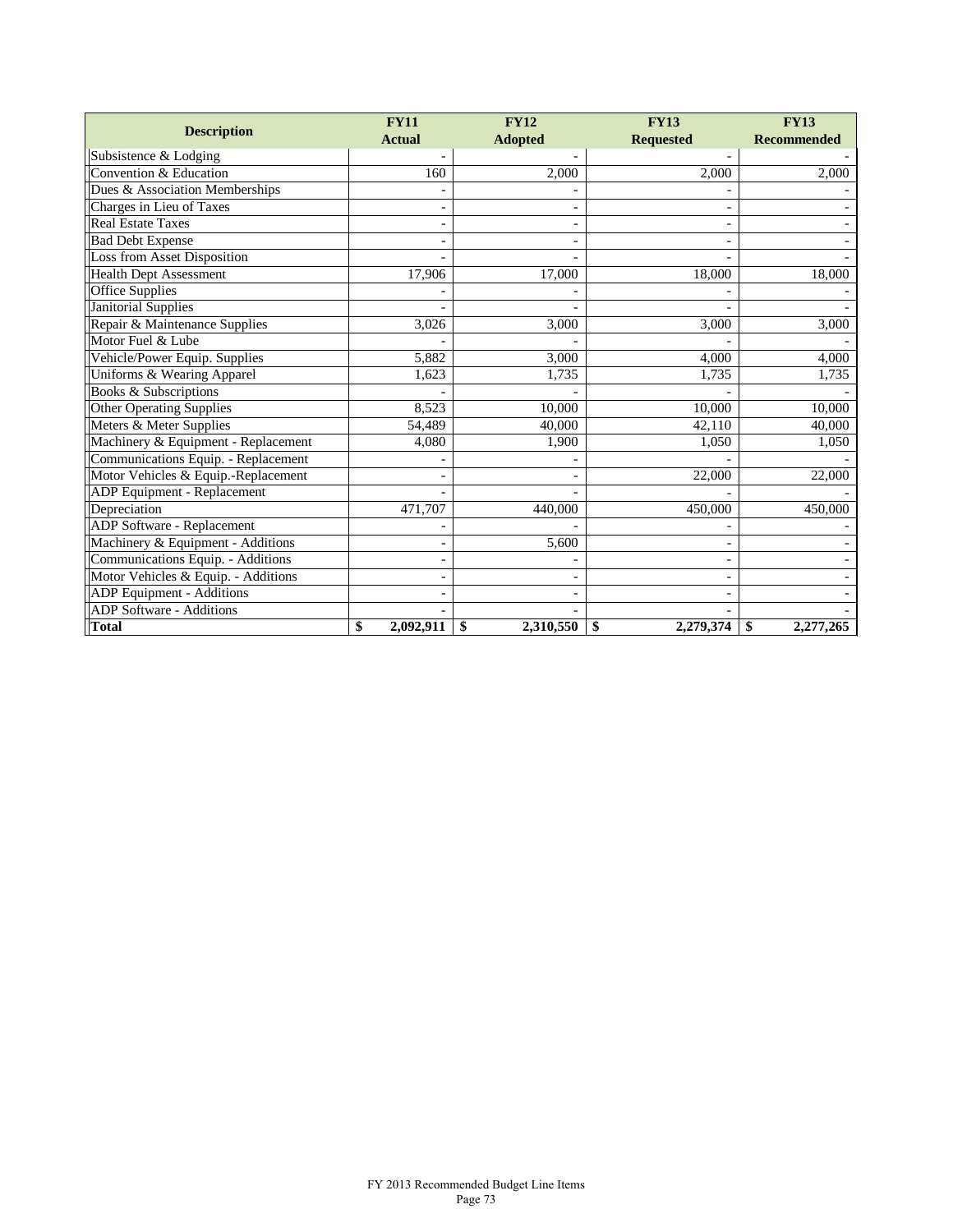| Description | FY11 Actual | FY12 Adopted | FY13 Requested | FY13 Recommended |
|---|---|---|---|---|
| Subsistence & Lodging | - | - | - | - |
| Convention & Education | 160 | 2,000 | 2,000 | 2,000 |
| Dues & Association Memberships | - | - | - | - |
| Charges in Lieu of Taxes | - | - | - | - |
| Real Estate Taxes | - | - | - | - |
| Bad Debt Expense | - | - | - | - |
| Loss from Asset Disposition | - | - | - | - |
| Health Dept Assessment | 17,906 | 17,000 | 18,000 | 18,000 |
| Office Supplies | - | - | - | - |
| Janitorial Supplies | - | - | - | - |
| Repair & Maintenance Supplies | 3,026 | 3,000 | 3,000 | 3,000 |
| Motor Fuel & Lube | - | - | - | - |
| Vehicle/Power Equip. Supplies | 5,882 | 3,000 | 4,000 | 4,000 |
| Uniforms & Wearing Apparel | 1,623 | 1,735 | 1,735 | 1,735 |
| Books & Subscriptions | - | - | - | - |
| Other Operating Supplies | 8,523 | 10,000 | 10,000 | 10,000 |
| Meters & Meter Supplies | 54,489 | 40,000 | 42,110 | 40,000 |
| Machinery & Equipment - Replacement | 4,080 | 1,900 | 1,050 | 1,050 |
| Communications Equip. - Replacement | - | - | - | - |
| Motor Vehicles & Equip.-Replacement | - | - | 22,000 | 22,000 |
| ADP Equipment - Replacement | - | - | - | - |
| Depreciation | 471,707 | 440,000 | 450,000 | 450,000 |
| ADP Software - Replacement | - | - | - | - |
| Machinery & Equipment - Additions | - | 5,600 | - | - |
| Communications Equip. - Additions | - | - | - | - |
| Motor Vehicles & Equip. - Additions | - | - | - | - |
| ADP Equipment - Additions | - | - | - | - |
| ADP Software - Additions | - | - | - | - |
| **Total** | **$ 2,092,911** | **$ 2,310,550** | **$ 2,279,374** | **$ 2,277,265** |

FY 2013 Recommended Budget Line Items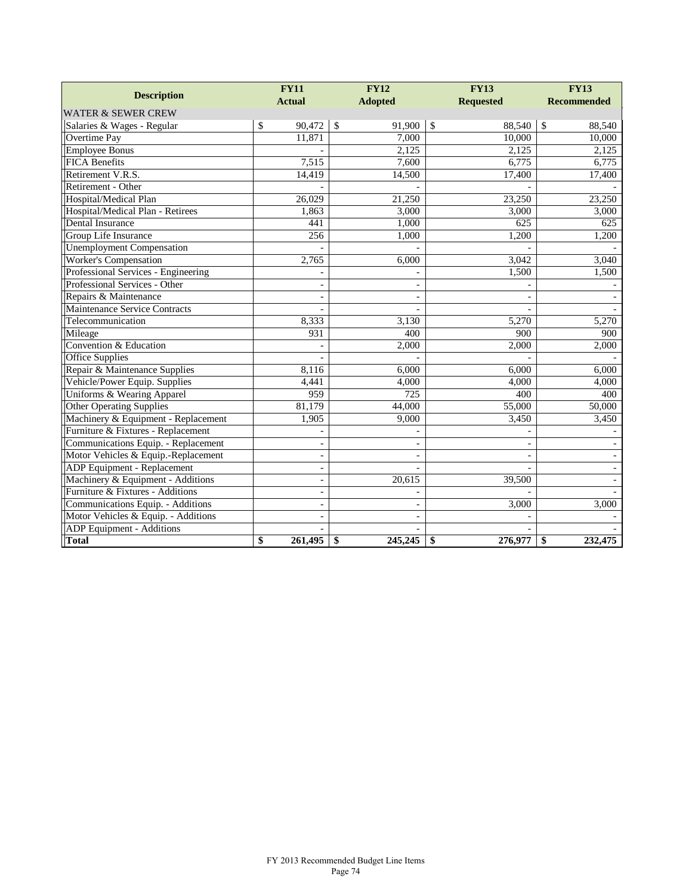| Description | FY11 Actual | FY12 Adopted | FY13 Requested | FY13 Recommended |
|---|---|---|---|---|
| WATER & SEWER CREW | | | | |
| Salaries & Wages - Regular | $ 90,472 | $ 91,900 | $ 88,540 | $ 88,540 |
| Overtime Pay | 11,871 | 7,000 | 10,000 | 10,000 |
| Employee Bonus | - | 2,125 | 2,125 | 2,125 |
| FICA Benefits | 7,515 | 7,600 | 6,775 | 6,775 |
| Retirement V.R.S. | 14,419 | 14,500 | 17,400 | 17,400 |
| Retirement - Other | - | - | - | - |
| Hospital/Medical Plan | 26,029 | 21,250 | 23,250 | 23,250 |
| Hospital/Medical Plan - Retirees | 1,863 | 3,000 | 3,000 | 3,000 |
| Dental Insurance | 441 | 1,000 | 625 | 625 |
| Group Life Insurance | 256 | 1,000 | 1,200 | 1,200 |
| Unemployment Compensation | - | - | - | - |
| Worker's Compensation | 2,765 | 6,000 | 3,042 | 3,040 |
| Professional Services - Engineering | - | - | 1,500 | 1,500 |
| Professional Services - Other | - | - | - | - |
| Repairs & Maintenance | - | - | - | - |
| Maintenance Service Contracts | - | - | - | - |
| Telecommunication | 8,333 | 3,130 | 5,270 | 5,270 |
| Mileage | 931 | 400 | 900 | 900 |
| Convention & Education | - | 2,000 | 2,000 | 2,000 |
| Office Supplies | - | - | - | - |
| Repair & Maintenance Supplies | 8,116 | 6,000 | 6,000 | 6,000 |
| Vehicle/Power Equip. Supplies | 4,441 | 4,000 | 4,000 | 4,000 |
| Uniforms & Wearing Apparel | 959 | 725 | 400 | 400 |
| Other Operating Supplies | 81,179 | 44,000 | 55,000 | 50,000 |
| Machinery & Equipment - Replacement | 1,905 | 9,000 | 3,450 | 3,450 |
| Furniture & Fixtures - Replacement | - | - | - | - |
| Communications Equip. - Replacement | - | - | - | - |
| Motor Vehicles & Equip.-Replacement | - | - | - | - |
| ADP Equipment - Replacement | - | - | - | - |
| Machinery & Equipment - Additions | - | 20,615 | 39,500 | - |
| Furniture & Fixtures - Additions | - | - | - | - |
| Communications Equip. - Additions | - | - | 3,000 | 3,000 |
| Motor Vehicles & Equip. - Additions | - | - | - | - |
| ADP Equipment - Additions | - | - | - | - |
| **Total** | **$ 261,495** | **$ 245,245** | **$ 276,977** | **$ 232,475** |

FY 2013 Recommended Budget Line Items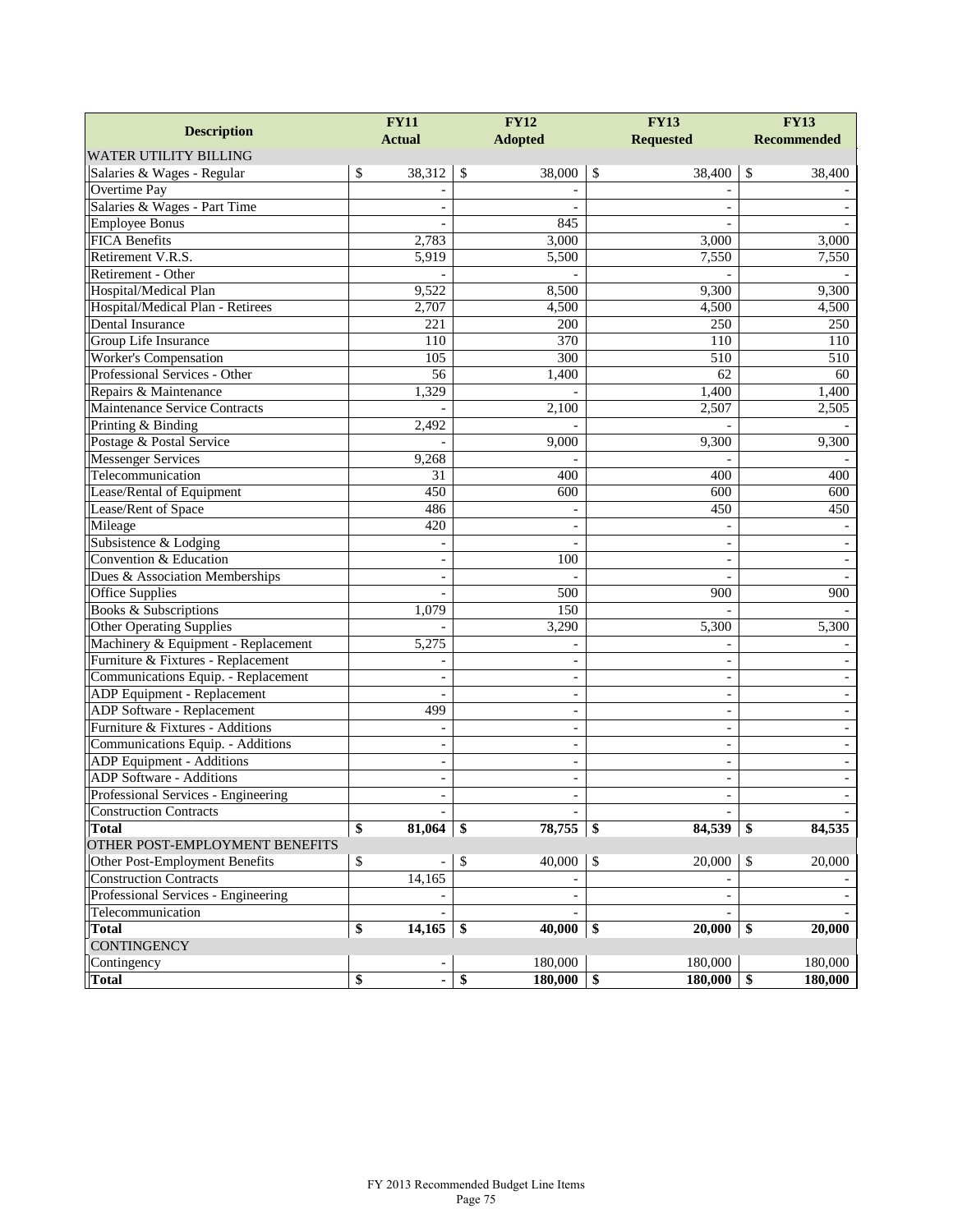| Description | FY11 Actual | FY12 Adopted | FY13 Requested | FY13 Recommended |
|---|---|---|---|---|
| WATER UTILITY BILLING | | | | |
| Salaries & Wages - Regular | $ 38,312 | $ 38,000 | $ 38,400 | $ 38,400 |
| Overtime Pay | - | - | - | - |
| Salaries & Wages - Part Time | - | - | - | - |
| Employee Bonus | - | 845 | - | - |
| FICA Benefits | 2,783 | 3,000 | 3,000 | 3,000 |
| Retirement V.R.S. | 5,919 | 5,500 | 7,550 | 7,550 |
| Retirement - Other | - | - | - | - |
| Hospital/Medical Plan | 9,522 | 8,500 | 9,300 | 9,300 |
| Hospital/Medical Plan - Retirees | 2,707 | 4,500 | 4,500 | 4,500 |
| Dental Insurance | 221 | 200 | 250 | 250 |
| Group Life Insurance | 110 | 370 | 110 | 110 |
| Worker's Compensation | 105 | 300 | 510 | 510 |
| Professional Services - Other | 56 | 1,400 | 62 | 60 |
| Repairs & Maintenance | 1,329 | - | 1,400 | 1,400 |
| Maintenance Service Contracts | - | 2,100 | 2,507 | 2,505 |
| Printing & Binding | 2,492 | - | - | - |
| Postage & Postal Service | - | 9,000 | 9,300 | 9,300 |
| Messenger Services | 9,268 | - | - | - |
| Telecommunication | 31 | 400 | 400 | 400 |
| Lease/Rental of Equipment | 450 | 600 | 600 | 600 |
| Lease/Rent of Space | 486 | - | 450 | 450 |
| Mileage | 420 | - | - | - |
| Subsistence & Lodging | - | - | - | - |
| Convention & Education | - | 100 | - | - |
| Dues & Association Memberships | - | - | - | - |
| Office Supplies | - | 500 | 900 | 900 |
| Books & Subscriptions | 1,079 | 150 | - | - |
| Other Operating Supplies | - | 3,290 | 5,300 | 5,300 |
| Machinery & Equipment - Replacement | 5,275 | - | - | - |
| Furniture & Fixtures - Replacement | - | - | - | - |
| Communications Equip. - Replacement | - | - | - | - |
| ADP Equipment - Replacement | - | - | - | - |
| ADP Software - Replacement | 499 | - | - | - |
| Furniture & Fixtures - Additions | - | - | - | - |
| Communications Equip. - Additions | - | - | - | - |
| ADP Equipment - Additions | - | - | - | - |
| ADP Software - Additions | - | - | - | - |
| Professional Services - Engineering | - | - | - | - |
| Construction Contracts | - | - | - | - |
| **Total** | **$ 81,064** | **$ 78,755** | **$ 84,539** | **$ 84,535** |
| OTHER POST-EMPLOYMENT BENEFITS | | | | |
| Other Post-Employment Benefits | $ - | $ 40,000 | $ 20,000 | $ 20,000 |
| Construction Contracts | 14,165 | - | - | - |
| Professional Services - Engineering | - | - | - | - |
| Telecommunication | - | - | - | - |
| **Total** | **$ 14,165** | **$ 40,000** | **$ 20,000** | **$ 20,000** |
| CONTINGENCY | | | | |
| Contingency | - | 180,000 | 180,000 | 180,000 |
| **Total** | **$ -** | **$ 180,000** | **$ 180,000** | **$ 180,000** |

FY 2013 Recommended Budget Line Items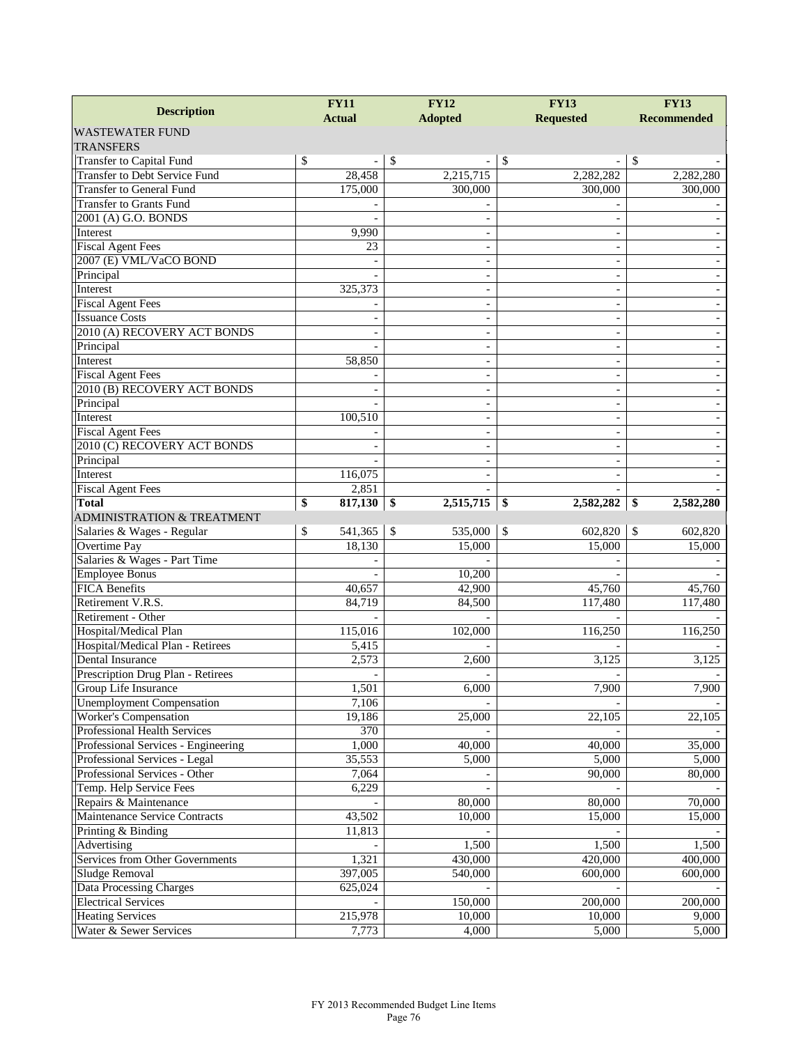| Description | FY11 Actual | FY12 Adopted | FY13 Requested | FY13 Recommended |
|---|---|---|---|---|
| WASTEWATER FUND | | | | |
| TRANSFERS | | | | |
| Transfer to Capital Fund | $ - | $ - | $ - | $ - |
| Transfer to Debt Service Fund | 28,458 | 2,215,715 | 2,282,282 | 2,282,280 |
| Transfer to General Fund | 175,000 | 300,000 | 300,000 | 300,000 |
| Transfer to Grants Fund | - | - | - | - |
| 2001 (A) G.O. BONDS | - | - | - | - |
| Interest | 9,990 | - | - | - |
| Fiscal Agent Fees | 23 | - | - | - |
| 2007 (E) VML/VaCO BOND | - | - | - | - |
| Principal | - | - | - | - |
| Interest | 325,373 | - | - | - |
| Fiscal Agent Fees | - | - | - | - |
| Issuance Costs | - | - | - | - |
| 2010 (A) RECOVERY ACT BONDS | - | - | - | - |
| Principal | - | - | - | - |
| Interest | 58,850 | - | - | - |
| Fiscal Agent Fees | - | - | - | - |
| 2010 (B) RECOVERY ACT BONDS | - | - | - | - |
| Principal | - | - | - | - |
| Interest | 100,510 | - | - | - |
| Fiscal Agent Fees | - | - | - | - |
| 2010 (C) RECOVERY ACT BONDS | - | - | - | - |
| Principal | - | - | - | - |
| Interest | 116,075 | - | - | - |
| Fiscal Agent Fees | 2,851 | - | - | - |
| **Total** | **$ 817,130** | **$ 2,515,715** | **$ 2,582,282** | **$ 2,582,280** |
| ADMINISTRATION & TREATMENT | | | | |
| Salaries & Wages - Regular | $ 541,365 | $ 535,000 | $ 602,820 | $ 602,820 |
| Overtime Pay | 18,130 | 15,000 | 15,000 | 15,000 |
| Salaries & Wages - Part Time | - | - | - | - |
| Employee Bonus | - | 10,200 | - | - |
| FICA Benefits | 40,657 | 42,900 | 45,760 | 45,760 |
| Retirement V.R.S. | 84,719 | 84,500 | 117,480 | 117,480 |
| Retirement - Other | - | - | - | - |
| Hospital/Medical Plan | 115,016 | 102,000 | 116,250 | 116,250 |
| Hospital/Medical Plan - Retirees | 5,415 | - | - | - |
| Dental Insurance | 2,573 | 2,600 | 3,125 | 3,125 |
| Prescription Drug Plan - Retirees | - | - | - | - |
| Group Life Insurance | 1,501 | 6,000 | 7,900 | 7,900 |
| Unemployment Compensation | 7,106 | - | - | - |
| Worker's Compensation | 19,186 | 25,000 | 22,105 | 22,105 |
| Professional Health Services | 370 | - | - | - |
| Professional Services - Engineering | 1,000 | 40,000 | 40,000 | 35,000 |
| Professional Services - Legal | 35,553 | 5,000 | 5,000 | 5,000 |
| Professional Services - Other | 7,064 | - | 90,000 | 80,000 |
| Temp. Help Service Fees | 6,229 | - | - | - |
| Repairs & Maintenance | - | 80,000 | 80,000 | 70,000 |
| Maintenance Service Contracts | 43,502 | 10,000 | 15,000 | 15,000 |
| Printing & Binding | 11,813 | - | - | - |
| Advertising | - | 1,500 | 1,500 | 1,500 |
| Services from Other Governments | 1,321 | 430,000 | 420,000 | 400,000 |
| Sludge Removal | 397,005 | 540,000 | 600,000 | 600,000 |
| Data Processing Charges | 625,024 | - | - | - |
| Electrical Services | - | 150,000 | 200,000 | 200,000 |
| Heating Services | 215,978 | 10,000 | 10,000 | 9,000 |
| Water & Sewer Services | 7,773 | 4,000 | 5,000 | 5,000 |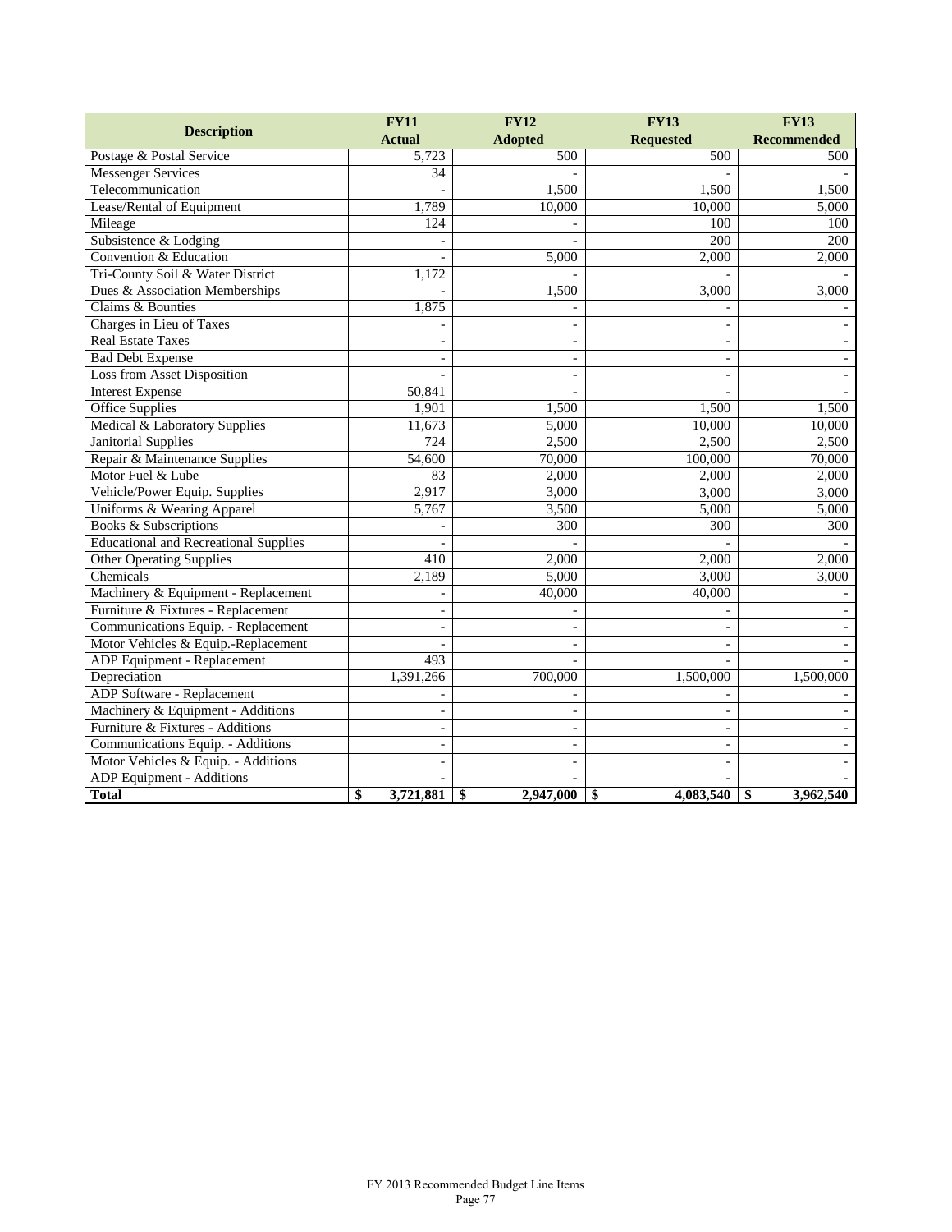| Description | FY11 Actual | FY12 Adopted | FY13 Requested | FY13 Recommended |
|---|---|---|---|---|
| Postage & Postal Service | 5,723 | 500 | 500 | 500 |
| Messenger Services | 34 | - | - | - |
| Telecommunication | - | 1,500 | 1,500 | 1,500 |
| Lease/Rental of Equipment | 1,789 | 10,000 | 10,000 | 5,000 |
| Mileage | 124 | - | 100 | 100 |
| Subsistence & Lodging | - | - | 200 | 200 |
| Convention & Education | - | 5,000 | 2,000 | 2,000 |
| Tri-County Soil & Water District | 1,172 | - | - | - |
| Dues & Association Memberships | - | 1,500 | 3,000 | 3,000 |
| Claims & Bounties | 1,875 | - | - | - |
| Charges in Lieu of Taxes | - | - | - | - |
| Real Estate Taxes | - | - | - | - |
| Bad Debt Expense | - | - | - | - |
| Loss from Asset Disposition | - | - | - | - |
| Interest Expense | 50,841 | - | - | - |
| Office Supplies | 1,901 | 1,500 | 1,500 | 1,500 |
| Medical & Laboratory Supplies | 11,673 | 5,000 | 10,000 | 10,000 |
| Janitorial Supplies | 724 | 2,500 | 2,500 | 2,500 |
| Repair & Maintenance Supplies | 54,600 | 70,000 | 100,000 | 70,000 |
| Motor Fuel & Lube | 83 | 2,000 | 2,000 | 2,000 |
| Vehicle/Power Equip. Supplies | 2,917 | 3,000 | 3,000 | 3,000 |
| Uniforms & Wearing Apparel | 5,767 | 3,500 | 5,000 | 5,000 |
| Books & Subscriptions | - | 300 | 300 | 300 |
| Educational and Recreational Supplies | - | - | - | - |
| Other Operating Supplies | 410 | 2,000 | 2,000 | 2,000 |
| Chemicals | 2,189 | 5,000 | 3,000 | 3,000 |
| Machinery & Equipment - Replacement | - | 40,000 | 40,000 | - |
| Furniture & Fixtures - Replacement | - | - | - | - |
| Communications Equip. - Replacement | - | - | - | - |
| Motor Vehicles & Equip.-Replacement | - | - | - | - |
| ADP Equipment - Replacement | 493 | - | - | - |
| Depreciation | 1,391,266 | 700,000 | 1,500,000 | 1,500,000 |
| ADP Software - Replacement | - | - | - | - |
| Machinery & Equipment - Additions | - | - | - | - |
| Furniture & Fixtures - Additions | - | - | - | - |
| Communications Equip. - Additions | - | - | - | - |
| Motor Vehicles & Equip. - Additions | - | - | - | - |
| ADP Equipment - Additions | - | - | - | - |
| **Total** | **$ 3,721,881** | **$ 2,947,000** | **$ 4,083,540** | **$ 3,962,540** |

FY 2013 Recommended Budget Line Items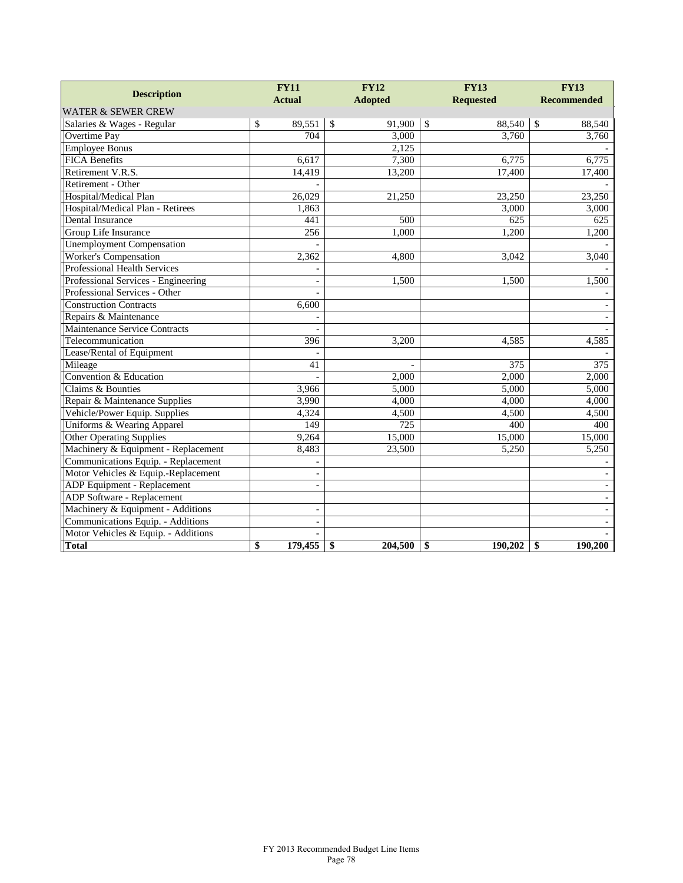| Description | FY11 Actual | FY12 Adopted | FY13 Requested | FY13 Recommended |
|---|---|---|---|---|
| WATER & SEWER CREW | | | | |
| Salaries & Wages - Regular | $ 89,551 | $ 91,900 | $ 88,540 | $ 88,540 |
| Overtime Pay | 704 | 3,000 | 3,760 | 3,760 |
| Employee Bonus | | 2,125 | | - |
| FICA Benefits | 6,617 | 7,300 | 6,775 | 6,775 |
| Retirement V.R.S. | 14,419 | 13,200 | 17,400 | 17,400 |
| Retirement - Other | - | | | - |
| Hospital/Medical Plan | 26,029 | 21,250 | 23,250 | 23,250 |
| Hospital/Medical Plan - Retirees | 1,863 | | 3,000 | 3,000 |
| Dental Insurance | 441 | 500 | 625 | 625 |
| Group Life Insurance | 256 | 1,000 | 1,200 | 1,200 |
| Unemployment Compensation | - | | | - |
| Worker's Compensation | 2,362 | 4,800 | 3,042 | 3,040 |
| Professional Health Services | - | | | - |
| Professional Services - Engineering | - | 1,500 | 1,500 | 1,500 |
| Professional Services - Other | - | | | - |
| Construction Contracts | 6,600 | | | - |
| Repairs & Maintenance | - | | | - |
| Maintenance Service Contracts | - | | | - |
| Telecommunication | 396 | 3,200 | 4,585 | 4,585 |
| Lease/Rental of Equipment | - | | | - |
| Mileage | 41 | - | 375 | 375 |
| Convention & Education | - | 2,000 | 2,000 | 2,000 |
| Claims & Bounties | 3,966 | 5,000 | 5,000 | 5,000 |
| Repair & Maintenance Supplies | 3,990 | 4,000 | 4,000 | 4,000 |
| Vehicle/Power Equip. Supplies | 4,324 | 4,500 | 4,500 | 4,500 |
| Uniforms & Wearing Apparel | 149 | 725 | 400 | 400 |
| Other Operating Supplies | 9,264 | 15,000 | 15,000 | 15,000 |
| Machinery & Equipment - Replacement | 8,483 | 23,500 | 5,250 | 5,250 |
| Communications Equip. - Replacement | - | | | - |
| Motor Vehicles & Equip.-Replacement | - | | | - |
| ADP Equipment - Replacement | - | | | - |
| ADP Software - Replacement | | | | - |
| Machinery & Equipment - Additions | - | | | - |
| Communications Equip. - Additions | - | | | - |
| Motor Vehicles & Equip. - Additions | - | | | - |
| **Total** | **$ 179,455** | **$ 204,500** | **$ 190,202** | **$ 190,200** |

FY 2013 Recommended Budget Line Items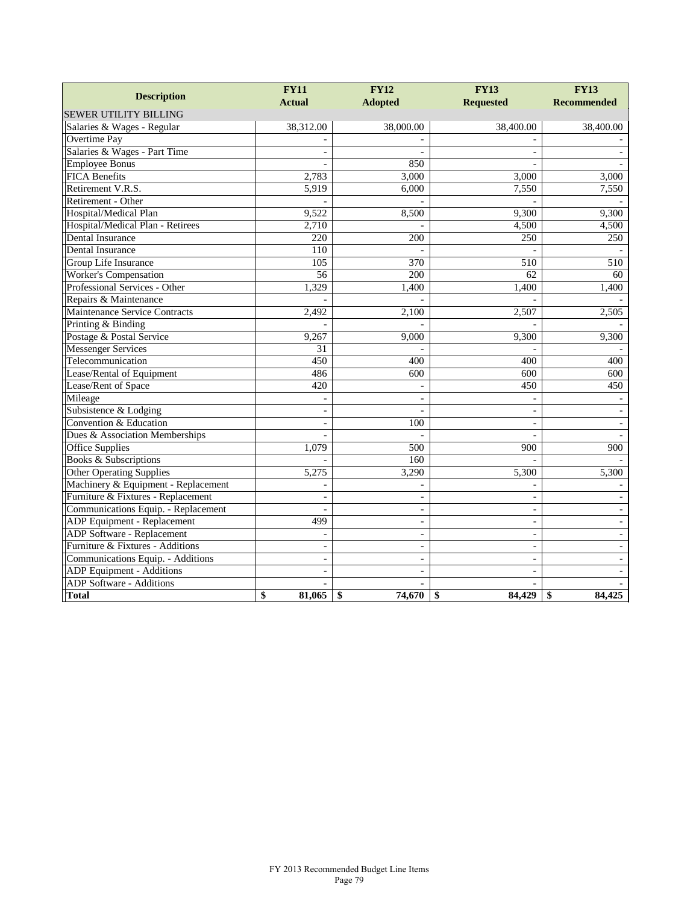| Description | FY11 Actual | FY12 Adopted | FY13 Requested | FY13 Recommended |
|---|---|---|---|---|
| SEWER UTILITY BILLING | | | | |
| Salaries & Wages - Regular | 38,312.00 | 38,000.00 | 38,400.00 | 38,400.00 |
| Overtime Pay | - | - | - | - |
| Salaries & Wages - Part Time | - | - | - | - |
| Employee Bonus | - | 850 | - | - |
| FICA Benefits | 2,783 | 3,000 | 3,000 | 3,000 |
| Retirement V.R.S. | 5,919 | 6,000 | 7,550 | 7,550 |
| Retirement - Other | - | - | - | - |
| Hospital/Medical Plan | 9,522 | 8,500 | 9,300 | 9,300 |
| Hospital/Medical Plan - Retirees | 2,710 | - | 4,500 | 4,500 |
| Dental Insurance | 220 | 200 | 250 | 250 |
| Dental Insurance | 110 | - | - | - |
| Group Life Insurance | 105 | 370 | 510 | 510 |
| Worker's Compensation | 56 | 200 | 62 | 60 |
| Professional Services - Other | 1,329 | 1,400 | 1,400 | 1,400 |
| Repairs & Maintenance | - | - | - | - |
| Maintenance Service Contracts | 2,492 | 2,100 | 2,507 | 2,505 |
| Printing & Binding | - | - | - | - |
| Postage & Postal Service | 9,267 | 9,000 | 9,300 | 9,300 |
| Messenger Services | 31 | - | - | - |
| Telecommunication | 450 | 400 | 400 | 400 |
| Lease/Rental of Equipment | 486 | 600 | 600 | 600 |
| Lease/Rent of Space | 420 | - | 450 | 450 |
| Mileage | - | - | - | - |
| Subsistence & Lodging | - | - | - | - |
| Convention & Education | - | 100 | - | - |
| Dues & Association Memberships | - | - | - | - |
| Office Supplies | 1,079 | 500 | 900 | 900 |
| Books & Subscriptions | - | 160 | - | - |
| Other Operating Supplies | 5,275 | 3,290 | 5,300 | 5,300 |
| Machinery & Equipment - Replacement | - | - | - | - |
| Furniture & Fixtures - Replacement | - | - | - | - |
| Communications Equip. - Replacement | - | - | - | - |
| ADP Equipment - Replacement | 499 | - | - | - |
| ADP Software - Replacement | - | - | - | - |
| Furniture & Fixtures - Additions | - | - | - | - |
| Communications Equip. - Additions | - | - | - | - |
| ADP Equipment - Additions | - | - | - | - |
| ADP Software - Additions | - | - | - | - |
| **Total** | **$ 81,065** | **$ 74,670** | **$ 84,429** | **$ 84,425** |

FY 2013 Recommended Budget Line Items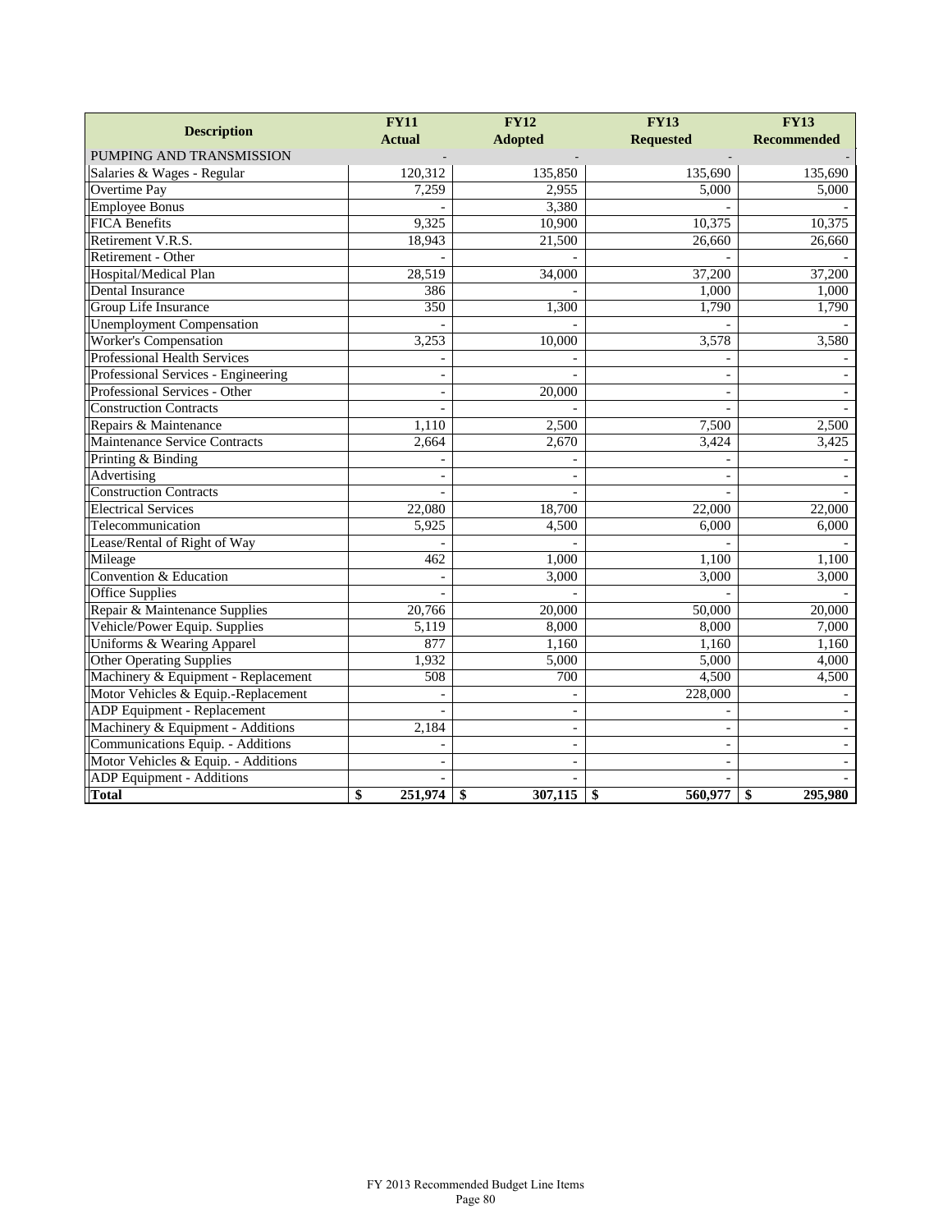| Description | FY11 Actual | FY12 Adopted | FY13 Requested | FY13 Recommended |
|---|---|---|---|---|
| PUMPING AND TRANSMISSION | - | - | - | - |
| Salaries & Wages - Regular | 120,312 | 135,850 | 135,690 | 135,690 |
| Overtime Pay | 7,259 | 2,955 | 5,000 | 5,000 |
| Employee Bonus | - | 3,380 | - | - |
| FICA Benefits | 9,325 | 10,900 | 10,375 | 10,375 |
| Retirement V.R.S. | 18,943 | 21,500 | 26,660 | 26,660 |
| Retirement - Other | - | - | - | - |
| Hospital/Medical Plan | 28,519 | 34,000 | 37,200 | 37,200 |
| Dental Insurance | 386 | - | 1,000 | 1,000 |
| Group Life Insurance | 350 | 1,300 | 1,790 | 1,790 |
| Unemployment Compensation | - | - | - | - |
| Worker's Compensation | 3,253 | 10,000 | 3,578 | 3,580 |
| Professional Health Services | - | - | - | - |
| Professional Services - Engineering | - | - | - | - |
| Professional Services - Other | - | 20,000 | - | - |
| Construction Contracts | - | - | - | - |
| Repairs & Maintenance | 1,110 | 2,500 | 7,500 | 2,500 |
| Maintenance Service Contracts | 2,664 | 2,670 | 3,424 | 3,425 |
| Printing & Binding | - | - | - | - |
| Advertising | - | - | - | - |
| Construction Contracts | - | - | - | - |
| Electrical Services | 22,080 | 18,700 | 22,000 | 22,000 |
| Telecommunication | 5,925 | 4,500 | 6,000 | 6,000 |
| Lease/Rental of Right of Way | - | - | - | - |
| Mileage | 462 | 1,000 | 1,100 | 1,100 |
| Convention & Education | - | 3,000 | 3,000 | 3,000 |
| Office Supplies | - | - | - | - |
| Repair & Maintenance Supplies | 20,766 | 20,000 | 50,000 | 20,000 |
| Vehicle/Power Equip. Supplies | 5,119 | 8,000 | 8,000 | 7,000 |
| Uniforms & Wearing Apparel | 877 | 1,160 | 1,160 | 1,160 |
| Other Operating Supplies | 1,932 | 5,000 | 5,000 | 4,000 |
| Machinery & Equipment - Replacement | 508 | 700 | 4,500 | 4,500 |
| Motor Vehicles & Equip.-Replacement | - | - | 228,000 | - |
| ADP Equipment - Replacement | - | - | - | - |
| Machinery & Equipment - Additions | 2,184 | - | - | - |
| Communications Equip. - Additions | - | - | - | - |
| Motor Vehicles & Equip. - Additions | - | - | - | - |
| ADP Equipment - Additions | - | - | - | - |
| **Total** | **$ 251,974** | **$ 307,115** | **$ 560,977** | **$ 295,980** |

FY 2013 Recommended Budget Line Items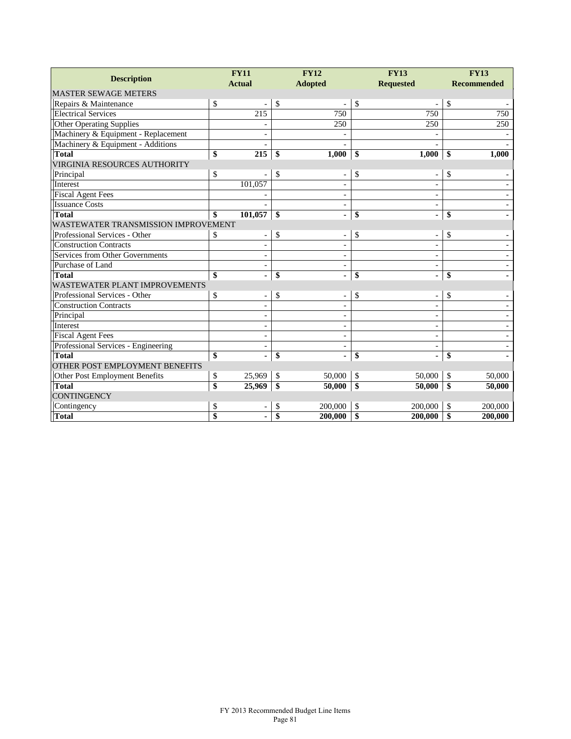| Description | FY11 Actual | FY12 Adopted | FY13 Requested | FY13 Recommended |
|---|---|---|---|---|
| MASTER SEWAGE METERS | | | | |
| Repairs & Maintenance | $ - | $ - | $ - | $ - |
| Electrical Services | 215 | 750 | 750 | 750 |
| Other Operating Supplies | - | 250 | 250 | 250 |
| Machinery & Equipment - Replacement | - | - | - | - |
| Machinery & Equipment - Additions | - | - | - | - |
| **Total** | **$ 215** | **$ 1,000** | **$ 1,000** | **$ 1,000** |
| VIRGINIA RESOURCES AUTHORITY | | | | |
| Principal | $ - | $ - | $ - | $ - |
| Interest | 101,057 | - | - | - |
| Fiscal Agent Fees | - | - | - | - |
| Issuance Costs | - | - | - | - |
| **Total** | **$ 101,057** | **$ -** | **$ -** | **$ -** |
| WASTEWATER TRANSMISSION IMPROVEMENT | | | | |
| Professional Services - Other | $ - | $ - | $ - | $ - |
| Construction Contracts | - | - | - | - |
| Services from Other Governments | - | - | - | - |
| Purchase of Land | - | - | - | - |
| **Total** | **$ -** | **$ -** | **$ -** | **$ -** |
| WASTEWATER PLANT IMPROVEMENTS | | | | |
| Professional Services - Other | $ - | $ - | $ - | $ - |
| Construction Contracts | - | - | - | - |
| Principal | - | - | - | - |
| Interest | - | - | - | - |
| Fiscal Agent Fees | - | - | - | - |
| Professional Services - Engineering | - | - | - | - |
| **Total** | **$ -** | **$ -** | **$ -** | **$ -** |
| OTHER POST EMPLOYMENT BENEFITS | | | | |
| Other Post Employment Benefits | $ 25,969 | $ 50,000 | $ 50,000 | $ 50,000 |
| **Total** | **$ 25,969** | **$ 50,000** | **$ 50,000** | **$ 50,000** |
| CONTINGENCY | | | | |
| Contingency | $ - | $ 200,000 | $ 200,000 | $ 200,000 |
| **Total** | **$ -** | **$ 200,000** | **$ 200,000** | **$ 200,000** |

FY 2013 Recommended Budget Line Items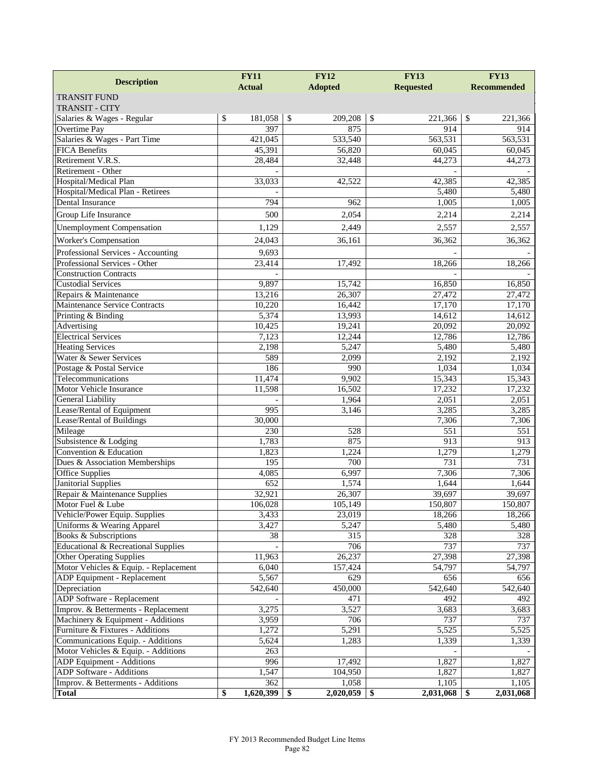| Description | FY11 Actual | FY12 Adopted | FY13 Requested | FY13 Recommended |
|---|---|---|---|---|
| TRANSIT FUND | | | | |
| TRANSIT - CITY | | | | |
| Salaries & Wages - Regular | $ 181,058 | $ 209,208 | $ 221,366 | $ 221,366 |
| Overtime Pay | 397 | 875 | 914 | 914 |
| Salaries & Wages - Part Time | 421,045 | 533,540 | 563,531 | 563,531 |
| FICA Benefits | 45,391 | 56,820 | 60,045 | 60,045 |
| Retirement V.R.S. | 28,484 | 32,448 | 44,273 | 44,273 |
| Retirement - Other | - | | - | - |
| Hospital/Medical Plan | 33,033 | 42,522 | 42,385 | 42,385 |
| Hospital/Medical Plan - Retirees | - | | 5,480 | 5,480 |
| Dental Insurance | 794 | 962 | 1,005 | 1,005 |
| Group Life Insurance | 500 | 2,054 | 2,214 | 2,214 |
| Unemployment Compensation | 1,129 | 2,449 | 2,557 | 2,557 |
| Worker's Compensation | 24,043 | 36,161 | 36,362 | 36,362 |
| Professional Services - Accounting | 9,693 | | - | - |
| Professional Services - Other | 23,414 | 17,492 | 18,266 | 18,266 |
| Construction Contracts | - | | - | - |
| Custodial Services | 9,897 | 15,742 | 16,850 | 16,850 |
| Repairs & Maintenance | 13,216 | 26,307 | 27,472 | 27,472 |
| Maintenance Service Contracts | 10,220 | 16,442 | 17,170 | 17,170 |
| Printing & Binding | 5,374 | 13,993 | 14,612 | 14,612 |
| Advertising | 10,425 | 19,241 | 20,092 | 20,092 |
| Electrical Services | 7,123 | 12,244 | 12,786 | 12,786 |
| Heating Services | 2,198 | 5,247 | 5,480 | 5,480 |
| Water & Sewer Services | 589 | 2,099 | 2,192 | 2,192 |
| Postage & Postal Service | 186 | 990 | 1,034 | 1,034 |
| Telecommunications | 11,474 | 9,902 | 15,343 | 15,343 |
| Motor Vehicle Insurance | 11,598 | 16,502 | 17,232 | 17,232 |
| General Liability | - | 1,964 | 2,051 | 2,051 |
| Lease/Rental of Equipment | 995 | 3,146 | 3,285 | 3,285 |
| Lease/Rental of Buildings | 30,000 | | 7,306 | 7,306 |
| Mileage | 230 | 528 | 551 | 551 |
| Subsistence & Lodging | 1,783 | 875 | 913 | 913 |
| Convention & Education | 1,823 | 1,224 | 1,279 | 1,279 |
| Dues & Association Memberships | 195 | 700 | 731 | 731 |
| Office Supplies | 4,085 | 6,997 | 7,306 | 7,306 |
| Janitorial Supplies | 652 | 1,574 | 1,644 | 1,644 |
| Repair & Maintenance Supplies | 32,921 | 26,307 | 39,697 | 39,697 |
| Motor Fuel & Lube | 106,028 | 105,149 | 150,807 | 150,807 |
| Vehicle/Power Equip. Supplies | 3,433 | 23,019 | 18,266 | 18,266 |
| Uniforms & Wearing Apparel | 3,427 | 5,247 | 5,480 | 5,480 |
| Books & Subscriptions | 38 | 315 | 328 | 328 |
| Educational & Recreational Supplies | - | 706 | 737 | 737 |
| Other Operating Supplies | 11,963 | 26,237 | 27,398 | 27,398 |
| Motor Vehicles & Equip. - Replacement | 6,040 | 157,424 | 54,797 | 54,797 |
| ADP Equipment - Replacement | 5,567 | 629 | 656 | 656 |
| Depreciation | 542,640 | 450,000 | 542,640 | 542,640 |
| ADP Software - Replacement | - | 471 | 492 | 492 |
| Improv. & Betterments - Replacement | 3,275 | 3,527 | 3,683 | 3,683 |
| Machinery & Equipment - Additions | 3,959 | 706 | 737 | 737 |
| Furniture & Fixtures - Additions | 1,272 | 5,291 | 5,525 | 5,525 |
| Communications Equip. - Additions | 5,624 | 1,283 | 1,339 | 1,339 |
| Motor Vehicles & Equip. - Additions | 263 | | - | - |
| ADP Equipment - Additions | 996 | 17,492 | 1,827 | 1,827 |
| ADP Software - Additions | 1,547 | 104,950 | 1,827 | 1,827 |
| Improv. & Betterments - Additions | 362 | 1,058 | 1,105 | 1,105 |
| **Total** | **$ 1,620,399** | **$ 2,020,059** | **$ 2,031,068** | **$ 2,031,068** |

FY 2013 Recommended Budget Line Items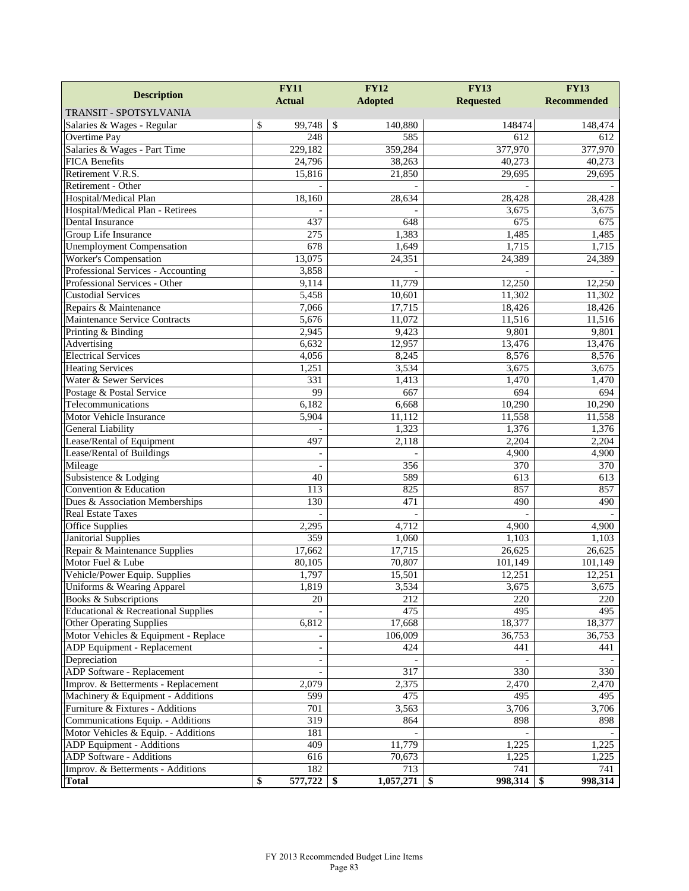| Description | FY11 Actual | FY12 Adopted | FY13 Requested | FY13 Recommended |
|---|---|---|---|---|
| TRANSIT - SPOTSYLVANIA | | | | |
| Salaries & Wages - Regular | $ 99,748 | $ 140,880 | 148474 | 148,474 |
| Overtime Pay | 248 | 585 | 612 | 612 |
| Salaries & Wages - Part Time | 229,182 | 359,284 | 377,970 | 377,970 |
| FICA Benefits | 24,796 | 38,263 | 40,273 | 40,273 |
| Retirement V.R.S. | 15,816 | 21,850 | 29,695 | 29,695 |
| Retirement - Other | - | - | - | - |
| Hospital/Medical Plan | 18,160 | 28,634 | 28,428 | 28,428 |
| Hospital/Medical Plan - Retirees | - | - | 3,675 | 3,675 |
| Dental Insurance | 437 | 648 | 675 | 675 |
| Group Life Insurance | 275 | 1,383 | 1,485 | 1,485 |
| Unemployment Compensation | 678 | 1,649 | 1,715 | 1,715 |
| Worker's Compensation | 13,075 | 24,351 | 24,389 | 24,389 |
| Professional Services - Accounting | 3,858 | - | - | - |
| Professional Services - Other | 9,114 | 11,779 | 12,250 | 12,250 |
| Custodial Services | 5,458 | 10,601 | 11,302 | 11,302 |
| Repairs & Maintenance | 7,066 | 17,715 | 18,426 | 18,426 |
| Maintenance Service Contracts | 5,676 | 11,072 | 11,516 | 11,516 |
| Printing & Binding | 2,945 | 9,423 | 9,801 | 9,801 |
| Advertising | 6,632 | 12,957 | 13,476 | 13,476 |
| Electrical Services | 4,056 | 8,245 | 8,576 | 8,576 |
| Heating Services | 1,251 | 3,534 | 3,675 | 3,675 |
| Water & Sewer Services | 331 | 1,413 | 1,470 | 1,470 |
| Postage & Postal Service | 99 | 667 | 694 | 694 |
| Telecommunications | 6,182 | 6,668 | 10,290 | 10,290 |
| Motor Vehicle Insurance | 5,904 | 11,112 | 11,558 | 11,558 |
| General Liability | - | 1,323 | 1,376 | 1,376 |
| Lease/Rental of Equipment | 497 | 2,118 | 2,204 | 2,204 |
| Lease/Rental of Buildings | - | - | 4,900 | 4,900 |
| Mileage | - | 356 | 370 | 370 |
| Subsistence & Lodging | 40 | 589 | 613 | 613 |
| Convention & Education | 113 | 825 | 857 | 857 |
| Dues & Association Memberships | 130 | 471 | 490 | 490 |
| Real Estate Taxes | - | - | - | - |
| Office Supplies | 2,295 | 4,712 | 4,900 | 4,900 |
| Janitorial Supplies | 359 | 1,060 | 1,103 | 1,103 |
| Repair & Maintenance Supplies | 17,662 | 17,715 | 26,625 | 26,625 |
| Motor Fuel & Lube | 80,105 | 70,807 | 101,149 | 101,149 |
| Vehicle/Power Equip. Supplies | 1,797 | 15,501 | 12,251 | 12,251 |
| Uniforms & Wearing Apparel | 1,819 | 3,534 | 3,675 | 3,675 |
| Books & Subscriptions | 20 | 212 | 220 | 220 |
| Educational & Recreational Supplies | - | 475 | 495 | 495 |
| Other Operating Supplies | 6,812 | 17,668 | 18,377 | 18,377 |
| Motor Vehicles & Equipment - Replace | - | 106,009 | 36,753 | 36,753 |
| ADP Equipment - Replacement | - | 424 | 441 | 441 |
| Depreciation | - | - | - | - |
| ADP Software - Replacement | - | 317 | 330 | 330 |
| Improv. & Betterments - Replacement | 2,079 | 2,375 | 2,470 | 2,470 |
| Machinery & Equipment - Additions | 599 | 475 | 495 | 495 |
| Furniture & Fixtures - Additions | 701 | 3,563 | 3,706 | 3,706 |
| Communications Equip. - Additions | 319 | 864 | 898 | 898 |
| Motor Vehicles & Equip. - Additions | 181 | - | - | - |
| ADP Equipment - Additions | 409 | 11,779 | 1,225 | 1,225 |
| ADP Software - Additions | 616 | 70,673 | 1,225 | 1,225 |
| Improv. & Betterments - Additions | 182 | 713 | 741 | 741 |
| **Total** | **$ 577,722** | **$ 1,057,271** | **$ 998,314** | **$ 998,314** |

FY 2013 Recommended Budget Line Items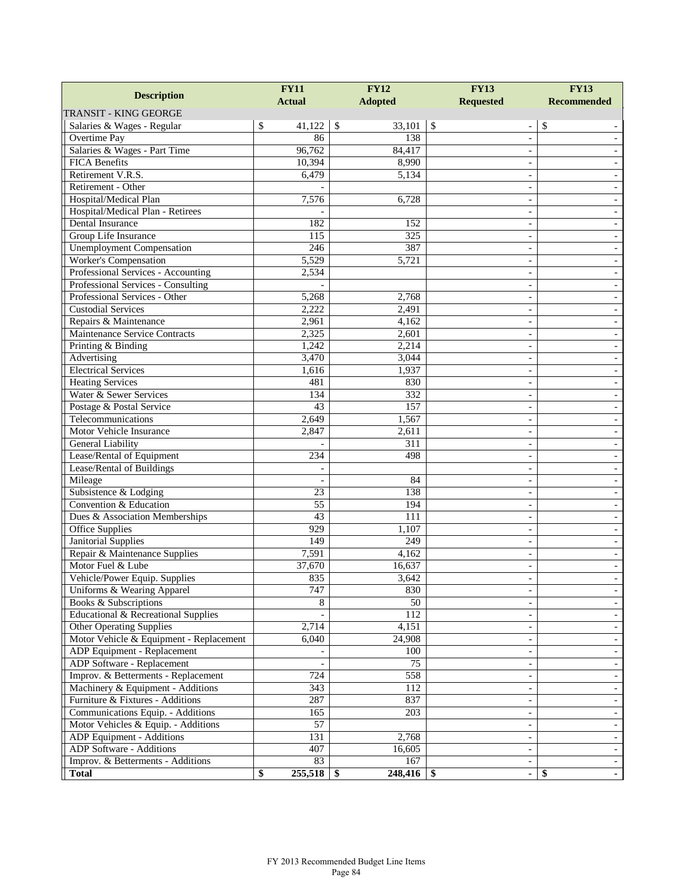| Description | FY11 Actual | FY12 Adopted | FY13 Requested | FY13 Recommended |
|---|---|---|---|---|
| TRANSIT - KING GEORGE | | | | |
| Salaries & Wages - Regular | $ 41,122 | $ 33,101 | $ - | $ - |
| Overtime Pay | 86 | 138 | - | - |
| Salaries & Wages - Part Time | 96,762 | 84,417 | - | - |
| FICA Benefits | 10,394 | 8,990 | - | - |
| Retirement V.R.S. | 6,479 | 5,134 | - | - |
| Retirement - Other | - | | - | - |
| Hospital/Medical Plan | 7,576 | 6,728 | - | - |
| Hospital/Medical Plan - Retirees | - | | - | - |
| Dental Insurance | 182 | 152 | - | - |
| Group Life Insurance | 115 | 325 | - | - |
| Unemployment Compensation | 246 | 387 | - | - |
| Worker's Compensation | 5,529 | 5,721 | - | - |
| Professional Services - Accounting | 2,534 | | - | - |
| Professional Services - Consulting | - | | - | - |
| Professional Services - Other | 5,268 | 2,768 | - | - |
| Custodial Services | 2,222 | 2,491 | - | - |
| Repairs & Maintenance | 2,961 | 4,162 | - | - |
| Maintenance Service Contracts | 2,325 | 2,601 | - | - |
| Printing & Binding | 1,242 | 2,214 | - | - |
| Advertising | 3,470 | 3,044 | - | - |
| Electrical Services | 1,616 | 1,937 | - | - |
| Heating Services | 481 | 830 | - | - |
| Water & Sewer Services | 134 | 332 | - | - |
| Postage & Postal Service | 43 | 157 | - | - |
| Telecommunications | 2,649 | 1,567 | - | - |
| Motor Vehicle Insurance | 2,847 | 2,611 | - | - |
| General Liability | - | 311 | - | - |
| Lease/Rental of Equipment | 234 | 498 | - | - |
| Lease/Rental of Buildings | - | | - | - |
| Mileage | - | 84 | - | - |
| Subsistence & Lodging | 23 | 138 | - | - |
| Convention & Education | 55 | 194 | - | - |
| Dues & Association Memberships | 43 | 111 | - | - |
| Office Supplies | 929 | 1,107 | - | - |
| Janitorial Supplies | 149 | 249 | - | - |
| Repair & Maintenance Supplies | 7,591 | 4,162 | - | - |
| Motor Fuel & Lube | 37,670 | 16,637 | - | - |
| Vehicle/Power Equip. Supplies | 835 | 3,642 | - | - |
| Uniforms & Wearing Apparel | 747 | 830 | - | - |
| Books & Subscriptions | 8 | 50 | - | - |
| Educational & Recreational Supplies | - | 112 | - | - |
| Other Operating Supplies | 2,714 | 4,151 | - | - |
| Motor Vehicle & Equipment - Replacement | 6,040 | 24,908 | - | - |
| ADP Equipment - Replacement | - | 100 | - | - |
| ADP Software - Replacement | - | 75 | - | - |
| Improv. & Betterments - Replacement | 724 | 558 | - | - |
| Machinery & Equipment - Additions | 343 | 112 | - | - |
| Furniture & Fixtures - Additions | 287 | 837 | - | - |
| Communications Equip. - Additions | 165 | 203 | - | - |
| Motor Vehicles & Equip. - Additions | 57 | | - | - |
| ADP Equipment - Additions | 131 | 2,768 | - | - |
| ADP Software - Additions | 407 | 16,605 | - | - |
| Improv. & Betterments - Additions | 83 | 167 | - | - |
| **Total** | **$ 255,518** | **$ 248,416** | **$ -** | **$ -** |

FY 2013 Recommended Budget Line Items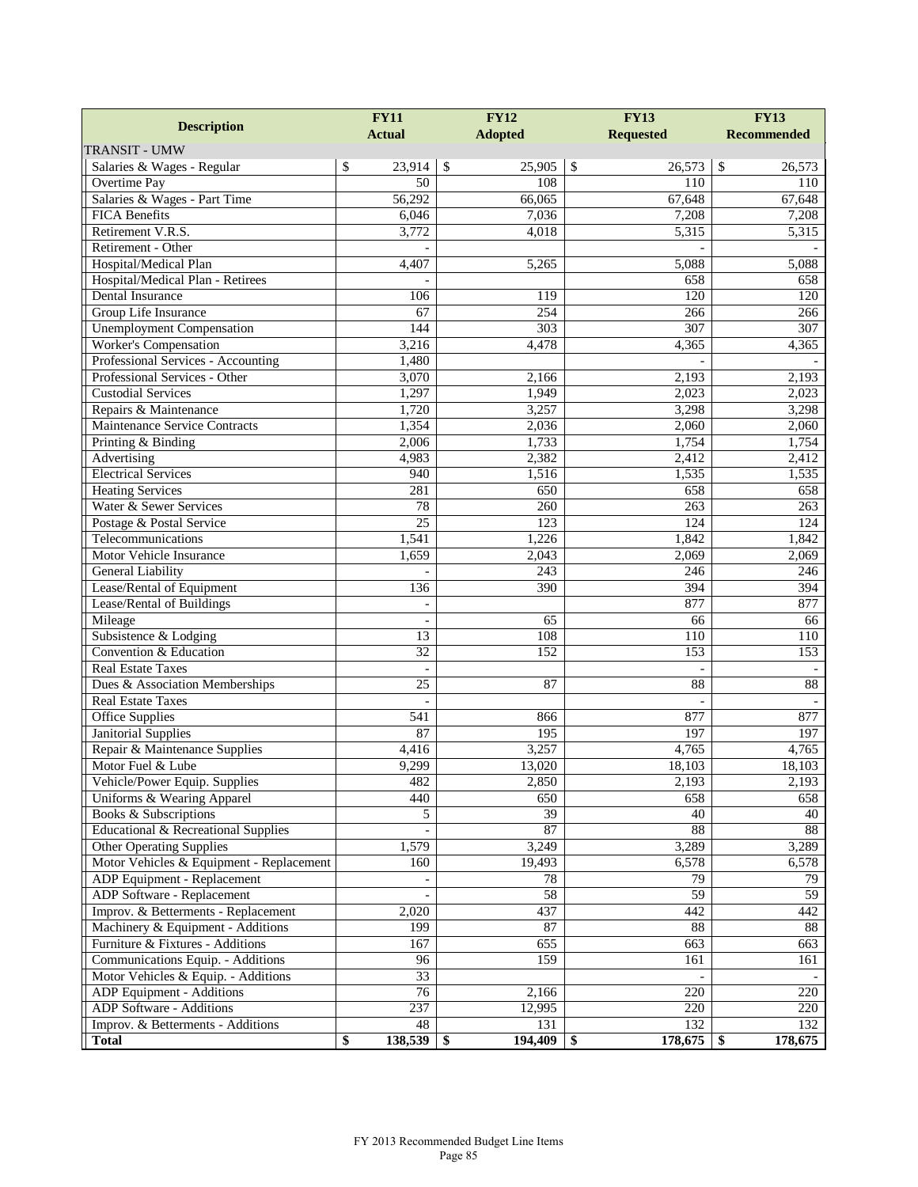| Description | FY11 Actual | FY12 Adopted | FY13 Requested | FY13 Recommended |
|---|---|---|---|---|
| TRANSIT - UMW | | | | |
| Salaries & Wages - Regular | $ 23,914 | $ 25,905 | $ 26,573 | $ 26,573 |
| Overtime Pay | 50 | 108 | 110 | 110 |
| Salaries & Wages - Part Time | 56,292 | 66,065 | 67,648 | 67,648 |
| FICA Benefits | 6,046 | 7,036 | 7,208 | 7,208 |
| Retirement V.R.S. | 3,772 | 4,018 | 5,315 | 5,315 |
| Retirement - Other | - | | - | - |
| Hospital/Medical Plan | 4,407 | 5,265 | 5,088 | 5,088 |
| Hospital/Medical Plan - Retirees | - | | 658 | 658 |
| Dental Insurance | 106 | 119 | 120 | 120 |
| Group Life Insurance | 67 | 254 | 266 | 266 |
| Unemployment Compensation | 144 | 303 | 307 | 307 |
| Worker's Compensation | 3,216 | 4,478 | 4,365 | 4,365 |
| Professional Services - Accounting | 1,480 | | - | - |
| Professional Services - Other | 3,070 | 2,166 | 2,193 | 2,193 |
| Custodial Services | 1,297 | 1,949 | 2,023 | 2,023 |
| Repairs & Maintenance | 1,720 | 3,257 | 3,298 | 3,298 |
| Maintenance Service Contracts | 1,354 | 2,036 | 2,060 | 2,060 |
| Printing & Binding | 2,006 | 1,733 | 1,754 | 1,754 |
| Advertising | 4,983 | 2,382 | 2,412 | 2,412 |
| Electrical Services | 940 | 1,516 | 1,535 | 1,535 |
| Heating Services | 281 | 650 | 658 | 658 |
| Water & Sewer Services | 78 | 260 | 263 | 263 |
| Postage & Postal Service | 25 | 123 | 124 | 124 |
| Telecommunications | 1,541 | 1,226 | 1,842 | 1,842 |
| Motor Vehicle Insurance | 1,659 | 2,043 | 2,069 | 2,069 |
| General Liability | - | 243 | 246 | 246 |
| Lease/Rental of Equipment | 136 | 390 | 394 | 394 |
| Lease/Rental of Buildings | - | | 877 | 877 |
| Mileage | - | 65 | 66 | 66 |
| Subsistence & Lodging | 13 | 108 | 110 | 110 |
| Convention & Education | 32 | 152 | 153 | 153 |
| Real Estate Taxes | - | | - | - |
| Dues & Association Memberships | 25 | 87 | 88 | 88 |
| Real Estate Taxes | - | | - | - |
| Office Supplies | 541 | 866 | 877 | 877 |
| Janitorial Supplies | 87 | 195 | 197 | 197 |
| Repair & Maintenance Supplies | 4,416 | 3,257 | 4,765 | 4,765 |
| Motor Fuel & Lube | 9,299 | 13,020 | 18,103 | 18,103 |
| Vehicle/Power Equip. Supplies | 482 | 2,850 | 2,193 | 2,193 |
| Uniforms & Wearing Apparel | 440 | 650 | 658 | 658 |
| Books & Subscriptions | 5 | 39 | 40 | 40 |
| Educational & Recreational Supplies | - | 87 | 88 | 88 |
| Other Operating Supplies | 1,579 | 3,249 | 3,289 | 3,289 |
| Motor Vehicles & Equipment - Replacement | 160 | 19,493 | 6,578 | 6,578 |
| ADP Equipment - Replacement | - | 78 | 79 | 79 |
| ADP Software - Replacement | - | 58 | 59 | 59 |
| Improv. & Betterments - Replacement | 2,020 | 437 | 442 | 442 |
| Machinery & Equipment - Additions | 199 | 87 | 88 | 88 |
| Furniture & Fixtures - Additions | 167 | 655 | 663 | 663 |
| Communications Equip. - Additions | 96 | 159 | 161 | 161 |
| Motor Vehicles & Equip. - Additions | 33 | | - | - |
| ADP Equipment - Additions | 76 | 2,166 | 220 | 220 |
| ADP Software - Additions | 237 | 12,995 | 220 | 220 |
| Improv. & Betterments - Additions | 48 | 131 | 132 | 132 |
| **Total** | **$ 138,539** | **$ 194,409** | **$ 178,675** | **$ 178,675** |

FY 2013 Recommended Budget Line Items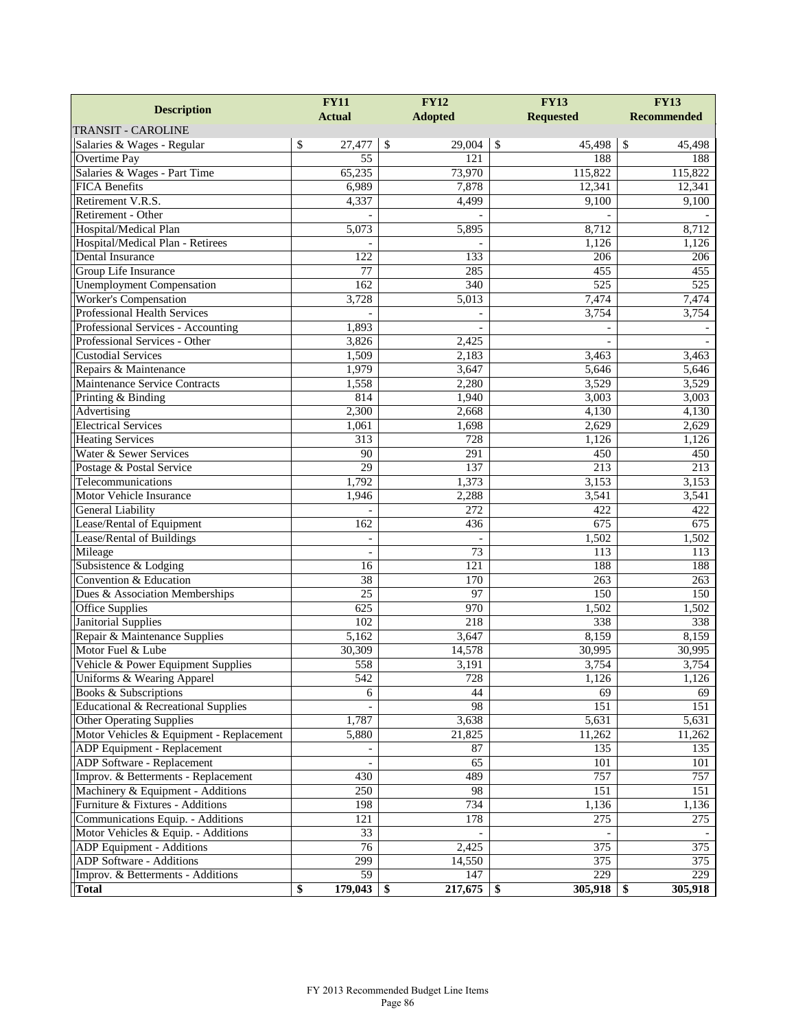| Description | FY11 Actual | FY12 Adopted | FY13 Requested | FY13 Recommended |
|---|---|---|---|---|
| TRANSIT - CAROLINE | | | | |
| Salaries & Wages - Regular | $ 27,477 | $ 29,004 | $ 45,498 | $ 45,498 |
| Overtime Pay | 55 | 121 | 188 | 188 |
| Salaries & Wages - Part Time | 65,235 | 73,970 | 115,822 | 115,822 |
| FICA Benefits | 6,989 | 7,878 | 12,341 | 12,341 |
| Retirement V.R.S. | 4,337 | 4,499 | 9,100 | 9,100 |
| Retirement - Other | - | - | - | - |
| Hospital/Medical Plan | 5,073 | 5,895 | 8,712 | 8,712 |
| Hospital/Medical Plan - Retirees | - | - | 1,126 | 1,126 |
| Dental Insurance | 122 | 133 | 206 | 206 |
| Group Life Insurance | 77 | 285 | 455 | 455 |
| Unemployment Compensation | 162 | 340 | 525 | 525 |
| Worker's Compensation | 3,728 | 5,013 | 7,474 | 7,474 |
| Professional Health Services | - | - | 3,754 | 3,754 |
| Professional Services - Accounting | 1,893 | - | - | - |
| Professional Services - Other | 3,826 | 2,425 | - | - |
| Custodial Services | 1,509 | 2,183 | 3,463 | 3,463 |
| Repairs & Maintenance | 1,979 | 3,647 | 5,646 | 5,646 |
| Maintenance Service Contracts | 1,558 | 2,280 | 3,529 | 3,529 |
| Printing & Binding | 814 | 1,940 | 3,003 | 3,003 |
| Advertising | 2,300 | 2,668 | 4,130 | 4,130 |
| Electrical Services | 1,061 | 1,698 | 2,629 | 2,629 |
| Heating Services | 313 | 728 | 1,126 | 1,126 |
| Water & Sewer Services | 90 | 291 | 450 | 450 |
| Postage & Postal Service | 29 | 137 | 213 | 213 |
| Telecommunications | 1,792 | 1,373 | 3,153 | 3,153 |
| Motor Vehicle Insurance | 1,946 | 2,288 | 3,541 | 3,541 |
| General Liability | - | 272 | 422 | 422 |
| Lease/Rental of Equipment | 162 | 436 | 675 | 675 |
| Lease/Rental of Buildings | - | - | 1,502 | 1,502 |
| Mileage | - | 73 | 113 | 113 |
| Subsistence & Lodging | 16 | 121 | 188 | 188 |
| Convention & Education | 38 | 170 | 263 | 263 |
| Dues & Association Memberships | 25 | 97 | 150 | 150 |
| Office Supplies | 625 | 970 | 1,502 | 1,502 |
| Janitorial Supplies | 102 | 218 | 338 | 338 |
| Repair & Maintenance Supplies | 5,162 | 3,647 | 8,159 | 8,159 |
| Motor Fuel & Lube | 30,309 | 14,578 | 30,995 | 30,995 |
| Vehicle & Power Equipment Supplies | 558 | 3,191 | 3,754 | 3,754 |
| Uniforms & Wearing Apparel | 542 | 728 | 1,126 | 1,126 |
| Books & Subscriptions | 6 | 44 | 69 | 69 |
| Educational & Recreational Supplies | - | 98 | 151 | 151 |
| Other Operating Supplies | 1,787 | 3,638 | 5,631 | 5,631 |
| Motor Vehicles & Equipment - Replacement | 5,880 | 21,825 | 11,262 | 11,262 |
| ADP Equipment - Replacement | - | 87 | 135 | 135 |
| ADP Software - Replacement | - | 65 | 101 | 101 |
| Improv. & Betterments - Replacement | 430 | 489 | 757 | 757 |
| Machinery & Equipment - Additions | 250 | 98 | 151 | 151 |
| Furniture & Fixtures - Additions | 198 | 734 | 1,136 | 1,136 |
| Communications Equip. - Additions | 121 | 178 | 275 | 275 |
| Motor Vehicles & Equip. - Additions | 33 | - | - | - |
| ADP Equipment - Additions | 76 | 2,425 | 375 | 375 |
| ADP Software - Additions | 299 | 14,550 | 375 | 375 |
| Improv. & Betterments - Additions | 59 | 147 | 229 | 229 |
| **Total** | **$ 179,043** | **$ 217,675** | **$ 305,918** | **$ 305,918** |

FY 2013 Recommended Budget Line Items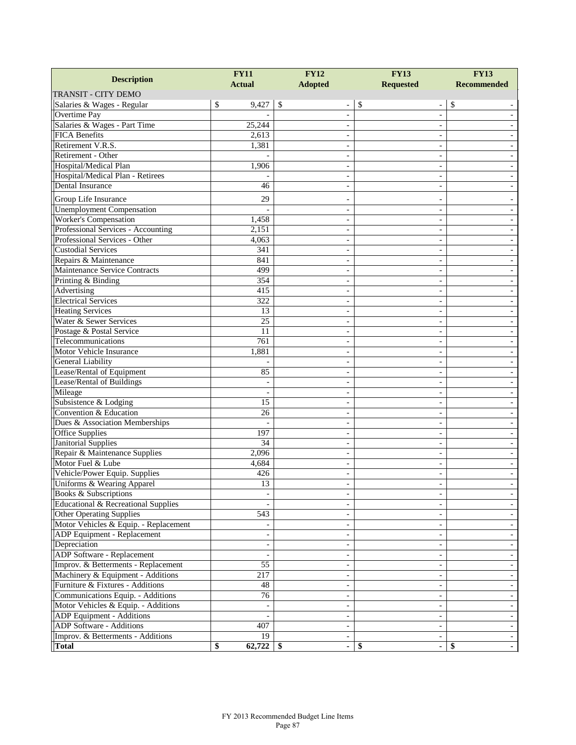| Description | FY11 Actual | FY12 Adopted | FY13 Requested | FY13 Recommended |
|---|---|---|---|---|
| TRANSIT - CITY DEMO | | | | |
| Salaries & Wages - Regular | $ 9,427 | $ - | $ - | $ - |
| Overtime Pay | - | - | - | - |
| Salaries & Wages - Part Time | 25,244 | - | - | - |
| FICA Benefits | 2,613 | - | - | - |
| Retirement V.R.S. | 1,381 | - | - | - |
| Retirement - Other | - | - | - | - |
| Hospital/Medical Plan | 1,906 | - | - | - |
| Hospital/Medical Plan - Retirees | - | - | - | - |
| Dental Insurance | 46 | - | - | - |
| Group Life Insurance | 29 | - | - | - |
| Unemployment Compensation | - | - | - | - |
| Worker's Compensation | 1,458 | - | - | - |
| Professional Services - Accounting | 2,151 | - | - | - |
| Professional Services - Other | 4,063 | - | - | - |
| Custodial Services | 341 | - | - | - |
| Repairs & Maintenance | 841 | - | - | - |
| Maintenance Service Contracts | 499 | - | - | - |
| Printing & Binding | 354 | - | - | - |
| Advertising | 415 | - | - | - |
| Electrical Services | 322 | - | - | - |
| Heating Services | 13 | - | - | - |
| Water & Sewer Services | 25 | - | - | - |
| Postage & Postal Service | 11 | - | - | - |
| Telecommunications | 761 | - | - | - |
| Motor Vehicle Insurance | 1,881 | - | - | - |
| General Liability | - | - | - | - |
| Lease/Rental of Equipment | 85 | - | - | - |
| Lease/Rental of Buildings | - | - | - | - |
| Mileage | - | - | - | - |
| Subsistence & Lodging | 15 | - | - | - |
| Convention & Education | 26 | - | - | - |
| Dues & Association Memberships | - | - | - | - |
| Office Supplies | 197 | - | - | - |
| Janitorial Supplies | 34 | - | - | - |
| Repair & Maintenance Supplies | 2,096 | - | - | - |
| Motor Fuel & Lube | 4,684 | - | - | - |
| Vehicle/Power Equip. Supplies | 426 | - | - | - |
| Uniforms & Wearing Apparel | 13 | - | - | - |
| Books & Subscriptions | - | - | - | - |
| Educational & Recreational Supplies | - | - | - | - |
| Other Operating Supplies | 543 | - | - | - |
| Motor Vehicles & Equip. - Replacement | - | - | - | - |
| ADP Equipment - Replacement | - | - | - | - |
| Depreciation | - | - | - | - |
| ADP Software - Replacement | - | - | - | - |
| Improv. & Betterments - Replacement | 55 | - | - | - |
| Machinery & Equipment - Additions | 217 | - | - | - |
| Furniture & Fixtures - Additions | 48 | - | - | - |
| Communications Equip. - Additions | 76 | - | - | - |
| Motor Vehicles & Equip. - Additions | - | - | - | - |
| ADP Equipment - Additions | - | - | - | - |
| ADP Software - Additions | 407 | - | - | - |
| Improv. & Betterments - Additions | 19 | - | - | - |
| **Total** | **$ 62,722** | **$ -** | **$ -** | **$ -** |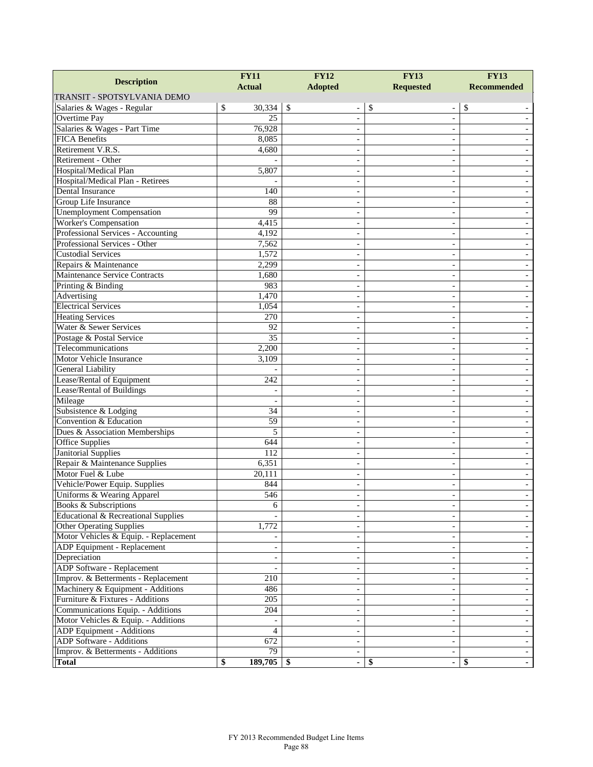| Description | FY11 Actual | FY12 Adopted | FY13 Requested | FY13 Recommended |
|---|---|---|---|---|
| TRANSIT - SPOTSYLVANIA DEMO | | | | |
| Salaries & Wages - Regular | $ 30,334 | $ - | $ - | $ - |
| Overtime Pay | 25 | - | - | - |
| Salaries & Wages - Part Time | 76,928 | - | - | - |
| FICA Benefits | 8,085 | - | - | - |
| Retirement V.R.S. | 4,680 | - | - | - |
| Retirement - Other | - | - | - | - |
| Hospital/Medical Plan | 5,807 | - | - | - |
| Hospital/Medical Plan - Retirees | - | - | - | - |
| Dental Insurance | 140 | - | - | - |
| Group Life Insurance | 88 | - | - | - |
| Unemployment Compensation | 99 | - | - | - |
| Worker's Compensation | 4,415 | - | - | - |
| Professional Services - Accounting | 4,192 | - | - | - |
| Professional Services - Other | 7,562 | - | - | - |
| Custodial Services | 1,572 | - | - | - |
| Repairs & Maintenance | 2,299 | - | - | - |
| Maintenance Service Contracts | 1,680 | - | - | - |
| Printing & Binding | 983 | - | - | - |
| Advertising | 1,470 | - | - | - |
| Electrical Services | 1,054 | - | - | - |
| Heating Services | 270 | - | - | - |
| Water & Sewer Services | 92 | - | - | - |
| Postage & Postal Service | 35 | - | - | - |
| Telecommunications | 2,200 | - | - | - |
| Motor Vehicle Insurance | 3,109 | - | - | - |
| General Liability | - | - | - | - |
| Lease/Rental of Equipment | 242 | - | - | - |
| Lease/Rental of Buildings | - | - | - | - |
| Mileage | - | - | - | - |
| Subsistence & Lodging | 34 | - | - | - |
| Convention & Education | 59 | - | - | - |
| Dues & Association Memberships | 5 | - | - | - |
| Office Supplies | 644 | - | - | - |
| Janitorial Supplies | 112 | - | - | - |
| Repair & Maintenance Supplies | 6,351 | - | - | - |
| Motor Fuel & Lube | 20,111 | - | - | - |
| Vehicle/Power Equip. Supplies | 844 | - | - | - |
| Uniforms & Wearing Apparel | 546 | - | - | - |
| Books & Subscriptions | 6 | - | - | - |
| Educational & Recreational Supplies | - | - | - | - |
| Other Operating Supplies | 1,772 | - | - | - |
| Motor Vehicles & Equip. - Replacement | - | - | - | - |
| ADP Equipment - Replacement | - | - | - | - |
| Depreciation | - | - | - | - |
| ADP Software - Replacement | - | - | - | - |
| Improv. & Betterments - Replacement | 210 | - | - | - |
| Machinery & Equipment - Additions | 486 | - | - | - |
| Furniture & Fixtures - Additions | 205 | - | - | - |
| Communications Equip. - Additions | 204 | - | - | - |
| Motor Vehicles & Equip. - Additions | - | - | - | - |
| ADP Equipment - Additions | 4 | - | - | - |
| ADP Software - Additions | 672 | - | - | - |
| Improv. & Betterments - Additions | 79 | - | - | - |
| **Total** | **$ 189,705** | **$ -** | **$ -** | **$ -** |

FY 2013 Recommended Budget Line Items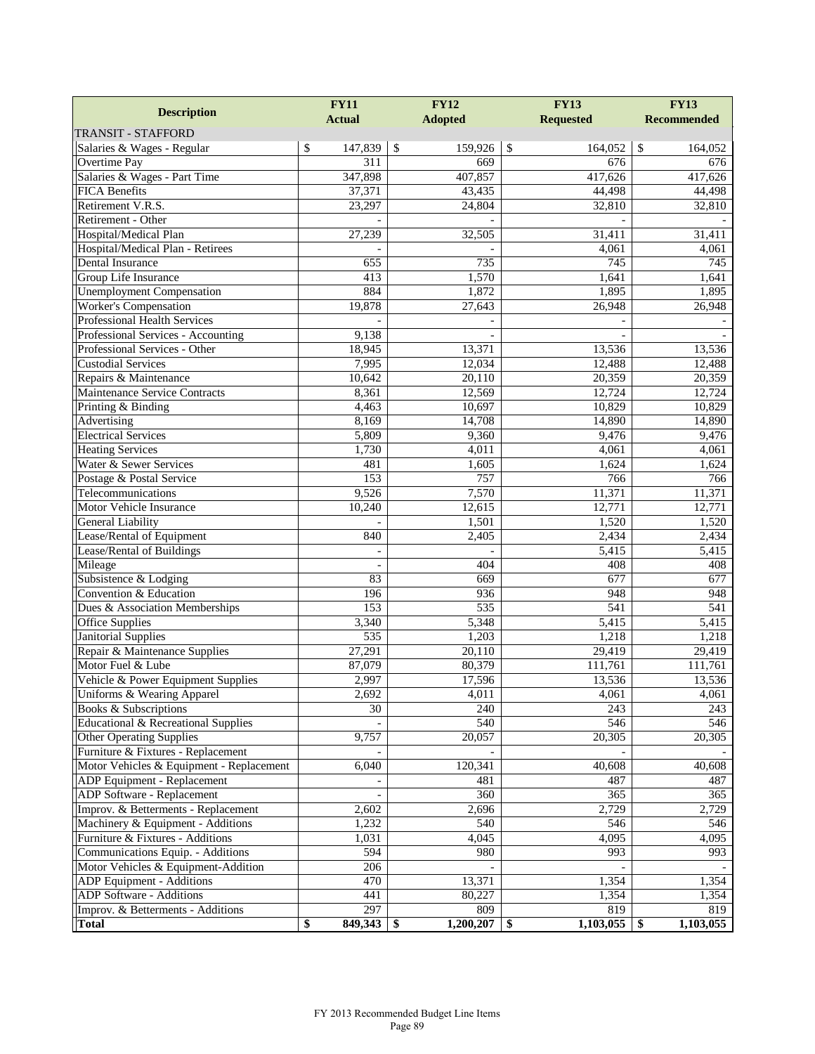| Description | FY11 Actual | FY12 Adopted | FY13 Requested | FY13 Recommended |
|---|---|---|---|---|
| TRANSIT - STAFFORD | | | | |
| Salaries & Wages - Regular | $ 147,839 | $ 159,926 | $ 164,052 | $ 164,052 |
| Overtime Pay | 311 | 669 | 676 | 676 |
| Salaries & Wages - Part Time | 347,898 | 407,857 | 417,626 | 417,626 |
| FICA Benefits | 37,371 | 43,435 | 44,498 | 44,498 |
| Retirement V.R.S. | 23,297 | 24,804 | 32,810 | 32,810 |
| Retirement - Other | - | - | - | - |
| Hospital/Medical Plan | 27,239 | 32,505 | 31,411 | 31,411 |
| Hospital/Medical Plan - Retirees | - | - | 4,061 | 4,061 |
| Dental Insurance | 655 | 735 | 745 | 745 |
| Group Life Insurance | 413 | 1,570 | 1,641 | 1,641 |
| Unemployment Compensation | 884 | 1,872 | 1,895 | 1,895 |
| Worker's Compensation | 19,878 | 27,643 | 26,948 | 26,948 |
| Professional Health Services | - | - | - | - |
| Professional Services - Accounting | 9,138 | - | - | - |
| Professional Services - Other | 18,945 | 13,371 | 13,536 | 13,536 |
| Custodial Services | 7,995 | 12,034 | 12,488 | 12,488 |
| Repairs & Maintenance | 10,642 | 20,110 | 20,359 | 20,359 |
| Maintenance Service Contracts | 8,361 | 12,569 | 12,724 | 12,724 |
| Printing & Binding | 4,463 | 10,697 | 10,829 | 10,829 |
| Advertising | 8,169 | 14,708 | 14,890 | 14,890 |
| Electrical Services | 5,809 | 9,360 | 9,476 | 9,476 |
| Heating Services | 1,730 | 4,011 | 4,061 | 4,061 |
| Water & Sewer Services | 481 | 1,605 | 1,624 | 1,624 |
| Postage & Postal Service | 153 | 757 | 766 | 766 |
| Telecommunications | 9,526 | 7,570 | 11,371 | 11,371 |
| Motor Vehicle Insurance | 10,240 | 12,615 | 12,771 | 12,771 |
| General Liability | - | 1,501 | 1,520 | 1,520 |
| Lease/Rental of Equipment | 840 | 2,405 | 2,434 | 2,434 |
| Lease/Rental of Buildings | - | - | 5,415 | 5,415 |
| Mileage | - | 404 | 408 | 408 |
| Subsistence & Lodging | 83 | 669 | 677 | 677 |
| Convention & Education | 196 | 936 | 948 | 948 |
| Dues & Association Memberships | 153 | 535 | 541 | 541 |
| Office Supplies | 3,340 | 5,348 | 5,415 | 5,415 |
| Janitorial Supplies | 535 | 1,203 | 1,218 | 1,218 |
| Repair & Maintenance Supplies | 27,291 | 20,110 | 29,419 | 29,419 |
| Motor Fuel & Lube | 87,079 | 80,379 | 111,761 | 111,761 |
| Vehicle & Power Equipment Supplies | 2,997 | 17,596 | 13,536 | 13,536 |
| Uniforms & Wearing Apparel | 2,692 | 4,011 | 4,061 | 4,061 |
| Books & Subscriptions | 30 | 240 | 243 | 243 |
| Educational & Recreational Supplies | - | 540 | 546 | 546 |
| Other Operating Supplies | 9,757 | 20,057 | 20,305 | 20,305 |
| Furniture & Fixtures - Replacement | - | - | - | - |
| Motor Vehicles & Equipment - Replacement | 6,040 | 120,341 | 40,608 | 40,608 |
| ADP Equipment - Replacement | - | 481 | 487 | 487 |
| ADP Software - Replacement | - | 360 | 365 | 365 |
| Improv. & Betterments - Replacement | 2,602 | 2,696 | 2,729 | 2,729 |
| Machinery & Equipment - Additions | 1,232 | 540 | 546 | 546 |
| Furniture & Fixtures - Additions | 1,031 | 4,045 | 4,095 | 4,095 |
| Communications Equip. - Additions | 594 | 980 | 993 | 993 |
| Motor Vehicles & Equipment-Addition | 206 | - | - | - |
| ADP Equipment - Additions | 470 | 13,371 | 1,354 | 1,354 |
| ADP Software - Additions | 441 | 80,227 | 1,354 | 1,354 |
| Improv. & Betterments - Additions | 297 | 809 | 819 | 819 |
| **Total** | **$ 849,343** | **$ 1,200,207** | **$ 1,103,055** | **$ 1,103,055** |

FY 2013 Recommended Budget Line Items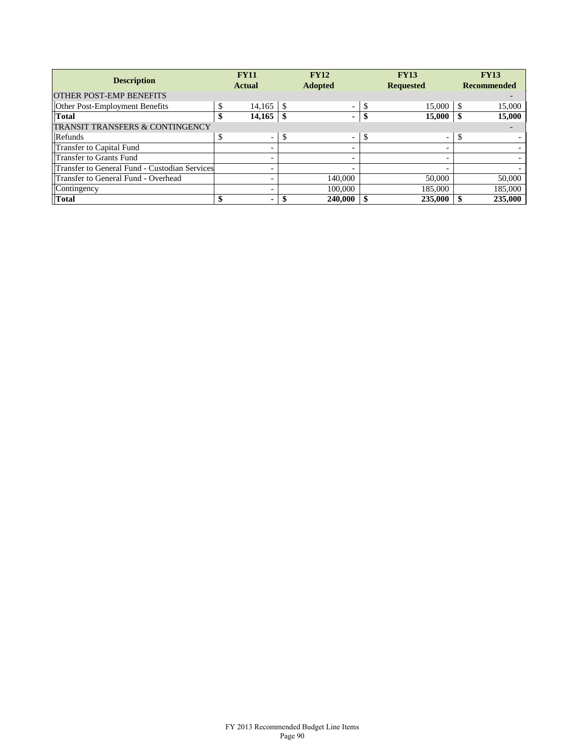| Description | FY11 Actual | FY12 Adopted | FY13 Requested | FY13 Recommended |
|---|---|---|---|---|
| OTHER POST-EMP BENEFITS | | | | - |
| Other Post-Employment Benefits | $ 14,165 | $ - | $ 15,000 | $ 15,000 |
| **Total** | **$ 14,165** | **$ -** | **$ 15,000** | **$ 15,000** |
| TRANSIT TRANSFERS & CONTINGENCY | | | | - |
| Refunds | $ - | $ - | $ - | $ - |
| Transfer to Capital Fund | - | - | - | - |
| Transfer to Grants Fund | - | - | - | - |
| Transfer to General Fund - Custodian Services | - | - | - | - |
| Transfer to General Fund - Overhead | - | 140,000 | 50,000 | 50,000 |
| Contingency | - | 100,000 | 185,000 | 185,000 |
| **Total** | **$ -** | **$ 240,000** | **$ 235,000** | **$ 235,000** |

FY 2013 Recommended Budget Line Items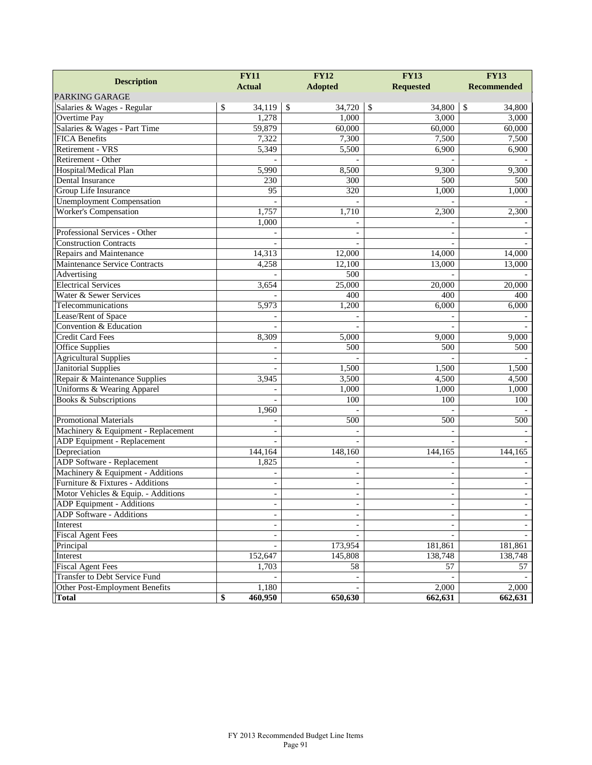| Description | FY11 Actual | FY12 Adopted | FY13 Requested | FY13 Recommended |
|---|---|---|---|---|
| PARKING GARAGE | | | | |
| Salaries & Wages - Regular | $ 34,119 | $ 34,720 | $ 34,800 | $ 34,800 |
| Overtime Pay | 1,278 | 1,000 | 3,000 | 3,000 |
| Salaries & Wages - Part Time | 59,879 | 60,000 | 60,000 | 60,000 |
| FICA Benefits | 7,322 | 7,300 | 7,500 | 7,500 |
| Retirement - VRS | 5,349 | 5,500 | 6,900 | 6,900 |
| Retirement - Other | - | - | - | - |
| Hospital/Medical Plan | 5,990 | 8,500 | 9,300 | 9,300 |
| Dental Insurance | 230 | 300 | 500 | 500 |
| Group Life Insurance | 95 | 320 | 1,000 | 1,000 |
| Unemployment Compensation | - | - | - | - |
| Worker's Compensation | 1,757 | 1,710 | 2,300 | 2,300 |
| | 1,000 | - | - | - |
| Professional Services - Other | - | - | - | - |
| Construction Contracts | - | - | - | - |
| Repairs and Maintenance | 14,313 | 12,000 | 14,000 | 14,000 |
| Maintenance Service Contracts | 4,258 | 12,100 | 13,000 | 13,000 |
| Advertising | - | 500 | - | - |
| Electrical Services | 3,654 | 25,000 | 20,000 | 20,000 |
| Water & Sewer Services | - | 400 | 400 | 400 |
| Telecommunications | 5,973 | 1,200 | 6,000 | 6,000 |
| Lease/Rent of Space | - | - | - | - |
| Convention & Education | - | - | - | - |
| Credit Card Fees | 8,309 | 5,000 | 9,000 | 9,000 |
| Office Supplies | - | 500 | 500 | 500 |
| Agricultural Supplies | - | - | - | - |
| Janitorial Supplies | - | 1,500 | 1,500 | 1,500 |
| Repair & Maintenance Supplies | 3,945 | 3,500 | 4,500 | 4,500 |
| Uniforms & Wearing Apparel | - | 1,000 | 1,000 | 1,000 |
| Books & Subscriptions | - | 100 | 100 | 100 |
| | 1,960 | - | - | - |
| Promotional Materials | - | 500 | 500 | 500 |
| Machinery & Equipment - Replacement | - | - | - | - |
| ADP Equipment - Replacement | - | - | - | - |
| Depreciation | 144,164 | 148,160 | 144,165 | 144,165 |
| ADP Software - Replacement | 1,825 | - | - | - |
| Machinery & Equipment - Additions | - | - | - | - |
| Furniture & Fixtures - Additions | - | - | - | - |
| Motor Vehicles & Equip. - Additions | - | - | - | - |
| ADP Equipment - Additions | - | - | - | - |
| ADP Software - Additions | - | - | - | - |
| Interest | - | - | - | - |
| Fiscal Agent Fees | - | - | - | - |
| Principal | - | 173,954 | 181,861 | 181,861 |
| Interest | 152,647 | 145,808 | 138,748 | 138,748 |
| Fiscal Agent Fees | 1,703 | 58 | 57 | 57 |
| Transfer to Debt Service Fund | - | - | - | - |
| Other Post-Employment Benefits | 1,180 | - | 2,000 | 2,000 |
| **Total** | **$ 460,950** | **650,630** | **662,631** | **662,631** |

FY 2013 Recommended Budget Line Items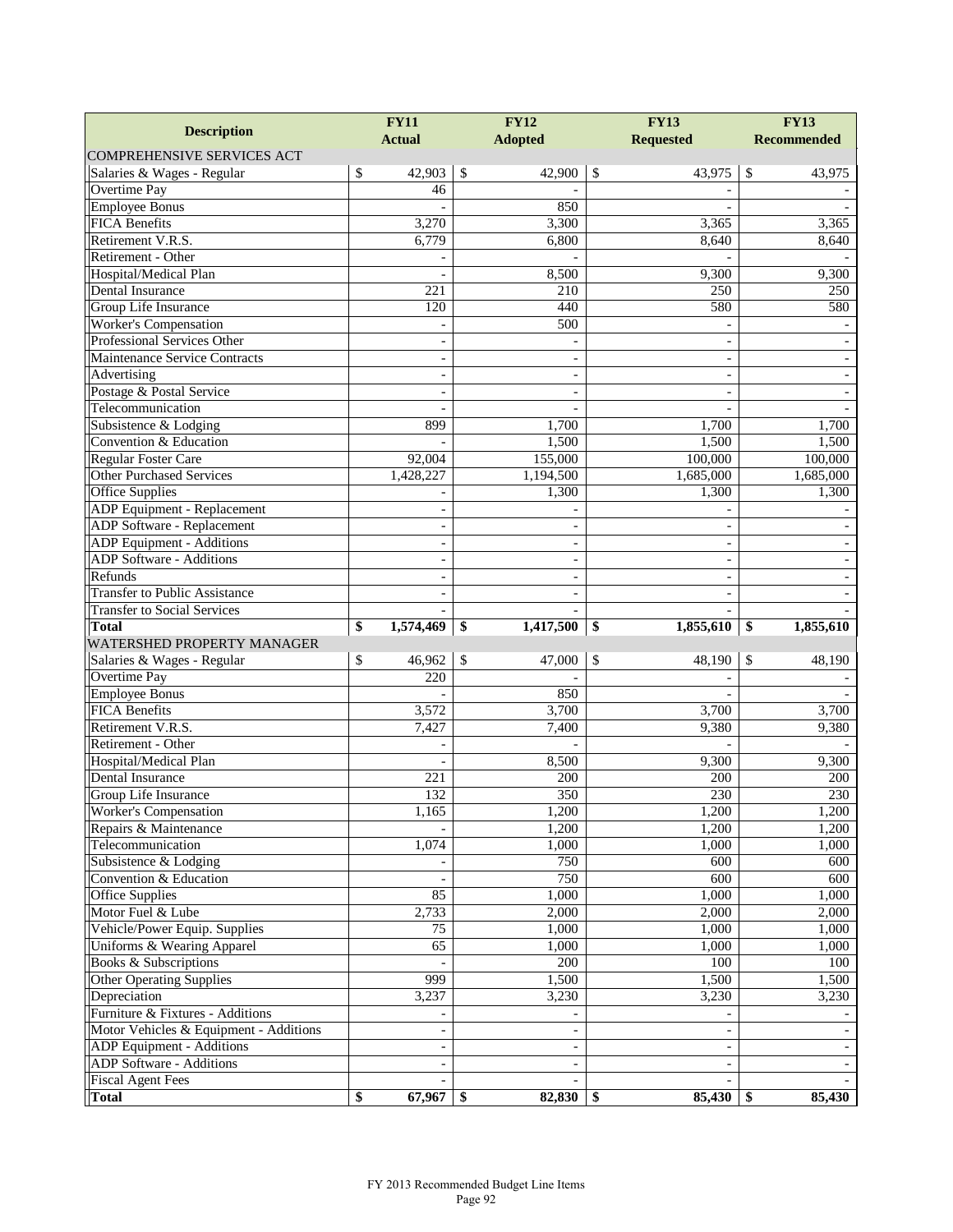| Description | FY11 Actual | FY12 Adopted | FY13 Requested | FY13 Recommended |
|---|---|---|---|---|
| COMPREHENSIVE SERVICES ACT | | | | |
| Salaries & Wages - Regular | $ 42,903 | $ 42,900 | $ 43,975 | $ 43,975 |
| Overtime Pay | 46 | - | - | - |
| Employee Bonus | - | 850 | - | - |
| FICA Benefits | 3,270 | 3,300 | 3,365 | 3,365 |
| Retirement V.R.S. | 6,779 | 6,800 | 8,640 | 8,640 |
| Retirement - Other | - | - | - | - |
| Hospital/Medical Plan | - | 8,500 | 9,300 | 9,300 |
| Dental Insurance | 221 | 210 | 250 | 250 |
| Group Life Insurance | 120 | 440 | 580 | 580 |
| Worker's Compensation | - | 500 | - | - |
| Professional Services Other | - | - | - | - |
| Maintenance Service Contracts | - | - | - | - |
| Advertising | - | - | - | - |
| Postage & Postal Service | - | - | - | - |
| Telecommunication | - | - | - | - |
| Subsistence & Lodging | 899 | 1,700 | 1,700 | 1,700 |
| Convention & Education | - | 1,500 | 1,500 | 1,500 |
| Regular Foster Care | 92,004 | 155,000 | 100,000 | 100,000 |
| Other Purchased Services | 1,428,227 | 1,194,500 | 1,685,000 | 1,685,000 |
| Office Supplies | - | 1,300 | 1,300 | 1,300 |
| ADP Equipment - Replacement | - | - | - | - |
| ADP Software - Replacement | - | - | - | - |
| ADP Equipment - Additions | - | - | - | - |
| ADP Software - Additions | - | - | - | - |
| Refunds | - | - | - | - |
| Transfer to Public Assistance | - | - | - | - |
| Transfer to Social Services | - | - | - | - |
| **Total** | **$ 1,574,469** | **$ 1,417,500** | **$ 1,855,610** | **$ 1,855,610** |
| WATERSHED PROPERTY MANAGER | | | | |
| Salaries & Wages - Regular | $ 46,962 | $ 47,000 | $ 48,190 | $ 48,190 |
| Overtime Pay | 220 | - | - | - |
| Employee Bonus | - | 850 | - | - |
| FICA Benefits | 3,572 | 3,700 | 3,700 | 3,700 |
| Retirement V.R.S. | 7,427 | 7,400 | 9,380 | 9,380 |
| Retirement - Other | - | - | - | - |
| Hospital/Medical Plan | - | 8,500 | 9,300 | 9,300 |
| Dental Insurance | 221 | 200 | 200 | 200 |
| Group Life Insurance | 132 | 350 | 230 | 230 |
| Worker's Compensation | 1,165 | 1,200 | 1,200 | 1,200 |
| Repairs & Maintenance | - | 1,200 | 1,200 | 1,200 |
| Telecommunication | 1,074 | 1,000 | 1,000 | 1,000 |
| Subsistence & Lodging | - | 750 | 600 | 600 |
| Convention & Education | - | 750 | 600 | 600 |
| Office Supplies | 85 | 1,000 | 1,000 | 1,000 |
| Motor Fuel & Lube | 2,733 | 2,000 | 2,000 | 2,000 |
| Vehicle/Power Equip. Supplies | 75 | 1,000 | 1,000 | 1,000 |
| Uniforms & Wearing Apparel | 65 | 1,000 | 1,000 | 1,000 |
| Books & Subscriptions | - | 200 | 100 | 100 |
| Other Operating Supplies | 999 | 1,500 | 1,500 | 1,500 |
| Depreciation | 3,237 | 3,230 | 3,230 | 3,230 |
| Furniture & Fixtures - Additions | - | - | - | - |
| Motor Vehicles & Equipment - Additions | - | - | - | - |
| ADP Equipment - Additions | - | - | - | - |
| ADP Software - Additions | - | - | - | - |
| Fiscal Agent Fees | - | - | - | - |
| **Total** | **$ 67,967** | **$ 82,830** | **$ 85,430** | **$ 85,430** |

FY 2013 Recommended Budget Line Items